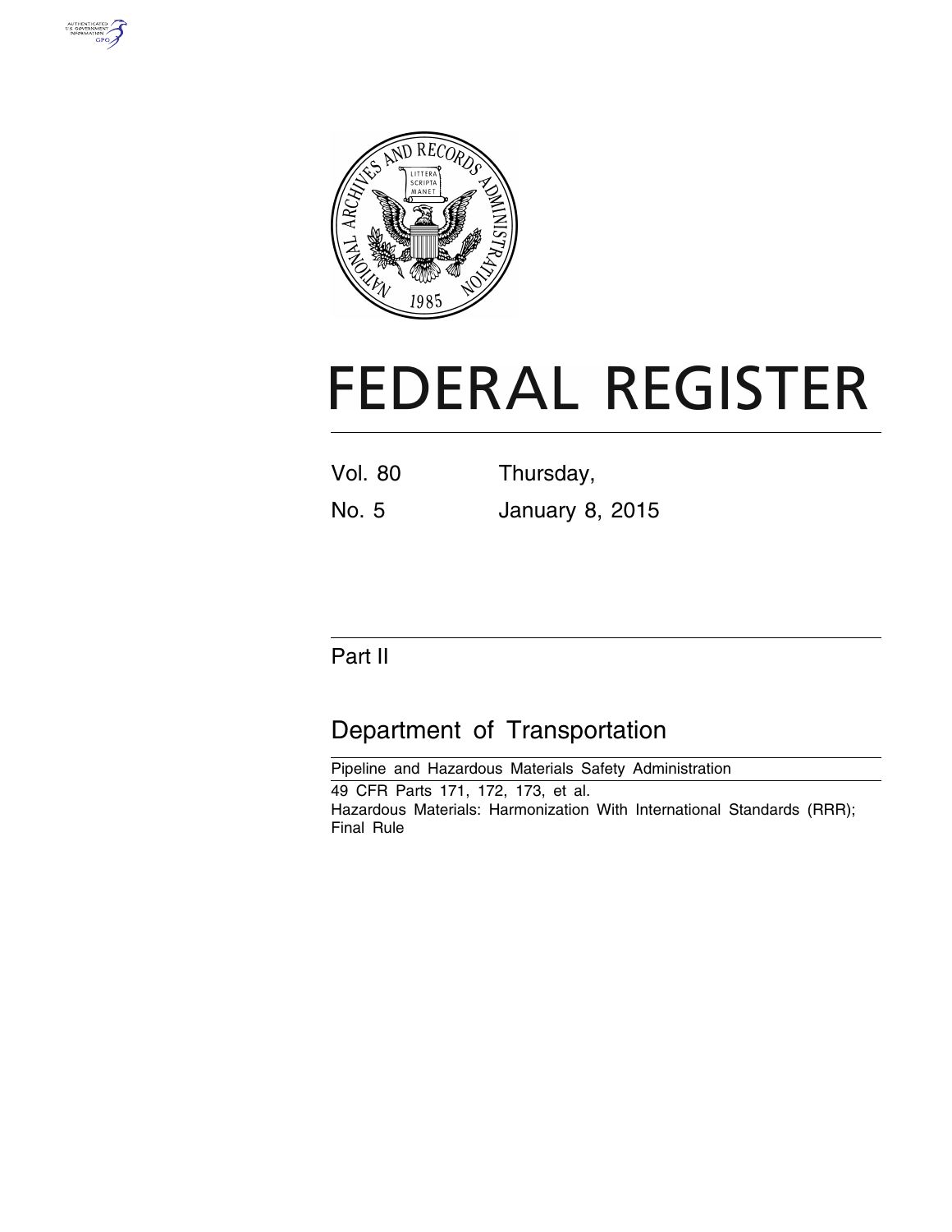# FEDERAL REGISTER

Vol. 80 Thursday,

No. 5 January 8, 2015

## Part II

## Department of Transportation

Pipeline and Hazardous Materials Safety Administration

49 CFR Parts 171, 172, 173, et al.

Hazardous Materials: Harmonization With International Standards (RRR); Final Rule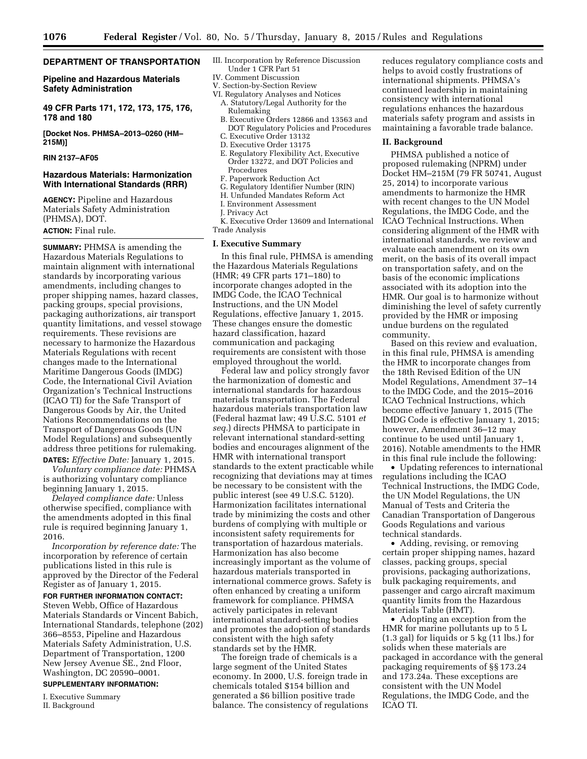**DEPARTMENT OF TRANSPORTATION**

**Pipeline and Hazardous Materials Safety Administration**

**49 CFR Parts 171, 172, 173, 175, 176, 178 and 180**

**[Docket Nos. PHMSA–2013–0260 (HM–215M)]**

**RIN 2137–AF05**

## Hazardous Materials: Harmonization With International Standards (RRR)

**AGENCY:** Pipeline and Hazardous Materials Safety Administration (PHMSA), DOT.

**ACTION:** Final rule.

**SUMMARY:** PHMSA is amending the Hazardous Materials Regulations to maintain alignment with international standards by incorporating various amendments, including changes to proper shipping names, hazard classes, packing groups, special provisions, packaging authorizations, air transport quantity limitations, and vessel stowage requirements. These revisions are necessary to harmonize the Hazardous Materials Regulations with recent changes made to the International Maritime Dangerous Goods (IMDG) Code, the International Civil Aviation Organization's Technical Instructions (ICAO TI) for the Safe Transport of Dangerous Goods by Air, the United Nations Recommendations on the Transport of Dangerous Goods (UN Model Regulations) and subsequently address three petitions for rulemaking.

**DATES:** *Effective Date:* January 1, 2015.

*Voluntary compliance date:* PHMSA is authorizing voluntary compliance beginning January 1, 2015.

*Delayed compliance date:* Unless otherwise specified, compliance with the amendments adopted in this final rule is required beginning January 1, 2016.

*Incorporation by reference date:* The incorporation by reference of certain publications listed in this rule is approved by the Director of the Federal Register as of January 1, 2015.

**FOR FURTHER INFORMATION CONTACT:** Steven Webb, Office of Hazardous Materials Standards or Vincent Babich, International Standards, telephone (202) 366–8553, Pipeline and Hazardous Materials Safety Administration, U.S. Department of Transportation, 1200 New Jersey Avenue SE., 2nd Floor, Washington, DC 20590–0001.

**SUPPLEMENTARY INFORMATION:**

I. Executive Summary
II. Background
III. Incorporation by Reference Discussion Under 1 CFR Part 51
IV. Comment Discussion
V. Section-by-Section Review
VI. Regulatory Analyses and Notices
  A. Statutory/Legal Authority for the Rulemaking
  B. Executive Orders 12866 and 13563 and DOT Regulatory Policies and Procedures
  C. Executive Order 13132
  D. Executive Order 13175
  E. Regulatory Flexibility Act, Executive Order 13272, and DOT Policies and Procedures
  F. Paperwork Reduction Act
  G. Regulatory Identifier Number (RIN)
  H. Unfunded Mandates Reform Act
  I. Environment Assessment
  J. Privacy Act
  K. Executive Order 13609 and International Trade Analysis

## I. Executive Summary

In this final rule, PHMSA is amending the Hazardous Materials Regulations (HMR; 49 CFR parts 171–180) to incorporate changes adopted in the IMDG Code, the ICAO Technical Instructions, and the UN Model Regulations, effective January 1, 2015. These changes ensure the domestic hazard classification, hazard communication and packaging requirements are consistent with those employed throughout the world.

Federal law and policy strongly favor the harmonization of domestic and international standards for hazardous materials transportation. The Federal hazardous materials transportation law (Federal hazmat law; 49 U.S.C. 5101 *et seq.*) directs PHMSA to participate in relevant international standard-setting bodies and encourages alignment of the HMR with international transport standards to the extent practicable while recognizing that deviations may at times be necessary to be consistent with the public interest (see 49 U.S.C. 5120). Harmonization facilitates international trade by minimizing the costs and other burdens of complying with multiple or inconsistent safety requirements for transportation of hazardous materials. Harmonization has also become increasingly important as the volume of hazardous materials transported in international commerce grows. Safety is often enhanced by creating a uniform framework for compliance. PHMSA actively participates in relevant international standard-setting bodies and promotes the adoption of standards consistent with the high safety standards set by the HMR.

The foreign trade of chemicals is a large segment of the United States economy. In 2000, U.S. foreign trade in chemicals totaled $154 billion and generated a $6 billion positive trade balance. The consistency of regulations reduces regulatory compliance costs and helps to avoid costly frustrations of international shipments. PHMSA's continued leadership in maintaining consistency with international regulations enhances the hazardous materials safety program and assists in maintaining a favorable trade balance.

## II. Background

PHMSA published a notice of proposed rulemaking (NPRM) under Docket HM–215M (79 FR 50741, August 25, 2014) to incorporate various amendments to harmonize the HMR with recent changes to the UN Model Regulations, the IMDG Code, and the ICAO Technical Instructions. When considering alignment of the HMR with international standards, we review and evaluate each amendment on its own merit, on the basis of its overall impact on transportation safety, and on the basis of the economic implications associated with its adoption into the HMR. Our goal is to harmonize without diminishing the level of safety currently provided by the HMR or imposing undue burdens on the regulated community.

Based on this review and evaluation, in this final rule, PHMSA is amending the HMR to incorporate changes from the 18th Revised Edition of the UN Model Regulations, Amendment 37–14 to the IMDG Code, and the 2015–2016 ICAO Technical Instructions, which become effective January 1, 2015 (The IMDG Code is effective January 1, 2015; however, Amendment 36–12 may continue to be used until January 1, 2016). Notable amendments to the HMR in this final rule include the following:

- Updating references to international regulations including the ICAO Technical Instructions, the IMDG Code, the UN Model Regulations, the UN Manual of Tests and Criteria the Canadian Transportation of Dangerous Goods Regulations and various technical standards.
- Adding, revising, or removing certain proper shipping names, hazard classes, packing groups, special provisions, packaging authorizations, bulk packaging requirements, and passenger and cargo aircraft maximum quantity limits from the Hazardous Materials Table (HMT).
- Adopting an exception from the HMR for marine pollutants up to 5 L (1.3 gal) for liquids or 5 kg (11 lbs.) for solids when these materials are packaged in accordance with the general packaging requirements of §§ 173.24 and 173.24a. These exceptions are consistent with the UN Model Regulations, the IMDG Code, and the ICAO TI.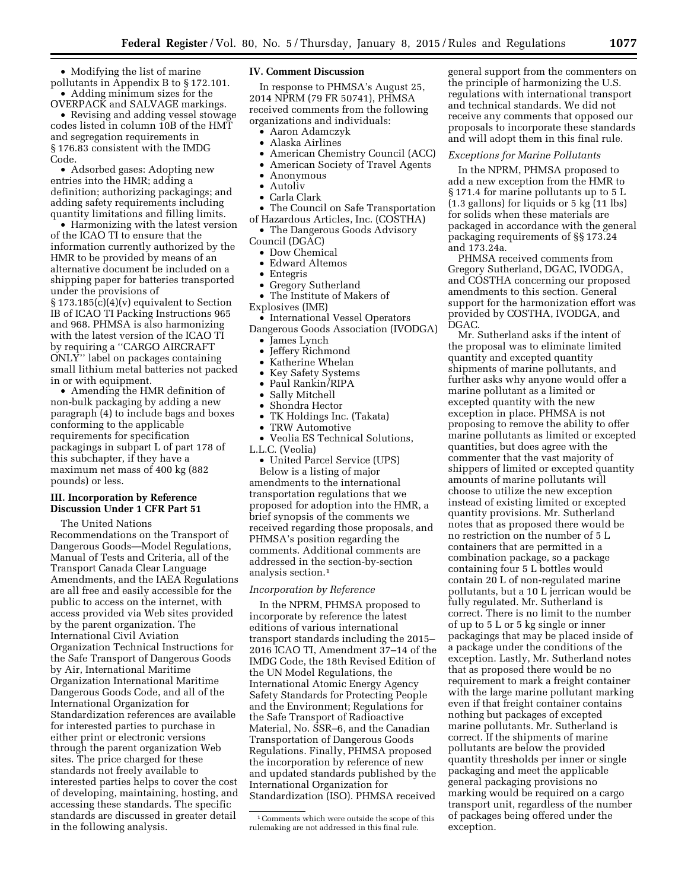- Modifying the list of marine pollutants in Appendix B to § 172.101.
- Adding minimum sizes for the OVERPACK and SALVAGE markings.
- Revising and adding vessel stowage codes listed in column 10B of the HMT and segregation requirements in § 176.83 consistent with the IMDG Code.
- Adsorbed gases: Adopting new entries into the HMR; adding a definition; authorizing packagings; and adding safety requirements including quantity limitations and filling limits.
- Harmonizing with the latest version of the ICAO TI to ensure that the information currently authorized by the HMR to be provided by means of an alternative document be included on a shipping paper for batteries transported under the provisions of § 173.185(c)(4)(v) equivalent to Section IB of ICAO TI Packing Instructions 965 and 968. PHMSA is also harmonizing with the latest version of the ICAO TI by requiring a ''CARGO AIRCRAFT ONLY'' label on packages containing small lithium metal batteries not packed in or with equipment.
- Amending the HMR definition of non-bulk packaging by adding a new paragraph (4) to include bags and boxes conforming to the applicable requirements for specification packagings in subpart L of part 178 of this subchapter, if they have a maximum net mass of 400 kg (882 pounds) or less.

## III. Incorporation by Reference Discussion Under 1 CFR Part 51

The United Nations Recommendations on the Transport of Dangerous Goods—Model Regulations, Manual of Tests and Criteria, all of the Transport Canada Clear Language Amendments, and the IAEA Regulations are all free and easily accessible for the public to access on the internet, with access provided via Web sites provided by the parent organization. The International Civil Aviation Organization Technical Instructions for the Safe Transport of Dangerous Goods by Air, International Maritime Organization International Maritime Dangerous Goods Code, and all of the International Organization for Standardization references are available for interested parties to purchase in either print or electronic versions through the parent organization Web sites. The price charged for these standards not freely available to interested parties helps to cover the cost of developing, maintaining, hosting, and accessing these standards. The specific standards are discussed in greater detail in the following analysis.

## IV. Comment Discussion

In response to PHMSA's August 25, 2014 NPRM (79 FR 50741), PHMSA received comments from the following organizations and individuals:

- Aaron Adamczyk
- Alaska Airlines
- American Chemistry Council (ACC)
- American Society of Travel Agents
- Anonymous
- Autoliv
- Carla Clark
- The Council on Safe Transportation of Hazardous Articles, Inc. (COSTHA)
- The Dangerous Goods Advisory Council (DGAC)
- Dow Chemical
- Edward Altemos
- Entegris
- Gregory Sutherland
- The Institute of Makers of Explosives (IME)
- International Vessel Operators Dangerous Goods Association (IVODGA)
- James Lynch
- Jeffery Richmond
- Katherine Whelan
- Key Safety Systems
- Paul Rankin/RIPA
- Sally Mitchell
- Shondra Hector
- TK Holdings Inc. (Takata)
- TRW Automotive
- Veolia ES Technical Solutions, L.L.C. (Veolia)
- United Parcel Service (UPS)

Below is a listing of major amendments to the international transportation regulations that we proposed for adoption into the HMR, a brief synopsis of the comments we received regarding those proposals, and PHMSA's position regarding the comments. Additional comments are addressed in the section-by-section analysis section.[1]

### *Incorporation by Reference*

In the NPRM, PHMSA proposed to incorporate by reference the latest editions of various international transport standards including the 2015–2016 ICAO TI, Amendment 37–14 of the IMDG Code, the 18th Revised Edition of the UN Model Regulations, the International Atomic Energy Agency Safety Standards for Protecting People and the Environment; Regulations for the Safe Transport of Radioactive Material, No. SSR–6, and the Canadian Transportation of Dangerous Goods Regulations. Finally, PHMSA proposed the incorporation by reference of new and updated standards published by the International Organization for Standardization (ISO). PHMSA received general support from the commenters on the principle of harmonizing the U.S. regulations with international transport and technical standards. We did not receive any comments that opposed our proposals to incorporate these standards and will adopt them in this final rule.

### *Exceptions for Marine Pollutants*

In the NPRM, PHMSA proposed to add a new exception from the HMR to § 171.4 for marine pollutants up to 5 L (1.3 gallons) for liquids or 5 kg (11 lbs) for solids when these materials are packaged in accordance with the general packaging requirements of §§ 173.24 and 173.24a.

PHMSA received comments from Gregory Sutherland, DGAC, IVODGA, and COSTHA concerning our proposed amendments to this section. General support for the harmonization effort was provided by COSTHA, IVODGA, and DGAC.

Mr. Sutherland asks if the intent of the proposal was to eliminate limited quantity and excepted quantity shipments of marine pollutants, and further asks why anyone would offer a marine pollutant as a limited or excepted quantity with the new exception in place. PHMSA is not proposing to remove the ability to offer marine pollutants as limited or excepted quantities, but does agree with the commenter that the vast majority of shippers of limited or excepted quantity amounts of marine pollutants will choose to utilize the new exception instead of existing limited or excepted quantity provisions. Mr. Sutherland notes that as proposed there would be no restriction on the number of 5 L containers that are permitted in a combination package, so a package containing four 5 L bottles would contain 20 L of non-regulated marine pollutants, but a 10 L jerrican would be fully regulated. Mr. Sutherland is correct. There is no limit to the number of up to 5 L or 5 kg single or inner packagings that may be placed inside of a package under the conditions of the exception. Lastly, Mr. Sutherland notes that as proposed there would be no requirement to mark a freight container with the large marine pollutant marking even if that freight container contains nothing but packages of excepted marine pollutants. Mr. Sutherland is correct. If the shipments of marine pollutants are below the provided quantity thresholds per inner or single packaging and meet the applicable general packaging provisions no marking would be required on a cargo transport unit, regardless of the number of packages being offered under the exception.

[1] Comments which were outside the scope of this rulemaking are not addressed in this final rule.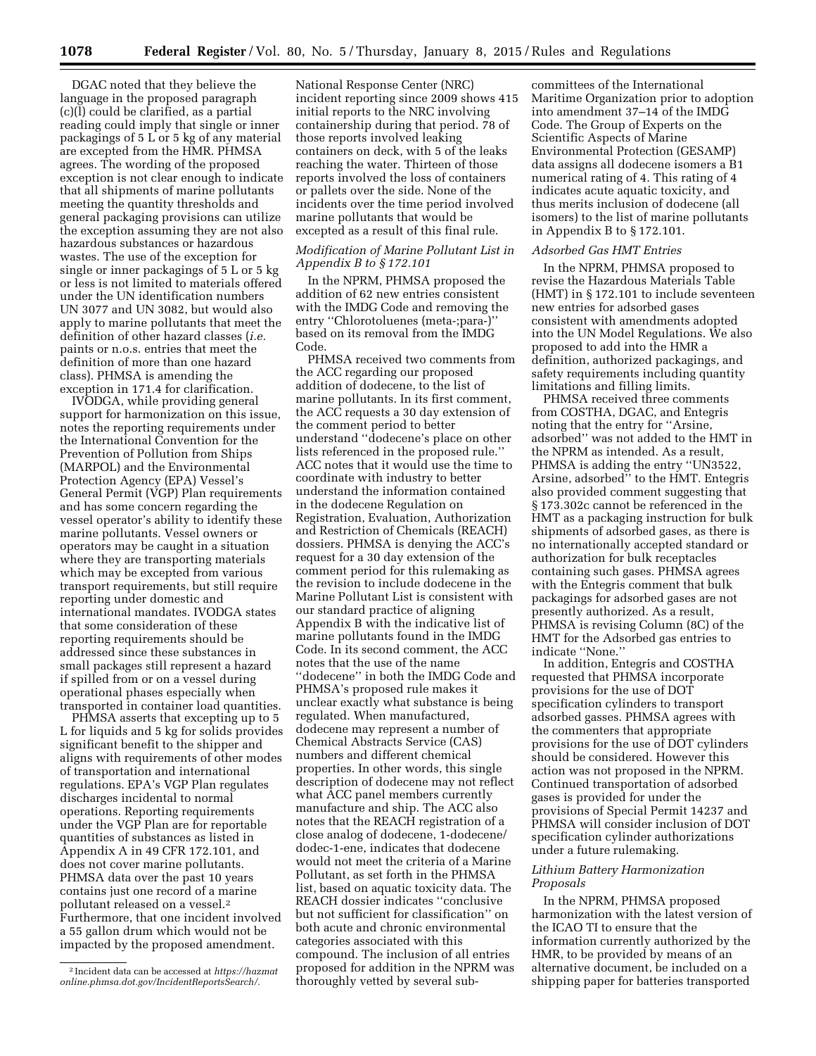DGAC noted that they believe the language in the proposed paragraph (c)(l) could be clarified, as a partial reading could imply that single or inner packagings of 5 L or 5 kg of any material are excepted from the HMR. PHMSA agrees. The wording of the proposed exception is not clear enough to indicate that all shipments of marine pollutants meeting the quantity thresholds and general packaging provisions can utilize the exception assuming they are not also hazardous substances or hazardous wastes. The use of the exception for single or inner packagings of 5 L or 5 kg or less is not limited to materials offered under the UN identification numbers UN 3077 and UN 3082, but would also apply to marine pollutants that meet the definition of other hazard classes (*i.e.* paints or n.o.s. entries that meet the definition of more than one hazard class). PHMSA is amending the exception in 171.4 for clarification.

IVODGA, while providing general support for harmonization on this issue, notes the reporting requirements under the International Convention for the Prevention of Pollution from Ships (MARPOL) and the Environmental Protection Agency (EPA) Vessel's General Permit (VGP) Plan requirements and has some concern regarding the vessel operator's ability to identify these marine pollutants. Vessel owners or operators may be caught in a situation where they are transporting materials which may be excepted from various transport requirements, but still require reporting under domestic and international mandates. IVODGA states that some consideration of these reporting requirements should be addressed since these substances in small packages still represent a hazard if spilled from or on a vessel during operational phases especially when transported in container load quantities.

PHMSA asserts that excepting up to 5 L for liquids and 5 kg for solids provides significant benefit to the shipper and aligns with requirements of other modes of transportation and international regulations. EPA's VGP Plan regulates discharges incidental to normal operations. Reporting requirements under the VGP Plan are for reportable quantities of substances as listed in Appendix A in 49 CFR 172.101, and does not cover marine pollutants. PHMSA data over the past 10 years contains just one record of a marine pollutant released on a vessel.[2] Furthermore, that one incident involved a 55 gallon drum which would not be impacted by the proposed amendment. National Response Center (NRC) incident reporting since 2009 shows 415 initial reports to the NRC involving containership during that period. 78 of those reports involved leaking containers on deck, with 5 of the leaks reaching the water. Thirteen of those reports involved the loss of containers or pallets over the side. None of the incidents over the time period involved marine pollutants that would be excepted as a result of this final rule.

*Modification of Marine Pollutant List in Appendix B to § 172.101*

In the NPRM, PHMSA proposed the addition of 62 new entries consistent with the IMDG Code and removing the entry ''Chlorotoluenes (meta-;para-)'' based on its removal from the IMDG Code.

PHMSA received two comments from the ACC regarding our proposed addition of dodecene, to the list of marine pollutants. In its first comment, the ACC requests a 30 day extension of the comment period to better understand ''dodecene's place on other lists referenced in the proposed rule.'' ACC notes that it would use the time to coordinate with industry to better understand the information contained in the dodecene Regulation on Registration, Evaluation, Authorization and Restriction of Chemicals (REACH) dossiers. PHMSA is denying the ACC's request for a 30 day extension of the comment period for this rulemaking as the revision to include dodecene in the Marine Pollutant List is consistent with our standard practice of aligning Appendix B with the indicative list of marine pollutants found in the IMDG Code. In its second comment, the ACC notes that the use of the name ''dodecene'' in both the IMDG Code and PHMSA's proposed rule makes it unclear exactly what substance is being regulated. When manufactured, dodecene may represent a number of Chemical Abstracts Service (CAS) numbers and different chemical properties. In other words, this single description of dodecene may not reflect what ACC panel members currently manufacture and ship. The ACC also notes that the REACH registration of a close analog of dodecene, 1-dodecene/dodec-1-ene, indicates that dodecene would not meet the criteria of a Marine Pollutant, as set forth in the PHMSA list, based on aquatic toxicity data. The REACH dossier indicates ''conclusive but not sufficient for classification'' on both acute and chronic environmental categories associated with this compound. The inclusion of all entries proposed for addition in the NPRM was thoroughly vetted by several sub-committees of the International Maritime Organization prior to adoption into amendment 37–14 of the IMDG Code. The Group of Experts on the Scientific Aspects of Marine Environmental Protection (GESAMP) data assigns all dodecene isomers a B1 numerical rating of 4. This rating of 4 indicates acute aquatic toxicity, and thus merits inclusion of dodecene (all isomers) to the list of marine pollutants in Appendix B to § 172.101.

*Adsorbed Gas HMT Entries*

In the NPRM, PHMSA proposed to revise the Hazardous Materials Table (HMT) in § 172.101 to include seventeen new entries for adsorbed gases consistent with amendments adopted into the UN Model Regulations. We also proposed to add into the HMR a definition, authorized packagings, and safety requirements including quantity limitations and filling limits.

PHMSA received three comments from COSTHA, DGAC, and Entegris noting that the entry for ''Arsine, adsorbed'' was not added to the HMT in the NPRM as intended. As a result, PHMSA is adding the entry ''UN3522, Arsine, adsorbed'' to the HMT. Entegris also provided comment suggesting that § 173.302c cannot be referenced in the HMT as a packaging instruction for bulk shipments of adsorbed gases, as there is no internationally accepted standard or authorization for bulk receptacles containing such gases. PHMSA agrees with the Entegris comment that bulk packagings for adsorbed gases are not presently authorized. As a result, PHMSA is revising Column (8C) of the HMT for the Adsorbed gas entries to indicate ''None.''

In addition, Entegris and COSTHA requested that PHMSA incorporate provisions for the use of DOT specification cylinders to transport adsorbed gasses. PHMSA agrees with the commenters that appropriate provisions for the use of DOT cylinders should be considered. However this action was not proposed in the NPRM. Continued transportation of adsorbed gases is provided for under the provisions of Special Permit 14237 and PHMSA will consider inclusion of DOT specification cylinder authorizations under a future rulemaking.

*Lithium Battery Harmonization Proposals*

In the NPRM, PHMSA proposed harmonization with the latest version of the ICAO TI to ensure that the information currently authorized by the HMR, to be provided by means of an alternative document, be included on a shipping paper for batteries transported

[2] Incident data can be accessed at *https://hazmatonline.phmsa.dot.gov/IncidentReportsSearch/.*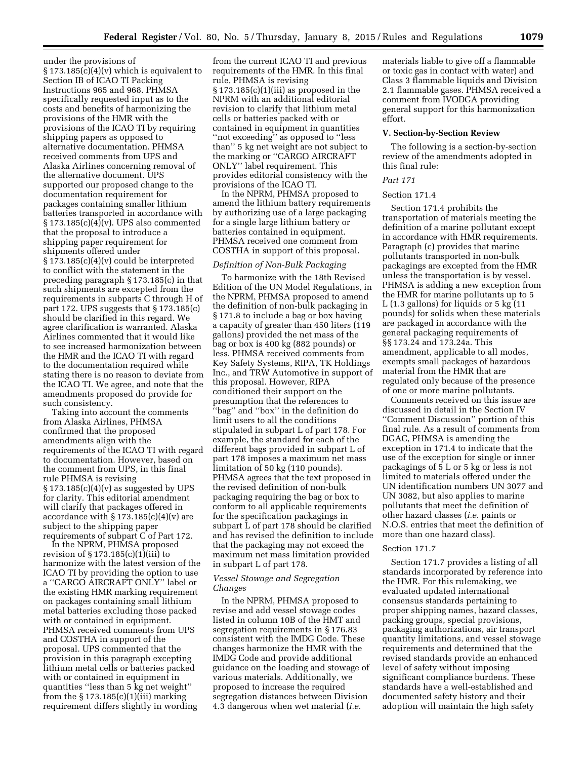under the provisions of § 173.185(c)(4)(v) which is equivalent to Section IB of ICAO TI Packing Instructions 965 and 968. PHMSA specifically requested input as to the costs and benefits of harmonizing the provisions of the HMR with the provisions of the ICAO TI by requiring shipping papers as opposed to alternative documentation. PHMSA received comments from UPS and Alaska Airlines concerning removal of the alternative document. UPS supported our proposed change to the documentation requirement for packages containing smaller lithium batteries transported in accordance with § 173.185(c)(4)(v). UPS also commented that the proposal to introduce a shipping paper requirement for shipments offered under § 173.185(c)(4)(v) could be interpreted to conflict with the statement in the preceding paragraph § 173.185(c) in that such shipments are excepted from the requirements in subparts C through H of part 172. UPS suggests that § 173.185(c) should be clarified in this regard. We agree clarification is warranted. Alaska Airlines commented that it would like to see increased harmonization between the HMR and the ICAO TI with regard to the documentation required while stating there is no reason to deviate from the ICAO TI. We agree, and note that the amendments proposed do provide for such consistency.

Taking into account the comments from Alaska Airlines, PHMSA confirmed that the proposed amendments align with the requirements of the ICAO TI with regard to documentation. However, based on the comment from UPS, in this final rule PHMSA is revising § 173.185(c)(4)(v) as suggested by UPS for clarity. This editorial amendment will clarify that packages offered in accordance with § 173.185(c)(4)(v) are subject to the shipping paper requirements of subpart C of Part 172.

In the NPRM, PHMSA proposed revision of § 173.185(c)(1)(iii) to harmonize with the latest version of the ICAO TI by providing the option to use a ''CARGO AIRCRAFT ONLY'' label or the existing HMR marking requirement on packages containing small lithium metal batteries excluding those packed with or contained in equipment. PHMSA received comments from UPS and COSTHA in support of the proposal. UPS commented that the provision in this paragraph excepting lithium metal cells or batteries packed with or contained in equipment in quantities ''less than 5 kg net weight'' from the § 173.185(c)(1)(iii) marking requirement differs slightly in wording from the current ICAO TI and previous requirements of the HMR. In this final rule, PHMSA is revising § 173.185(c)(1)(iii) as proposed in the NPRM with an additional editorial revision to clarify that lithium metal cells or batteries packed with or contained in equipment in quantities ''not exceeding'' as opposed to ''less than'' 5 kg net weight are not subject to the marking or ''CARGO AIRCRAFT ONLY'' label requirement. This provides editorial consistency with the provisions of the ICAO TI.

In the NPRM, PHMSA proposed to amend the lithium battery requirements by authorizing use of a large packaging for a single large lithium battery or batteries contained in equipment. PHMSA received one comment from COSTHA in support of this proposal.

*Definition of Non-Bulk Packaging*

To harmonize with the 18th Revised Edition of the UN Model Regulations, in the NPRM, PHMSA proposed to amend the definition of non-bulk packaging in § 171.8 to include a bag or box having a capacity of greater than 450 liters (119 gallons) provided the net mass of the bag or box is 400 kg (882 pounds) or less. PHMSA received comments from Key Safety Systems, RIPA, TK Holdings Inc., and TRW Automotive in support of this proposal. However, RIPA conditioned their support on the presumption that the references to ''bag'' and ''box'' in the definition do limit users to all the conditions stipulated in subpart L of part 178. For example, the standard for each of the different bags provided in subpart L of part 178 imposes a maximum net mass limitation of 50 kg (110 pounds). PHMSA agrees that the text proposed in the revised definition of non-bulk packaging requiring the bag or box to conform to all applicable requirements for the specification packagings in subpart L of part 178 should be clarified and has revised the definition to include that the packaging may not exceed the maximum net mass limitation provided in subpart L of part 178.

*Vessel Stowage and Segregation Changes*

In the NPRM, PHMSA proposed to revise and add vessel stowage codes listed in column 10B of the HMT and segregation requirements in § 176.83 consistent with the IMDG Code. These changes harmonize the HMR with the IMDG Code and provide additional guidance on the loading and stowage of various materials. Additionally, we proposed to increase the required segregation distances between Division 4.3 dangerous when wet material (*i.e.* materials liable to give off a flammable or toxic gas in contact with water) and Class 3 flammable liquids and Division 2.1 flammable gases. PHMSA received a comment from IVODGA providing general support for this harmonization effort.

## V. Section-by-Section Review

The following is a section-by-section review of the amendments adopted in this final rule:

*Part 171*

Section 171.4

Section 171.4 prohibits the transportation of materials meeting the definition of a marine pollutant except in accordance with HMR requirements. Paragraph (c) provides that marine pollutants transported in non-bulk packagings are excepted from the HMR unless the transportation is by vessel. PHMSA is adding a new exception from the HMR for marine pollutants up to 5 L (1.3 gallons) for liquids or 5 kg (11 pounds) for solids when these materials are packaged in accordance with the general packaging requirements of §§ 173.24 and 173.24a. This amendment, applicable to all modes, exempts small packages of hazardous material from the HMR that are regulated only because of the presence of one or more marine pollutants.

Comments received on this issue are discussed in detail in the Section IV ''Comment Discussion'' portion of this final rule. As a result of comments from DGAC, PHMSA is amending the exception in 171.4 to indicate that the use of the exception for single or inner packagings of 5 L or 5 kg or less is not limited to materials offered under the UN identification numbers UN 3077 and UN 3082, but also applies to marine pollutants that meet the definition of other hazard classes (*i.e.* paints or N.O.S. entries that meet the definition of more than one hazard class).

Section 171.7

Section 171.7 provides a listing of all standards incorporated by reference into the HMR. For this rulemaking, we evaluated updated international consensus standards pertaining to proper shipping names, hazard classes, packing groups, special provisions, packaging authorizations, air transport quantity limitations, and vessel stowage requirements and determined that the revised standards provide an enhanced level of safety without imposing significant compliance burdens. These standards have a well-established and documented safety history and their adoption will maintain the high safety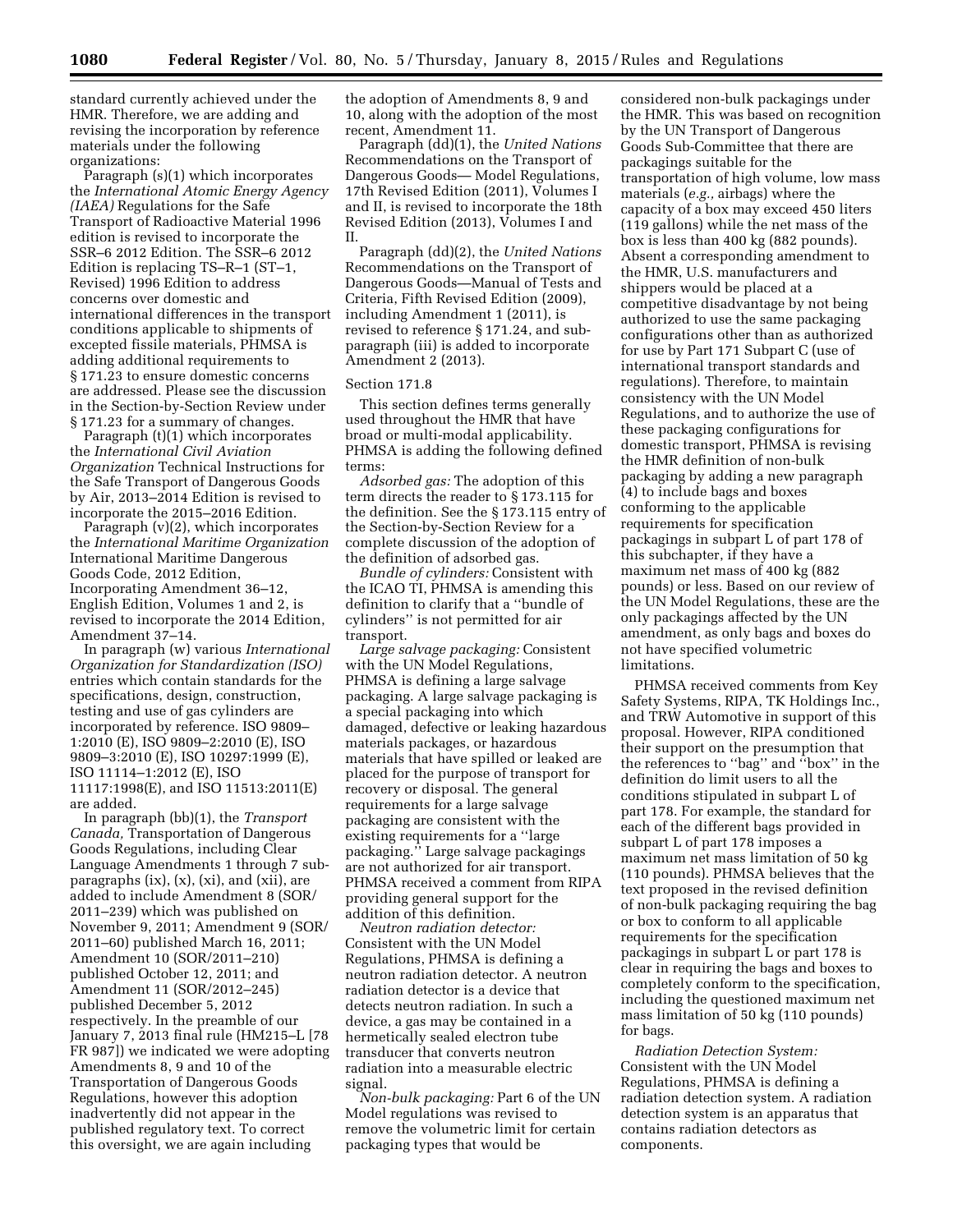standard currently achieved under the HMR. Therefore, we are adding and revising the incorporation by reference materials under the following organizations:

Paragraph (s)(1) which incorporates the *International Atomic Energy Agency (IAEA)* Regulations for the Safe Transport of Radioactive Material 1996 edition is revised to incorporate the SSR–6 2012 Edition. The SSR–6 2012 Edition is replacing TS–R–1 (ST–1, Revised) 1996 Edition to address concerns over domestic and international differences in the transport conditions applicable to shipments of excepted fissile materials, PHMSA is adding additional requirements to § 171.23 to ensure domestic concerns are addressed. Please see the discussion in the Section-by-Section Review under § 171.23 for a summary of changes.

Paragraph (t)(1) which incorporates the *International Civil Aviation Organization* Technical Instructions for the Safe Transport of Dangerous Goods by Air, 2013–2014 Edition is revised to incorporate the 2015–2016 Edition.

Paragraph (v)(2), which incorporates the *International Maritime Organization* International Maritime Dangerous Goods Code, 2012 Edition, Incorporating Amendment 36–12, English Edition, Volumes 1 and 2, is revised to incorporate the 2014 Edition, Amendment 37–14.

In paragraph (w) various *International Organization for Standardization (ISO)* entries which contain standards for the specifications, design, construction, testing and use of gas cylinders are incorporated by reference. ISO 9809–1:2010 (E), ISO 9809–2:2010 (E), ISO 9809–3:2010 (E), ISO 10297:1999 (E), ISO 11114–1:2012 (E), ISO 11117:1998(E), and ISO 11513:2011(E) are added.

In paragraph (bb)(1), the *Transport Canada,* Transportation of Dangerous Goods Regulations, including Clear Language Amendments 1 through 7 sub-paragraphs (ix), (x), (xi), and (xii), are added to include Amendment 8 (SOR/2011–239) which was published on November 9, 2011; Amendment 9 (SOR/2011–60) published March 16, 2011; Amendment 10 (SOR/2011–210) published October 12, 2011; and Amendment 11 (SOR/2012–245) published December 5, 2012 respectively. In the preamble of our January 7, 2013 final rule (HM215–L [78 FR 987]) we indicated we were adopting Amendments 8, 9 and 10 of the Transportation of Dangerous Goods Regulations, however this adoption inadvertently did not appear in the published regulatory text. To correct this oversight, we are again including the adoption of Amendments 8, 9 and 10, along with the adoption of the most recent, Amendment 11.

Paragraph (dd)(1), the *United Nations* Recommendations on the Transport of Dangerous Goods— Model Regulations, 17th Revised Edition (2011), Volumes I and II, is revised to incorporate the 18th Revised Edition (2013), Volumes I and II.

Paragraph (dd)(2), the *United Nations* Recommendations on the Transport of Dangerous Goods—Manual of Tests and Criteria, Fifth Revised Edition (2009), including Amendment 1 (2011), is revised to reference § 171.24, and sub-paragraph (iii) is added to incorporate Amendment 2 (2013).

Section 171.8

This section defines terms generally used throughout the HMR that have broad or multi-modal applicability. PHMSA is adding the following defined terms:

*Adsorbed gas:* The adoption of this term directs the reader to § 173.115 for the definition. See the § 173.115 entry of the Section-by-Section Review for a complete discussion of the adoption of the definition of adsorbed gas.

*Bundle of cylinders:* Consistent with the ICAO TI, PHMSA is amending this definition to clarify that a ''bundle of cylinders'' is not permitted for air transport.

*Large salvage packaging:* Consistent with the UN Model Regulations, PHMSA is defining a large salvage packaging. A large salvage packaging is a special packaging into which damaged, defective or leaking hazardous materials packages, or hazardous materials that have spilled or leaked are placed for the purpose of transport for recovery or disposal. The general requirements for a large salvage packaging are consistent with the existing requirements for a ''large packaging.'' Large salvage packagings are not authorized for air transport. PHMSA received a comment from RIPA providing general support for the addition of this definition.

*Neutron radiation detector:* Consistent with the UN Model Regulations, PHMSA is defining a neutron radiation detector. A neutron radiation detector is a device that detects neutron radiation. In such a device, a gas may be contained in a hermetically sealed electron tube transducer that converts neutron radiation into a measurable electric signal.

*Non-bulk packaging:* Part 6 of the UN Model regulations was revised to remove the volumetric limit for certain packaging types that would be considered non-bulk packagings under the HMR. This was based on recognition by the UN Transport of Dangerous Goods Sub-Committee that there are packagings suitable for the transportation of high volume, low mass materials (*e.g.,* airbags) where the capacity of a box may exceed 450 liters (119 gallons) while the net mass of the box is less than 400 kg (882 pounds). Absent a corresponding amendment to the HMR, U.S. manufacturers and shippers would be placed at a competitive disadvantage by not being authorized to use the same packaging configurations other than as authorized for use by Part 171 Subpart C (use of international transport standards and regulations). Therefore, to maintain consistency with the UN Model Regulations, and to authorize the use of these packaging configurations for domestic transport, PHMSA is revising the HMR definition of non-bulk packaging by adding a new paragraph (4) to include bags and boxes conforming to the applicable requirements for specification packagings in subpart L of part 178 of this subchapter, if they have a maximum net mass of 400 kg (882 pounds) or less. Based on our review of the UN Model Regulations, these are the only packagings affected by the UN amendment, as only bags and boxes do not have specified volumetric limitations.

PHMSA received comments from Key Safety Systems, RIPA, TK Holdings Inc., and TRW Automotive in support of this proposal. However, RIPA conditioned their support on the presumption that the references to ''bag'' and ''box'' in the definition do limit users to all the conditions stipulated in subpart L of part 178. For example, the standard for each of the different bags provided in subpart L of part 178 imposes a maximum net mass limitation of 50 kg (110 pounds). PHMSA believes that the text proposed in the revised definition of non-bulk packaging requiring the bag or box to conform to all applicable requirements for the specification packagings in subpart L or part 178 is clear in requiring the bags and boxes to completely conform to the specification, including the questioned maximum net mass limitation of 50 kg (110 pounds) for bags.

*Radiation Detection System:* Consistent with the UN Model Regulations, PHMSA is defining a radiation detection system. A radiation detection system is an apparatus that contains radiation detectors as components.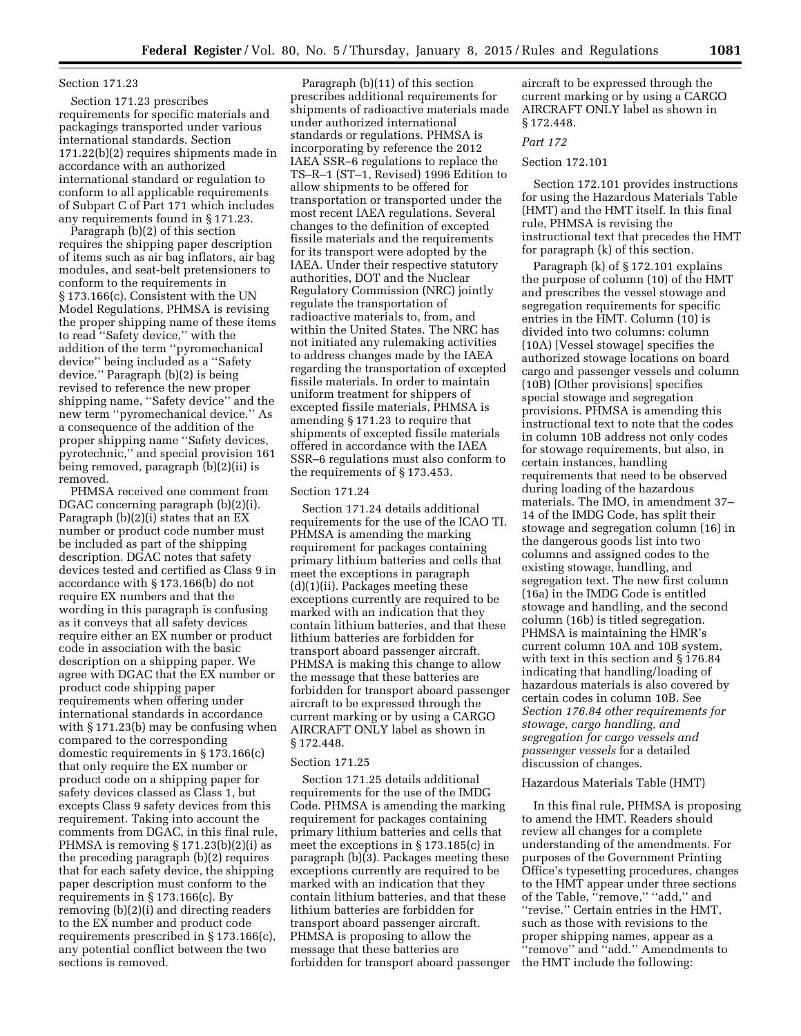Section 171.23

Section 171.23 prescribes requirements for specific materials and packagings transported under various international standards. Section 171.22(b)(2) requires shipments made in accordance with an authorized international standard or regulation to conform to all applicable requirements of Subpart C of Part 171 which includes any requirements found in § 171.23.

Paragraph (b)(2) of this section requires the shipping paper description of items such as air bag inflators, air bag modules, and seat-belt pretensioners to conform to the requirements in § 173.166(c). Consistent with the UN Model Regulations, PHMSA is revising the proper shipping name of these items to read ''Safety device,'' with the addition of the term ''pyromechanical device'' being included as a ''Safety device.'' Paragraph (b)(2) is being revised to reference the new proper shipping name, ''Safety device'' and the new term ''pyromechanical device.'' As a consequence of the addition of the proper shipping name ''Safety devices, pyrotechnic,'' and special provision 161 being removed, paragraph (b)(2)(ii) is removed.

PHMSA received one comment from DGAC concerning paragraph (b)(2)(i). Paragraph (b)(2)(i) states that an EX number or product code number must be included as part of the shipping description. DGAC notes that safety devices tested and certified as Class 9 in accordance with § 173.166(b) do not require EX numbers and that the wording in this paragraph is confusing as it conveys that all safety devices require either an EX number or product code in association with the basic description on a shipping paper. We agree with DGAC that the EX number or product code shipping paper requirements when offering under international standards in accordance with § 171.23(b) may be confusing when compared to the corresponding domestic requirements in § 173.166(c) that only require the EX number or product code on a shipping paper for safety devices classed as Class 1, but excepts Class 9 safety devices from this requirement. Taking into account the comments from DGAC, in this final rule, PHMSA is removing § 171.23(b)(2)(i) as the preceding paragraph (b)(2) requires that for each safety device, the shipping paper description must conform to the requirements in § 173.166(c). By removing (b)(2)(i) and directing readers to the EX number and product code requirements prescribed in § 173.166(c), any potential conflict between the two sections is removed.

Paragraph (b)(11) of this section prescribes additional requirements for shipments of radioactive materials made under authorized international standards or regulations. PHMSA is incorporating by reference the 2012 IAEA SSR–6 regulations to replace the TS–R–1 (ST–1, Revised) 1996 Edition to allow shipments to be offered for transportation or transported under the most recent IAEA regulations. Several changes to the definition of excepted fissile materials and the requirements for its transport were adopted by the IAEA. Under their respective statutory authorities, DOT and the Nuclear Regulatory Commission (NRC) jointly regulate the transportation of radioactive materials to, from, and within the United States. The NRC has not initiated any rulemaking activities to address changes made by the IAEA regarding the transportation of excepted fissile materials. In order to maintain uniform treatment for shippers of excepted fissile materials, PHMSA is amending § 171.23 to require that shipments of excepted fissile materials offered in accordance with the IAEA SSR–6 regulations must also conform to the requirements of § 173.453.

Section 171.24

Section 171.24 details additional requirements for the use of the ICAO TI. PHMSA is amending the marking requirement for packages containing primary lithium batteries and cells that meet the exceptions in paragraph (d)(1)(ii). Packages meeting these exceptions currently are required to be marked with an indication that they contain lithium batteries, and that these lithium batteries are forbidden for transport aboard passenger aircraft. PHMSA is making this change to allow the message that these batteries are forbidden for transport aboard passenger aircraft to be expressed through the current marking or by using a CARGO AIRCRAFT ONLY label as shown in § 172.448.

Section 171.25

Section 171.25 details additional requirements for the use of the IMDG Code. PHMSA is amending the marking requirement for packages containing primary lithium batteries and cells that meet the exceptions in § 173.185(c) in paragraph (b)(3). Packages meeting these exceptions currently are required to be marked with an indication that they contain lithium batteries, and that these lithium batteries are forbidden for transport aboard passenger aircraft. PHMSA is proposing to allow the message that these batteries are forbidden for transport aboard passenger aircraft to be expressed through the current marking or by using a CARGO AIRCRAFT ONLY label as shown in § 172.448.

*Part 172*

Section 172.101

Section 172.101 provides instructions for using the Hazardous Materials Table (HMT) and the HMT itself. In this final rule, PHMSA is revising the instructional text that precedes the HMT for paragraph (k) of this section.

Paragraph (k) of § 172.101 explains the purpose of column (10) of the HMT and prescribes the vessel stowage and segregation requirements for specific entries in the HMT. Column (10) is divided into two columns: column (10A) [Vessel stowage] specifies the authorized stowage locations on board cargo and passenger vessels and column (10B) [Other provisions] specifies special stowage and segregation provisions. PHMSA is amending this instructional text to note that the codes in column 10B address not only codes for stowage requirements, but also, in certain instances, handling requirements that need to be observed during loading of the hazardous materials. The IMO, in amendment 37–14 of the IMDG Code, has split their stowage and segregation column (16) in the dangerous goods list into two columns and assigned codes to the existing stowage, handling, and segregation text. The new first column (16a) in the IMDG Code is entitled stowage and handling, and the second column (16b) is titled segregation. PHMSA is maintaining the HMR's current column 10A and 10B system, with text in this section and § 176.84 indicating that handling/loading of hazardous materials is also covered by certain codes in column 10B. See *Section 176.84 other requirements for stowage, cargo handling, and segregation for cargo vessels and passenger vessels* for a detailed discussion of changes.

Hazardous Materials Table (HMT)

In this final rule, PHMSA is proposing to amend the HMT. Readers should review all changes for a complete understanding of the amendments. For purposes of the Government Printing Office's typesetting procedures, changes to the HMT appear under three sections of the Table, ''remove,'' ''add,'' and ''revise.'' Certain entries in the HMT, such as those with revisions to the proper shipping names, appear as a ''remove'' and ''add.'' Amendments to the HMT include the following: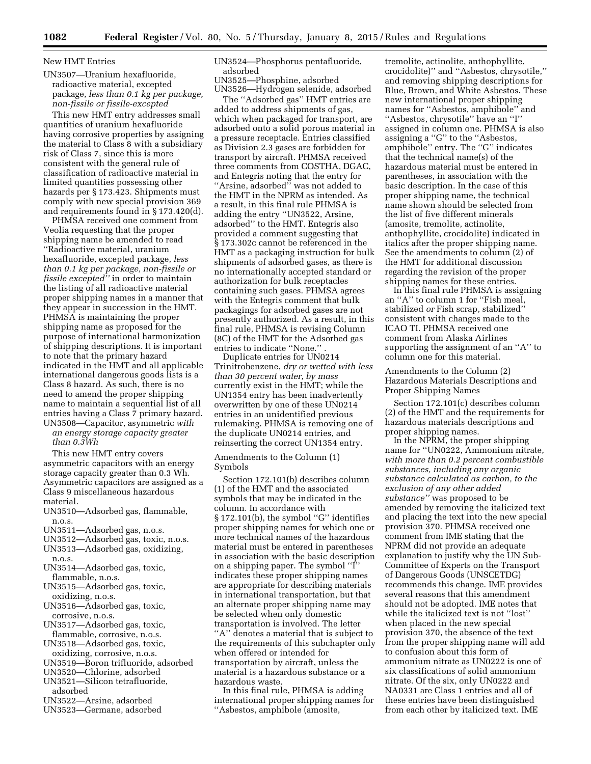New HMT Entries

UN3507—Uranium hexafluoride, radioactive material, excepted package, *less than 0.1 kg per package, non-fissile or fissile-excepted*

This new HMT entry addresses small quantities of uranium hexafluoride having corrosive properties by assigning the material to Class 8 with a subsidiary risk of Class 7, since this is more consistent with the general rule of classification of radioactive material in limited quantities possessing other hazards per § 173.423. Shipments must comply with new special provision 369 and requirements found in § 173.420(d).

PHMSA received one comment from Veolia requesting that the proper shipping name be amended to read "Radioactive material, uranium hexafluoride, excepted package, *less than 0.1 kg per package, non-fissile or fissile excepted*" in order to maintain the listing of all radioactive material proper shipping names in a manner that they appear in succession in the HMT. PHMSA is maintaining the proper shipping name as proposed for the purpose of international harmonization of shipping descriptions. It is important to note that the primary hazard indicated in the HMT and all applicable international dangerous goods lists is a Class 8 hazard. As such, there is no need to amend the proper shipping name to maintain a sequential list of all entries having a Class 7 primary hazard.

UN3508—Capacitor, asymmetric *with an energy storage capacity greater than 0.3Wh*

This new HMT entry covers asymmetric capacitors with an energy storage capacity greater than 0.3 Wh. Asymmetric capacitors are assigned as a Class 9 miscellaneous hazardous material.

UN3510—Adsorbed gas, flammable, n.o.s.
UN3511—Adsorbed gas, n.o.s.
UN3512—Adsorbed gas, toxic, n.o.s.
UN3513—Adsorbed gas, oxidizing, n.o.s.
UN3514—Adsorbed gas, toxic, flammable, n.o.s.
UN3515—Adsorbed gas, toxic, oxidizing, n.o.s.
UN3516—Adsorbed gas, toxic, corrosive, n.o.s.
UN3517—Adsorbed gas, toxic, flammable, corrosive, n.o.s.
UN3518—Adsorbed gas, toxic, oxidizing, corrosive, n.o.s.
UN3519—Boron trifluoride, adsorbed
UN3520—Chlorine, adsorbed
UN3521—Silicon tetrafluoride, adsorbed
UN3522—Arsine, adsorbed
UN3523—Germane, adsorbed
UN3524—Phosphorus pentafluoride, adsorbed
UN3525—Phosphine, adsorbed
UN3526—Hydrogen selenide, adsorbed

The "Adsorbed gas" HMT entries are added to address shipments of gas, which when packaged for transport, are adsorbed onto a solid porous material in a pressure receptacle. Entries classified as Division 2.3 gases are forbidden for transport by aircraft. PHMSA received three comments from COSTHA, DGAC, and Entegris noting that the entry for "Arsine, adsorbed" was not added to the HMT in the NPRM as intended. As a result, in this final rule PHMSA is adding the entry "UN3522, Arsine, adsorbed" to the HMT. Entegris also provided a comment suggesting that § 173.302c cannot be referenced in the HMT as a packaging instruction for bulk shipments of adsorbed gases, as there is no internationally accepted standard or authorization for bulk receptacles containing such gases. PHMSA agrees with the Entegris comment that bulk packagings for adsorbed gases are not presently authorized. As a result, in this final rule, PHMSA is revising Column (8C) of the HMT for the Adsorbed gas entries to indicate "None." .

Duplicate entries for UN0214 Trinitrobenzene, *dry or wetted with less than 30 percent water, by mass* currently exist in the HMT; while the UN1354 entry has been inadvertently overwritten by one of these UN0214 entries in an unidentified previous rulemaking. PHMSA is removing one of the duplicate UN0214 entries, and reinserting the correct UN1354 entry.

Amendments to the Column (1) Symbols

Section 172.101(b) describes column (1) of the HMT and the associated symbols that may be indicated in the column. In accordance with § 172.101(b), the symbol "G" identifies proper shipping names for which one or more technical names of the hazardous material must be entered in parentheses in association with the basic description on a shipping paper. The symbol "I" indicates these proper shipping names are appropriate for describing materials in international transportation, but that an alternate proper shipping name may be selected when only domestic transportation is involved. The letter "A" denotes a material that is subject to the requirements of this subchapter only when offered or intended for transportation by aircraft, unless the material is a hazardous substance or a hazardous waste.

In this final rule, PHMSA is adding international proper shipping names for "Asbestos, amphibole (amosite, tremolite, actinolite, anthophyllite, crocidolite)" and "Asbestos, chrysotile," and removing shipping descriptions for Blue, Brown, and White Asbestos. These new international proper shipping names for "Asbestos, amphibole" and "Asbestos, chrysotile" have an "I" assigned in column one. PHMSA is also assigning a "G" to the "Asbestos, amphibole" entry. The "G" indicates that the technical name(s) of the hazardous material must be entered in parentheses, in association with the basic description. In the case of this proper shipping name, the technical name shown should be selected from the list of five different minerals (amosite, tremolite, actinolite, anthophyllite, crocidolite) indicated in italics after the proper shipping name. See the amendments to column (2) of the HMT for additional discussion regarding the revision of the proper shipping names for these entries.

In this final rule PHMSA is assigning an "A" to column 1 for "Fish meal, stabilized *or* Fish scrap, stabilized" consistent with changes made to the ICAO TI. PHMSA received one comment from Alaska Airlines supporting the assignment of an "A" to column one for this material.

Amendments to the Column (2) Hazardous Materials Descriptions and Proper Shipping Names

Section 172.101(c) describes column (2) of the HMT and the requirements for hazardous materials descriptions and proper shipping names.

In the NPRM, the proper shipping name for "UN0222, Ammonium nitrate, *with more than 0.2 percent combustible substances, including any organic substance calculated as carbon, to the exclusion of any other added substance*" was proposed to be amended by removing the italicized text and placing the text into the new special provision 370. PHMSA received one comment from IME stating that the NPRM did not provide an adequate explanation to justify why the UN Sub-Committee of Experts on the Transport of Dangerous Goods (UNSCETDG) recommends this change. IME provides several reasons that this amendment should not be adopted. IME notes that while the italicized text is not "lost" when placed in the new special provision 370, the absence of the text from the proper shipping name will add to confusion about this form of ammonium nitrate as UN0222 is one of six classifications of solid ammonium nitrate. Of the six, only UN0222 and NA0331 are Class 1 entries and all of these entries have been distinguished from each other by italicized text. IME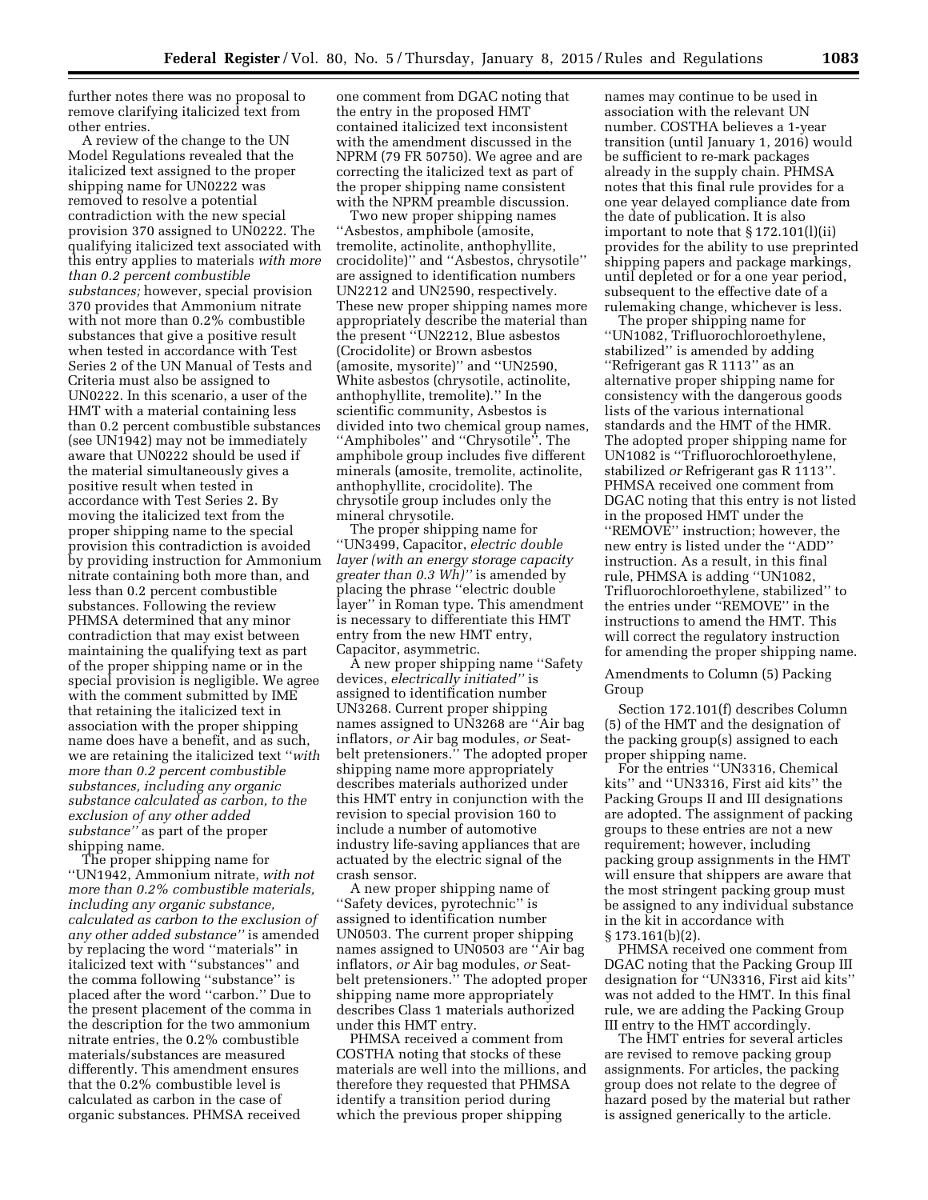further notes there was no proposal to remove clarifying italicized text from other entries.

A review of the change to the UN Model Regulations revealed that the italicized text assigned to the proper shipping name for UN0222 was removed to resolve a potential contradiction with the new special provision 370 assigned to UN0222. The qualifying italicized text associated with this entry applies to materials *with more than 0.2 percent combustible substances;* however, special provision 370 provides that Ammonium nitrate with not more than 0.2% combustible substances that give a positive result when tested in accordance with Test Series 2 of the UN Manual of Tests and Criteria must also be assigned to UN0222. In this scenario, a user of the HMT with a material containing less than 0.2 percent combustible substances (see UN1942) may not be immediately aware that UN0222 should be used if the material simultaneously gives a positive result when tested in accordance with Test Series 2. By moving the italicized text from the proper shipping name to the special provision this contradiction is avoided by providing instruction for Ammonium nitrate containing both more than, and less than 0.2 percent combustible substances. Following the review PHMSA determined that any minor contradiction that may exist between maintaining the qualifying text as part of the proper shipping name or in the special provision is negligible. We agree with the comment submitted by IME that retaining the italicized text in association with the proper shipping name does have a benefit, and as such, we are retaining the italicized text "*with more than 0.2 percent combustible substances, including any organic substance calculated as carbon, to the exclusion of any other added substance*" as part of the proper shipping name.

The proper shipping name for "UN1942, Ammonium nitrate, *with not more than 0.2% combustible materials, including any organic substance, calculated as carbon to the exclusion of any other added substance*" is amended by replacing the word "materials" in italicized text with "substances" and the comma following "substance" is placed after the word "carbon." Due to the present placement of the comma in the description for the two ammonium nitrate entries, the 0.2% combustible materials/substances are measured differently. This amendment ensures that the 0.2% combustible level is calculated as carbon in the case of organic substances. PHMSA received one comment from DGAC noting that the entry in the proposed HMT contained italicized text inconsistent with the amendment discussed in the NPRM (79 FR 50750). We agree and are correcting the italicized text as part of the proper shipping name consistent with the NPRM preamble discussion.

Two new proper shipping names "Asbestos, amphibole (amosite, tremolite, actinolite, anthophyllite, crocidolite)" and "Asbestos, chrysotile" are assigned to identification numbers UN2212 and UN2590, respectively. These new proper shipping names more appropriately describe the material than the present "UN2212, Blue asbestos (Crocidolite) or Brown asbestos (amosite, mysorite)" and "UN2590, White asbestos (chrysotile, actinolite, anthophyllite, tremolite)." In the scientific community, Asbestos is divided into two chemical group names, "Amphiboles" and "Chrysotile". The amphibole group includes five different minerals (amosite, tremolite, actinolite, anthophyllite, crocidolite). The chrysotile group includes only the mineral chrysotile.

The proper shipping name for "UN3499, Capacitor, *electric double layer (with an energy storage capacity greater than 0.3 Wh)*" is amended by placing the phrase "electric double layer" in Roman type. This amendment is necessary to differentiate this HMT entry from the new HMT entry, Capacitor, asymmetric.

A new proper shipping name "Safety devices, *electrically initiated*" is assigned to identification number UN3268. Current proper shipping names assigned to UN3268 are "Air bag inflators, *or* Air bag modules, *or* Seat-belt pretensioners." The adopted proper shipping name more appropriately describes materials authorized under this HMT entry in conjunction with the revision to special provision 160 to include a number of automotive industry life-saving appliances that are actuated by the electric signal of the crash sensor.

A new proper shipping name of "Safety devices, pyrotechnic" is assigned to identification number UN0503. The current proper shipping names assigned to UN0503 are "Air bag inflators, *or* Air bag modules, *or* Seat-belt pretensioners." The adopted proper shipping name more appropriately describes Class 1 materials authorized under this HMT entry.

PHMSA received a comment from COSTHA noting that stocks of these materials are well into the millions, and therefore they requested that PHMSA identify a transition period during which the previous proper shipping names may continue to be used in association with the relevant UN number. COSTHA believes a 1-year transition (until January 1, 2016) would be sufficient to re-mark packages already in the supply chain. PHMSA notes that this final rule provides for a one year delayed compliance date from the date of publication. It is also important to note that § 172.101(l)(ii) provides for the ability to use preprinted shipping papers and package markings, until depleted or for a one year period, subsequent to the effective date of a rulemaking change, whichever is less.

The proper shipping name for "UN1082, Trifluorochloroethylene, stabilized" is amended by adding "Refrigerant gas R 1113" as an alternative proper shipping name for consistency with the dangerous goods lists of the various international standards and the HMT of the HMR. The adopted proper shipping name for UN1082 is "Trifluorochloroethylene, stabilized *or* Refrigerant gas R 1113". PHMSA received one comment from DGAC noting that this entry is not listed in the proposed HMT under the "REMOVE" instruction; however, the new entry is listed under the "ADD" instruction. As a result, in this final rule, PHMSA is adding "UN1082, Trifluorochloroethylene, stabilized" to the entries under "REMOVE" in the instructions to amend the HMT. This will correct the regulatory instruction for amending the proper shipping name.

Amendments to Column (5) Packing Group

Section 172.101(f) describes Column (5) of the HMT and the designation of the packing group(s) assigned to each proper shipping name.

For the entries "UN3316, Chemical kits" and "UN3316, First aid kits" the Packing Groups II and III designations are adopted. The assignment of packing groups to these entries are not a new requirement; however, including packing group assignments in the HMT will ensure that shippers are aware that the most stringent packing group must be assigned to any individual substance in the kit in accordance with § 173.161(b)(2).

PHMSA received one comment from DGAC noting that the Packing Group III designation for "UN3316, First aid kits" was not added to the HMT. In this final rule, we are adding the Packing Group III entry to the HMT accordingly.

The HMT entries for several articles are revised to remove packing group assignments. For articles, the packing group does not relate to the degree of hazard posed by the material but rather is assigned generically to the article.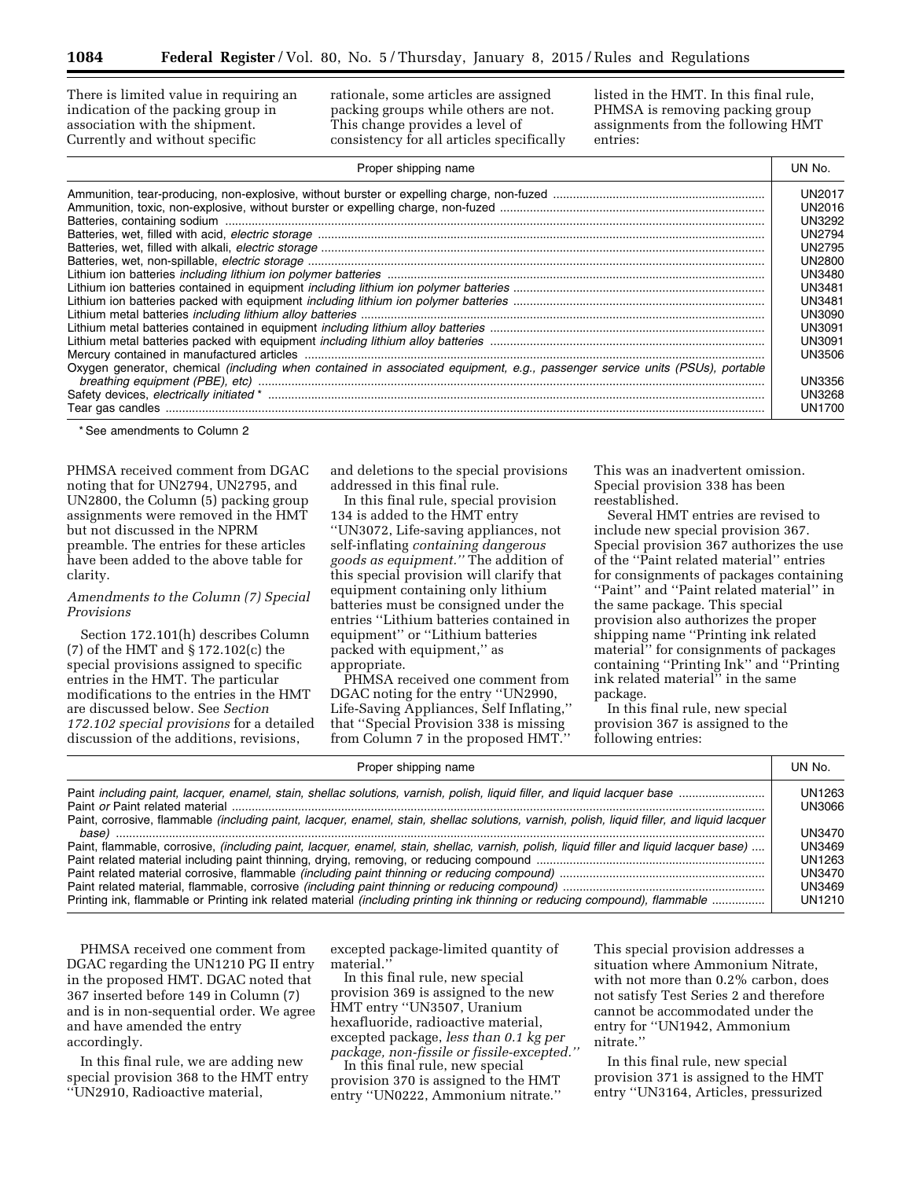There is limited value in requiring an indication of the packing group in association with the shipment. Currently and without specific rationale, some articles are assigned packing groups while others are not. This change provides a level of consistency for all articles specifically listed in the HMT. In this final rule, PHMSA is removing packing group assignments from the following HMT entries:

| Proper shipping name | UN No. |
| --- | --- |
| Ammunition, tear-producing, non-explosive, without burster or expelling charge, non-fuzed | UN2017 |
| Ammunition, toxic, non-explosive, without burster or expelling charge, non-fuzed | UN2016 |
| Batteries, containing sodium | UN3292 |
| Batteries, wet, filled with acid, *electric storage* | UN2794 |
| Batteries, wet, filled with alkali, *electric storage* | UN2795 |
| Batteries, wet, non-spillable, *electric storage* | UN2800 |
| Lithium ion batteries *including lithium ion polymer batteries* | UN3480 |
| Lithium ion batteries contained in equipment *including lithium ion polymer batteries* | UN3481 |
| Lithium ion batteries packed with equipment *including lithium ion polymer batteries* | UN3481 |
| Lithium metal batteries *including lithium alloy batteries* | UN3090 |
| Lithium metal batteries contained in equipment *including lithium alloy batteries* | UN3091 |
| Lithium metal batteries packed with equipment *including lithium alloy batteries* | UN3091 |
| Mercury contained in manufactured articles | UN3506 |
| Oxygen generator, chemical *(including when contained in associated equipment, e.g., passenger service units (PSUs), portable breathing equipment (PBE), etc)* | UN3356 |
| Safety devices, *electrically initiated* * | UN3268 |
| Tear gas candles | UN1700 |

\* See amendments to Column 2

PHMSA received comment from DGAC noting that for UN2794, UN2795, and UN2800, the Column (5) packing group assignments were removed in the HMT but not discussed in the NPRM preamble. The entries for these articles have been added to the above table for clarity.

*Amendments to the Column (7) Special Provisions*

Section 172.101(h) describes Column (7) of the HMT and § 172.102(c) the special provisions assigned to specific entries in the HMT. The particular modifications to the entries in the HMT are discussed below. See *Section 172.102 special provisions* for a detailed discussion of the additions, revisions, and deletions to the special provisions addressed in this final rule.

In this final rule, special provision 134 is added to the HMT entry "UN3072, Life-saving appliances, not self-inflating *containing dangerous goods as equipment.*" The addition of this special provision will clarify that equipment containing only lithium batteries must be consigned under the entries "Lithium batteries contained in equipment" or "Lithium batteries packed with equipment," as appropriate.

PHMSA received one comment from DGAC noting for the entry "UN2990, Life-Saving Appliances, Self Inflating," that "Special Provision 338 is missing from Column 7 in the proposed HMT." This was an inadvertent omission. Special provision 338 has been reestablished.

Several HMT entries are revised to include new special provision 367. Special provision 367 authorizes the use of the "Paint related material" entries for consignments of packages containing "Paint" and "Paint related material" in the same package. This special provision also authorizes the proper shipping name "Printing ink related material" for consignments of packages containing "Printing Ink" and "Printing ink related material" in the same package.

In this final rule, new special provision 367 is assigned to the following entries:

| Proper shipping name | UN No. |
| --- | --- |
| Paint *including paint, lacquer, enamel, stain, shellac solutions, varnish, polish, liquid filler, and liquid lacquer base* | UN1263 |
| Paint *or* Paint related material | UN3066 |
| Paint, corrosive, flammable *(including paint, lacquer, enamel, stain, shellac solutions, varnish, polish, liquid filler, and liquid lacquer base)* | UN3470 |
| Paint, flammable, corrosive, *(including paint, lacquer, enamel, stain, shellac, varnish, polish, liquid filler and liquid lacquer base)* | UN3469 |
| Paint related material including paint thinning, drying, removing, or reducing compound | UN1263 |
| Paint related material corrosive, flammable *(including paint thinning or reducing compound)* | UN3470 |
| Paint related material, flammable, corrosive *(including paint thinning or reducing compound)* | UN3469 |
| Printing ink, flammable or Printing ink related material *(including printing ink thinning or reducing compound), flammable* | UN1210 |

PHMSA received one comment from DGAC regarding the UN1210 PG II entry in the proposed HMT. DGAC noted that 367 inserted before 149 in Column (7) and is in non-sequential order. We agree and have amended the entry accordingly.

In this final rule, we are adding new special provision 368 to the HMT entry "UN2910, Radioactive material, excepted package-limited quantity of material."

In this final rule, new special provision 369 is assigned to the new HMT entry "UN3507, Uranium hexafluoride, radioactive material, excepted package, *less than 0.1 kg per package, non-fissile or fissile-excepted.*"

In this final rule, new special provision 370 is assigned to the HMT entry "UN0222, Ammonium nitrate." This special provision addresses a situation where Ammonium Nitrate, with not more than 0.2% carbon, does not satisfy Test Series 2 and therefore cannot be accommodated under the entry for "UN1942, Ammonium nitrate."

In this final rule, new special provision 371 is assigned to the HMT entry "UN3164, Articles, pressurized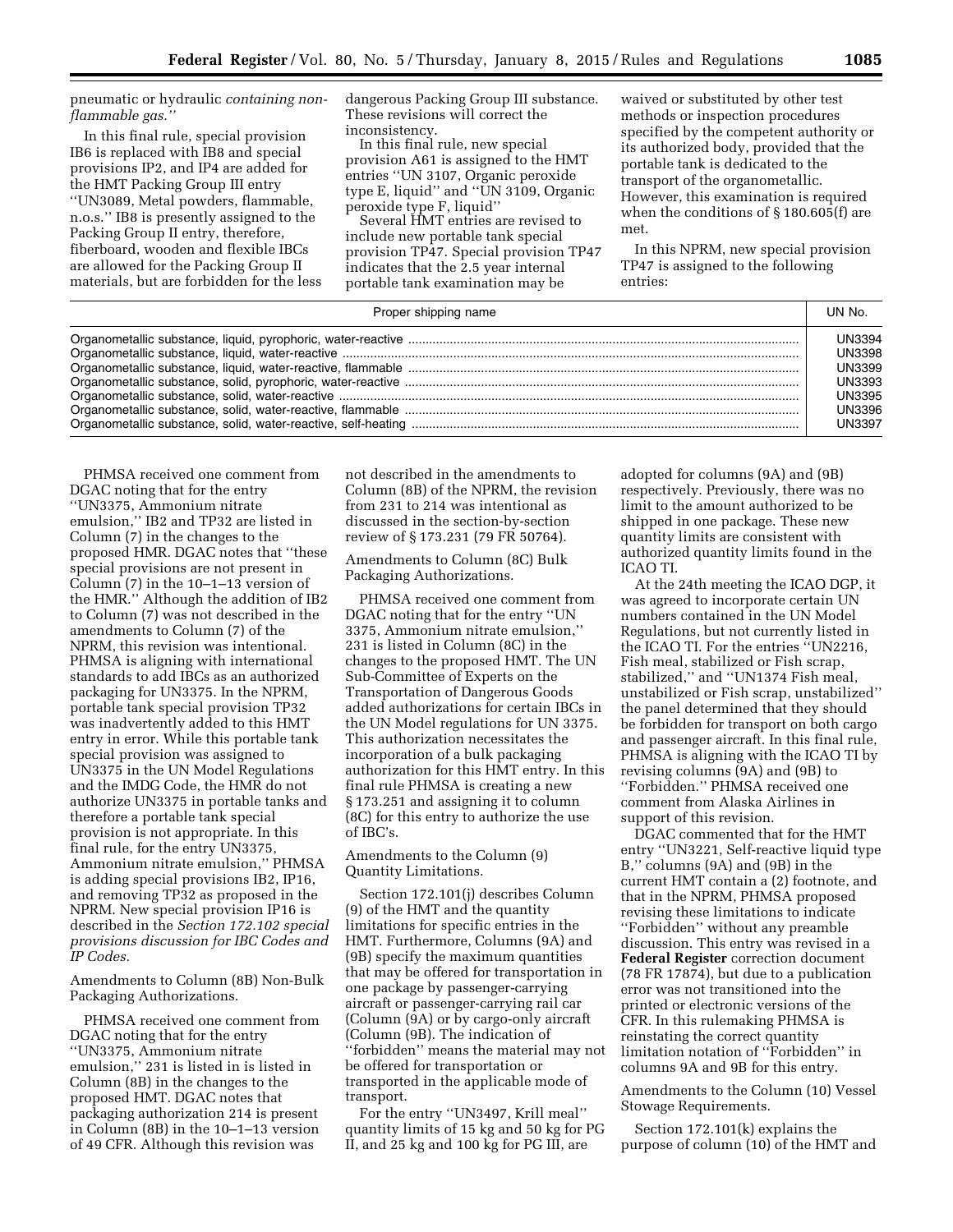pneumatic or hydraulic *containing non-flammable gas.''*

In this final rule, special provision IB6 is replaced with IB8 and special provisions IP2, and IP4 are added for the HMT Packing Group III entry ''UN3089, Metal powders, flammable, n.o.s.'' IB8 is presently assigned to the Packing Group II entry, therefore, fiberboard, wooden and flexible IBCs are allowed for the Packing Group II materials, but are forbidden for the less dangerous Packing Group III substance. These revisions will correct the inconsistency.

In this final rule, new special provision A61 is assigned to the HMT entries ''UN 3107, Organic peroxide type E, liquid'' and ''UN 3109, Organic peroxide type F, liquid''

Several HMT entries are revised to include new portable tank special provision TP47. Special provision TP47 indicates that the 2.5 year internal portable tank examination may be waived or substituted by other test methods or inspection procedures specified by the competent authority or its authorized body, provided that the portable tank is dedicated to the transport of the organometallic. However, this examination is required when the conditions of § 180.605(f) are met.

In this NPRM, new special provision TP47 is assigned to the following entries:

| Proper shipping name | UN No. |
|---|---|
| Organometallic substance, liquid, pyrophoric, water-reactive | UN3394 |
| Organometallic substance, liquid, water-reactive | UN3398 |
| Organometallic substance, liquid, water-reactive, flammable | UN3399 |
| Organometallic substance, solid, pyrophoric, water-reactive | UN3393 |
| Organometallic substance, solid, water-reactive | UN3395 |
| Organometallic substance, solid, water-reactive, flammable | UN3396 |
| Organometallic substance, solid, water-reactive, self-heating | UN3397 |

PHMSA received one comment from DGAC noting that for the entry ''UN3375, Ammonium nitrate emulsion,'' IB2 and TP32 are listed in Column (7) in the changes to the proposed HMR. DGAC notes that ''these special provisions are not present in Column (7) in the 10–1–13 version of the HMR.'' Although the addition of IB2 to Column (7) was not described in the amendments to Column (7) of the NPRM, this revision was intentional. PHMSA is aligning with international standards to add IBCs as an authorized packaging for UN3375. In the NPRM, portable tank special provision TP32 was inadvertently added to this HMT entry in error. While this portable tank special provision was assigned to UN3375 in the UN Model Regulations and the IMDG Code, the HMR do not authorize UN3375 in portable tanks and therefore a portable tank special provision is not appropriate. In this final rule, for the entry UN3375, Ammonium nitrate emulsion,'' PHMSA is adding special provisions IB2, IP16, and removing TP32 as proposed in the NPRM. New special provision IP16 is described in the *Section 172.102 special provisions discussion for IBC Codes and IP Codes.*

Amendments to Column (8B) Non-Bulk Packaging Authorizations.

PHMSA received one comment from DGAC noting that for the entry ''UN3375, Ammonium nitrate emulsion,'' 231 is listed in is listed in Column (8B) in the changes to the proposed HMT. DGAC notes that packaging authorization 214 is present in Column (8B) in the 10–1–13 version of 49 CFR. Although this revision was not described in the amendments to Column (8B) of the NPRM, the revision from 231 to 214 was intentional as discussed in the section-by-section review of § 173.231 (79 FR 50764).

Amendments to Column (8C) Bulk Packaging Authorizations.

PHMSA received one comment from DGAC noting that for the entry ''UN 3375, Ammonium nitrate emulsion,'' 231 is listed in Column (8C) in the changes to the proposed HMT. The UN Sub-Committee of Experts on the Transportation of Dangerous Goods added authorizations for certain IBCs in the UN Model regulations for UN 3375. This authorization necessitates the incorporation of a bulk packaging authorization for this HMT entry. In this final rule PHMSA is creating a new § 173.251 and assigning it to column (8C) for this entry to authorize the use of IBC's.

Amendments to the Column (9) Quantity Limitations.

Section 172.101(j) describes Column (9) of the HMT and the quantity limitations for specific entries in the HMT. Furthermore, Columns (9A) and (9B) specify the maximum quantities that may be offered for transportation in one package by passenger-carrying aircraft or passenger-carrying rail car (Column (9A) or by cargo-only aircraft (Column (9B). The indication of ''forbidden'' means the material may not be offered for transportation or transported in the applicable mode of transport.

For the entry ''UN3497, Krill meal'' quantity limits of 15 kg and 50 kg for PG II, and 25 kg and 100 kg for PG III, are adopted for columns (9A) and (9B) respectively. Previously, there was no limit to the amount authorized to be shipped in one package. These new quantity limits are consistent with authorized quantity limits found in the ICAO TI.

At the 24th meeting the ICAO DGP, it was agreed to incorporate certain UN numbers contained in the UN Model Regulations, but not currently listed in the ICAO TI. For the entries ''UN2216, Fish meal, stabilized or Fish scrap, stabilized,'' and ''UN1374 Fish meal, unstabilized or Fish scrap, unstabilized'' the panel determined that they should be forbidden for transport on both cargo and passenger aircraft. In this final rule, PHMSA is aligning with the ICAO TI by revising columns (9A) and (9B) to ''Forbidden.'' PHMSA received one comment from Alaska Airlines in support of this revision.

DGAC commented that for the HMT entry ''UN3221, Self-reactive liquid type B,'' columns (9A) and (9B) in the current HMT contain a (2) footnote, and that in the NPRM, PHMSA proposed revising these limitations to indicate ''Forbidden'' without any preamble discussion. This entry was revised in a **Federal Register** correction document (78 FR 17874), but due to a publication error was not transitioned into the printed or electronic versions of the CFR. In this rulemaking PHMSA is reinstating the correct quantity limitation notation of ''Forbidden'' in columns 9A and 9B for this entry.

Amendments to the Column (10) Vessel Stowage Requirements.

Section 172.101(k) explains the purpose of column (10) of the HMT and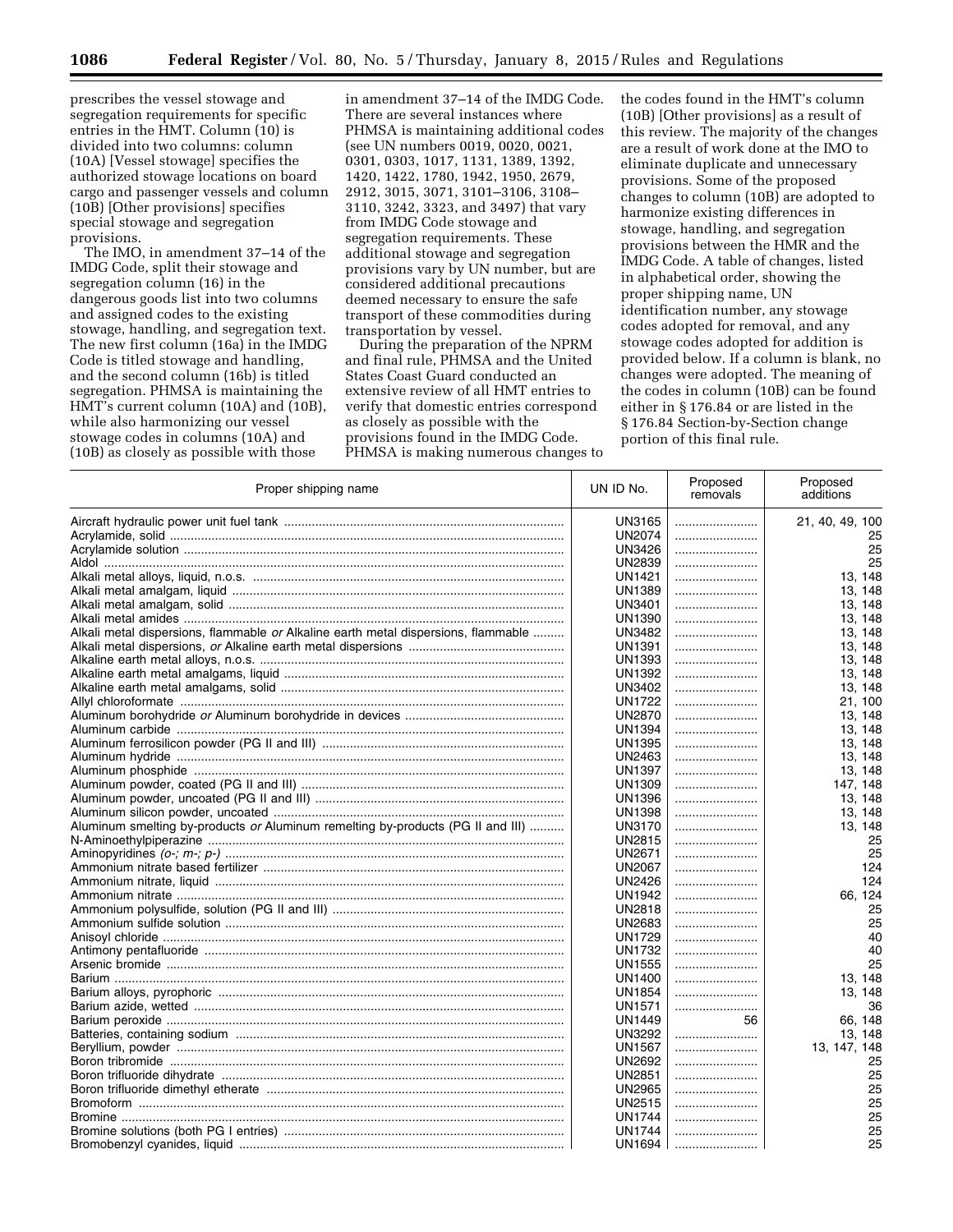prescribes the vessel stowage and segregation requirements for specific entries in the HMT. Column (10) is divided into two columns: column (10A) [Vessel stowage] specifies the authorized stowage locations on board cargo and passenger vessels and column (10B) [Other provisions] specifies special stowage and segregation provisions.

The IMO, in amendment 37–14 of the IMDG Code, split their stowage and segregation column (16) in the dangerous goods list into two columns and assigned codes to the existing stowage, handling, and segregation text. The new first column (16a) in the IMDG Code is titled stowage and handling, and the second column (16b) is titled segregation. PHMSA is maintaining the HMT's current column (10A) and (10B), while also harmonizing our vessel stowage codes in columns (10A) and (10B) as closely as possible with those in amendment 37–14 of the IMDG Code. There are several instances where PHMSA is maintaining additional codes (see UN numbers 0019, 0020, 0021, 0301, 0303, 1017, 1131, 1389, 1392, 1420, 1422, 1780, 1942, 1950, 2679, 2912, 3015, 3071, 3101–3106, 3108–3110, 3242, 3323, and 3497) that vary from IMDG Code stowage and segregation requirements. These additional stowage and segregation provisions vary by UN number, but are considered additional precautions deemed necessary to ensure the safe transport of these commodities during transportation by vessel.

During the preparation of the NPRM and final rule, PHMSA and the United States Coast Guard conducted an extensive review of all HMT entries to verify that domestic entries correspond as closely as possible with the provisions found in the IMDG Code. PHMSA is making numerous changes to the codes found in the HMT's column (10B) [Other provisions] as a result of this review. The majority of the changes are a result of work done at the IMO to eliminate duplicate and unnecessary provisions. Some of the proposed changes to column (10B) are adopted to harmonize existing differences in stowage, handling, and segregation provisions between the HMR and the IMDG Code. A table of changes, listed in alphabetical order, showing the proper shipping name, UN identification number, any stowage codes adopted for removal, and any stowage codes adopted for addition is provided below. If a column is blank, no changes were adopted. The meaning of the codes in column (10B) can be found either in § 176.84 or are listed in the § 176.84 Section-by-Section change portion of this final rule.

| Proper shipping name | UN ID No. | Proposed removals | Proposed additions |
|---|---|---|---|
| Aircraft hydraulic power unit fuel tank | UN3165 | | 21, 40, 49, 100 |
| Acrylamide, solid | UN2074 | | 25 |
| Acrylamide solution | UN3426 | | 25 |
| Aldol | UN2839 | | 25 |
| Alkali metal alloys, liquid, n.o.s. | UN1421 | | 13, 148 |
| Alkali metal amalgam, liquid | UN1389 | | 13, 148 |
| Alkali metal amalgam, solid | UN3401 | | 13, 148 |
| Alkali metal amides | UN1390 | | 13, 148 |
| Alkali metal dispersions, flammable *or* Alkaline earth metal dispersions, flammable | UN3482 | | 13, 148 |
| Alkali metal dispersions, *or* Alkaline earth metal dispersions | UN1391 | | 13, 148 |
| Alkaline earth metal alloys, n.o.s. | UN1393 | | 13, 148 |
| Alkaline earth metal amalgams, liquid | UN1392 | | 13, 148 |
| Alkaline earth metal amalgams, solid | UN3402 | | 13, 148 |
| Allyl chloroformate | UN1722 | | 21, 100 |
| Aluminum borohydride *or* Aluminum borohydride in devices | UN2870 | | 13, 148 |
| Aluminum carbide | UN1394 | | 13, 148 |
| Aluminum ferrosilicon powder (PG II and III) | UN1395 | | 13, 148 |
| Aluminum hydride | UN2463 | | 13, 148 |
| Aluminum phosphide | UN1397 | | 13, 148 |
| Aluminum powder, coated (PG II and III) | UN1309 | | 147, 148 |
| Aluminum powder, uncoated (PG II and III) | UN1396 | | 13, 148 |
| Aluminum silicon powder, uncoated | UN1398 | | 13, 148 |
| Aluminum smelting by-products *or* Aluminum remelting by-products (PG II and III) | UN3170 | | 13, 148 |
| N-Aminoethylpiperazine | UN2815 | | 25 |
| Aminopyridines *(o-; m-; p-)* | UN2671 | | 25 |
| Ammonium nitrate based fertilizer | UN2067 | | 124 |
| Ammonium nitrate, liquid | UN2426 | | 124 |
| Ammonium nitrate | UN1942 | | 66, 124 |
| Ammonium polysulfide, solution (PG II and III) | UN2818 | | 25 |
| Ammonium sulfide solution | UN2683 | | 25 |
| Anisoyl chloride | UN1729 | | 40 |
| Antimony pentafluoride | UN1732 | | 40 |
| Arsenic bromide | UN1555 | | 25 |
| Barium | UN1400 | | 13, 148 |
| Barium alloys, pyrophoric | UN1854 | | 13, 148 |
| Barium azide, wetted | UN1571 | | 36 |
| Barium peroxide | UN1449 | 56 | 66, 148 |
| Batteries, containing sodium | UN3292 | | 13, 148 |
| Beryllium, powder | UN1567 | | 13, 147, 148 |
| Boron tribromide | UN2692 | | 25 |
| Boron trifluoride dihydrate | UN2851 | | 25 |
| Boron trifluoride dimethyl etherate | UN2965 | | 25 |
| Bromoform | UN2515 | | 25 |
| Bromine | UN1744 | | 25 |
| Bromine solutions (both PG I entries) | UN1744 | | 25 |
| Bromobenzyl cyanides, liquid | UN1694 | | 25 |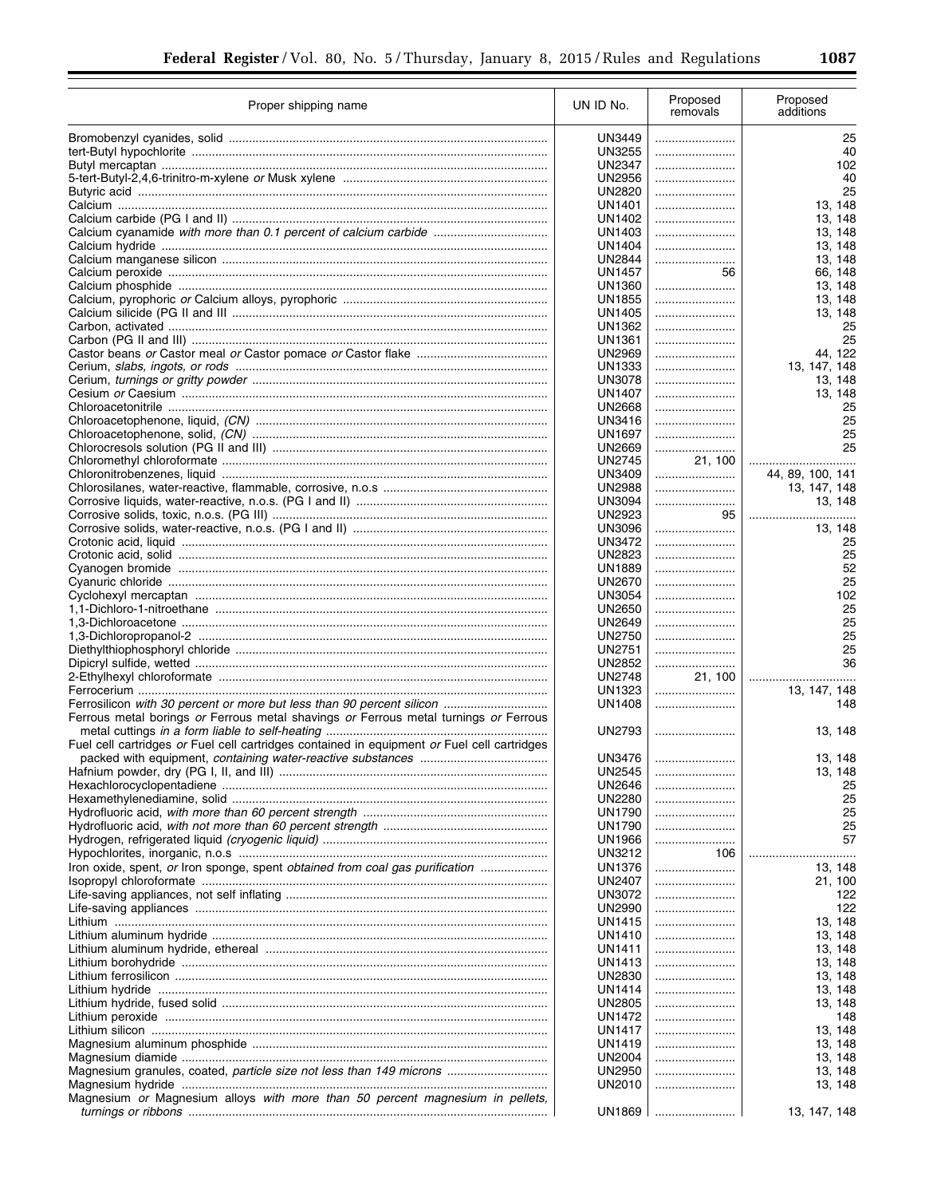| Proper shipping name | UN ID No. | Proposed removals | Proposed additions |
|---|---|---|---|
| Bromobenzyl cyanides, solid | UN3449 | | 25 |
| tert-Butyl hypochlorite | UN3255 | | 40 |
| Butyl mercaptan | UN2347 | | 102 |
| 5-tert-Butyl-2,4,6-trinitro-m-xylene *or* Musk xylene | UN2956 | | 40 |
| Butyric acid | UN2820 | | 25 |
| Calcium | UN1401 | | 13, 148 |
| Calcium carbide (PG I and II) | UN1402 | | 13, 148 |
| Calcium cyanamide *with more than 0.1 percent of calcium carbide* | UN1403 | | 13, 148 |
| Calcium hydride | UN1404 | | 13, 148 |
| Calcium manganese silicon | UN2844 | | 13, 148 |
| Calcium peroxide | UN1457 | 56 | 66, 148 |
| Calcium phosphide | UN1360 | | 13, 148 |
| Calcium, pyrophoric *or* Calcium alloys, pyrophoric | UN1855 | | 13, 148 |
| Calcium silicide (PG II and III | UN1405 | | 13, 148 |
| Carbon, activated | UN1362 | | 25 |
| Carbon (PG II and III) | UN1361 | | 25 |
| Castor beans *or* Castor meal *or* Castor pomace *or* Castor flake | UN2969 | | 44, 122 |
| Cerium, *slabs, ingots, or rods* | UN1333 | | 13, 147, 148 |
| Cerium, *turnings or gritty powder* | UN3078 | | 13, 148 |
| Cesium *or* Caesium | UN1407 | | 13, 148 |
| Chloroacetonitrile | UN2668 | | 25 |
| Chloroacetophenone, liquid, *(CN)* | UN3416 | | 25 |
| Chloroacetophenone, solid, *(CN)* | UN1697 | | 25 |
| Chlorocresols solution (PG II and III) | UN2669 | | 25 |
| Chloromethyl chloroformate | UN2745 | 21, 100 | |
| Chloronitrobenzenes, liquid | UN3409 | | 44, 89, 100, 141 |
| Chlorosilanes, water-reactive, flammable, corrosive, n.o.s | UN2988 | | 13, 147, 148 |
| Corrosive liquids, water-reactive, n.o.s. (PG I and II) | UN3094 | | 13, 148 |
| Corrosive solids, toxic, n.o.s. (PG III) | UN2923 | 95 | |
| Corrosive solids, water-reactive, n.o.s. (PG I and II) | UN3096 | | 13, 148 |
| Crotonic acid, liquid | UN3472 | | 25 |
| Crotonic acid, solid | UN2823 | | 25 |
| Cyanogen bromide | UN1889 | | 52 |
| Cyanuric chloride | UN2670 | | 25 |
| Cyclohexyl mercaptan | UN3054 | | 102 |
| 1,1-Dichloro-1-nitroethane | UN2650 | | 25 |
| 1,3-Dichloroacetone | UN2649 | | 25 |
| 1,3-Dichloropropanol-2 | UN2750 | | 25 |
| Diethylthiophosphoryl chloride | UN2751 | | 25 |
| Dipicryl sulfide, wetted | UN2852 | | 36 |
| 2-Ethylhexyl chloroformate | UN2748 | 21, 100 | |
| Ferrocerium | UN1323 | | 13, 147, 148 |
| Ferrosilicon *with 30 percent or more but less than 90 percent silicon* | UN1408 | | 148 |
| Ferrous metal borings *or* Ferrous metal shavings *or* Ferrous metal turnings *or* Ferrous metal cuttings *in a form liable to self-heating* | UN2793 | | 13, 148 |
| Fuel cell cartridges *or* Fuel cell cartridges contained in equipment *or* Fuel cell cartridges packed with equipment, *containing water-reactive substances* | UN3476 | | 13, 148 |
| Hafnium powder, dry (PG I, II, and III) | UN2545 | | 13, 148 |
| Hexachlorocyclopentadiene | UN2646 | | 25 |
| Hexamethylenediamine, solid | UN2280 | | 25 |
| Hydrofluoric acid, *with more than 60 percent strength* | UN1790 | | 25 |
| Hydrofluoric acid, *with not more than 60 percent strength* | UN1790 | | 25 |
| Hydrogen, refrigerated liquid *(cryogenic liquid)* | UN1966 | | 57 |
| Hypochlorites, inorganic, n.o.s | UN3212 | 106 | |
| Iron oxide, spent, *or* Iron sponge, spent *obtained from coal gas purification* | UN1376 | | 13, 148 |
| Isopropyl chloroformate | UN2407 | | 21, 100 |
| Life-saving appliances, not self inflating | UN3072 | | 122 |
| Life-saving appliances | UN2990 | | 122 |
| Lithium | UN1415 | | 13, 148 |
| Lithium aluminum hydride | UN1410 | | 13, 148 |
| Lithium aluminum hydride, ethereal | UN1411 | | 13, 148 |
| Lithium borohydride | UN1413 | | 13, 148 |
| Lithium ferrosilicon | UN2830 | | 13, 148 |
| Lithium hydride | UN1414 | | 13, 148 |
| Lithium hydride, fused solid | UN2805 | | 13, 148 |
| Lithium peroxide | UN1472 | | 148 |
| Lithium silicon | UN1417 | | 13, 148 |
| Magnesium aluminum phosphide | UN1419 | | 13, 148 |
| Magnesium diamide | UN2004 | | 13, 148 |
| Magnesium granules, coated, *particle size not less than 149 microns* | UN2950 | | 13, 148 |
| Magnesium hydride | UN2010 | | 13, 148 |
| Magnesium *or* Magnesium alloys *with more than 50 percent magnesium in pellets, turnings or ribbons* | UN1869 | | 13, 147, 148 |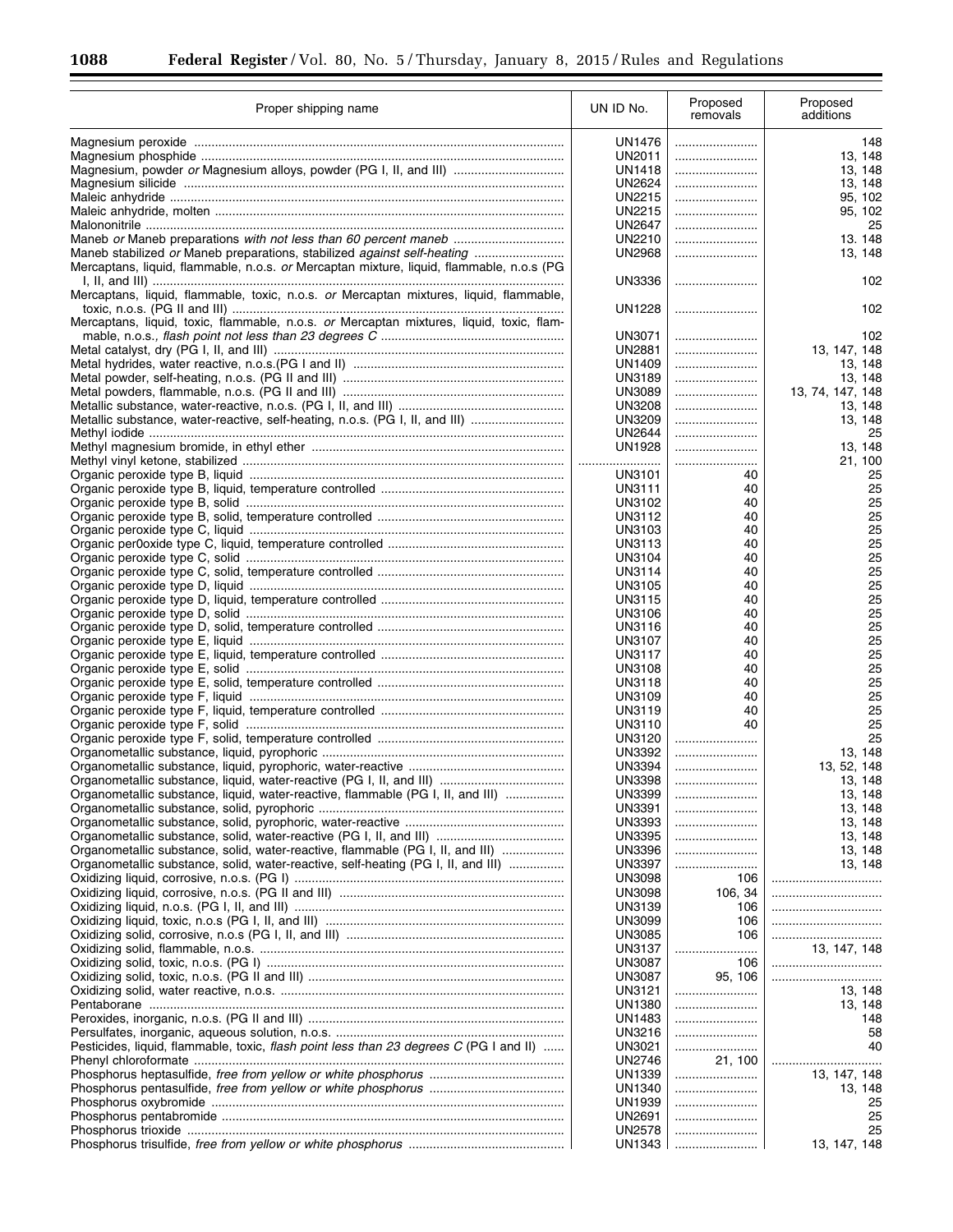| Proper shipping name | UN ID No. | Proposed removals | Proposed additions |
| --- | --- | --- | --- |
| Magnesium peroxide | UN1476 | | 148 |
| Magnesium phosphide | UN2011 | | 13, 148 |
| Magnesium, powder *or* Magnesium alloys, powder (PG I, II, and III) | UN1418 | | 13, 148 |
| Magnesium silicide | UN2624 | | 13, 148 |
| Maleic anhydride | UN2215 | | 95, 102 |
| Maleic anhydride, molten | UN2215 | | 95, 102 |
| Malononitrile | UN2647 | | 25 |
| Maneb *or* Maneb preparations *with not less than 60 percent maneb* | UN2210 | | 13. 148 |
| Maneb stabilized *or* Maneb preparations, stabilized *against self-heating* | UN2968 | | 13, 148 |
| Mercaptans, liquid, flammable, n.o.s. *or* Mercaptan mixture, liquid, flammable, n.o.s (PG I, II, and III) | UN3336 | | 102 |
| Mercaptans, liquid, flammable, toxic, n.o.s. *or* Mercaptan mixtures, liquid, flammable, toxic, n.o.s. (PG II and III) | UN1228 | | 102 |
| Mercaptans, liquid, toxic, flammable, n.o.s. *or* Mercaptan mixtures, liquid, toxic, flammable, n.o.s., *flash point not less than 23 degrees C* | UN3071 | | 102 |
| Metal catalyst, dry (PG I, II, and III) | UN2881 | | 13, 147, 148 |
| Metal hydrides, water reactive, n.o.s.(PG I and II) | UN1409 | | 13, 148 |
| Metal powder, self-heating, n.o.s. (PG II and III) | UN3189 | | 13, 148 |
| Metal powders, flammable, n.o.s. (PG II and III) | UN3089 | | 13, 74, 147, 148 |
| Metallic substance, water-reactive, n.o.s. (PG I, II, and III) | UN3208 | | 13, 148 |
| Metallic substance, water-reactive, self-heating, n.o.s. (PG I, II, and III) | UN3209 | | 13, 148 |
| Methyl iodide | UN2644 | | 25 |
| Methyl magnesium bromide, in ethyl ether | UN1928 | | 13, 148 |
| Methyl vinyl ketone, stabilized | | | 21, 100 |
| Organic peroxide type B, liquid | UN3101 | 40 | 25 |
| Organic peroxide type B, liquid, temperature controlled | UN3111 | 40 | 25 |
| Organic peroxide type B, solid | UN3102 | 40 | 25 |
| Organic peroxide type B, solid, temperature controlled | UN3112 | 40 | 25 |
| Organic peroxide type C, liquid | UN3103 | 40 | 25 |
| Organic per0oxide type C, liquid, temperature controlled | UN3113 | 40 | 25 |
| Organic peroxide type C, solid | UN3104 | 40 | 25 |
| Organic peroxide type C, solid, temperature controlled | UN3114 | 40 | 25 |
| Organic peroxide type D, liquid | UN3105 | 40 | 25 |
| Organic peroxide type D, liquid, temperature controlled | UN3115 | 40 | 25 |
| Organic peroxide type D, solid | UN3106 | 40 | 25 |
| Organic peroxide type D, solid, temperature controlled | UN3116 | 40 | 25 |
| Organic peroxide type E, liquid | UN3107 | 40 | 25 |
| Organic peroxide type E, liquid, temperature controlled | UN3117 | 40 | 25 |
| Organic peroxide type E, solid | UN3108 | 40 | 25 |
| Organic peroxide type E, solid, temperature controlled | UN3118 | 40 | 25 |
| Organic peroxide type F, liquid | UN3109 | 40 | 25 |
| Organic peroxide type F, liquid, temperature controlled | UN3119 | 40 | 25 |
| Organic peroxide type F, solid | UN3110 | 40 | 25 |
| Organic peroxide type F, solid, temperature controlled | UN3120 | | 25 |
| Organometallic substance, liquid, pyrophoric | UN3392 | | 13, 148 |
| Organometallic substance, liquid, pyrophoric, water-reactive | UN3394 | | 13, 52, 148 |
| Organometallic substance, liquid, water-reactive (PG I, II, and III) | UN3398 | | 13, 148 |
| Organometallic substance, liquid, water-reactive, flammable (PG I, II, and III) | UN3399 | | 13, 148 |
| Organometallic substance, solid, pyrophoric | UN3391 | | 13, 148 |
| Organometallic substance, solid, pyrophoric, water-reactive | UN3393 | | 13, 148 |
| Organometallic substance, solid, water-reactive (PG I, II, and III) | UN3395 | | 13, 148 |
| Organometallic substance, solid, water-reactive, flammable (PG I, II, and III) | UN3396 | | 13, 148 |
| Organometallic substance, solid, water-reactive, self-heating (PG I, II, and III) | UN3397 | | 13, 148 |
| Oxidizing liquid, corrosive, n.o.s. (PG I) | UN3098 | 106 | |
| Oxidizing liquid, corrosive, n.o.s. (PG II and III) | UN3098 | 106, 34 | |
| Oxidizing liquid, n.o.s. (PG I, II, and III) | UN3139 | 106 | |
| Oxidizing liquid, toxic, n.o.s (PG I, II, and III) | UN3099 | 106 | |
| Oxidizing solid, corrosive, n.o.s (PG I, II, and III) | UN3085 | 106 | |
| Oxidizing solid, flammable, n.o.s. | UN3137 | | 13, 147, 148 |
| Oxidizing solid, toxic, n.o.s. (PG I) | UN3087 | 106 | |
| Oxidizing solid, toxic, n.o.s. (PG II and III) | UN3087 | 95, 106 | |
| Oxidizing solid, water reactive, n.o.s. | UN3121 | | 13, 148 |
| Pentaborane | UN1380 | | 13, 148 |
| Peroxides, inorganic, n.o.s. (PG II and III) | UN1483 | | 148 |
| Persulfates, inorganic, aqueous solution, n.o.s. | UN3216 | | 58 |
| Pesticides, liquid, flammable, toxic, *flash point less than 23 degrees C* (PG I and II) | UN3021 | | 40 |
| Phenyl chloroformate | UN2746 | 21, 100 | |
| Phosphorus heptasulfide, *free from yellow or white phosphorus* | UN1339 | | 13, 147, 148 |
| Phosphorus pentasulfide, *free from yellow or white phosphorus* | UN1340 | | 13, 148 |
| Phosphorus oxybromide | UN1939 | | 25 |
| Phosphorus pentabromide | UN2691 | | 25 |
| Phosphorus trioxide | UN2578 | | 25 |
| Phosphorus trisulfide, *free from yellow or white phosphorus* | UN1343 | | 13, 147, 148 |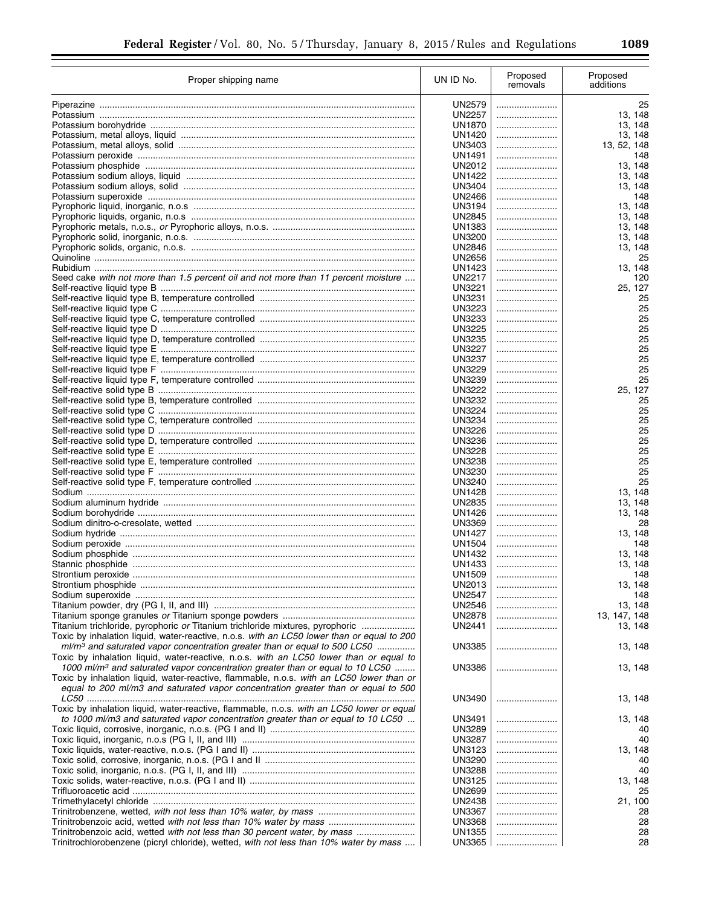| Proper shipping name | UN ID No. | Proposed removals | Proposed additions |
|---|---|---|---|
| Piperazine | UN2579 | | 25 |
| Potassium | UN2257 | | 13, 148 |
| Potassium borohydride | UN1870 | | 13, 148 |
| Potassium, metal alloys, liquid | UN1420 | | 13, 148 |
| Potassium, metal alloys, solid | UN3403 | | 13, 52, 148 |
| Potassium peroxide | UN1491 | | 148 |
| Potassium phosphide | UN2012 | | 13, 148 |
| Potassium sodium alloys, liquid | UN1422 | | 13, 148 |
| Potassium sodium alloys, solid | UN3404 | | 13, 148 |
| Potassium superoxide | UN2466 | | 148 |
| Pyrophoric liquid, inorganic, n.o.s | UN3194 | | 13, 148 |
| Pyrophoric liquids, organic, n.o.s | UN2845 | | 13, 148 |
| Pyrophoric metals, n.o.s., *or* Pyrophoric alloys, n.o.s. | UN1383 | | 13, 148 |
| Pyrophoric solid, inorganic, n.o.s. | UN3200 | | 13, 148 |
| Pyrophoric solids, organic, n.o.s. | UN2846 | | 13, 148 |
| Quinoline | UN2656 | | 25 |
| Rubidium | UN1423 | | 13, 148 |
| Seed cake *with not more than 1.5 percent oil and not more than 11 percent moisture* | UN2217 | | 120 |
| Self-reactive liquid type B | UN3221 | | 25, 127 |
| Self-reactive liquid type B, temperature controlled | UN3231 | | 25 |
| Self-reactive liquid type C | UN3223 | | 25 |
| Self-reactive liquid type C, temperature controlled | UN3233 | | 25 |
| Self-reactive liquid type D | UN3225 | | 25 |
| Self-reactive liquid type D, temperature controlled | UN3235 | | 25 |
| Self-reactive liquid type E | UN3227 | | 25 |
| Self-reactive liquid type E, temperature controlled | UN3237 | | 25 |
| Self-reactive liquid type F | UN3229 | | 25 |
| Self-reactive liquid type F, temperature controlled | UN3239 | | 25 |
| Self-reactive solid type B | UN3222 | | 25, 127 |
| Self-reactive solid type B, temperature controlled | UN3232 | | 25 |
| Self-reactive solid type C | UN3224 | | 25 |
| Self-reactive solid type C, temperature controlled | UN3234 | | 25 |
| Self-reactive solid type D | UN3226 | | 25 |
| Self-reactive solid type D, temperature controlled | UN3236 | | 25 |
| Self-reactive solid type E | UN3228 | | 25 |
| Self-reactive solid type E, temperature controlled | UN3238 | | 25 |
| Self-reactive solid type F | UN3230 | | 25 |
| Self-reactive solid type F, temperature controlled | UN3240 | | 25 |
| Sodium | UN1428 | | 13, 148 |
| Sodium aluminum hydride | UN2835 | | 13, 148 |
| Sodium borohydride | UN1426 | | 13, 148 |
| Sodium dinitro-o-cresolate, wetted | UN3369 | | 28 |
| Sodium hydride | UN1427 | | 13, 148 |
| Sodium peroxide | UN1504 | | 148 |
| Sodium phosphide | UN1432 | | 13, 148 |
| Stannic phosphide | UN1433 | | 13, 148 |
| Strontium peroxide | UN1509 | | 148 |
| Strontium phosphide | UN2013 | | 13, 148 |
| Sodium superoxide | UN2547 | | 148 |
| Titanium powder, dry (PG I, II, and III) | UN2546 | | 13, 148 |
| Titanium sponge granules *or* Titanium sponge powders | UN2878 | | 13, 147, 148 |
| Titanium trichloride, pyrophoric *or* Titanium trichloride mixtures, pyrophoric | UN2441 | | 13, 148 |
| Toxic by inhalation liquid, water-reactive, n.o.s. *with an LC50 lower than or equal to 200 ml/m³ and saturated vapor concentration greater than or equal to 500 LC50* | UN3385 | | 13, 148 |
| Toxic by inhalation liquid, water-reactive, n.o.s. *with an LC50 lower than or equal to 1000 ml/m³ and saturated vapor concentration greater than or equal to 10 LC50* | UN3386 | | 13, 148 |
| Toxic by inhalation liquid, water-reactive, flammable, n.o.s. *with an LC50 lower than or equal to 200 ml/m3 and saturated vapor concentration greater than or equal to 500 LC50* | UN3490 | | 13, 148 |
| Toxic by inhalation liquid, water-reactive, flammable, n.o.s. *with an LC50 lower or equal to 1000 ml/m3 and saturated vapor concentration greater than or equal to 10 LC50* | UN3491 | | 13, 148 |
| Toxic liquid, corrosive, inorganic, n.o.s. (PG I and II) | UN3289 | | 40 |
| Toxic liquid, inorganic, n.o.s (PG I, II, and III) | UN3287 | | 40 |
| Toxic liquids, water-reactive, n.o.s. (PG I and II) | UN3123 | | 13, 148 |
| Toxic solid, corrosive, inorganic, n.o.s. (PG I and II | UN3290 | | 40 |
| Toxic solid, inorganic, n.o.s. (PG I, II, and III) | UN3288 | | 40 |
| Toxic solids, water-reactive, n.o.s. (PG I and II) | UN3125 | | 13, 148 |
| Trifluoroacetic acid | UN2699 | | 25 |
| Trimethylacetyl chloride | UN2438 | | 21, 100 |
| Trinitrobenzene, wetted, *with not less than 10% water, by mass* | UN3367 | | 28 |
| Trinitrobenzoic acid, wetted *with not less than 10% water by mass* | UN3368 | | 28 |
| Trinitrobenzoic acid, wetted *with not less than 30 percent water, by mass* | UN1355 | | 28 |
| Trinitrochlorobenzene (picryl chloride), wetted, *with not less than 10% water by mass* | UN3365 | | 28 |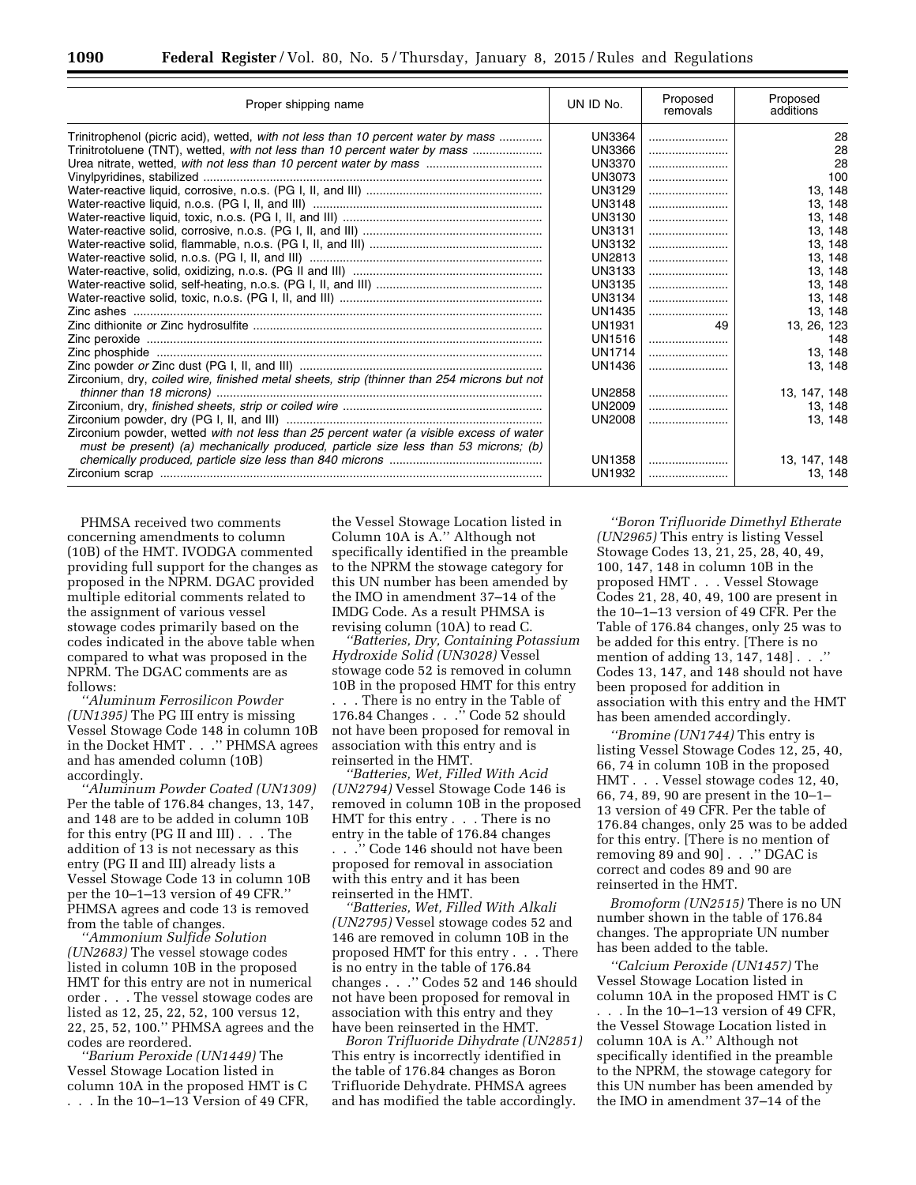| Proper shipping name | UN ID No. | Proposed removals | Proposed additions |
|---|---|---|---|
| Trinitrophenol (picric acid), wetted, *with not less than 10 percent water by mass* | UN3364 | | 28 |
| Trinitrotoluene (TNT), wetted, *with not less than 10 percent water by mass* | UN3366 | | 28 |
| Urea nitrate, wetted, *with not less than 10 percent water by mass* | UN3370 | | 28 |
| Vinylpyridines, stabilized | UN3073 | | 100 |
| Water-reactive liquid, corrosive, n.o.s. (PG I, II, and III) | UN3129 | | 13, 148 |
| Water-reactive liquid, n.o.s. (PG I, II, and III) | UN3148 | | 13, 148 |
| Water-reactive liquid, toxic, n.o.s. (PG I, II, and III) | UN3130 | | 13, 148 |
| Water-reactive solid, corrosive, n.o.s. (PG I, II, and III) | UN3131 | | 13, 148 |
| Water-reactive solid, flammable, n.o.s. (PG I, II, and III) | UN3132 | | 13, 148 |
| Water-reactive solid, n.o.s. (PG I, II, and III) | UN2813 | | 13, 148 |
| Water-reactive, solid, oxidizing, n.o.s. (PG II and III) | UN3133 | | 13, 148 |
| Water-reactive solid, self-heating, n.o.s. (PG I, II, and III) | UN3135 | | 13, 148 |
| Water-reactive solid, toxic, n.o.s. (PG I, II, and III) | UN3134 | | 13, 148 |
| Zinc ashes | UN1435 | | 13, 148 |
| Zinc dithionite *or* Zinc hydrosulfite | UN1931 | 49 | 13, 26, 123 |
| Zinc peroxide | UN1516 | | 148 |
| Zinc phosphide | UN1714 | | 13, 148 |
| Zinc powder *or* Zinc dust (PG I, II, and III) | UN1436 | | 13, 148 |
| Zirconium, dry, *coiled wire, finished metal sheets, strip (thinner than 254 microns but not thinner than 18 microns)* | UN2858 | | 13, 147, 148 |
| Zirconium, dry, *finished sheets, strip or coiled wire* | UN2009 | | 13, 148 |
| Zirconium powder, dry (PG I, II, and III) | UN2008 | | 13, 148 |
| Zirconium powder, wetted *with not less than 25 percent water (a visible excess of water must be present) (a) mechanically produced, particle size less than 53 microns; (b) chemically produced, particle size less than 840 microns* | UN1358 | | 13, 147, 148 |
| Zirconium scrap | UN1932 | | 13, 148 |

PHMSA received two comments concerning amendments to column (10B) of the HMT. IVODGA commented providing full support for the changes as proposed in the NPRM. DGAC provided multiple editorial comments related to the assignment of various vessel stowage codes primarily based on the codes indicated in the above table when compared to what was proposed in the NPRM. The DGAC comments are as follows:

*''Aluminum Ferrosilicon Powder (UN1395)* The PG III entry is missing Vessel Stowage Code 148 in column 10B in the Docket HMT . . .'' PHMSA agrees and has amended column (10B) accordingly.

*''Aluminum Powder Coated (UN1309)* Per the table of 176.84 changes, 13, 147, and 148 are to be added in column 10B for this entry (PG II and III) . . . The addition of 13 is not necessary as this entry (PG II and III) already lists a Vessel Stowage Code 13 in column 10B per the 10–1–13 version of 49 CFR.'' PHMSA agrees and code 13 is removed from the table of changes.

*''Ammonium Sulfide Solution (UN2683)* The vessel stowage codes listed in column 10B in the proposed HMT for this entry are not in numerical order . . . The vessel stowage codes are listed as 12, 25, 22, 52, 100 versus 12, 22, 25, 52, 100.'' PHMSA agrees and the codes are reordered.

*''Barium Peroxide (UN1449)* The Vessel Stowage Location listed in column 10A in the proposed HMT is C . . . In the 10–1–13 Version of 49 CFR, the Vessel Stowage Location listed in Column 10A is A.'' Although not specifically identified in the preamble to the NPRM the stowage category for this UN number has been amended by the IMO in amendment 37–14 of the IMDG Code. As a result PHMSA is revising column (10A) to read C.

*''Batteries, Dry, Containing Potassium Hydroxide Solid (UN3028)* Vessel stowage code 52 is removed in column 10B in the proposed HMT for this entry . . . There is no entry in the Table of 176.84 Changes . . .'' Code 52 should not have been proposed for removal in association with this entry and is reinserted in the HMT.

*''Batteries, Wet, Filled With Acid (UN2794)* Vessel Stowage Code 146 is removed in column 10B in the proposed HMT for this entry . . . There is no entry in the table of 176.84 changes . . .'' Code 146 should not have been proposed for removal in association with this entry and it has been reinserted in the HMT.

*''Batteries, Wet, Filled With Alkali (UN2795)* Vessel stowage codes 52 and 146 are removed in column 10B in the proposed HMT for this entry . . . There is no entry in the table of 176.84 changes . . .'' Codes 52 and 146 should not have been proposed for removal in association with this entry and they have been reinserted in the HMT.

*Boron Trifluoride Dihydrate (UN2851)* This entry is incorrectly identified in the table of 176.84 changes as Boron Trifluoride Dehydrate. PHMSA agrees and has modified the table accordingly.

*''Boron Trifluoride Dimethyl Etherate (UN2965)* This entry is listing Vessel Stowage Codes 13, 21, 25, 28, 40, 49, 100, 147, 148 in column 10B in the proposed HMT . . . Vessel Stowage Codes 21, 28, 40, 49, 100 are present in the 10–1–13 version of 49 CFR. Per the Table of 176.84 changes, only 25 was to be added for this entry. [There is no mention of adding 13, 147, 148] . . .'' Codes 13, 147, and 148 should not have been proposed for addition in association with this entry and the HMT has been amended accordingly.

*''Bromine (UN1744)* This entry is listing Vessel Stowage Codes 12, 25, 40, 66, 74 in column 10B in the proposed HMT . . . Vessel stowage codes 12, 40, 66, 74, 89, 90 are present in the 10–1–13 version of 49 CFR. Per the table of 176.84 changes, only 25 was to be added for this entry. [There is no mention of removing 89 and 90] . . .'' DGAC is correct and codes 89 and 90 are reinserted in the HMT.

*Bromoform (UN2515)* There is no UN number shown in the table of 176.84 changes. The appropriate UN number has been added to the table.

*''Calcium Peroxide (UN1457)* The Vessel Stowage Location listed in column 10A in the proposed HMT is C . . . In the 10–1–13 version of 49 CFR, the Vessel Stowage Location listed in column 10A is A.'' Although not specifically identified in the preamble to the NPRM, the stowage category for this UN number has been amended by the IMO in amendment 37–14 of the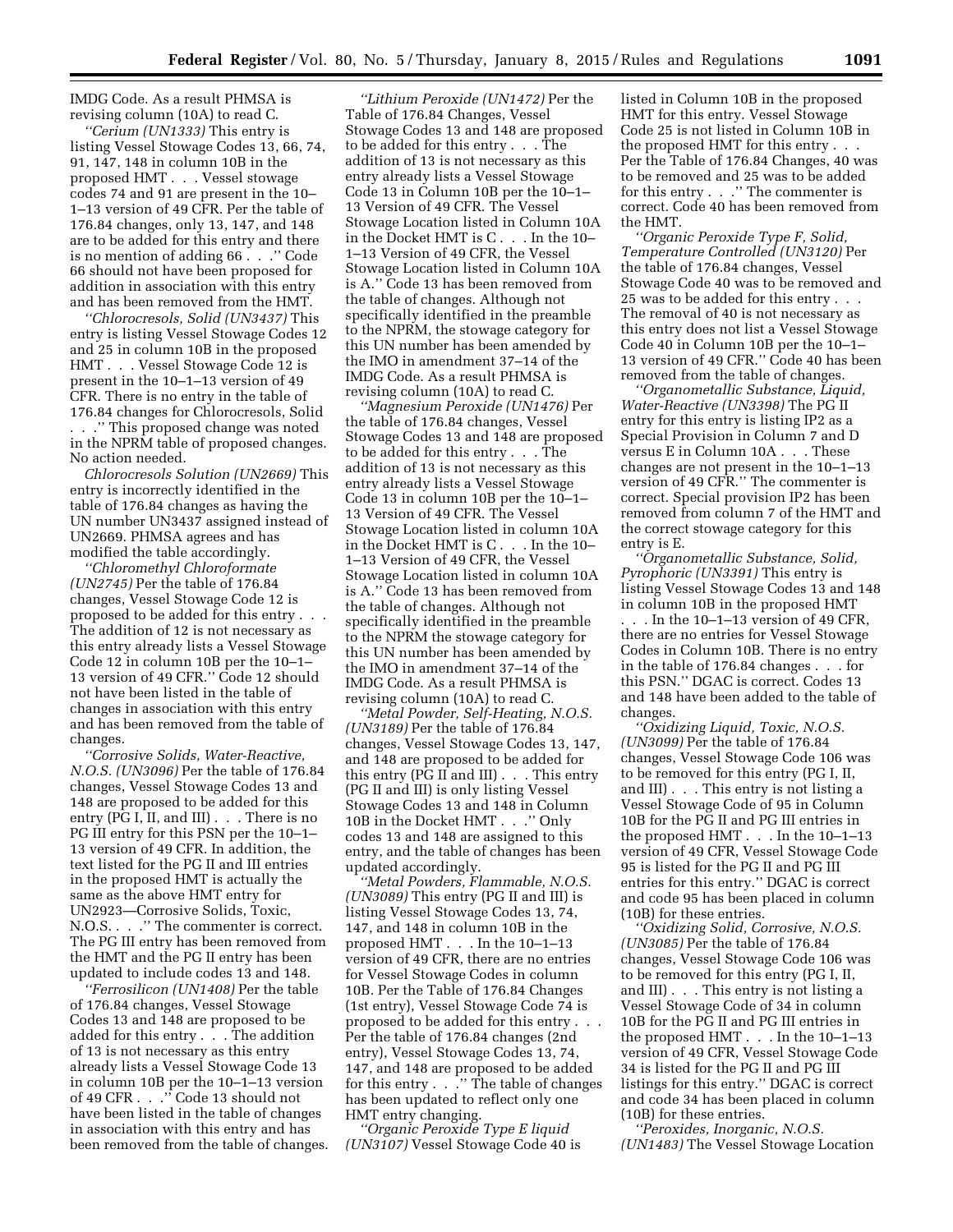IMDG Code. As a result PHMSA is revising column (10A) to read C.

*"Cerium (UN1333)* This entry is listing Vessel Stowage Codes 13, 66, 74, 91, 147, 148 in column 10B in the proposed HMT . . . Vessel stowage codes 74 and 91 are present in the 10–1–13 version of 49 CFR. Per the table of 176.84 changes, only 13, 147, and 148 are to be added for this entry and there is no mention of adding 66 . . ." Code 66 should not have been proposed for addition in association with this entry and has been removed from the HMT.

*"Chlorocresols, Solid (UN3437)* This entry is listing Vessel Stowage Codes 12 and 25 in column 10B in the proposed HMT . . . Vessel Stowage Code 12 is present in the 10–1–13 version of 49 CFR. There is no entry in the table of 176.84 changes for Chlorocresols, Solid . . ." This proposed change was noted in the NPRM table of proposed changes. No action needed.

*Chlorocresols Solution (UN2669)* This entry is incorrectly identified in the table of 176.84 changes as having the UN number UN3437 assigned instead of UN2669. PHMSA agrees and has modified the table accordingly.

*"Chloromethyl Chloroformate (UN2745)* Per the table of 176.84 changes, Vessel Stowage Code 12 is proposed to be added for this entry . . . The addition of 12 is not necessary as this entry already lists a Vessel Stowage Code 12 in column 10B per the 10–1–13 version of 49 CFR." Code 12 should not have been listed in the table of changes in association with this entry and has been removed from the table of changes.

*"Corrosive Solids, Water-Reactive, N.O.S. (UN3096)* Per the table of 176.84 changes, Vessel Stowage Codes 13 and 148 are proposed to be added for this entry (PG I, II, and III) . . . There is no PG III entry for this PSN per the 10–1–13 version of 49 CFR. In addition, the text listed for the PG II and III entries in the proposed HMT is actually the same as the above HMT entry for UN2923—Corrosive Solids, Toxic, N.O.S. . . ." The commenter is correct. The PG III entry has been removed from the HMT and the PG II entry has been updated to include codes 13 and 148.

*"Ferrosilicon (UN1408)* Per the table of 176.84 changes, Vessel Stowage Codes 13 and 148 are proposed to be added for this entry . . . The addition of 13 is not necessary as this entry already lists a Vessel Stowage Code 13 in column 10B per the 10–1–13 version of 49 CFR . . ." Code 13 should not have been listed in the table of changes in association with this entry and has been removed from the table of changes.

*"Lithium Peroxide (UN1472)* Per the Table of 176.84 Changes, Vessel Stowage Codes 13 and 148 are proposed to be added for this entry . . . The addition of 13 is not necessary as this entry already lists a Vessel Stowage Code 13 in Column 10B per the 10–1–13 Version of 49 CFR. The Vessel Stowage Location listed in Column 10A in the Docket HMT is C . . . In the 10–1–13 Version of 49 CFR, the Vessel Stowage Location listed in Column 10A is A." Code 13 has been removed from the table of changes. Although not specifically identified in the preamble to the NPRM, the stowage category for this UN number has been amended by the IMO in amendment 37–14 of the IMDG Code. As a result PHMSA is revising column (10A) to read C.

*"Magnesium Peroxide (UN1476)* Per the table of 176.84 changes, Vessel Stowage Codes 13 and 148 are proposed to be added for this entry . . . The addition of 13 is not necessary as this entry already lists a Vessel Stowage Code 13 in column 10B per the 10–1–13 Version of 49 CFR. The Vessel Stowage Location listed in column 10A in the Docket HMT is C . . . In the 10–1–13 Version of 49 CFR, the Vessel Stowage Location listed in column 10A is A." Code 13 has been removed from the table of changes. Although not specifically identified in the preamble to the NPRM the stowage category for this UN number has been amended by the IMO in amendment 37–14 of the IMDG Code. As a result PHMSA is revising column (10A) to read C.

*"Metal Powder, Self-Heating, N.O.S. (UN3189)* Per the table of 176.84 changes, Vessel Stowage Codes 13, 147, and 148 are proposed to be added for this entry (PG II and III) . . . This entry (PG II and III) is only listing Vessel Stowage Codes 13 and 148 in Column 10B in the Docket HMT . . ." Only codes 13 and 148 are assigned to this entry, and the table of changes has been updated accordingly.

*"Metal Powders, Flammable, N.O.S. (UN3089)* This entry (PG II and III) is listing Vessel Stowage Codes 13, 74, 147, and 148 in column 10B in the proposed HMT . . . In the 10–1–13 version of 49 CFR, there are no entries for Vessel Stowage Codes in column 10B. Per the Table of 176.84 Changes (1st entry), Vessel Stowage Code 74 is proposed to be added for this entry . . . Per the table of 176.84 changes (2nd entry), Vessel Stowage Codes 13, 74, 147, and 148 are proposed to be added for this entry . . ." The table of changes has been updated to reflect only one HMT entry changing.

*"Organic Peroxide Type E liquid (UN3107)* Vessel Stowage Code 40 is listed in Column 10B in the proposed HMT for this entry. Vessel Stowage Code 25 is not listed in Column 10B in the proposed HMT for this entry . . . Per the Table of 176.84 Changes, 40 was to be removed and 25 was to be added for this entry . . ." The commenter is correct. Code 40 has been removed from the HMT.

*"Organic Peroxide Type F, Solid, Temperature Controlled (UN3120)* Per the table of 176.84 changes, Vessel Stowage Code 40 was to be removed and 25 was to be added for this entry . . . The removal of 40 is not necessary as this entry does not list a Vessel Stowage Code 40 in Column 10B per the 10–1–13 version of 49 CFR." Code 40 has been removed from the table of changes.

*"Organometallic Substance, Liquid, Water-Reactive (UN3398)* The PG II entry for this entry is listing IP2 as a Special Provision in Column 7 and D versus E in Column 10A . . . These changes are not present in the 10–1–13 version of 49 CFR." The commenter is correct. Special provision IP2 has been removed from column 7 of the HMT and the correct stowage category for this entry is E.

*"Organometallic Substance, Solid, Pyrophoric (UN3391)* This entry is listing Vessel Stowage Codes 13 and 148 in column 10B in the proposed HMT . . . In the 10–1–13 version of 49 CFR, there are no entries for Vessel Stowage Codes in Column 10B. There is no entry in the table of 176.84 changes . . . for this PSN." DGAC is correct. Codes 13 and 148 have been added to the table of changes.

*"Oxidizing Liquid, Toxic, N.O.S. (UN3099)* Per the table of 176.84 changes, Vessel Stowage Code 106 was to be removed for this entry (PG I, II, and III) . . . This entry is not listing a Vessel Stowage Code of 95 in Column 10B for the PG II and PG III entries in the proposed HMT . . . In the 10–1–13 version of 49 CFR, Vessel Stowage Code 95 is listed for the PG II and PG III entries for this entry." DGAC is correct and code 95 has been placed in column (10B) for these entries.

*"Oxidizing Solid, Corrosive, N.O.S. (UN3085)* Per the table of 176.84 changes, Vessel Stowage Code 106 was to be removed for this entry (PG I, II, and III) . . . This entry is not listing a Vessel Stowage Code of 34 in column 10B for the PG II and PG III entries in the proposed HMT . . . In the 10–1–13 version of 49 CFR, Vessel Stowage Code 34 is listed for the PG II and PG III listings for this entry." DGAC is correct and code 34 has been placed in column (10B) for these entries.

*"Peroxides, Inorganic, N.O.S. (UN1483)* The Vessel Stowage Location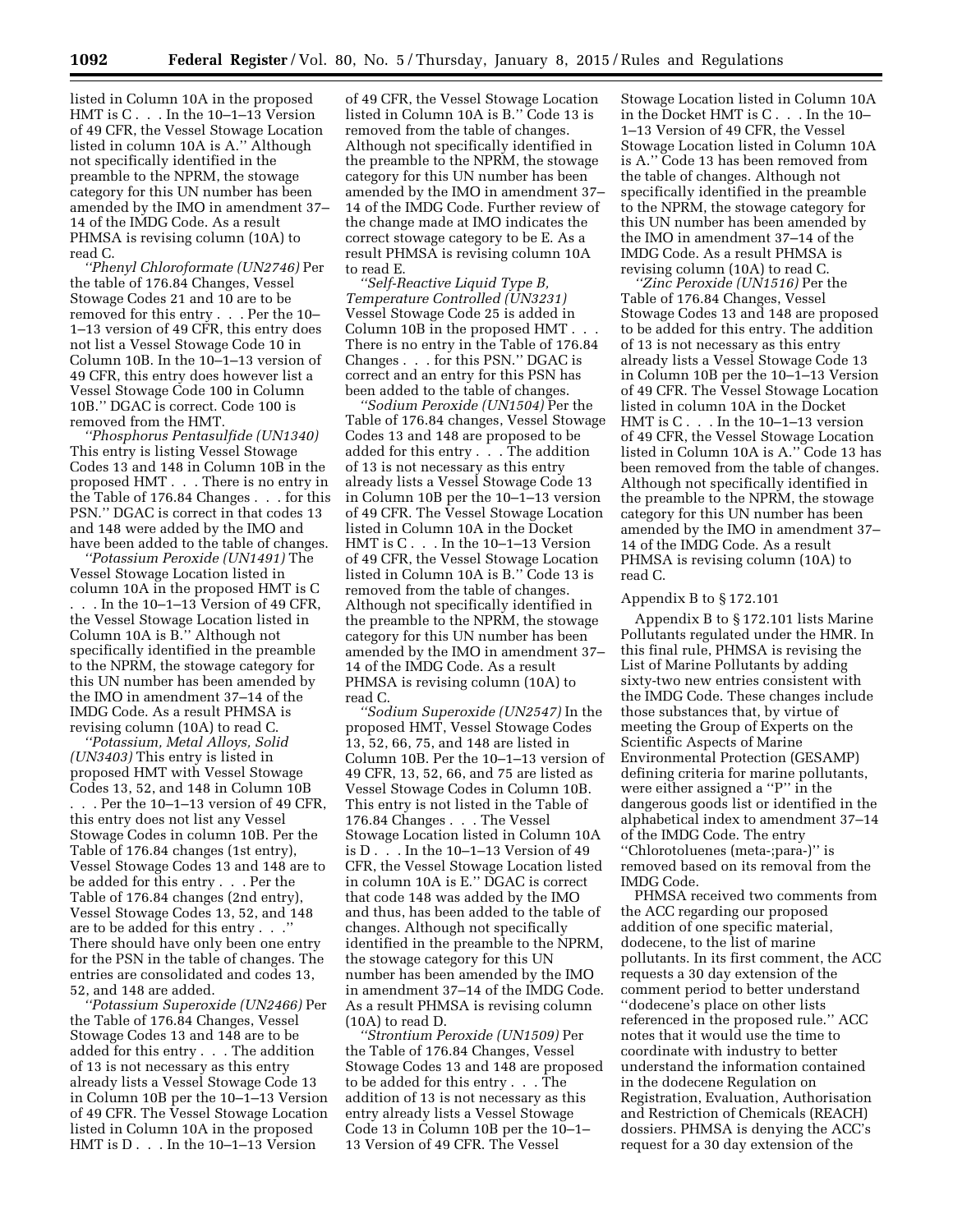listed in Column 10A in the proposed HMT is C . . . In the 10–1–13 Version of 49 CFR, the Vessel Stowage Location listed in column 10A is A.'' Although not specifically identified in the preamble to the NPRM, the stowage category for this UN number has been amended by the IMO in amendment 37–14 of the IMDG Code. As a result PHMSA is revising column (10A) to read C.

*''Phenyl Chloroformate (UN2746)* Per the table of 176.84 Changes, Vessel Stowage Codes 21 and 10 are to be removed for this entry . . . Per the 10–1–13 version of 49 CFR, this entry does not list a Vessel Stowage Code 10 in Column 10B. In the 10–1–13 version of 49 CFR, this entry does however list a Vessel Stowage Code 100 in Column 10B.'' DGAC is correct. Code 100 is removed from the HMT.

*''Phosphorus Pentasulfide (UN1340)* This entry is listing Vessel Stowage Codes 13 and 148 in Column 10B in the proposed HMT . . . There is no entry in the Table of 176.84 Changes . . . for this PSN.'' DGAC is correct in that codes 13 and 148 were added by the IMO and have been added to the table of changes.

*''Potassium Peroxide (UN1491)* The Vessel Stowage Location listed in column 10A in the proposed HMT is C . . . In the 10–1–13 Version of 49 CFR, the Vessel Stowage Location listed in Column 10A is B.'' Although not specifically identified in the preamble to the NPRM, the stowage category for this UN number has been amended by the IMO in amendment 37–14 of the IMDG Code. As a result PHMSA is revising column (10A) to read C.

*''Potassium, Metal Alloys, Solid (UN3403)* This entry is listed in proposed HMT with Vessel Stowage Codes 13, 52, and 148 in Column 10B . . . Per the 10–1–13 version of 49 CFR, this entry does not list any Vessel Stowage Codes in column 10B. Per the Table of 176.84 changes (1st entry), Vessel Stowage Codes 13 and 148 are to be added for this entry . . . Per the Table of 176.84 changes (2nd entry), Vessel Stowage Codes 13, 52, and 148 are to be added for this entry . . .'' There should have only been one entry for the PSN in the table of changes. The entries are consolidated and codes 13, 52, and 148 are added.

*''Potassium Superoxide (UN2466)* Per the Table of 176.84 Changes, Vessel Stowage Codes 13 and 148 are to be added for this entry . . . The addition of 13 is not necessary as this entry already lists a Vessel Stowage Code 13 in Column 10B per the 10–1–13 Version of 49 CFR. The Vessel Stowage Location listed in Column 10A in the proposed HMT is D . . . In the 10–1–13 Version of 49 CFR, the Vessel Stowage Location listed in Column 10A is B.'' Code 13 is removed from the table of changes. Although not specifically identified in the preamble to the NPRM, the stowage category for this UN number has been amended by the IMO in amendment 37–14 of the IMDG Code. Further review of the change made at IMO indicates the correct stowage category to be E. As a result PHMSA is revising column 10A to read E.

*''Self-Reactive Liquid Type B, Temperature Controlled (UN3231)* Vessel Stowage Code 25 is added in Column 10B in the proposed HMT . . . There is no entry in the Table of 176.84 Changes . . . for this PSN.'' DGAC is correct and an entry for this PSN has been added to the table of changes.

*''Sodium Peroxide (UN1504)* Per the Table of 176.84 changes, Vessel Stowage Codes 13 and 148 are proposed to be added for this entry . . . The addition of 13 is not necessary as this entry already lists a Vessel Stowage Code 13 in Column 10B per the 10–1–13 version of 49 CFR. The Vessel Stowage Location listed in Column 10A in the Docket HMT is C . . . In the 10–1–13 Version of 49 CFR, the Vessel Stowage Location listed in Column 10A is B.'' Code 13 is removed from the table of changes. Although not specifically identified in the preamble to the NPRM, the stowage category for this UN number has been amended by the IMO in amendment 37–14 of the IMDG Code. As a result PHMSA is revising column (10A) to read C.

*''Sodium Superoxide (UN2547)* In the proposed HMT, Vessel Stowage Codes 13, 52, 66, 75, and 148 are listed in Column 10B. Per the 10–1–13 version of 49 CFR, 13, 52, 66, and 75 are listed as Vessel Stowage Codes in Column 10B. This entry is not listed in the Table of 176.84 Changes . . . The Vessel Stowage Location listed in Column 10A is D . . . In the 10–1–13 Version of 49 CFR, the Vessel Stowage Location listed in column 10A is E.'' DGAC is correct that code 148 was added by the IMO and thus, has been added to the table of changes. Although not specifically identified in the preamble to the NPRM, the stowage category for this UN number has been amended by the IMO in amendment 37–14 of the IMDG Code. As a result PHMSA is revising column (10A) to read D.

*''Strontium Peroxide (UN1509)* Per the Table of 176.84 Changes, Vessel Stowage Codes 13 and 148 are proposed to be added for this entry . . . The addition of 13 is not necessary as this entry already lists a Vessel Stowage Code 13 in Column 10B per the 10–1–13 Version of 49 CFR. The Vessel Stowage Location listed in Column 10A in the Docket HMT is C . . . In the 10–1–13 Version of 49 CFR, the Vessel Stowage Location listed in Column 10A is A.'' Code 13 has been removed from the table of changes. Although not specifically identified in the preamble to the NPRM, the stowage category for this UN number has been amended by the IMO in amendment 37–14 of the IMDG Code. As a result PHMSA is revising column (10A) to read C.

*''Zinc Peroxide (UN1516)* Per the Table of 176.84 Changes, Vessel Stowage Codes 13 and 148 are proposed to be added for this entry. The addition of 13 is not necessary as this entry already lists a Vessel Stowage Code 13 in Column 10B per the 10–1–13 Version of 49 CFR. The Vessel Stowage Location listed in column 10A in the Docket HMT is C . . . In the 10–1–13 version of 49 CFR, the Vessel Stowage Location listed in Column 10A is A.'' Code 13 has been removed from the table of changes. Although not specifically identified in the preamble to the NPRM, the stowage category for this UN number has been amended by the IMO in amendment 37–14 of the IMDG Code. As a result PHMSA is revising column (10A) to read C.

### Appendix B to § 172.101

Appendix B to § 172.101 lists Marine Pollutants regulated under the HMR. In this final rule, PHMSA is revising the List of Marine Pollutants by adding sixty-two new entries consistent with the IMDG Code. These changes include those substances that, by virtue of meeting the Group of Experts on the Scientific Aspects of Marine Environmental Protection (GESAMP) defining criteria for marine pollutants, were either assigned a ''P'' in the dangerous goods list or identified in the alphabetical index to amendment 37–14 of the IMDG Code. The entry ''Chlorotoluenes (meta-;para-)'' is removed based on its removal from the IMDG Code.

PHMSA received two comments from the ACC regarding our proposed addition of one specific material, dodecene, to the list of marine pollutants. In its first comment, the ACC requests a 30 day extension of the comment period to better understand ''dodecene's place on other lists referenced in the proposed rule.'' ACC notes that it would use the time to coordinate with industry to better understand the information contained in the dodecene Regulation on Registration, Evaluation, Authorisation and Restriction of Chemicals (REACH) dossiers. PHMSA is denying the ACC's request for a 30 day extension of the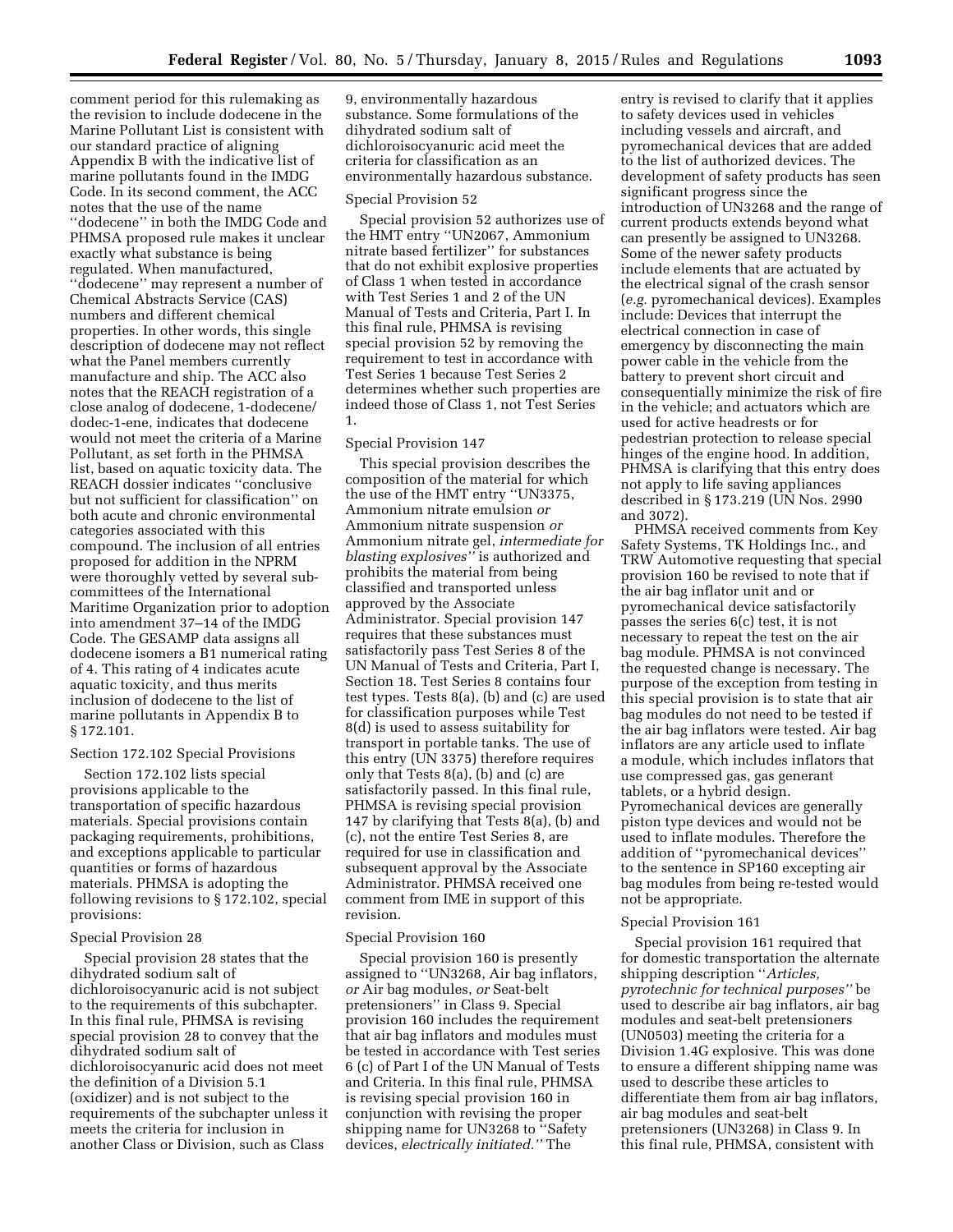comment period for this rulemaking as the revision to include dodecene in the Marine Pollutant List is consistent with our standard practice of aligning Appendix B with the indicative list of marine pollutants found in the IMDG Code. In its second comment, the ACC notes that the use of the name ''dodecene'' in both the IMDG Code and PHMSA proposed rule makes it unclear exactly what substance is being regulated. When manufactured, ''dodecene'' may represent a number of Chemical Abstracts Service (CAS) numbers and different chemical properties. In other words, this single description of dodecene may not reflect what the Panel members currently manufacture and ship. The ACC also notes that the REACH registration of a close analog of dodecene, 1-dodecene/dodec-1-ene, indicates that dodecene would not meet the criteria of a Marine Pollutant, as set forth in the PHMSA list, based on aquatic toxicity data. The REACH dossier indicates ''conclusive but not sufficient for classification'' on both acute and chronic environmental categories associated with this compound. The inclusion of all entries proposed for addition in the NPRM were thoroughly vetted by several sub-committees of the International Maritime Organization prior to adoption into amendment 37–14 of the IMDG Code. The GESAMP data assigns all dodecene isomers a B1 numerical rating of 4. This rating of 4 indicates acute aquatic toxicity, and thus merits inclusion of dodecene to the list of marine pollutants in Appendix B to § 172.101.

Section 172.102 Special Provisions

Section 172.102 lists special provisions applicable to the transportation of specific hazardous materials. Special provisions contain packaging requirements, prohibitions, and exceptions applicable to particular quantities or forms of hazardous materials. PHMSA is adopting the following revisions to § 172.102, special provisions:

Special Provision 28

Special provision 28 states that the dihydrated sodium salt of dichloroisocyanuric acid is not subject to the requirements of this subchapter. In this final rule, PHMSA is revising special provision 28 to convey that the dihydrated sodium salt of dichloroisocyanuric acid does not meet the definition of a Division 5.1 (oxidizer) and is not subject to the requirements of the subchapter unless it meets the criteria for inclusion in another Class or Division, such as Class 9, environmentally hazardous substance. Some formulations of the dihydrated sodium salt of dichloroisocyanuric acid meet the criteria for classification as an environmentally hazardous substance.

Special Provision 52

Special provision 52 authorizes use of the HMT entry ''UN2067, Ammonium nitrate based fertilizer'' for substances that do not exhibit explosive properties of Class 1 when tested in accordance with Test Series 1 and 2 of the UN Manual of Tests and Criteria, Part I. In this final rule, PHMSA is revising special provision 52 by removing the requirement to test in accordance with Test Series 1 because Test Series 2 determines whether such properties are indeed those of Class 1, not Test Series 1.

Special Provision 147

This special provision describes the composition of the material for which the use of the HMT entry ''UN3375, Ammonium nitrate emulsion *or* Ammonium nitrate suspension *or* Ammonium nitrate gel, *intermediate for blasting explosives''* is authorized and prohibits the material from being classified and transported unless approved by the Associate Administrator. Special provision 147 requires that these substances must satisfactorily pass Test Series 8 of the UN Manual of Tests and Criteria, Part I, Section 18. Test Series 8 contains four test types. Tests 8(a), (b) and (c) are used for classification purposes while Test 8(d) is used to assess suitability for transport in portable tanks. The use of this entry (UN 3375) therefore requires only that Tests 8(a), (b) and (c) are satisfactorily passed. In this final rule, PHMSA is revising special provision 147 by clarifying that Tests 8(a), (b) and (c), not the entire Test Series 8, are required for use in classification and subsequent approval by the Associate Administrator. PHMSA received one comment from IME in support of this revision.

Special Provision 160

Special provision 160 is presently assigned to ''UN3268, Air bag inflators, *or* Air bag modules, *or* Seat-belt pretensioners'' in Class 9. Special provision 160 includes the requirement that air bag inflators and modules must be tested in accordance with Test series 6 (c) of Part I of the UN Manual of Tests and Criteria. In this final rule, PHMSA is revising special provision 160 in conjunction with revising the proper shipping name for UN3268 to ''Safety devices, *electrically initiated.''* The entry is revised to clarify that it applies to safety devices used in vehicles including vessels and aircraft, and pyromechanical devices that are added to the list of authorized devices. The development of safety products has seen significant progress since the introduction of UN3268 and the range of current products extends beyond what can presently be assigned to UN3268. Some of the newer safety products include elements that are actuated by the electrical signal of the crash sensor (*e.g.* pyromechanical devices). Examples include: Devices that interrupt the electrical connection in case of emergency by disconnecting the main power cable in the vehicle from the battery to prevent short circuit and consequentially minimize the risk of fire in the vehicle; and actuators which are used for active headrests or for pedestrian protection to release special hinges of the engine hood. In addition, PHMSA is clarifying that this entry does not apply to life saving appliances described in § 173.219 (UN Nos. 2990 and 3072).

PHMSA received comments from Key Safety Systems, TK Holdings Inc., and TRW Automotive requesting that special provision 160 be revised to note that if the air bag inflator unit and or pyromechanical device satisfactorily passes the series 6(c) test, it is not necessary to repeat the test on the air bag module. PHMSA is not convinced the requested change is necessary. The purpose of the exception from testing in this special provision is to state that air bag modules do not need to be tested if the air bag inflators were tested. Air bag inflators are any article used to inflate a module, which includes inflators that use compressed gas, gas generant tablets, or a hybrid design. Pyromechanical devices are generally piston type devices and would not be used to inflate modules. Therefore the addition of ''pyromechanical devices'' to the sentence in SP160 excepting air bag modules from being re-tested would not be appropriate.

Special Provision 161

Special provision 161 required that for domestic transportation the alternate shipping description ''*Articles, pyrotechnic for technical purposes''* be used to describe air bag inflators, air bag modules and seat-belt pretensioners (UN0503) meeting the criteria for a Division 1.4G explosive. This was done to ensure a different shipping name was used to describe these articles to differentiate them from air bag inflators, air bag modules and seat-belt pretensioners (UN3268) in Class 9. In this final rule, PHMSA, consistent with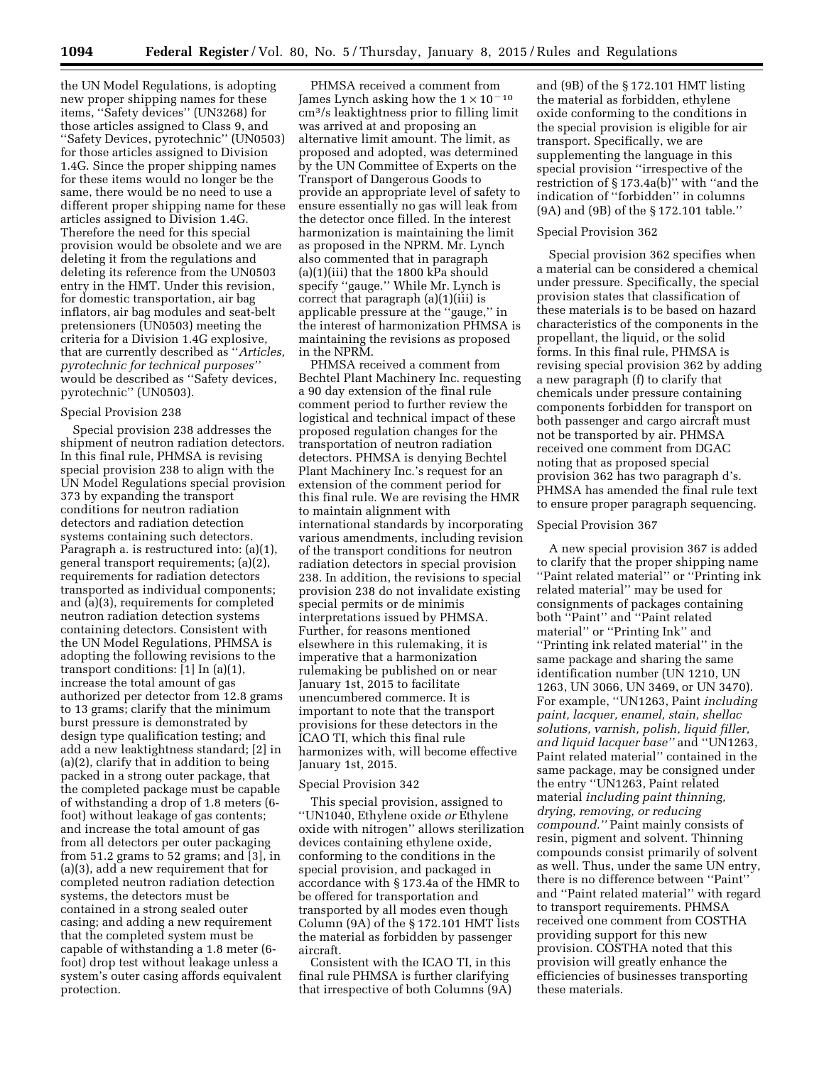the UN Model Regulations, is adopting new proper shipping names for these items, ''Safety devices'' (UN3268) for those articles assigned to Class 9, and ''Safety Devices, pyrotechnic'' (UN0503) for those articles assigned to Division 1.4G. Since the proper shipping names for these items would no longer be the same, there would be no need to use a different proper shipping name for these articles assigned to Division 1.4G. Therefore the need for this special provision would be obsolete and we are deleting it from the regulations and deleting its reference from the UN0503 entry in the HMT. Under this revision, for domestic transportation, air bag inflators, air bag modules and seat-belt pretensioners (UN0503) meeting the criteria for a Division 1.4G explosive, that are currently described as ''*Articles, pyrotechnic for technical purposes''* would be described as ''Safety devices, pyrotechnic'' (UN0503).

Special Provision 238

Special provision 238 addresses the shipment of neutron radiation detectors. In this final rule, PHMSA is revising special provision 238 to align with the UN Model Regulations special provision 373 by expanding the transport conditions for neutron radiation detectors and radiation detection systems containing such detectors. Paragraph a. is restructured into: (a)(1), general transport requirements; (a)(2), requirements for radiation detectors transported as individual components; and (a)(3), requirements for completed neutron radiation detection systems containing detectors. Consistent with the UN Model Regulations, PHMSA is adopting the following revisions to the transport conditions: [1] In (a)(1), increase the total amount of gas authorized per detector from 12.8 grams to 13 grams; clarify that the minimum burst pressure is demonstrated by design type qualification testing; and add a new leaktightness standard; [2] in (a)(2), clarify that in addition to being packed in a strong outer package, that the completed package must be capable of withstanding a drop of 1.8 meters (6-foot) without leakage of gas contents; and increase the total amount of gas from all detectors per outer packaging from 51.2 grams to 52 grams; and [3], in (a)(3), add a new requirement that for completed neutron radiation detection systems, the detectors must be contained in a strong sealed outer casing; and adding a new requirement that the completed system must be capable of withstanding a 1.8 meter (6-foot) drop test without leakage unless a system's outer casing affords equivalent protection.

PHMSA received a comment from James Lynch asking how the $1 \times 10^{-10}$ $cm^3/s$ leaktightness prior to filling limit was arrived at and proposing an alternative limit amount. The limit, as proposed and adopted, was determined by the UN Committee of Experts on the Transport of Dangerous Goods to provide an appropriate level of safety to ensure essentially no gas will leak from the detector once filled. In the interest harmonization is maintaining the limit as proposed in the NPRM. Mr. Lynch also commented that in paragraph (a)(1)(iii) that the 1800 kPa should specify ''gauge.'' While Mr. Lynch is correct that paragraph (a)(1)(iii) is applicable pressure at the ''gauge,'' in the interest of harmonization PHMSA is maintaining the revisions as proposed in the NPRM.

PHMSA received a comment from Bechtel Plant Machinery Inc. requesting a 90 day extension of the final rule comment period to further review the logistical and technical impact of these proposed regulation changes for the transportation of neutron radiation detectors. PHMSA is denying Bechtel Plant Machinery Inc.'s request for an extension of the comment period for this final rule. We are revising the HMR to maintain alignment with international standards by incorporating various amendments, including revision of the transport conditions for neutron radiation detectors in special provision 238. In addition, the revisions to special provision 238 do not invalidate existing special permits or de minimis interpretations issued by PHMSA. Further, for reasons mentioned elsewhere in this rulemaking, it is imperative that a harmonization rulemaking be published on or near January 1st, 2015 to facilitate unencumbered commerce. It is important to note that the transport provisions for these detectors in the ICAO TI, which this final rule harmonizes with, will become effective January 1st, 2015.

Special Provision 342

This special provision, assigned to ''UN1040, Ethylene oxide *or* Ethylene oxide with nitrogen'' allows sterilization devices containing ethylene oxide, conforming to the conditions in the special provision, and packaged in accordance with § 173.4a of the HMR to be offered for transportation and transported by all modes even though Column (9A) of the § 172.101 HMT lists the material as forbidden by passenger aircraft.

Consistent with the ICAO TI, in this final rule PHMSA is further clarifying that irrespective of both Columns (9A) and (9B) of the § 172.101 HMT listing the material as forbidden, ethylene oxide conforming to the conditions in the special provision is eligible for air transport. Specifically, we are supplementing the language in this special provision ''irrespective of the restriction of § 173.4a(b)'' with ''and the indication of ''forbidden'' in columns (9A) and (9B) of the § 172.101 table.''

Special Provision 362

Special provision 362 specifies when a material can be considered a chemical under pressure. Specifically, the special provision states that classification of these materials is to be based on hazard characteristics of the components in the propellant, the liquid, or the solid forms. In this final rule, PHMSA is revising special provision 362 by adding a new paragraph (f) to clarify that chemicals under pressure containing components forbidden for transport on both passenger and cargo aircraft must not be transported by air. PHMSA received one comment from DGAC noting that as proposed special provision 362 has two paragraph d's. PHMSA has amended the final rule text to ensure proper paragraph sequencing.

Special Provision 367

A new special provision 367 is added to clarify that the proper shipping name ''Paint related material'' or ''Printing ink related material'' may be used for consignments of packages containing both ''Paint'' and ''Paint related material'' or ''Printing Ink'' and ''Printing ink related material'' in the same package and sharing the same identification number (UN 1210, UN 1263, UN 3066, UN 3469, or UN 3470). For example, ''UN1263, Paint *including paint, lacquer, enamel, stain, shellac solutions, varnish, polish, liquid filler, and liquid lacquer base''* and ''UN1263, Paint related material'' contained in the same package, may be consigned under the entry ''UN1263, Paint related material *including paint thinning, drying, removing, or reducing compound.''* Paint mainly consists of resin, pigment and solvent. Thinning compounds consist primarily of solvent as well. Thus, under the same UN entry, there is no difference between ''Paint'' and ''Paint related material'' with regard to transport requirements. PHMSA received one comment from COSTHA providing support for this new provision. COSTHA noted that this provision will greatly enhance the efficiencies of businesses transporting these materials.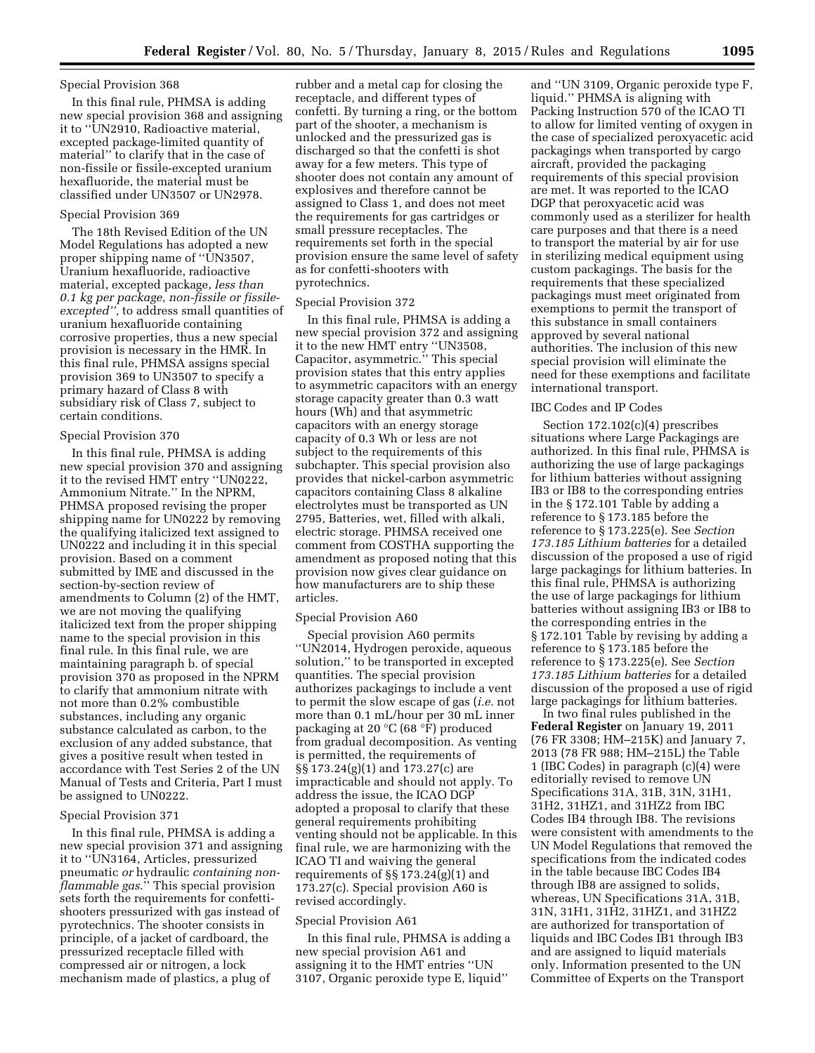Special Provision 368

In this final rule, PHMSA is adding new special provision 368 and assigning it to ''UN2910, Radioactive material, excepted package-limited quantity of material'' to clarify that in the case of non-fissile or fissile-excepted uranium hexafluoride, the material must be classified under UN3507 or UN2978.

Special Provision 369

The 18th Revised Edition of the UN Model Regulations has adopted a new proper shipping name of ''UN3507, Uranium hexafluoride, radioactive material, excepted package, *less than 0.1 kg per package, non-fissile or fissile-excepted'',* to address small quantities of uranium hexafluoride containing corrosive properties, thus a new special provision is necessary in the HMR. In this final rule, PHMSA assigns special provision 369 to UN3507 to specify a primary hazard of Class 8 with subsidiary risk of Class 7, subject to certain conditions.

Special Provision 370

In this final rule, PHMSA is adding new special provision 370 and assigning it to the revised HMT entry ''UN0222, Ammonium Nitrate.'' In the NPRM, PHMSA proposed revising the proper shipping name for UN0222 by removing the qualifying italicized text assigned to UN0222 and including it in this special provision. Based on a comment submitted by IME and discussed in the section-by-section review of amendments to Column (2) of the HMT, we are not moving the qualifying italicized text from the proper shipping name to the special provision in this final rule. In this final rule, we are maintaining paragraph b. of special provision 370 as proposed in the NPRM to clarify that ammonium nitrate with not more than 0.2% combustible substances, including any organic substance calculated as carbon, to the exclusion of any added substance, that gives a positive result when tested in accordance with Test Series 2 of the UN Manual of Tests and Criteria, Part I must be assigned to UN0222.

Special Provision 371

In this final rule, PHMSA is adding a new special provision 371 and assigning it to ''UN3164, Articles, pressurized pneumatic *or* hydraulic *containing non-flammable gas*.'' This special provision sets forth the requirements for confetti-shooters pressurized with gas instead of pyrotechnics. The shooter consists in principle, of a jacket of cardboard, the pressurized receptacle filled with compressed air or nitrogen, a lock mechanism made of plastics, a plug of rubber and a metal cap for closing the receptacle, and different types of confetti. By turning a ring, or the bottom part of the shooter, a mechanism is unlocked and the pressurized gas is discharged so that the confetti is shot away for a few meters. This type of shooter does not contain any amount of explosives and therefore cannot be assigned to Class 1, and does not meet the requirements for gas cartridges or small pressure receptacles. The requirements set forth in the special provision ensure the same level of safety as for confetti-shooters with pyrotechnics.

Special Provision 372

In this final rule, PHMSA is adding a new special provision 372 and assigning it to the new HMT entry ''UN3508, Capacitor, asymmetric.'' This special provision states that this entry applies to asymmetric capacitors with an energy storage capacity greater than 0.3 watt hours (Wh) and that asymmetric capacitors with an energy storage capacity of 0.3 Wh or less are not subject to the requirements of this subchapter. This special provision also provides that nickel-carbon asymmetric capacitors containing Class 8 alkaline electrolytes must be transported as UN 2795, Batteries, wet, filled with alkali, electric storage. PHMSA received one comment from COSTHA supporting the amendment as proposed noting that this provision now gives clear guidance on how manufacturers are to ship these articles.

Special Provision A60

Special provision A60 permits ''UN2014, Hydrogen peroxide, aqueous solution,'' to be transported in excepted quantities. The special provision authorizes packagings to include a vent to permit the slow escape of gas (*i.e.* not more than 0.1 mL/hour per 30 mL inner packaging at 20 °C (68 °F) produced from gradual decomposition. As venting is permitted, the requirements of §§ 173.24(g)(1) and 173.27(c) are impracticable and should not apply. To address the issue, the ICAO DGP adopted a proposal to clarify that these general requirements prohibiting venting should not be applicable. In this final rule, we are harmonizing with the ICAO TI and waiving the general requirements of §§ 173.24(g)(1) and 173.27(c). Special provision A60 is revised accordingly.

Special Provision A61

In this final rule, PHMSA is adding a new special provision A61 and assigning it to the HMT entries ''UN 3107, Organic peroxide type E, liquid'' and ''UN 3109, Organic peroxide type F, liquid.'' PHMSA is aligning with Packing Instruction 570 of the ICAO TI to allow for limited venting of oxygen in the case of specialized peroxyacetic acid packagings when transported by cargo aircraft, provided the packaging requirements of this special provision are met. It was reported to the ICAO DGP that peroxyacetic acid was commonly used as a sterilizer for health care purposes and that there is a need to transport the material by air for use in sterilizing medical equipment using custom packagings. The basis for the requirements that these specialized packagings must meet originated from exemptions to permit the transport of this substance in small containers approved by several national authorities. The inclusion of this new special provision will eliminate the need for these exemptions and facilitate international transport.

IBC Codes and IP Codes

Section 172.102(c)(4) prescribes situations where Large Packagings are authorized. In this final rule, PHMSA is authorizing the use of large packagings for lithium batteries without assigning IB3 or IB8 to the corresponding entries in the § 172.101 Table by adding a reference to § 173.185 before the reference to § 173.225(e). See *Section 173.185 Lithium batteries* for a detailed discussion of the proposed a use of rigid large packagings for lithium batteries. In this final rule, PHMSA is authorizing the use of large packagings for lithium batteries without assigning IB3 or IB8 to the corresponding entries in the § 172.101 Table by revising by adding a reference to § 173.185 before the reference to § 173.225(e). See *Section 173.185 Lithium batteries* for a detailed discussion of the proposed a use of rigid large packagings for lithium batteries.

In two final rules published in the **Federal Register** on January 19, 2011 (76 FR 3308; HM–215K) and January 7, 2013 (78 FR 988; HM–215L) the Table 1 (IBC Codes) in paragraph (c)(4) were editorially revised to remove UN Specifications 31A, 31B, 31N, 31H1, 31H2, 31HZ1, and 31HZ2 from IBC Codes IB4 through IB8. The revisions were consistent with amendments to the UN Model Regulations that removed the specifications from the indicated codes in the table because IBC Codes IB4 through IB8 are assigned to solids, whereas, UN Specifications 31A, 31B, 31N, 31H1, 31H2, 31HZ1, and 31HZ2 are authorized for transportation of liquids and IBC Codes IB1 through IB3 and are assigned to liquid materials only. Information presented to the UN Committee of Experts on the Transport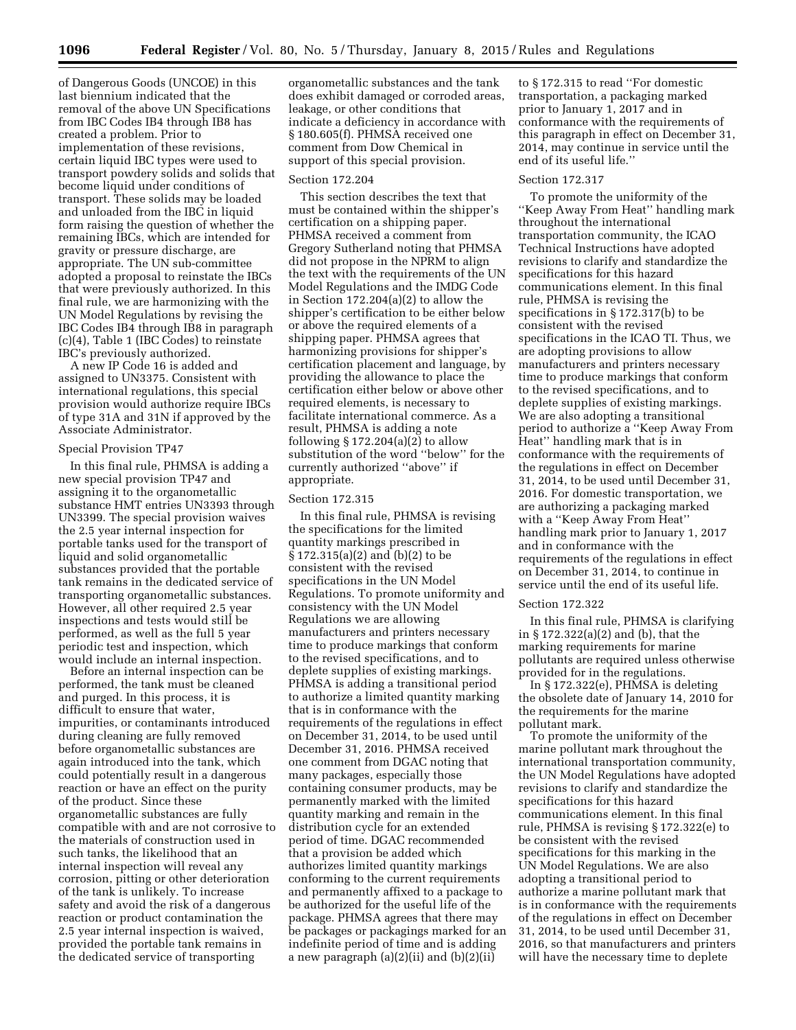of Dangerous Goods (UNCOE) in this last biennium indicated that the removal of the above UN Specifications from IBC Codes IB4 through IB8 has created a problem. Prior to implementation of these revisions, certain liquid IBC types were used to transport powdery solids and solids that become liquid under conditions of transport. These solids may be loaded and unloaded from the IBC in liquid form raising the question of whether the remaining IBCs, which are intended for gravity or pressure discharge, are appropriate. The UN sub-committee adopted a proposal to reinstate the IBCs that were previously authorized. In this final rule, we are harmonizing with the UN Model Regulations by revising the IBC Codes IB4 through IB8 in paragraph (c)(4), Table 1 (IBC Codes) to reinstate IBC's previously authorized.

A new IP Code 16 is added and assigned to UN3375. Consistent with international regulations, this special provision would authorize require IBCs of type 31A and 31N if approved by the Associate Administrator.

Special Provision TP47

In this final rule, PHMSA is adding a new special provision TP47 and assigning it to the organometallic substance HMT entries UN3393 through UN3399. The special provision waives the 2.5 year internal inspection for portable tanks used for the transport of liquid and solid organometallic substances provided that the portable tank remains in the dedicated service of transporting organometallic substances. However, all other required 2.5 year inspections and tests would still be performed, as well as the full 5 year periodic test and inspection, which would include an internal inspection.

Before an internal inspection can be performed, the tank must be cleaned and purged. In this process, it is difficult to ensure that water, impurities, or contaminants introduced during cleaning are fully removed before organometallic substances are again introduced into the tank, which could potentially result in a dangerous reaction or have an effect on the purity of the product. Since these organometallic substances are fully compatible with and are not corrosive to the materials of construction used in such tanks, the likelihood that an internal inspection will reveal any corrosion, pitting or other deterioration of the tank is unlikely. To increase safety and avoid the risk of a dangerous reaction or product contamination the 2.5 year internal inspection is waived, provided the portable tank remains in the dedicated service of transporting organometallic substances and the tank does exhibit damaged or corroded areas, leakage, or other conditions that indicate a deficiency in accordance with § 180.605(f). PHMSA received one comment from Dow Chemical in support of this special provision.

Section 172.204

This section describes the text that must be contained within the shipper's certification on a shipping paper. PHMSA received a comment from Gregory Sutherland noting that PHMSA did not propose in the NPRM to align the text with the requirements of the UN Model Regulations and the IMDG Code in Section 172.204(a)(2) to allow the shipper's certification to be either below or above the required elements of a shipping paper. PHMSA agrees that harmonizing provisions for shipper's certification placement and language, by providing the allowance to place the certification either below or above other required elements, is necessary to facilitate international commerce. As a result, PHMSA is adding a note following § 172.204(a)(2) to allow substitution of the word ''below'' for the currently authorized ''above'' if appropriate.

Section 172.315

In this final rule, PHMSA is revising the specifications for the limited quantity markings prescribed in § 172.315(a)(2) and (b)(2) to be consistent with the revised specifications in the UN Model Regulations. To promote uniformity and consistency with the UN Model Regulations we are allowing manufacturers and printers necessary time to produce markings that conform to the revised specifications, and to deplete supplies of existing markings. PHMSA is adding a transitional period to authorize a limited quantity marking that is in conformance with the requirements of the regulations in effect on December 31, 2014, to be used until December 31, 2016. PHMSA received one comment from DGAC noting that many packages, especially those containing consumer products, may be permanently marked with the limited quantity marking and remain in the distribution cycle for an extended period of time. DGAC recommended that a provision be added which authorizes limited quantity markings conforming to the current requirements and permanently affixed to a package to be authorized for the useful life of the package. PHMSA agrees that there may be packages or packagings marked for an indefinite period of time and is adding a new paragraph (a)(2)(ii) and (b)(2)(ii) to § 172.315 to read ''For domestic transportation, a packaging marked prior to January 1, 2017 and in conformance with the requirements of this paragraph in effect on December 31, 2014, may continue in service until the end of its useful life.''

Section 172.317

To promote the uniformity of the ''Keep Away From Heat'' handling mark throughout the international transportation community, the ICAO Technical Instructions have adopted revisions to clarify and standardize the specifications for this hazard communications element. In this final rule, PHMSA is revising the specifications in § 172.317(b) to be consistent with the revised specifications in the ICAO TI. Thus, we are adopting provisions to allow manufacturers and printers necessary time to produce markings that conform to the revised specifications, and to deplete supplies of existing markings. We are also adopting a transitional period to authorize a ''Keep Away From Heat'' handling mark that is in conformance with the requirements of the regulations in effect on December 31, 2014, to be used until December 31, 2016. For domestic transportation, we are authorizing a packaging marked with a ''Keep Away From Heat'' handling mark prior to January 1, 2017 and in conformance with the requirements of the regulations in effect on December 31, 2014, to continue in service until the end of its useful life.

Section 172.322

In this final rule, PHMSA is clarifying in § 172.322(a)(2) and (b), that the marking requirements for marine pollutants are required unless otherwise provided for in the regulations.

In § 172.322(e), PHMSA is deleting the obsolete date of January 14, 2010 for the requirements for the marine pollutant mark.

To promote the uniformity of the marine pollutant mark throughout the international transportation community, the UN Model Regulations have adopted revisions to clarify and standardize the specifications for this hazard communications element. In this final rule, PHMSA is revising § 172.322(e) to be consistent with the revised specifications for this marking in the UN Model Regulations. We are also adopting a transitional period to authorize a marine pollutant mark that is in conformance with the requirements of the regulations in effect on December 31, 2014, to be used until December 31, 2016, so that manufacturers and printers will have the necessary time to deplete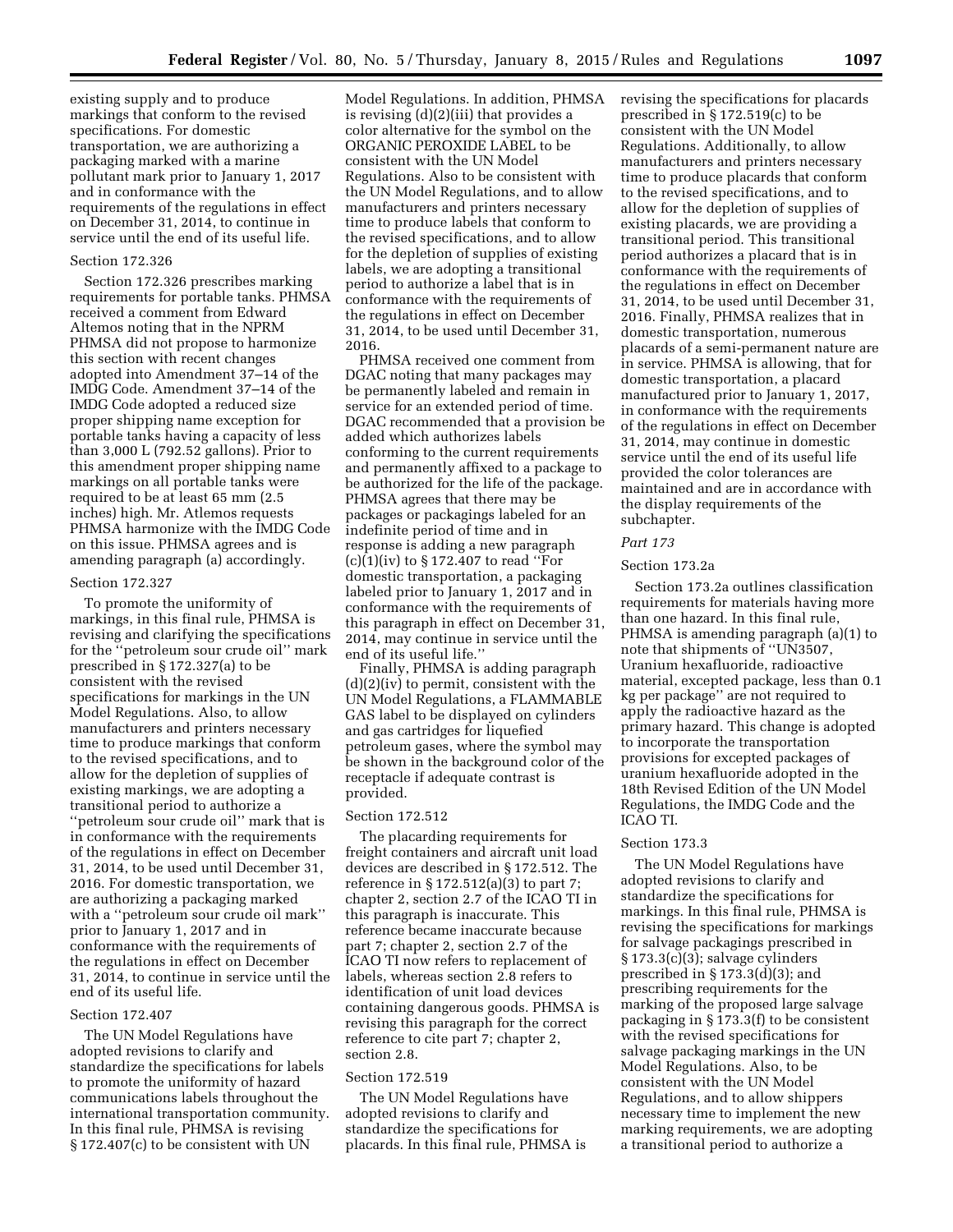existing supply and to produce markings that conform to the revised specifications. For domestic transportation, we are authorizing a packaging marked with a marine pollutant mark prior to January 1, 2017 and in conformance with the requirements of the regulations in effect on December 31, 2014, to continue in service until the end of its useful life.

### Section 172.326

Section 172.326 prescribes marking requirements for portable tanks. PHMSA received a comment from Edward Altemos noting that in the NPRM PHMSA did not propose to harmonize this section with recent changes adopted into Amendment 37–14 of the IMDG Code. Amendment 37–14 of the IMDG Code adopted a reduced size proper shipping name exception for portable tanks having a capacity of less than 3,000 L (792.52 gallons). Prior to this amendment proper shipping name markings on all portable tanks were required to be at least 65 mm (2.5 inches) high. Mr. Atlemos requests PHMSA harmonize with the IMDG Code on this issue. PHMSA agrees and is amending paragraph (a) accordingly.

### Section 172.327

To promote the uniformity of markings, in this final rule, PHMSA is revising and clarifying the specifications for the ''petroleum sour crude oil'' mark prescribed in § 172.327(a) to be consistent with the revised specifications for markings in the UN Model Regulations. Also, to allow manufacturers and printers necessary time to produce markings that conform to the revised specifications, and to allow for the depletion of supplies of existing markings, we are adopting a transitional period to authorize a ''petroleum sour crude oil'' mark that is in conformance with the requirements of the regulations in effect on December 31, 2014, to be used until December 31, 2016. For domestic transportation, we are authorizing a packaging marked with a ''petroleum sour crude oil mark'' prior to January 1, 2017 and in conformance with the requirements of the regulations in effect on December 31, 2014, to continue in service until the end of its useful life.

### Section 172.407

The UN Model Regulations have adopted revisions to clarify and standardize the specifications for labels to promote the uniformity of hazard communications labels throughout the international transportation community. In this final rule, PHMSA is revising § 172.407(c) to be consistent with UN Model Regulations. In addition, PHMSA is revising (d)(2)(iii) that provides a color alternative for the symbol on the ORGANIC PEROXIDE LABEL to be consistent with the UN Model Regulations. Also to be consistent with the UN Model Regulations, and to allow manufacturers and printers necessary time to produce labels that conform to the revised specifications, and to allow for the depletion of supplies of existing labels, we are adopting a transitional period to authorize a label that is in conformance with the requirements of the regulations in effect on December 31, 2014, to be used until December 31, 2016.

PHMSA received one comment from DGAC noting that many packages may be permanently labeled and remain in service for an extended period of time. DGAC recommended that a provision be added which authorizes labels conforming to the current requirements and permanently affixed to a package to be authorized for the life of the package. PHMSA agrees that there may be packages or packagings labeled for an indefinite period of time and in response is adding a new paragraph (c)(1)(iv) to § 172.407 to read ''For domestic transportation, a packaging labeled prior to January 1, 2017 and in conformance with the requirements of this paragraph in effect on December 31, 2014, may continue in service until the end of its useful life.''

Finally, PHMSA is adding paragraph (d)(2)(iv) to permit, consistent with the UN Model Regulations, a FLAMMABLE GAS label to be displayed on cylinders and gas cartridges for liquefied petroleum gases, where the symbol may be shown in the background color of the receptacle if adequate contrast is provided.

### Section 172.512

The placarding requirements for freight containers and aircraft unit load devices are described in § 172.512. The reference in § 172.512(a)(3) to part 7; chapter 2, section 2.7 of the ICAO TI in this paragraph is inaccurate. This reference became inaccurate because part 7; chapter 2, section 2.7 of the ICAO TI now refers to replacement of labels, whereas section 2.8 refers to identification of unit load devices containing dangerous goods. PHMSA is revising this paragraph for the correct reference to cite part 7; chapter 2, section 2.8.

### Section 172.519

The UN Model Regulations have adopted revisions to clarify and standardize the specifications for placards. In this final rule, PHMSA is revising the specifications for placards prescribed in § 172.519(c) to be consistent with the UN Model Regulations. Additionally, to allow manufacturers and printers necessary time to produce placards that conform to the revised specifications, and to allow for the depletion of supplies of existing placards, we are providing a transitional period. This transitional period authorizes a placard that is in conformance with the requirements of the regulations in effect on December 31, 2014, to be used until December 31, 2016. Finally, PHMSA realizes that in domestic transportation, numerous placards of a semi-permanent nature are in service. PHMSA is allowing, that for domestic transportation, a placard manufactured prior to January 1, 2017, in conformance with the requirements of the regulations in effect on December 31, 2014, may continue in domestic service until the end of its useful life provided the color tolerances are maintained and are in accordance with the display requirements of the subchapter.

## *Part 173*

### Section 173.2a

Section 173.2a outlines classification requirements for materials having more than one hazard. In this final rule, PHMSA is amending paragraph (a)(1) to note that shipments of ''UN3507, Uranium hexafluoride, radioactive material, excepted package, less than 0.1 kg per package'' are not required to apply the radioactive hazard as the primary hazard. This change is adopted to incorporate the transportation provisions for excepted packages of uranium hexafluoride adopted in the 18th Revised Edition of the UN Model Regulations, the IMDG Code and the ICAO TI.

### Section 173.3

The UN Model Regulations have adopted revisions to clarify and standardize the specifications for markings. In this final rule, PHMSA is revising the specifications for markings for salvage packagings prescribed in § 173.3(c)(3); salvage cylinders prescribed in § 173.3(d)(3); and prescribing requirements for the marking of the proposed large salvage packaging in § 173.3(f) to be consistent with the revised specifications for salvage packaging markings in the UN Model Regulations. Also, to be consistent with the UN Model Regulations, and to allow shippers necessary time to implement the new marking requirements, we are adopting a transitional period to authorize a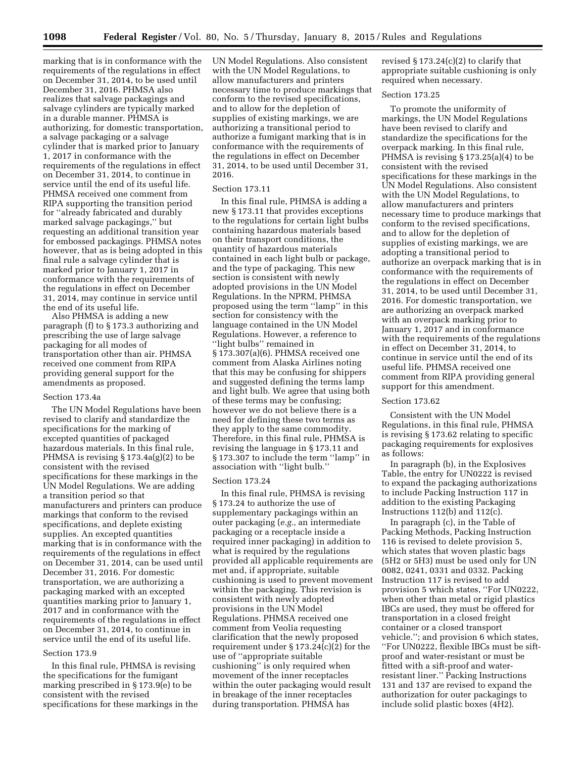marking that is in conformance with the requirements of the regulations in effect on December 31, 2014, to be used until December 31, 2016. PHMSA also realizes that salvage packagings and salvage cylinders are typically marked in a durable manner. PHMSA is authorizing, for domestic transportation, a salvage packaging or a salvage cylinder that is marked prior to January 1, 2017 in conformance with the requirements of the regulations in effect on December 31, 2014, to continue in service until the end of its useful life. PHMSA received one comment from RIPA supporting the transition period for ''already fabricated and durably marked salvage packagings,'' but requesting an additional transition year for embossed packagings. PHMSA notes however, that as is being adopted in this final rule a salvage cylinder that is marked prior to January 1, 2017 in conformance with the requirements of the regulations in effect on December 31, 2014, may continue in service until the end of its useful life.

Also PHMSA is adding a new paragraph (f) to § 173.3 authorizing and prescribing the use of large salvage packaging for all modes of transportation other than air. PHMSA received one comment from RIPA providing general support for the amendments as proposed.

### Section 173.4a

The UN Model Regulations have been revised to clarify and standardize the specifications for the marking of excepted quantities of packaged hazardous materials. In this final rule, PHMSA is revising § 173.4a(g)(2) to be consistent with the revised specifications for these markings in the UN Model Regulations. We are adding a transition period so that manufacturers and printers can produce markings that conform to the revised specifications, and deplete existing supplies. An excepted quantities marking that is in conformance with the requirements of the regulations in effect on December 31, 2014, can be used until December 31, 2016. For domestic transportation, we are authorizing a packaging marked with an excepted quantities marking prior to January 1, 2017 and in conformance with the requirements of the regulations in effect on December 31, 2014, to continue in service until the end of its useful life.

### Section 173.9

In this final rule, PHMSA is revising the specifications for the fumigant marking prescribed in § 173.9(e) to be consistent with the revised specifications for these markings in the UN Model Regulations. Also consistent with the UN Model Regulations, to allow manufacturers and printers necessary time to produce markings that conform to the revised specifications, and to allow for the depletion of supplies of existing markings, we are authorizing a transitional period to authorize a fumigant marking that is in conformance with the requirements of the regulations in effect on December 31, 2014, to be used until December 31, 2016.

### Section 173.11

In this final rule, PHMSA is adding a new § 173.11 that provides exceptions to the regulations for certain light bulbs containing hazardous materials based on their transport conditions, the quantity of hazardous materials contained in each light bulb or package, and the type of packaging. This new section is consistent with newly adopted provisions in the UN Model Regulations. In the NPRM, PHMSA proposed using the term ''lamp'' in this section for consistency with the language contained in the UN Model Regulations. However, a reference to ''light bulbs'' remained in § 173.307(a)(6). PHMSA received one comment from Alaska Airlines noting that this may be confusing for shippers and suggested defining the terms lamp and light bulb. We agree that using both of these terms may be confusing; however we do not believe there is a need for defining these two terms as they apply to the same commodity. Therefore, in this final rule, PHMSA is revising the language in § 173.11 and § 173.307 to include the term ''lamp'' in association with ''light bulb.''

### Section 173.24

In this final rule, PHMSA is revising § 173.24 to authorize the use of supplementary packagings within an outer packaging (*e.g.,* an intermediate packaging or a receptacle inside a required inner packaging) in addition to what is required by the regulations provided all applicable requirements are met and, if appropriate, suitable cushioning is used to prevent movement within the packaging. This revision is consistent with newly adopted provisions in the UN Model Regulations. PHMSA received one comment from Veolia requesting clarification that the newly proposed requirement under § 173.24(c)(2) for the use of ''appropriate suitable cushioning'' is only required when movement of the inner receptacles within the outer packaging would result in breakage of the inner receptacles during transportation. PHMSA has revised § 173.24(c)(2) to clarify that appropriate suitable cushioning is only required when necessary.

### Section 173.25

To promote the uniformity of markings, the UN Model Regulations have been revised to clarify and standardize the specifications for the overpack marking. In this final rule, PHMSA is revising § 173.25(a)(4) to be consistent with the revised specifications for these markings in the UN Model Regulations. Also consistent with the UN Model Regulations, to allow manufacturers and printers necessary time to produce markings that conform to the revised specifications, and to allow for the depletion of supplies of existing markings, we are adopting a transitional period to authorize an overpack marking that is in conformance with the requirements of the regulations in effect on December 31, 2014, to be used until December 31, 2016. For domestic transportation, we are authorizing an overpack marked with an overpack marking prior to January 1, 2017 and in conformance with the requirements of the regulations in effect on December 31, 2014, to continue in service until the end of its useful life. PHMSA received one comment from RIPA providing general support for this amendment.

### Section 173.62

Consistent with the UN Model Regulations, in this final rule, PHMSA is revising § 173.62 relating to specific packaging requirements for explosives as follows:

In paragraph (b), in the Explosives Table, the entry for UN0222 is revised to expand the packaging authorizations to include Packing Instruction 117 in addition to the existing Packaging Instructions 112(b) and 112(c).

In paragraph (c), in the Table of Packing Methods, Packing Instruction 116 is revised to delete provision 5, which states that woven plastic bags (5H2 or 5H3) must be used only for UN 0082, 0241, 0331 and 0332. Packing Instruction 117 is revised to add provision 5 which states, ''For UN0222, when other than metal or rigid plastics IBCs are used, they must be offered for transportation in a closed freight container or a closed transport vehicle.''; and provision 6 which states, ''For UN0222, flexible IBCs must be sift-proof and water-resistant or must be fitted with a sift-proof and water-resistant liner.'' Packing Instructions 131 and 137 are revised to expand the authorization for outer packagings to include solid plastic boxes (4H2).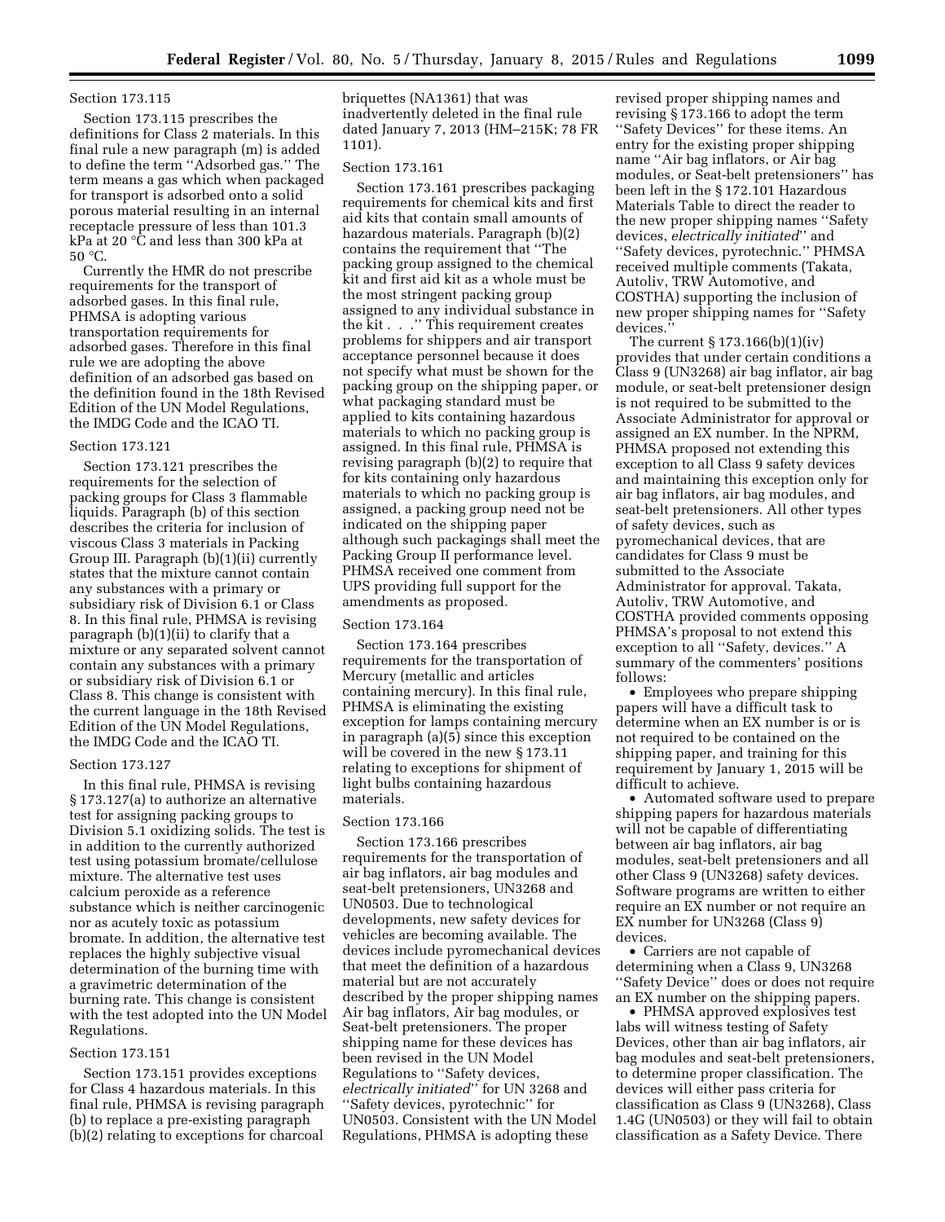### Section 173.115

Section 173.115 prescribes the definitions for Class 2 materials. In this final rule a new paragraph (m) is added to define the term ''Adsorbed gas.'' The term means a gas which when packaged for transport is adsorbed onto a solid porous material resulting in an internal receptacle pressure of less than 101.3 kPa at 20 °C and less than 300 kPa at 50 °C.

Currently the HMR do not prescribe requirements for the transport of adsorbed gases. In this final rule, PHMSA is adopting various transportation requirements for adsorbed gases. Therefore in this final rule we are adopting the above definition of an adsorbed gas based on the definition found in the 18th Revised Edition of the UN Model Regulations, the IMDG Code and the ICAO TI.

### Section 173.121

Section 173.121 prescribes the requirements for the selection of packing groups for Class 3 flammable liquids. Paragraph (b) of this section describes the criteria for inclusion of viscous Class 3 materials in Packing Group III. Paragraph (b)(1)(ii) currently states that the mixture cannot contain any substances with a primary or subsidiary risk of Division 6.1 or Class 8. In this final rule, PHMSA is revising paragraph (b)(1)(ii) to clarify that a mixture or any separated solvent cannot contain any substances with a primary or subsidiary risk of Division 6.1 or Class 8. This change is consistent with the current language in the 18th Revised Edition of the UN Model Regulations, the IMDG Code and the ICAO TI.

### Section 173.127

In this final rule, PHMSA is revising § 173.127(a) to authorize an alternative test for assigning packing groups to Division 5.1 oxidizing solids. The test is in addition to the currently authorized test using potassium bromate/cellulose mixture. The alternative test uses calcium peroxide as a reference substance which is neither carcinogenic nor as acutely toxic as potassium bromate. In addition, the alternative test replaces the highly subjective visual determination of the burning time with a gravimetric determination of the burning rate. This change is consistent with the test adopted into the UN Model Regulations.

### Section 173.151

Section 173.151 provides exceptions for Class 4 hazardous materials. In this final rule, PHMSA is revising paragraph (b) to replace a pre-existing paragraph (b)(2) relating to exceptions for charcoal briquettes (NA1361) that was inadvertently deleted in the final rule dated January 7, 2013 (HM–215K; 78 FR 1101).

### Section 173.161

Section 173.161 prescribes packaging requirements for chemical kits and first aid kits that contain small amounts of hazardous materials. Paragraph (b)(2) contains the requirement that ''The packing group assigned to the chemical kit and first aid kit as a whole must be the most stringent packing group assigned to any individual substance in the kit . . .'' This requirement creates problems for shippers and air transport acceptance personnel because it does not specify what must be shown for the packing group on the shipping paper, or what packaging standard must be applied to kits containing hazardous materials to which no packing group is assigned. In this final rule, PHMSA is revising paragraph (b)(2) to require that for kits containing only hazardous materials to which no packing group is assigned, a packing group need not be indicated on the shipping paper although such packagings shall meet the Packing Group II performance level. PHMSA received one comment from UPS providing full support for the amendments as proposed.

### Section 173.164

Section 173.164 prescribes requirements for the transportation of Mercury (metallic and articles containing mercury). In this final rule, PHMSA is eliminating the existing exception for lamps containing mercury in paragraph (a)(5) since this exception will be covered in the new § 173.11 relating to exceptions for shipment of light bulbs containing hazardous materials.

### Section 173.166

Section 173.166 prescribes requirements for the transportation of air bag inflators, air bag modules and seat-belt pretensioners, UN3268 and UN0503. Due to technological developments, new safety devices for vehicles are becoming available. The devices include pyromechanical devices that meet the definition of a hazardous material but are not accurately described by the proper shipping names Air bag inflators, Air bag modules, or Seat-belt pretensioners. The proper shipping name for these devices has been revised in the UN Model Regulations to ''Safety devices, *electrically initiated*'' for UN 3268 and ''Safety devices, pyrotechnic'' for UN0503. Consistent with the UN Model Regulations, PHMSA is adopting these revised proper shipping names and revising § 173.166 to adopt the term ''Safety Devices'' for these items. An entry for the existing proper shipping name ''Air bag inflators, or Air bag modules, or Seat-belt pretensioners'' has been left in the § 172.101 Hazardous Materials Table to direct the reader to the new proper shipping names ''Safety devices, *electrically initiated*'' and ''Safety devices, pyrotechnic.'' PHMSA received multiple comments (Takata, Autoliv, TRW Automotive, and COSTHA) supporting the inclusion of new proper shipping names for ''Safety devices.''

The current § 173.166(b)(1)(iv) provides that under certain conditions a Class 9 (UN3268) air bag inflator, air bag module, or seat-belt pretensioner design is not required to be submitted to the Associate Administrator for approval or assigned an EX number. In the NPRM, PHMSA proposed not extending this exception to all Class 9 safety devices and maintaining this exception only for air bag inflators, air bag modules, and seat-belt pretensioners. All other types of safety devices, such as pyromechanical devices, that are candidates for Class 9 must be submitted to the Associate Administrator for approval. Takata, Autoliv, TRW Automotive, and COSTHA provided comments opposing PHMSA's proposal to not extend this exception to all ''Safety, devices.'' A summary of the commenters' positions follows:

- Employees who prepare shipping papers will have a difficult task to determine when an EX number is or is not required to be contained on the shipping paper, and training for this requirement by January 1, 2015 will be difficult to achieve.
- Automated software used to prepare shipping papers for hazardous materials will not be capable of differentiating between air bag inflators, air bag modules, seat-belt pretensioners and all other Class 9 (UN3268) safety devices. Software programs are written to either require an EX number or not require an EX number for UN3268 (Class 9) devices.
- Carriers are not capable of determining when a Class 9, UN3268 ''Safety Device'' does or does not require an EX number on the shipping papers.
- PHMSA approved explosives test labs will witness testing of Safety Devices, other than air bag inflators, air bag modules and seat-belt pretensioners, to determine proper classification. The devices will either pass criteria for classification as Class 9 (UN3268), Class 1.4G (UN0503) or they will fail to obtain classification as a Safety Device. There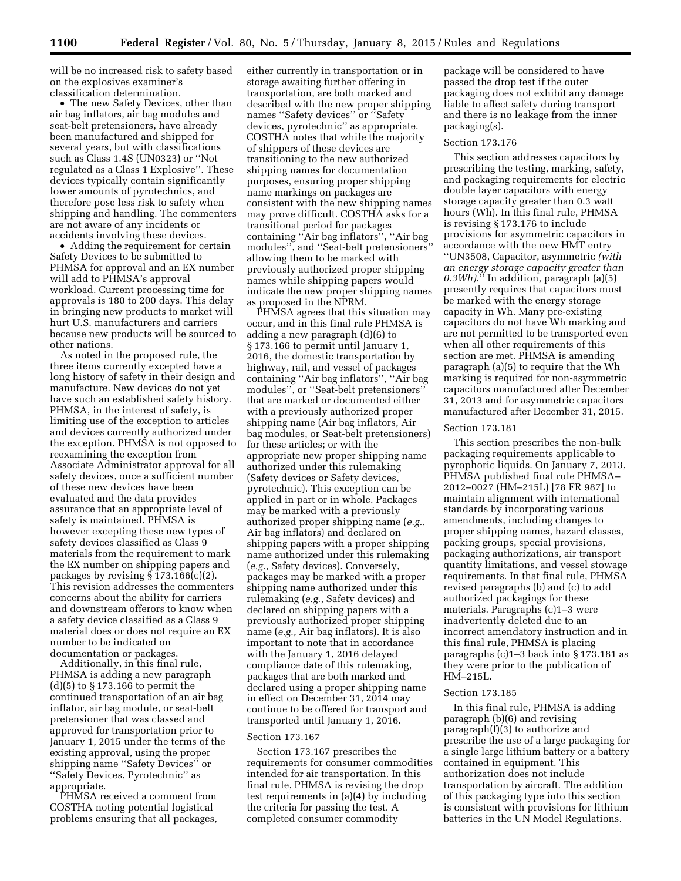will be no increased risk to safety based on the explosives examiner's classification determination.

• The new Safety Devices, other than air bag inflators, air bag modules and seat-belt pretensioners, have already been manufactured and shipped for several years, but with classifications such as Class 1.4S (UN0323) or ''Not regulated as a Class 1 Explosive''. These devices typically contain significantly lower amounts of pyrotechnics, and therefore pose less risk to safety when shipping and handling. The commenters are not aware of any incidents or accidents involving these devices.

• Adding the requirement for certain Safety Devices to be submitted to PHMSA for approval and an EX number will add to PHMSA's approval workload. Current processing time for approvals is 180 to 200 days. This delay in bringing new products to market will hurt U.S. manufacturers and carriers because new products will be sourced to other nations.

As noted in the proposed rule, the three items currently excepted have a long history of safety in their design and manufacture. New devices do not yet have such an established safety history. PHMSA, in the interest of safety, is limiting use of the exception to articles and devices currently authorized under the exception. PHMSA is not opposed to reexamining the exception from Associate Administrator approval for all safety devices, once a sufficient number of these new devices have been evaluated and the data provides assurance that an appropriate level of safety is maintained. PHMSA is however excepting these new types of safety devices classified as Class 9 materials from the requirement to mark the EX number on shipping papers and packages by revising § 173.166(c)(2). This revision addresses the commenters concerns about the ability for carriers and downstream offerors to know when a safety device classified as a Class 9 material does or does not require an EX number to be indicated on documentation or packages.

Additionally, in this final rule, PHMSA is adding a new paragraph (d)(5) to § 173.166 to permit the continued transportation of an air bag inflator, air bag module, or seat-belt pretensioner that was classed and approved for transportation prior to January 1, 2015 under the terms of the existing approval, using the proper shipping name ''Safety Devices'' or ''Safety Devices, Pyrotechnic'' as appropriate.

PHMSA received a comment from COSTHA noting potential logistical problems ensuring that all packages, either currently in transportation or in storage awaiting further offering in transportation, are both marked and described with the new proper shipping names ''Safety devices'' or ''Safety devices, pyrotechnic'' as appropriate. COSTHA notes that while the majority of shippers of these devices are transitioning to the new authorized shipping names for documentation purposes, ensuring proper shipping name markings on packages are consistent with the new shipping names may prove difficult. COSTHA asks for a transitional period for packages containing ''Air bag inflators'', ''Air bag modules'', and ''Seat-belt pretensioners'' allowing them to be marked with previously authorized proper shipping names while shipping papers would indicate the new proper shipping names as proposed in the NPRM.

PHMSA agrees that this situation may occur, and in this final rule PHMSA is adding a new paragraph (d)(6) to § 173.166 to permit until January 1, 2016, the domestic transportation by highway, rail, and vessel of packages containing ''Air bag inflators'', ''Air bag modules'', or ''Seat-belt pretensioners'' that are marked or documented either with a previously authorized proper shipping name (Air bag inflators, Air bag modules, or Seat-belt pretensioners) for these articles; or with the appropriate new proper shipping name authorized under this rulemaking (Safety devices or Safety devices, pyrotechnic). This exception can be applied in part or in whole. Packages may be marked with a previously authorized proper shipping name (*e.g.*, Air bag inflators) and declared on shipping papers with a proper shipping name authorized under this rulemaking (*e.g.*, Safety devices). Conversely, packages may be marked with a proper shipping name authorized under this rulemaking (*e.g.*, Safety devices) and declared on shipping papers with a previously authorized proper shipping name (*e.g.*, Air bag inflators). It is also important to note that in accordance with the January 1, 2016 delayed compliance date of this rulemaking, packages that are both marked and declared using a proper shipping name in effect on December 31, 2014 may continue to be offered for transport and transported until January 1, 2016.

### Section 173.167

Section 173.167 prescribes the requirements for consumer commodities intended for air transportation. In this final rule, PHMSA is revising the drop test requirements in (a)(4) by including the criteria for passing the test. A completed consumer commodity package will be considered to have passed the drop test if the outer packaging does not exhibit any damage liable to affect safety during transport and there is no leakage from the inner packaging(s).

### Section 173.176

This section addresses capacitors by prescribing the testing, marking, safety, and packaging requirements for electric double layer capacitors with energy storage capacity greater than 0.3 watt hours (Wh). In this final rule, PHMSA is revising § 173.176 to include provisions for asymmetric capacitors in accordance with the new HMT entry ''UN3508, Capacitor, asymmetric *(with an energy storage capacity greater than 0.3Wh)*.'' In addition, paragraph (a)(5) presently requires that capacitors must be marked with the energy storage capacity in Wh. Many pre-existing capacitors do not have Wh marking and are not permitted to be transported even when all other requirements of this section are met. PHMSA is amending paragraph (a)(5) to require that the Wh marking is required for non-asymmetric capacitors manufactured after December 31, 2013 and for asymmetric capacitors manufactured after December 31, 2015.

### Section 173.181

This section prescribes the non-bulk packaging requirements applicable to pyrophoric liquids. On January 7, 2013, PHMSA published final rule PHMSA–2012–0027 (HM–215L) [78 FR 987] to maintain alignment with international standards by incorporating various amendments, including changes to proper shipping names, hazard classes, packing groups, special provisions, packaging authorizations, air transport quantity limitations, and vessel stowage requirements. In that final rule, PHMSA revised paragraphs (b) and (c) to add authorized packagings for these materials. Paragraphs (c)1–3 were inadvertently deleted due to an incorrect amendatory instruction and in this final rule, PHMSA is placing paragraphs (c)1–3 back into § 173.181 as they were prior to the publication of HM–215L.

### Section 173.185

In this final rule, PHMSA is adding paragraph (b)(6) and revising paragraph(f)(3) to authorize and prescribe the use of a large packaging for a single large lithium battery or a battery contained in equipment. This authorization does not include transportation by aircraft. The addition of this packaging type into this section is consistent with provisions for lithium batteries in the UN Model Regulations.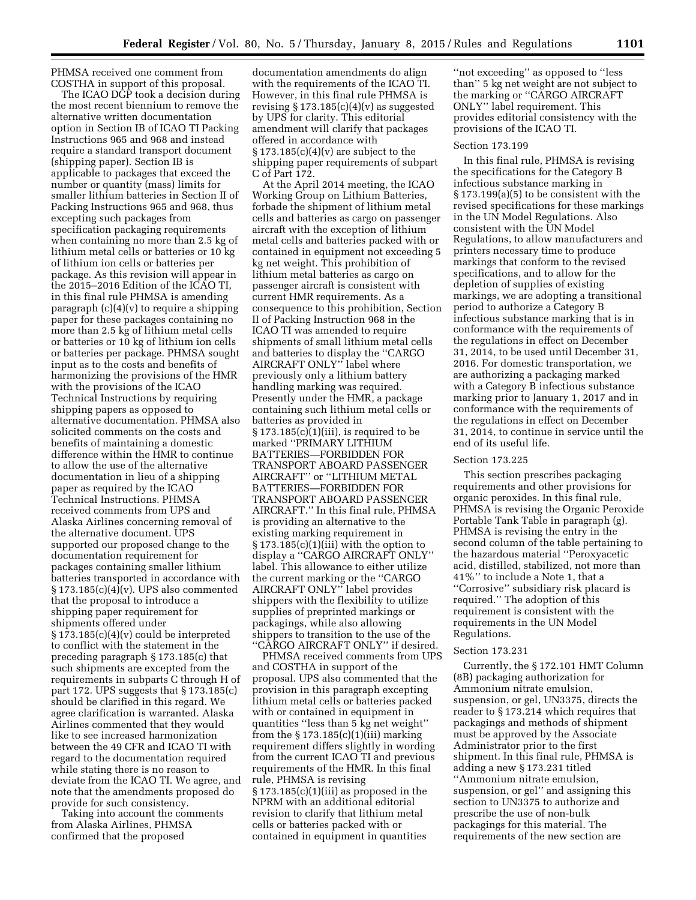PHMSA received one comment from COSTHA in support of this proposal.

The ICAO DGP took a decision during the most recent biennium to remove the alternative written documentation option in Section IB of ICAO TI Packing Instructions 965 and 968 and instead require a standard transport document (shipping paper). Section IB is applicable to packages that exceed the number or quantity (mass) limits for smaller lithium batteries in Section II of Packing Instructions 965 and 968, thus excepting such packages from specification packaging requirements when containing no more than 2.5 kg of lithium metal cells or batteries or 10 kg of lithium ion cells or batteries per package. As this revision will appear in the 2015–2016 Edition of the ICAO TI, in this final rule PHMSA is amending paragraph (c)(4)(v) to require a shipping paper for these packages containing no more than 2.5 kg of lithium metal cells or batteries or 10 kg of lithium ion cells or batteries per package. PHMSA sought input as to the costs and benefits of harmonizing the provisions of the HMR with the provisions of the ICAO Technical Instructions by requiring shipping papers as opposed to alternative documentation. PHMSA also solicited comments on the costs and benefits of maintaining a domestic difference within the HMR to continue to allow the use of the alternative documentation in lieu of a shipping paper as required by the ICAO Technical Instructions. PHMSA received comments from UPS and Alaska Airlines concerning removal of the alternative document. UPS supported our proposed change to the documentation requirement for packages containing smaller lithium batteries transported in accordance with § 173.185(c)(4)(v). UPS also commented that the proposal to introduce a shipping paper requirement for shipments offered under § 173.185(c)(4)(v) could be interpreted to conflict with the statement in the preceding paragraph § 173.185(c) that such shipments are excepted from the requirements in subparts C through H of part 172. UPS suggests that § 173.185(c) should be clarified in this regard. We agree clarification is warranted. Alaska Airlines commented that they would like to see increased harmonization between the 49 CFR and ICAO TI with regard to the documentation required while stating there is no reason to deviate from the ICAO TI. We agree, and note that the amendments proposed do provide for such consistency.

Taking into account the comments from Alaska Airlines, PHMSA confirmed that the proposed documentation amendments do align with the requirements of the ICAO TI. However, in this final rule PHMSA is revising § 173.185(c)(4)(v) as suggested by UPS for clarity. This editorial amendment will clarify that packages offered in accordance with § 173.185(c)(4)(v) are subject to the shipping paper requirements of subpart C of Part 172.

At the April 2014 meeting, the ICAO Working Group on Lithium Batteries, forbade the shipment of lithium metal cells and batteries as cargo on passenger aircraft with the exception of lithium metal cells and batteries packed with or contained in equipment not exceeding 5 kg net weight. This prohibition of lithium metal batteries as cargo on passenger aircraft is consistent with current HMR requirements. As a consequence to this prohibition, Section II of Packing Instruction 968 in the ICAO TI was amended to require shipments of small lithium metal cells and batteries to display the ''CARGO AIRCRAFT ONLY'' label where previously only a lithium battery handling marking was required. Presently under the HMR, a package containing such lithium metal cells or batteries as provided in § 173.185(c)(1)(iii), is required to be marked ''PRIMARY LITHIUM BATTERIES—FORBIDDEN FOR TRANSPORT ABOARD PASSENGER AIRCRAFT'' or ''LITHIUM METAL BATTERIES—FORBIDDEN FOR TRANSPORT ABOARD PASSENGER AIRCRAFT.'' In this final rule, PHMSA is providing an alternative to the existing marking requirement in § 173.185(c)(1)(iii) with the option to display a ''CARGO AIRCRAFT ONLY'' label. This allowance to either utilize the current marking or the ''CARGO AIRCRAFT ONLY'' label provides shippers with the flexibility to utilize supplies of preprinted markings or packagings, while also allowing shippers to transition to the use of the ''CARGO AIRCRAFT ONLY'' if desired.

PHMSA received comments from UPS and COSTHA in support of the proposal. UPS also commented that the provision in this paragraph excepting lithium metal cells or batteries packed with or contained in equipment in quantities ''less than 5 kg net weight'' from the § 173.185(c)(1)(iii) marking requirement differs slightly in wording from the current ICAO TI and previous requirements of the HMR. In this final rule, PHMSA is revising § 173.185(c)(1)(iii) as proposed in the NPRM with an additional editorial revision to clarify that lithium metal cells or batteries packed with or contained in equipment in quantities ''not exceeding'' as opposed to ''less than'' 5 kg net weight are not subject to the marking or ''CARGO AIRCRAFT ONLY'' label requirement. This provides editorial consistency with the provisions of the ICAO TI.

Section 173.199

In this final rule, PHMSA is revising the specifications for the Category B infectious substance marking in § 173.199(a)(5) to be consistent with the revised specifications for these markings in the UN Model Regulations. Also consistent with the UN Model Regulations, to allow manufacturers and printers necessary time to produce markings that conform to the revised specifications, and to allow for the depletion of supplies of existing markings, we are adopting a transitional period to authorize a Category B infectious substance marking that is in conformance with the requirements of the regulations in effect on December 31, 2014, to be used until December 31, 2016. For domestic transportation, we are authorizing a packaging marked with a Category B infectious substance marking prior to January 1, 2017 and in conformance with the requirements of the regulations in effect on December 31, 2014, to continue in service until the end of its useful life.

Section 173.225

This section prescribes packaging requirements and other provisions for organic peroxides. In this final rule, PHMSA is revising the Organic Peroxide Portable Tank Table in paragraph (g). PHMSA is revising the entry in the second column of the table pertaining to the hazardous material ''Peroxyacetic acid, distilled, stabilized, not more than 41%'' to include a Note 1, that a ''Corrosive'' subsidiary risk placard is required.'' The adoption of this requirement is consistent with the requirements in the UN Model Regulations.

Section 173.231

Currently, the § 172.101 HMT Column (8B) packaging authorization for Ammonium nitrate emulsion, suspension, or gel, UN3375, directs the reader to § 173.214 which requires that packagings and methods of shipment must be approved by the Associate Administrator prior to the first shipment. In this final rule, PHMSA is adding a new § 173.231 titled ''Ammonium nitrate emulsion, suspension, or gel'' and assigning this section to UN3375 to authorize and prescribe the use of non-bulk packagings for this material. The requirements of the new section are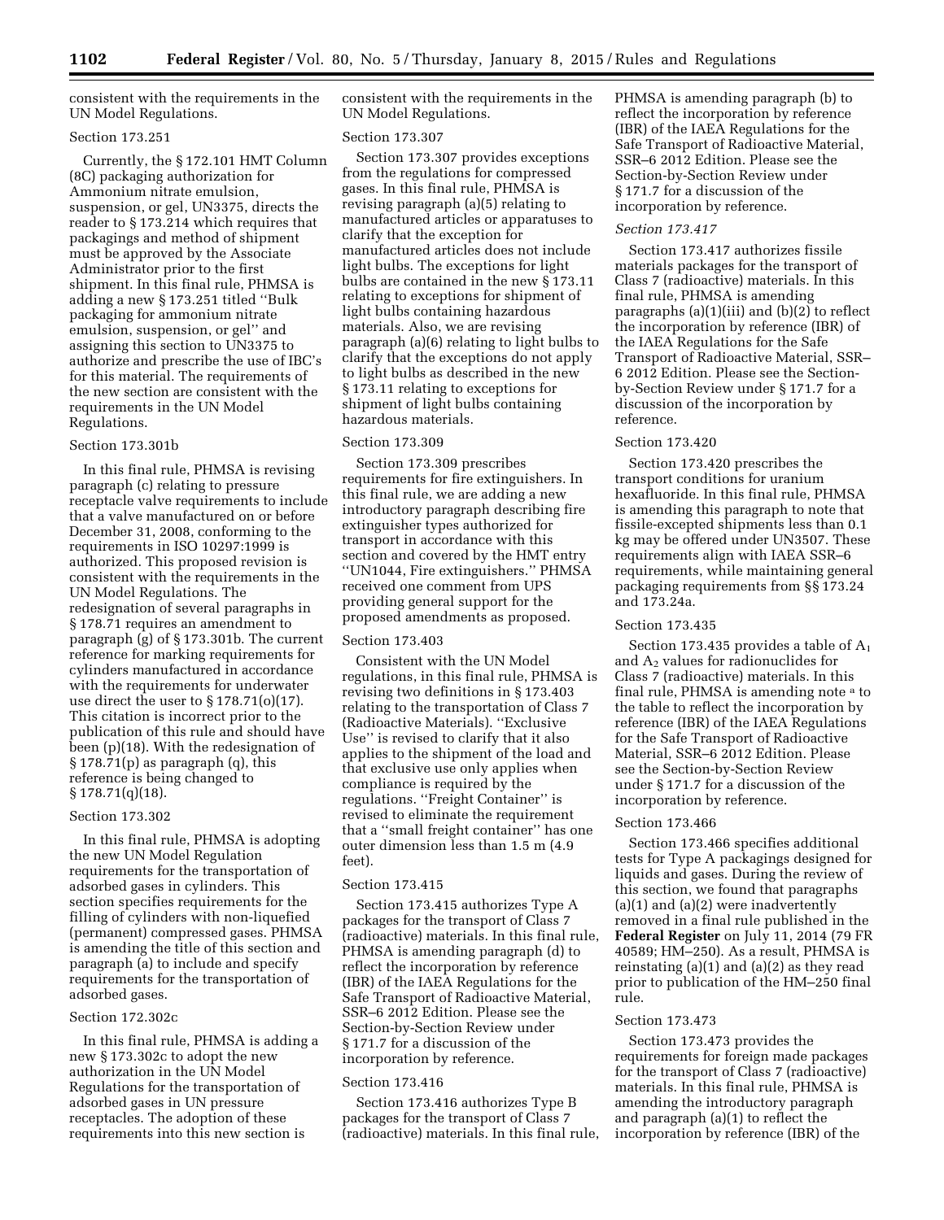consistent with the requirements in the UN Model Regulations.

Section 173.251

Currently, the § 172.101 HMT Column (8C) packaging authorization for Ammonium nitrate emulsion, suspension, or gel, UN3375, directs the reader to § 173.214 which requires that packagings and method of shipment must be approved by the Associate Administrator prior to the first shipment. In this final rule, PHMSA is adding a new § 173.251 titled ''Bulk packaging for ammonium nitrate emulsion, suspension, or gel'' and assigning this section to UN3375 to authorize and prescribe the use of IBC's for this material. The requirements of the new section are consistent with the requirements in the UN Model Regulations.

Section 173.301b

In this final rule, PHMSA is revising paragraph (c) relating to pressure receptacle valve requirements to include that a valve manufactured on or before December 31, 2008, conforming to the requirements in ISO 10297:1999 is authorized. This proposed revision is consistent with the requirements in the UN Model Regulations. The redesignation of several paragraphs in § 178.71 requires an amendment to paragraph (g) of § 173.301b. The current reference for marking requirements for cylinders manufactured in accordance with the requirements for underwater use direct the user to § 178.71(o)(17). This citation is incorrect prior to the publication of this rule and should have been (p)(18). With the redesignation of § 178.71(p) as paragraph (q), this reference is being changed to § 178.71(q)(18).

Section 173.302

In this final rule, PHMSA is adopting the new UN Model Regulation requirements for the transportation of adsorbed gases in cylinders. This section specifies requirements for the filling of cylinders with non-liquefied (permanent) compressed gases. PHMSA is amending the title of this section and paragraph (a) to include and specify requirements for the transportation of adsorbed gases.

Section 172.302c

In this final rule, PHMSA is adding a new § 173.302c to adopt the new authorization in the UN Model Regulations for the transportation of adsorbed gases in UN pressure receptacles. The adoption of these requirements into this new section is consistent with the requirements in the UN Model Regulations.

Section 173.307

Section 173.307 provides exceptions from the regulations for compressed gases. In this final rule, PHMSA is revising paragraph (a)(5) relating to manufactured articles or apparatuses to clarify that the exception for manufactured articles does not include light bulbs. The exceptions for light bulbs are contained in the new § 173.11 relating to exceptions for shipment of light bulbs containing hazardous materials. Also, we are revising paragraph (a)(6) relating to light bulbs to clarify that the exceptions do not apply to light bulbs as described in the new § 173.11 relating to exceptions for shipment of light bulbs containing hazardous materials.

Section 173.309

Section 173.309 prescribes requirements for fire extinguishers. In this final rule, we are adding a new introductory paragraph describing fire extinguisher types authorized for transport in accordance with this section and covered by the HMT entry ''UN1044, Fire extinguishers.'' PHMSA received one comment from UPS providing general support for the proposed amendments as proposed.

Section 173.403

Consistent with the UN Model regulations, in this final rule, PHMSA is revising two definitions in § 173.403 relating to the transportation of Class 7 (Radioactive Materials). ''Exclusive Use'' is revised to clarify that it also applies to the shipment of the load and that exclusive use only applies when compliance is required by the regulations. ''Freight Container'' is revised to eliminate the requirement that a ''small freight container'' has one outer dimension less than 1.5 m (4.9 feet).

Section 173.415

Section 173.415 authorizes Type A packages for the transport of Class 7 (radioactive) materials. In this final rule, PHMSA is amending paragraph (d) to reflect the incorporation by reference (IBR) of the IAEA Regulations for the Safe Transport of Radioactive Material, SSR–6 2012 Edition. Please see the Section-by-Section Review under § 171.7 for a discussion of the incorporation by reference.

Section 173.416

Section 173.416 authorizes Type B packages for the transport of Class 7 (radioactive) materials. In this final rule, PHMSA is amending paragraph (b) to reflect the incorporation by reference (IBR) of the IAEA Regulations for the Safe Transport of Radioactive Material, SSR–6 2012 Edition. Please see the Section-by-Section Review under § 171.7 for a discussion of the incorporation by reference.

*Section 173.417*

Section 173.417 authorizes fissile materials packages for the transport of Class 7 (radioactive) materials. In this final rule, PHMSA is amending paragraphs (a)(1)(iii) and (b)(2) to reflect the incorporation by reference (IBR) of the IAEA Regulations for the Safe Transport of Radioactive Material, SSR–6 2012 Edition. Please see the Section-by-Section Review under § 171.7 for a discussion of the incorporation by reference.

Section 173.420

Section 173.420 prescribes the transport conditions for uranium hexafluoride. In this final rule, PHMSA is amending this paragraph to note that fissile-excepted shipments less than 0.1 kg may be offered under UN3507. These requirements align with IAEA SSR–6 requirements, while maintaining general packaging requirements from §§ 173.24 and 173.24a.

Section 173.435

Section 173.435 provides a table of $A_1$ and $A_2$ values for radionuclides for Class 7 (radioactive) materials. In this final rule, PHMSA is amending note [a] to the table to reflect the incorporation by reference (IBR) of the IAEA Regulations for the Safe Transport of Radioactive Material, SSR–6 2012 Edition. Please see the Section-by-Section Review under § 171.7 for a discussion of the incorporation by reference.

Section 173.466

Section 173.466 specifies additional tests for Type A packagings designed for liquids and gases. During the review of this section, we found that paragraphs (a)(1) and (a)(2) were inadvertently removed in a final rule published in the **Federal Register** on July 11, 2014 (79 FR 40589; HM–250). As a result, PHMSA is reinstating (a)(1) and (a)(2) as they read prior to publication of the HM–250 final rule.

Section 173.473

Section 173.473 provides the requirements for foreign made packages for the transport of Class 7 (radioactive) materials. In this final rule, PHMSA is amending the introductory paragraph and paragraph (a)(1) to reflect the incorporation by reference (IBR) of the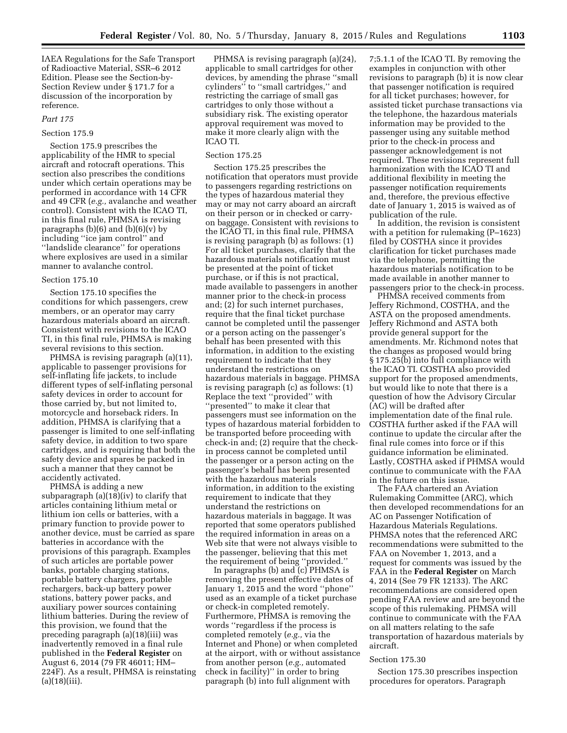IAEA Regulations for the Safe Transport of Radioactive Material, SSR–6 2012 Edition. Please see the Section-by-Section Review under § 171.7 for a discussion of the incorporation by reference.

### *Part 175*

#### Section 175.9

Section 175.9 prescribes the applicability of the HMR to special aircraft and rotocraft operations. This section also prescribes the conditions under which certain operations may be performed in accordance with 14 CFR and 49 CFR (*e.g.,* avalanche and weather control). Consistent with the ICAO TI, in this final rule, PHMSA is revising paragraphs (b)(6) and (b)(6)(v) by including ''ice jam control'' and ''landslide clearance'' for operations where explosives are used in a similar manner to avalanche control.

#### Section 175.10

Section 175.10 specifies the conditions for which passengers, crew members, or an operator may carry hazardous materials aboard an aircraft. Consistent with revisions to the ICAO TI, in this final rule, PHMSA is making several revisions to this section.

PHMSA is revising paragraph (a)(11), applicable to passenger provisions for self-inflating life jackets, to include different types of self-inflating personal safety devices in order to account for those carried by, but not limited to, motorcycle and horseback riders. In addition, PHMSA is clarifying that a passenger is limited to one self-inflating safety device, in addition to two spare cartridges, and is requiring that both the safety device and spares be packed in such a manner that they cannot be accidently activated.

PHMSA is adding a new subparagraph (a)(18)(iv) to clarify that articles containing lithium metal or lithium ion cells or batteries, with a primary function to provide power to another device, must be carried as spare batteries in accordance with the provisions of this paragraph. Examples of such articles are portable power banks, portable charging stations, portable battery chargers, portable rechargers, back-up battery power stations, battery power packs, and auxiliary power sources containing lithium batteries. During the review of this provision, we found that the preceding paragraph (a)(18)(iii) was inadvertently removed in a final rule published in the **Federal Register** on August 6, 2014 (79 FR 46011; HM–224F). As a result, PHMSA is reinstating (a)(18)(iii).

PHMSA is revising paragraph (a)(24), applicable to small cartridges for other devices, by amending the phrase ''small cylinders'' to ''small cartridges,'' and restricting the carriage of small gas cartridges to only those without a subsidiary risk. The existing operator approval requirement was moved to make it more clearly align with the ICAO TI.

#### Section 175.25

Section 175.25 prescribes the notification that operators must provide to passengers regarding restrictions on the types of hazardous material they may or may not carry aboard an aircraft on their person or in checked or carry-on baggage. Consistent with revisions to the ICAO TI, in this final rule, PHMSA is revising paragraph (b) as follows: (1) For all ticket purchases, clarify that the hazardous materials notification must be presented at the point of ticket purchase, or if this is not practical, made available to passengers in another manner prior to the check-in process and; (2) for such internet purchases, require that the final ticket purchase cannot be completed until the passenger or a person acting on the passenger's behalf has been presented with this information, in addition to the existing requirement to indicate that they understand the restrictions on hazardous materials in baggage. PHMSA is revising paragraph (c) as follows: (1) Replace the text ''provided'' with ''presented'' to make it clear that passengers must see information on the types of hazardous material forbidden to be transported before proceeding with check-in and; (2) require that the check-in process cannot be completed until the passenger or a person acting on the passenger's behalf has been presented with the hazardous materials information, in addition to the existing requirement to indicate that they understand the restrictions on hazardous materials in baggage. It was reported that some operators published the required information in areas on a Web site that were not always visible to the passenger, believing that this met the requirement of being ''provided.''

In paragraphs (b) and (c) PHMSA is removing the present effective dates of January 1, 2015 and the word ''phone'' used as an example of a ticket purchase or check-in completed remotely. Furthermore, PHMSA is removing the words ''regardless if the process is completed remotely (*e.g.,* via the Internet and Phone) or when completed at the airport, with or without assistance from another person (*e.g.,* automated check in facility)'' in order to bring paragraph (b) into full alignment with 7;5.1.1 of the ICAO TI. By removing the examples in conjunction with other revisions to paragraph (b) it is now clear that passenger notification is required for all ticket purchases; however, for assisted ticket purchase transactions via the telephone, the hazardous materials information may be provided to the passenger using any suitable method prior to the check-in process and passenger acknowledgement is not required. These revisions represent full harmonization with the ICAO TI and additional flexibility in meeting the passenger notification requirements and, therefore, the previous effective date of January 1, 2015 is waived as of publication of the rule.

In addition, the revision is consistent with a petition for rulemaking (P–1623) filed by COSTHA since it provides clarification for ticket purchases made via the telephone, permitting the hazardous materials notification to be made available in another manner to passengers prior to the check-in process.

PHMSA received comments from Jeffery Richmond, COSTHA, and the ASTA on the proposed amendments. Jeffery Richmond and ASTA both provide general support for the amendments. Mr. Richmond notes that the changes as proposed would bring § 175.25(b) into full compliance with the ICAO TI. COSTHA also provided support for the proposed amendments, but would like to note that there is a question of how the Advisory Circular (AC) will be drafted after implementation date of the final rule. COSTHA further asked if the FAA will continue to update the circular after the final rule comes into force or if this guidance information be eliminated. Lastly, COSTHA asked if PHMSA would continue to communicate with the FAA in the future on this issue.

The FAA chartered an Aviation Rulemaking Committee (ARC), which then developed recommendations for an AC on Passenger Notification of Hazardous Materials Regulations. PHMSA notes that the referenced ARC recommendations were submitted to the FAA on November 1, 2013, and a request for comments was issued by the FAA in the **Federal Register** on March 4, 2014 (See 79 FR 12133). The ARC recommendations are considered open pending FAA review and are beyond the scope of this rulemaking. PHMSA will continue to communicate with the FAA on all matters relating to the safe transportation of hazardous materials by aircraft.

#### Section 175.30

Section 175.30 prescribes inspection procedures for operators. Paragraph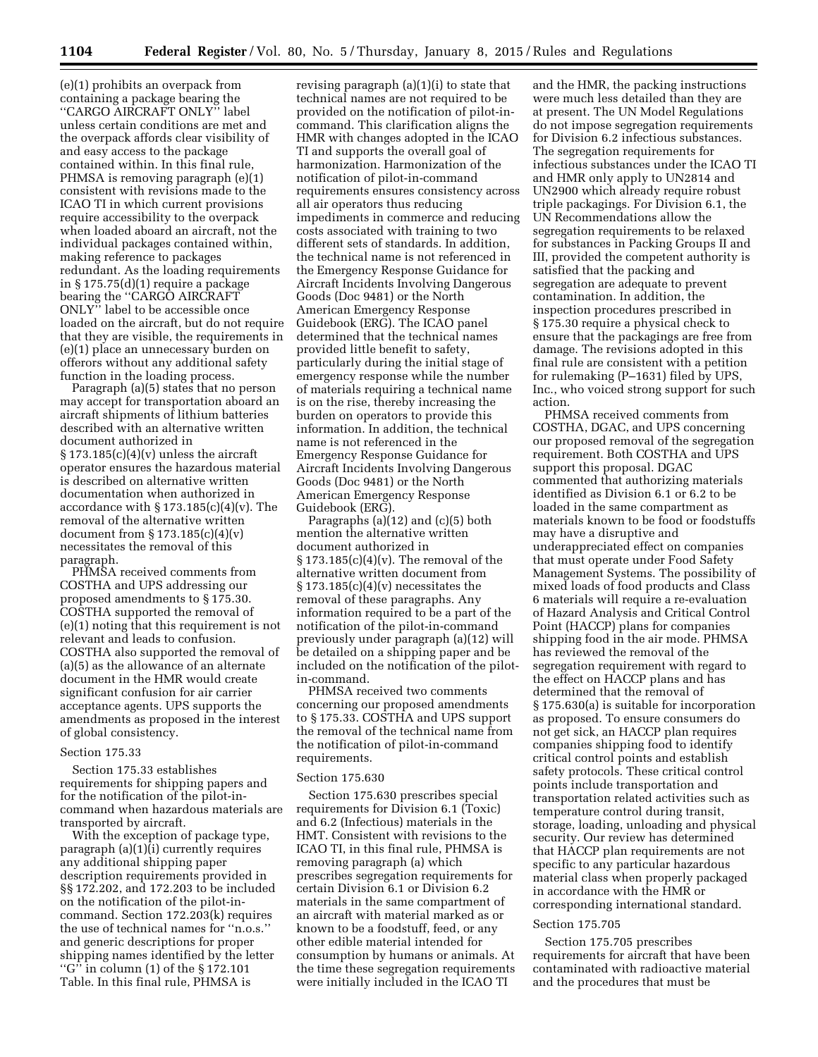(e)(1) prohibits an overpack from containing a package bearing the "CARGO AIRCRAFT ONLY" label unless certain conditions are met and the overpack affords clear visibility of and easy access to the package contained within. In this final rule, PHMSA is removing paragraph (e)(1) consistent with revisions made to the ICAO TI in which current provisions require accessibility to the overpack when loaded aboard an aircraft, not the individual packages contained within, making reference to packages redundant. As the loading requirements in § 175.75(d)(1) require a package bearing the "CARGO AIRCRAFT ONLY" label to be accessible once loaded on the aircraft, but do not require that they are visible, the requirements in (e)(1) place an unnecessary burden on offerors without any additional safety function in the loading process.

Paragraph (a)(5) states that no person may accept for transportation aboard an aircraft shipments of lithium batteries described with an alternative written document authorized in § 173.185(c)(4)(v) unless the aircraft operator ensures the hazardous material is described on alternative written documentation when authorized in accordance with § 173.185(c)(4)(v). The removal of the alternative written document from § 173.185(c)(4)(v) necessitates the removal of this paragraph.

PHMSA received comments from COSTHA and UPS addressing our proposed amendments to § 175.30. COSTHA supported the removal of (e)(1) noting that this requirement is not relevant and leads to confusion. COSTHA also supported the removal of (a)(5) as the allowance of an alternate document in the HMR would create significant confusion for air carrier acceptance agents. UPS supports the amendments as proposed in the interest of global consistency.

Section 175.33

Section 175.33 establishes requirements for shipping papers and for the notification of the pilot-in-command when hazardous materials are transported by aircraft.

With the exception of package type, paragraph (a)(1)(i) currently requires any additional shipping paper description requirements provided in §§ 172.202, and 172.203 to be included on the notification of the pilot-in-command. Section 172.203(k) requires the use of technical names for "n.o.s." and generic descriptions for proper shipping names identified by the letter "G" in column (1) of the § 172.101 Table. In this final rule, PHMSA is revising paragraph (a)(1)(i) to state that technical names are not required to be provided on the notification of pilot-in-command. This clarification aligns the HMR with changes adopted in the ICAO TI and supports the overall goal of harmonization. Harmonization of the notification of pilot-in-command requirements ensures consistency across all air operators thus reducing impediments in commerce and reducing costs associated with training to two different sets of standards. In addition, the technical name is not referenced in the Emergency Response Guidance for Aircraft Incidents Involving Dangerous Goods (Doc 9481) or the North American Emergency Response Guidebook (ERG). The ICAO panel determined that the technical names provided little benefit to safety, particularly during the initial stage of emergency response while the number of materials requiring a technical name is on the rise, thereby increasing the burden on operators to provide this information. In addition, the technical name is not referenced in the Emergency Response Guidance for Aircraft Incidents Involving Dangerous Goods (Doc 9481) or the North American Emergency Response Guidebook (ERG).

Paragraphs (a)(12) and (c)(5) both mention the alternative written document authorized in § 173.185(c)(4)(v). The removal of the alternative written document from § 173.185(c)(4)(v) necessitates the removal of these paragraphs. Any information required to be a part of the notification of the pilot-in-command previously under paragraph (a)(12) will be detailed on a shipping paper and be included on the notification of the pilot-in-command.

PHMSA received two comments concerning our proposed amendments to § 175.33. COSTHA and UPS support the removal of the technical name from the notification of pilot-in-command requirements.

Section 175.630

Section 175.630 prescribes special requirements for Division 6.1 (Toxic) and 6.2 (Infectious) materials in the HMT. Consistent with revisions to the ICAO TI, in this final rule, PHMSA is removing paragraph (a) which prescribes segregation requirements for certain Division 6.1 or Division 6.2 materials in the same compartment of an aircraft with material marked as or known to be a foodstuff, feed, or any other edible material intended for consumption by humans or animals. At the time these segregation requirements were initially included in the ICAO TI and the HMR, the packing instructions were much less detailed than they are at present. The UN Model Regulations do not impose segregation requirements for Division 6.2 infectious substances. The segregation requirements for infectious substances under the ICAO TI and HMR only apply to UN2814 and UN2900 which already require robust triple packagings. For Division 6.1, the UN Recommendations allow the segregation requirements to be relaxed for substances in Packing Groups II and III, provided the competent authority is satisfied that the packing and segregation are adequate to prevent contamination. In addition, the inspection procedures prescribed in § 175.30 require a physical check to ensure that the packagings are free from damage. The revisions adopted in this final rule are consistent with a petition for rulemaking (P–1631) filed by UPS, Inc., who voiced strong support for such action.

PHMSA received comments from COSTHA, DGAC, and UPS concerning our proposed removal of the segregation requirement. Both COSTHA and UPS support this proposal. DGAC commented that authorizing materials identified as Division 6.1 or 6.2 to be loaded in the same compartment as materials known to be food or foodstuffs may have a disruptive and underappreciated effect on companies that must operate under Food Safety Management Systems. The possibility of mixed loads of food products and Class 6 materials will require a re-evaluation of Hazard Analysis and Critical Control Point (HACCP) plans for companies shipping food in the air mode. PHMSA has reviewed the removal of the segregation requirement with regard to the effect on HACCP plans and has determined that the removal of § 175.630(a) is suitable for incorporation as proposed. To ensure consumers do not get sick, an HACCP plan requires companies shipping food to identify critical control points and establish safety protocols. These critical control points include transportation and transportation related activities such as temperature control during transit, storage, loading, unloading and physical security. Our review has determined that HACCP plan requirements are not specific to any particular hazardous material class when properly packaged in accordance with the HMR or corresponding international standard.

Section 175.705

Section 175.705 prescribes requirements for aircraft that have been contaminated with radioactive material and the procedures that must be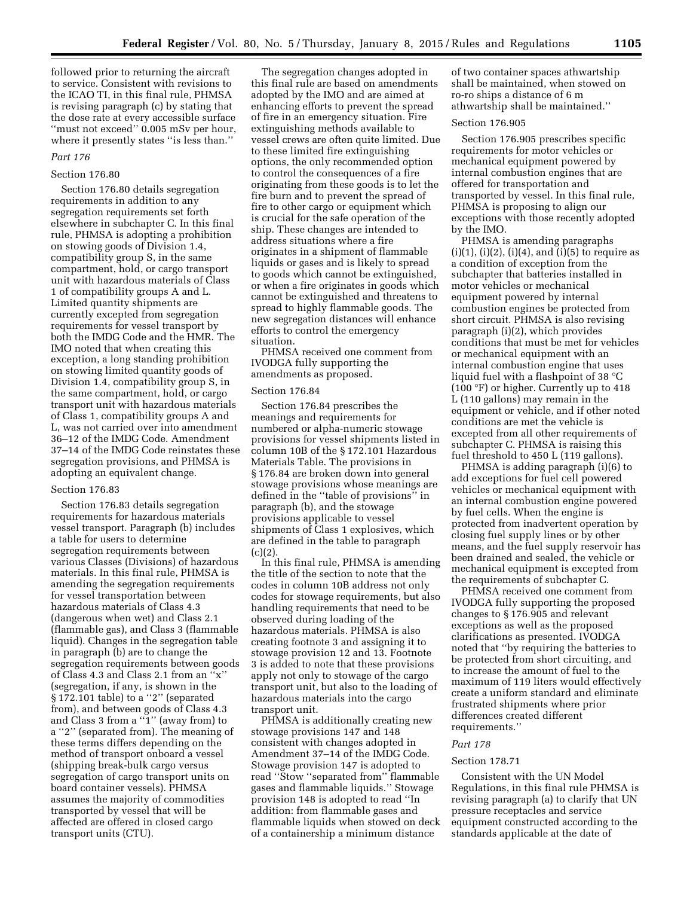followed prior to returning the aircraft to service. Consistent with revisions to the ICAO TI, in this final rule, PHMSA is revising paragraph (c) by stating that the dose rate at every accessible surface ''must not exceed'' 0.005 mSv per hour, where it presently states ''is less than.''

*Part 176*

Section 176.80

Section 176.80 details segregation requirements in addition to any segregation requirements set forth elsewhere in subchapter C. In this final rule, PHMSA is adopting a prohibition on stowing goods of Division 1.4, compatibility group S, in the same compartment, hold, or cargo transport unit with hazardous materials of Class 1 of compatibility groups A and L. Limited quantity shipments are currently excepted from segregation requirements for vessel transport by both the IMDG Code and the HMR. The IMO noted that when creating this exception, a long standing prohibition on stowing limited quantity goods of Division 1.4, compatibility group S, in the same compartment, hold, or cargo transport unit with hazardous materials of Class 1, compatibility groups A and L, was not carried over into amendment 36–12 of the IMDG Code. Amendment 37–14 of the IMDG Code reinstates these segregation provisions, and PHMSA is adopting an equivalent change.

Section 176.83

Section 176.83 details segregation requirements for hazardous materials vessel transport. Paragraph (b) includes a table for users to determine segregation requirements between various Classes (Divisions) of hazardous materials. In this final rule, PHMSA is amending the segregation requirements for vessel transportation between hazardous materials of Class 4.3 (dangerous when wet) and Class 2.1 (flammable gas), and Class 3 (flammable liquid). Changes in the segregation table in paragraph (b) are to change the segregation requirements between goods of Class 4.3 and Class 2.1 from an ''x'' (segregation, if any, is shown in the § 172.101 table) to a ''2'' (separated from), and between goods of Class 4.3 and Class 3 from a ''1'' (away from) to a ''2'' (separated from). The meaning of these terms differs depending on the method of transport onboard a vessel (shipping break-bulk cargo versus segregation of cargo transport units on board container vessels). PHMSA assumes the majority of commodities transported by vessel that will be affected are offered in closed cargo transport units (CTU).

The segregation changes adopted in this final rule are based on amendments adopted by the IMO and are aimed at enhancing efforts to prevent the spread of fire in an emergency situation. Fire extinguishing methods available to vessel crews are often quite limited. Due to these limited fire extinguishing options, the only recommended option to control the consequences of a fire originating from these goods is to let the fire burn and to prevent the spread of fire to other cargo or equipment which is crucial for the safe operation of the ship. These changes are intended to address situations where a fire originates in a shipment of flammable liquids or gases and is likely to spread to goods which cannot be extinguished, or when a fire originates in goods which cannot be extinguished and threatens to spread to highly flammable goods. The new segregation distances will enhance efforts to control the emergency situation.

PHMSA received one comment from IVODGA fully supporting the amendments as proposed.

Section 176.84

Section 176.84 prescribes the meanings and requirements for numbered or alpha-numeric stowage provisions for vessel shipments listed in column 10B of the § 172.101 Hazardous Materials Table. The provisions in § 176.84 are broken down into general stowage provisions whose meanings are defined in the ''table of provisions'' in paragraph (b), and the stowage provisions applicable to vessel shipments of Class 1 explosives, which are defined in the table to paragraph (c)(2).

In this final rule, PHMSA is amending the title of the section to note that the codes in column 10B address not only codes for stowage requirements, but also handling requirements that need to be observed during loading of the hazardous materials. PHMSA is also creating footnote 3 and assigning it to stowage provision 12 and 13. Footnote 3 is added to note that these provisions apply not only to stowage of the cargo transport unit, but also to the loading of hazardous materials into the cargo transport unit.

PHMSA is additionally creating new stowage provisions 147 and 148 consistent with changes adopted in Amendment 37–14 of the IMDG Code. Stowage provision 147 is adopted to read ''Stow ''separated from'' flammable gases and flammable liquids.'' Stowage provision 148 is adopted to read ''In addition: from flammable gases and flammable liquids when stowed on deck of a containership a minimum distance of two container spaces athwartship shall be maintained, when stowed on ro-ro ships a distance of 6 m athwartship shall be maintained.''

Section 176.905

Section 176.905 prescribes specific requirements for motor vehicles or mechanical equipment powered by internal combustion engines that are offered for transportation and transported by vessel. In this final rule, PHMSA is proposing to align our exceptions with those recently adopted by the IMO.

PHMSA is amending paragraphs (i)(1), (i)(2), (i)(4), and (i)(5) to require as a condition of exception from the subchapter that batteries installed in motor vehicles or mechanical equipment powered by internal combustion engines be protected from short circuit. PHMSA is also revising paragraph (i)(2), which provides conditions that must be met for vehicles or mechanical equipment with an internal combustion engine that uses liquid fuel with a flashpoint of 38 °C (100 °F) or higher. Currently up to 418 L (110 gallons) may remain in the equipment or vehicle, and if other noted conditions are met the vehicle is excepted from all other requirements of subchapter C. PHMSA is raising this fuel threshold to 450 L (119 gallons).

PHMSA is adding paragraph (i)(6) to add exceptions for fuel cell powered vehicles or mechanical equipment with an internal combustion engine powered by fuel cells. When the engine is protected from inadvertent operation by closing fuel supply lines or by other means, and the fuel supply reservoir has been drained and sealed, the vehicle or mechanical equipment is excepted from the requirements of subchapter C.

PHMSA received one comment from IVODGA fully supporting the proposed changes to § 176.905 and relevant exceptions as well as the proposed clarifications as presented. IVODGA noted that ''by requiring the batteries to be protected from short circuiting, and to increase the amount of fuel to the maximum of 119 liters would effectively create a uniform standard and eliminate frustrated shipments where prior differences created different requirements.''

*Part 178*

Section 178.71

Consistent with the UN Model Regulations, in this final rule PHMSA is revising paragraph (a) to clarify that UN pressure receptacles and service equipment constructed according to the standards applicable at the date of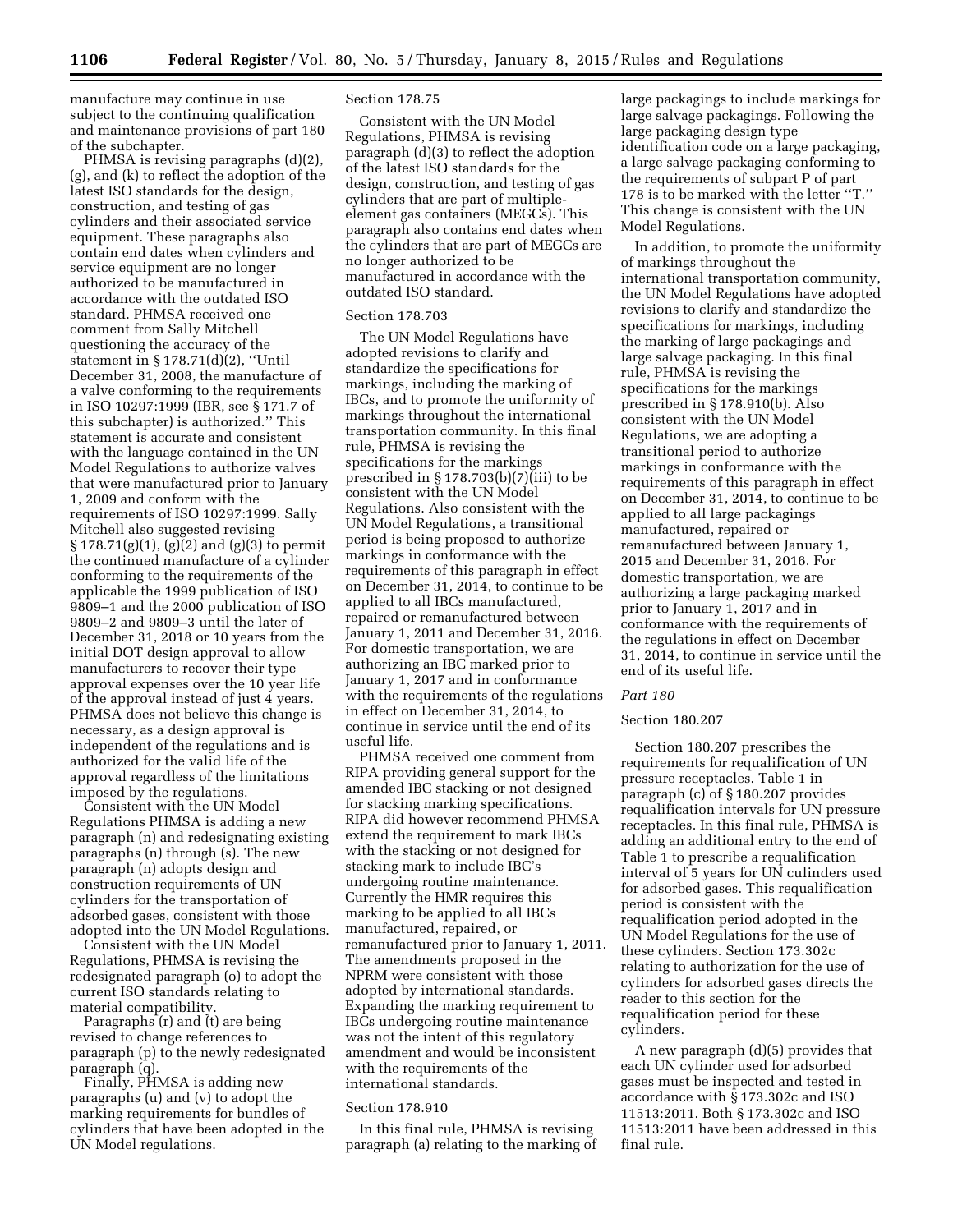manufacture may continue in use subject to the continuing qualification and maintenance provisions of part 180 of the subchapter.

PHMSA is revising paragraphs (d)(2), (g), and (k) to reflect the adoption of the latest ISO standards for the design, construction, and testing of gas cylinders and their associated service equipment. These paragraphs also contain end dates when cylinders and service equipment are no longer authorized to be manufactured in accordance with the outdated ISO standard. PHMSA received one comment from Sally Mitchell questioning the accuracy of the statement in § 178.71(d)(2), ''Until December 31, 2008, the manufacture of a valve conforming to the requirements in ISO 10297:1999 (IBR, see § 171.7 of this subchapter) is authorized.'' This statement is accurate and consistent with the language contained in the UN Model Regulations to authorize valves that were manufactured prior to January 1, 2009 and conform with the requirements of ISO 10297:1999. Sally Mitchell also suggested revising § 178.71(g)(1), (g)(2) and (g)(3) to permit the continued manufacture of a cylinder conforming to the requirements of the applicable the 1999 publication of ISO 9809–1 and the 2000 publication of ISO 9809–2 and 9809–3 until the later of December 31, 2018 or 10 years from the initial DOT design approval to allow manufacturers to recover their type approval expenses over the 10 year life of the approval instead of just 4 years. PHMSA does not believe this change is necessary, as a design approval is independent of the regulations and is authorized for the valid life of the approval regardless of the limitations imposed by the regulations.

Consistent with the UN Model Regulations PHMSA is adding a new paragraph (n) and redesignating existing paragraphs (n) through (s). The new paragraph (n) adopts design and construction requirements of UN cylinders for the transportation of adsorbed gases, consistent with those adopted into the UN Model Regulations.

Consistent with the UN Model Regulations, PHMSA is revising the redesignated paragraph (o) to adopt the current ISO standards relating to material compatibility.

Paragraphs (r) and (t) are being revised to change references to paragraph (p) to the newly redesignated paragraph (q).

Finally, PHMSA is adding new paragraphs (u) and (v) to adopt the marking requirements for bundles of cylinders that have been adopted in the UN Model regulations.

Section 178.75

Consistent with the UN Model Regulations, PHMSA is revising paragraph (d)(3) to reflect the adoption of the latest ISO standards for the design, construction, and testing of gas cylinders that are part of multiple-element gas containers (MEGCs). This paragraph also contains end dates when the cylinders that are part of MEGCs are no longer authorized to be manufactured in accordance with the outdated ISO standard.

Section 178.703

The UN Model Regulations have adopted revisions to clarify and standardize the specifications for markings, including the marking of IBCs, and to promote the uniformity of markings throughout the international transportation community. In this final rule, PHMSA is revising the specifications for the markings prescribed in § 178.703(b)(7)(iii) to be consistent with the UN Model Regulations. Also consistent with the UN Model Regulations, a transitional period is being proposed to authorize markings in conformance with the requirements of this paragraph in effect on December 31, 2014, to continue to be applied to all IBCs manufactured, repaired or remanufactured between January 1, 2011 and December 31, 2016. For domestic transportation, we are authorizing an IBC marked prior to January 1, 2017 and in conformance with the requirements of the regulations in effect on December 31, 2014, to continue in service until the end of its useful life.

PHMSA received one comment from RIPA providing general support for the amended IBC stacking or not designed for stacking marking specifications. RIPA did however recommend PHMSA extend the requirement to mark IBCs with the stacking or not designed for stacking mark to include IBC's undergoing routine maintenance. Currently the HMR requires this marking to be applied to all IBCs manufactured, repaired, or remanufactured prior to January 1, 2011. The amendments proposed in the NPRM were consistent with those adopted by international standards. Expanding the marking requirement to IBCs undergoing routine maintenance was not the intent of this regulatory amendment and would be inconsistent with the requirements of the international standards.

Section 178.910

In this final rule, PHMSA is revising paragraph (a) relating to the marking of large packagings to include markings for large salvage packagings. Following the large packaging design type identification code on a large packaging, a large salvage packaging conforming to the requirements of subpart P of part 178 is to be marked with the letter ''T.'' This change is consistent with the UN Model Regulations.

In addition, to promote the uniformity of markings throughout the international transportation community, the UN Model Regulations have adopted revisions to clarify and standardize the specifications for markings, including the marking of large packagings and large salvage packaging. In this final rule, PHMSA is revising the specifications for the markings prescribed in § 178.910(b). Also consistent with the UN Model Regulations, we are adopting a transitional period to authorize markings in conformance with the requirements of this paragraph in effect on December 31, 2014, to continue to be applied to all large packagings manufactured, repaired or remanufactured between January 1, 2015 and December 31, 2016. For domestic transportation, we are authorizing a large packaging marked prior to January 1, 2017 and in conformance with the requirements of the regulations in effect on December 31, 2014, to continue in service until the end of its useful life.

*Part 180*

Section 180.207

Section 180.207 prescribes the requirements for requalification of UN pressure receptacles. Table 1 in paragraph (c) of § 180.207 provides requalification intervals for UN pressure receptacles. In this final rule, PHMSA is adding an additional entry to the end of Table 1 to prescribe a requalification interval of 5 years for UN culinders used for adsorbed gases. This requalification period is consistent with the requalification period adopted in the UN Model Regulations for the use of these cylinders. Section 173.302c relating to authorization for the use of cylinders for adsorbed gases directs the reader to this section for the requalification period for these cylinders.

A new paragraph (d)(5) provides that each UN cylinder used for adsorbed gases must be inspected and tested in accordance with § 173.302c and ISO 11513:2011. Both § 173.302c and ISO 11513:2011 have been addressed in this final rule.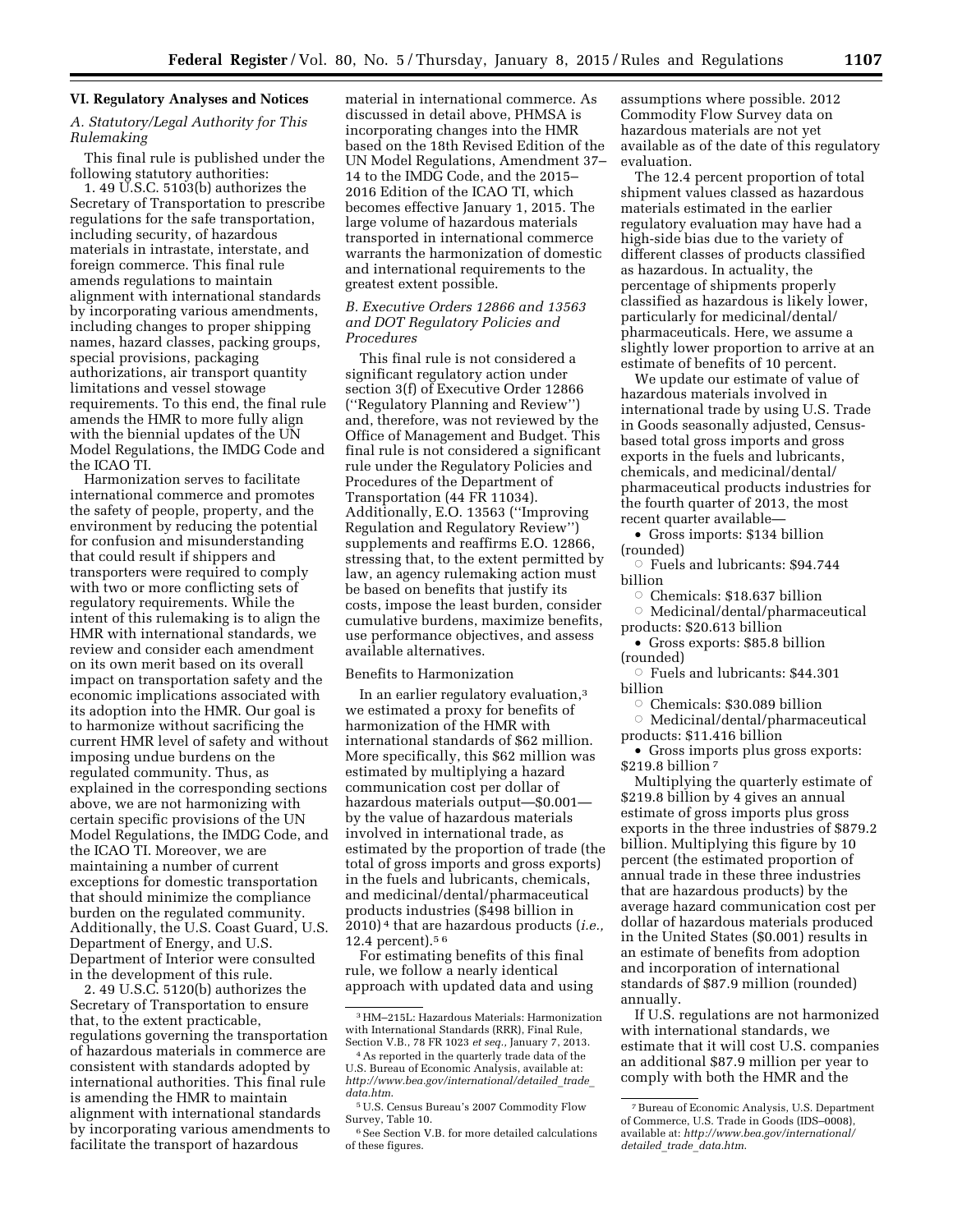## VI. Regulatory Analyses and Notices

### A. Statutory/Legal Authority for This Rulemaking

This final rule is published under the following statutory authorities:

1. 49 U.S.C. 5103(b) authorizes the Secretary of Transportation to prescribe regulations for the safe transportation, including security, of hazardous materials in intrastate, interstate, and foreign commerce. This final rule amends regulations to maintain alignment with international standards by incorporating various amendments, including changes to proper shipping names, hazard classes, packing groups, special provisions, packaging authorizations, air transport quantity limitations and vessel stowage requirements. To this end, the final rule amends the HMR to more fully align with the biennial updates of the UN Model Regulations, the IMDG Code and the ICAO TI.

Harmonization serves to facilitate international commerce and promotes the safety of people, property, and the environment by reducing the potential for confusion and misunderstanding that could result if shippers and transporters were required to comply with two or more conflicting sets of regulatory requirements. While the intent of this rulemaking is to align the HMR with international standards, we review and consider each amendment on its own merit based on its overall impact on transportation safety and the economic implications associated with its adoption into the HMR. Our goal is to harmonize without sacrificing the current HMR level of safety and without imposing undue burdens on the regulated community. Thus, as explained in the corresponding sections above, we are not harmonizing with certain specific provisions of the UN Model Regulations, the IMDG Code, and the ICAO TI. Moreover, we are maintaining a number of current exceptions for domestic transportation that should minimize the compliance burden on the regulated community. Additionally, the U.S. Coast Guard, U.S. Department of Energy, and U.S. Department of Interior were consulted in the development of this rule.

2. 49 U.S.C. 5120(b) authorizes the Secretary of Transportation to ensure that, to the extent practicable, regulations governing the transportation of hazardous materials in commerce are consistent with standards adopted by international authorities. This final rule is amending the HMR to maintain alignment with international standards by incorporating various amendments to facilitate the transport of hazardous material in international commerce. As discussed in detail above, PHMSA is incorporating changes into the HMR based on the 18th Revised Edition of the UN Model Regulations, Amendment 37–14 to the IMDG Code, and the 2015–2016 Edition of the ICAO TI, which becomes effective January 1, 2015. The large volume of hazardous materials transported in international commerce warrants the harmonization of domestic and international requirements to the greatest extent possible.

### B. Executive Orders 12866 and 13563 and DOT Regulatory Policies and Procedures

This final rule is not considered a significant regulatory action under section 3(f) of Executive Order 12866 (''Regulatory Planning and Review'') and, therefore, was not reviewed by the Office of Management and Budget. This final rule is not considered a significant rule under the Regulatory Policies and Procedures of the Department of Transportation (44 FR 11034). Additionally, E.O. 13563 (''Improving Regulation and Regulatory Review'') supplements and reaffirms E.O. 12866, stressing that, to the extent permitted by law, an agency rulemaking action must be based on benefits that justify its costs, impose the least burden, consider cumulative burdens, maximize benefits, use performance objectives, and assess available alternatives.

Benefits to Harmonization

In an earlier regulatory evaluation,[3] we estimated a proxy for benefits of harmonization of the HMR with international standards of $62 million. More specifically, this $62 million was estimated by multiplying a hazard communication cost per dollar of hazardous materials output—$0.001—by the value of hazardous materials involved in international trade, as estimated by the proportion of trade (the total of gross imports and gross exports) in the fuels and lubricants, chemicals, and medicinal/dental/pharmaceutical products industries ($498 billion in 2010)[4] that are hazardous products (*i.e.,* 12.4 percent).[5 6]

For estimating benefits of this final rule, we follow a nearly identical approach with updated data and using assumptions where possible. 2012 Commodity Flow Survey data on hazardous materials are not yet available as of the date of this regulatory evaluation.

The 12.4 percent proportion of total shipment values classed as hazardous materials estimated in the earlier regulatory evaluation may have had a high-side bias due to the variety of different classes of products classified as hazardous. In actuality, the percentage of shipments properly classified as hazardous is likely lower, particularly for medicinal/dental/pharmaceuticals. Here, we assume a slightly lower proportion to arrive at an estimate of benefits of 10 percent.

We update our estimate of value of hazardous materials involved in international trade by using U.S. Trade in Goods seasonally adjusted, Census-based total gross imports and gross exports in the fuels and lubricants, chemicals, and medicinal/dental/pharmaceutical products industries for the fourth quarter of 2013, the most recent quarter available—

- Gross imports: $134 billion (rounded)
  - Fuels and lubricants: $94.744 billion
  - Chemicals: $18.637 billion
  - Medicinal/dental/pharmaceutical products: $20.613 billion
- Gross exports: $85.8 billion (rounded)
  - Fuels and lubricants: $44.301 billion
  - Chemicals: $30.089 billion
  - Medicinal/dental/pharmaceutical products: $11.416 billion
- Gross imports plus gross exports: $219.8 billion[7]

Multiplying the quarterly estimate of $219.8 billion by 4 gives an annual estimate of gross imports plus gross exports in the three industries of $879.2 billion. Multiplying this figure by 10 percent (the estimated proportion of annual trade in these three industries that are hazardous products) by the average hazard communication cost per dollar of hazardous materials produced in the United States ($0.001) results in an estimate of benefits from adoption and incorporation of international standards of $87.9 million (rounded) annually.

If U.S. regulations are not harmonized with international standards, we estimate that it will cost U.S. companies an additional $87.9 million per year to comply with both the HMR and the

---

[3] HM–215L: Hazardous Materials: Harmonization with International Standards (RRR), Final Rule, Section V.B., 78 FR 1023 *et seq.,* January 7, 2013.

[4] As reported in the quarterly trade data of the U.S. Bureau of Economic Analysis, available at: *http://www.bea.gov/international/detailed_trade_data.htm.*

[5] U.S. Census Bureau's 2007 Commodity Flow Survey, Table 10.

[6] See Section V.B. for more detailed calculations of these figures.

[7] Bureau of Economic Analysis, U.S. Department of Commerce, U.S. Trade in Goods (IDS–0008), available at: *http://www.bea.gov/international/detailed_trade_data.htm.*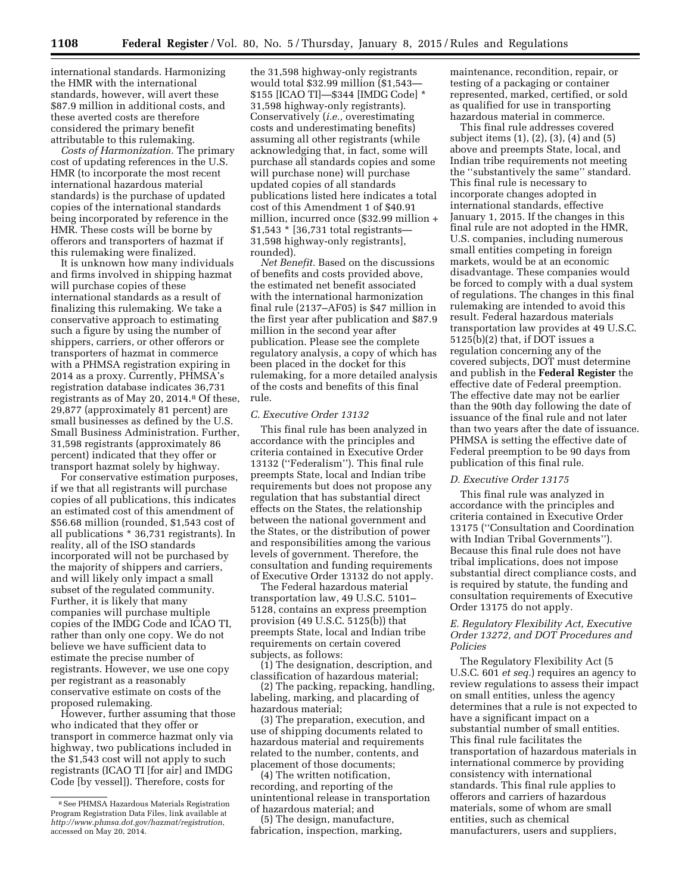international standards. Harmonizing the HMR with the international standards, however, will avert these $87.9 million in additional costs, and these averted costs are therefore considered the primary benefit attributable to this rulemaking.

*Costs of Harmonization.* The primary cost of updating references in the U.S. HMR (to incorporate the most recent international hazardous material standards) is the purchase of updated copies of the international standards being incorporated by reference in the HMR. These costs will be borne by offerors and transporters of hazmat if this rulemaking were finalized.

It is unknown how many individuals and firms involved in shipping hazmat will purchase copies of these international standards as a result of finalizing this rulemaking. We take a conservative approach to estimating such a figure by using the number of shippers, carriers, or other offerors or transporters of hazmat in commerce with a PHMSA registration expiring in 2014 as a proxy. Currently, PHMSA's registration database indicates 36,731 registrants as of May 20, 2014.[8] Of these, 29,877 (approximately 81 percent) are small businesses as defined by the U.S. Small Business Administration. Further, 31,598 registrants (approximately 86 percent) indicated that they offer or transport hazmat solely by highway.

For conservative estimation purposes, if we that all registrants will purchase copies of all publications, this indicates an estimated cost of this amendment of $56.68 million (rounded, $1,543 cost of all publications * 36,731 registrants). In reality, all of the ISO standards incorporated will not be purchased by the majority of shippers and carriers, and will likely only impact a small subset of the regulated community. Further, it is likely that many companies will purchase multiple copies of the IMDG Code and ICAO TI, rather than only one copy. We do not believe we have sufficient data to estimate the precise number of registrants. However, we use one copy per registrant as a reasonably conservative estimate on costs of the proposed rulemaking.

However, further assuming that those who indicated that they offer or transport in commerce hazmat only via highway, two publications included in the $1,543 cost will not apply to such registrants (ICAO TI [for air] and IMDG Code [by vessel]). Therefore, costs for the 31,598 highway-only registrants would total $32.99 million ($1,543—$155 [ICAO TI]—$344 [IMDG Code] * 31,598 highway-only registrants). Conservatively (*i.e.,* overestimating costs and underestimating benefits) assuming all other registrants (while acknowledging that, in fact, some will purchase all standards copies and some will purchase none) will purchase updated copies of all standards publications listed here indicates a total cost of this Amendment 1 of $40.91 million, incurred once ($32.99 million + $1,543 * [36,731 total registrants—31,598 highway-only registrants], rounded).

*Net Benefit.* Based on the discussions of benefits and costs provided above, the estimated net benefit associated with the international harmonization final rule (2137–AF05) is $47 million in the first year after publication and $87.9 million in the second year after publication. Please see the complete regulatory analysis, a copy of which has been placed in the docket for this rulemaking, for a more detailed analysis of the costs and benefits of this final rule.

### *C. Executive Order 13132*

This final rule has been analyzed in accordance with the principles and criteria contained in Executive Order 13132 (''Federalism''). This final rule preempts State, local and Indian tribe requirements but does not propose any regulation that has substantial direct effects on the States, the relationship between the national government and the States, or the distribution of power and responsibilities among the various levels of government. Therefore, the consultation and funding requirements of Executive Order 13132 do not apply.

The Federal hazardous material transportation law, 49 U.S.C. 5101–5128, contains an express preemption provision (49 U.S.C. 5125(b)) that preempts State, local and Indian tribe requirements on certain covered subjects, as follows:

(1) The designation, description, and classification of hazardous material;

(2) The packing, repacking, handling, labeling, marking, and placarding of hazardous material;

(3) The preparation, execution, and use of shipping documents related to hazardous material and requirements related to the number, contents, and placement of those documents;

(4) The written notification, recording, and reporting of the unintentional release in transportation of hazardous material; and

(5) The design, manufacture, fabrication, inspection, marking, maintenance, recondition, repair, or testing of a packaging or container represented, marked, certified, or sold as qualified for use in transporting hazardous material in commerce.

This final rule addresses covered subject items (1), (2), (3), (4) and (5) above and preempts State, local, and Indian tribe requirements not meeting the ''substantively the same'' standard. This final rule is necessary to incorporate changes adopted in international standards, effective January 1, 2015. If the changes in this final rule are not adopted in the HMR, U.S. companies, including numerous small entities competing in foreign markets, would be at an economic disadvantage. These companies would be forced to comply with a dual system of regulations. The changes in this final rulemaking are intended to avoid this result. Federal hazardous materials transportation law provides at 49 U.S.C. 5125(b)(2) that, if DOT issues a regulation concerning any of the covered subjects, DOT must determine and publish in the **Federal Register** the effective date of Federal preemption. The effective date may not be earlier than the 90th day following the date of issuance of the final rule and not later than two years after the date of issuance. PHMSA is setting the effective date of Federal preemption to be 90 days from publication of this final rule.

### *D. Executive Order 13175*

This final rule was analyzed in accordance with the principles and criteria contained in Executive Order 13175 (''Consultation and Coordination with Indian Tribal Governments''). Because this final rule does not have tribal implications, does not impose substantial direct compliance costs, and is required by statute, the funding and consultation requirements of Executive Order 13175 do not apply.

### *E. Regulatory Flexibility Act, Executive Order 13272, and DOT Procedures and Policies*

The Regulatory Flexibility Act (5 U.S.C. 601 *et seq.*) requires an agency to review regulations to assess their impact on small entities, unless the agency determines that a rule is not expected to have a significant impact on a substantial number of small entities. This final rule facilitates the transportation of hazardous materials in international commerce by providing consistency with international standards. This final rule applies to offerors and carriers of hazardous materials, some of whom are small entities, such as chemical manufacturers, users and suppliers,

[8] See PHMSA Hazardous Materials Registration Program Registration Data Files, link available at *http://www.phmsa.dot.gov/hazmat/registration*, accessed on May 20, 2014.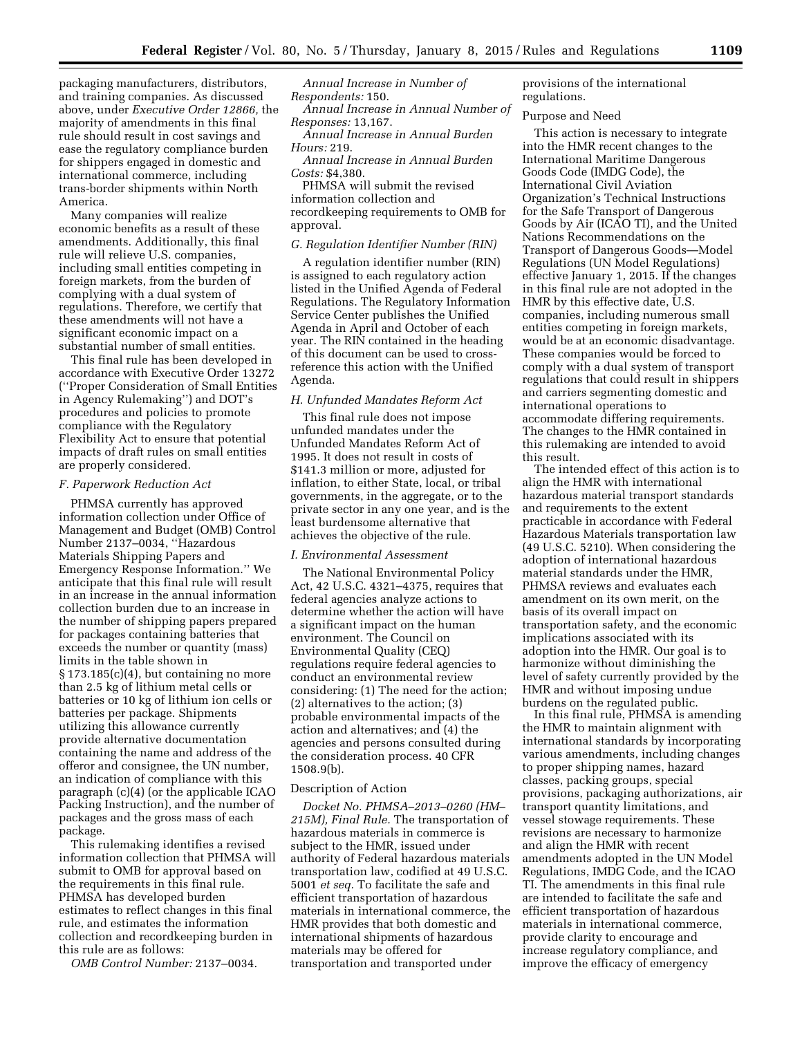packaging manufacturers, distributors, and training companies. As discussed above, under *Executive Order 12866,* the majority of amendments in this final rule should result in cost savings and ease the regulatory compliance burden for shippers engaged in domestic and international commerce, including trans-border shipments within North America.

Many companies will realize economic benefits as a result of these amendments. Additionally, this final rule will relieve U.S. companies, including small entities competing in foreign markets, from the burden of complying with a dual system of regulations. Therefore, we certify that these amendments will not have a significant economic impact on a substantial number of small entities.

This final rule has been developed in accordance with Executive Order 13272 (''Proper Consideration of Small Entities in Agency Rulemaking'') and DOT's procedures and policies to promote compliance with the Regulatory Flexibility Act to ensure that potential impacts of draft rules on small entities are properly considered.

### *F. Paperwork Reduction Act*

PHMSA currently has approved information collection under Office of Management and Budget (OMB) Control Number 2137–0034, ''Hazardous Materials Shipping Papers and Emergency Response Information.'' We anticipate that this final rule will result in an increase in the annual information collection burden due to an increase in the number of shipping papers prepared for packages containing batteries that exceeds the number or quantity (mass) limits in the table shown in § 173.185(c)(4), but containing no more than 2.5 kg of lithium metal cells or batteries or 10 kg of lithium ion cells or batteries per package. Shipments utilizing this allowance currently provide alternative documentation containing the name and address of the offeror and consignee, the UN number, an indication of compliance with this paragraph (c)(4) (or the applicable ICAO Packing Instruction), and the number of packages and the gross mass of each package.

This rulemaking identifies a revised information collection that PHMSA will submit to OMB for approval based on the requirements in this final rule. PHMSA has developed burden estimates to reflect changes in this final rule, and estimates the information collection and recordkeeping burden in this rule are as follows:

*OMB Control Number:* 2137–0034.

*Annual Increase in Number of Respondents:* 150.

*Annual Increase in Annual Number of Responses:* 13,167.

*Annual Increase in Annual Burden Hours:* 219.

*Annual Increase in Annual Burden Costs:* $4,380.

PHMSA will submit the revised information collection and recordkeeping requirements to OMB for approval.

### *G. Regulation Identifier Number (RIN)*

A regulation identifier number (RIN) is assigned to each regulatory action listed in the Unified Agenda of Federal Regulations. The Regulatory Information Service Center publishes the Unified Agenda in April and October of each year. The RIN contained in the heading of this document can be used to cross-reference this action with the Unified Agenda.

### *H. Unfunded Mandates Reform Act*

This final rule does not impose unfunded mandates under the Unfunded Mandates Reform Act of 1995. It does not result in costs of $141.3 million or more, adjusted for inflation, to either State, local, or tribal governments, in the aggregate, or to the private sector in any one year, and is the least burdensome alternative that achieves the objective of the rule.

### *I. Environmental Assessment*

The National Environmental Policy Act, 42 U.S.C. 4321–4375, requires that federal agencies analyze actions to determine whether the action will have a significant impact on the human environment. The Council on Environmental Quality (CEQ) regulations require federal agencies to conduct an environmental review considering: (1) The need for the action; (2) alternatives to the action; (3) probable environmental impacts of the action and alternatives; and (4) the agencies and persons consulted during the consideration process. 40 CFR 1508.9(b).

#### Description of Action

*Docket No. PHMSA–2013–0260 (HM–215M), Final Rule.* The transportation of hazardous materials in commerce is subject to the HMR, issued under authority of Federal hazardous materials transportation law, codified at 49 U.S.C. 5001 *et seq.* To facilitate the safe and efficient transportation of hazardous materials in international commerce, the HMR provides that both domestic and international shipments of hazardous materials may be offered for transportation and transported under provisions of the international regulations.

#### Purpose and Need

This action is necessary to integrate into the HMR recent changes to the International Maritime Dangerous Goods Code (IMDG Code), the International Civil Aviation Organization's Technical Instructions for the Safe Transport of Dangerous Goods by Air (ICAO TI), and the United Nations Recommendations on the Transport of Dangerous Goods—Model Regulations (UN Model Regulations) effective January 1, 2015. If the changes in this final rule are not adopted in the HMR by this effective date, U.S. companies, including numerous small entities competing in foreign markets, would be at an economic disadvantage. These companies would be forced to comply with a dual system of transport regulations that could result in shippers and carriers segmenting domestic and international operations to accommodate differing requirements. The changes to the HMR contained in this rulemaking are intended to avoid this result.

The intended effect of this action is to align the HMR with international hazardous material transport standards and requirements to the extent practicable in accordance with Federal Hazardous Materials transportation law (49 U.S.C. 5210). When considering the adoption of international hazardous material standards under the HMR, PHMSA reviews and evaluates each amendment on its own merit, on the basis of its overall impact on transportation safety, and the economic implications associated with its adoption into the HMR. Our goal is to harmonize without diminishing the level of safety currently provided by the HMR and without imposing undue burdens on the regulated public.

In this final rule, PHMSA is amending the HMR to maintain alignment with international standards by incorporating various amendments, including changes to proper shipping names, hazard classes, packing groups, special provisions, packaging authorizations, air transport quantity limitations, and vessel stowage requirements. These revisions are necessary to harmonize and align the HMR with recent amendments adopted in the UN Model Regulations, IMDG Code, and the ICAO TI. The amendments in this final rule are intended to facilitate the safe and efficient transportation of hazardous materials in international commerce, provide clarity to encourage and increase regulatory compliance, and improve the efficacy of emergency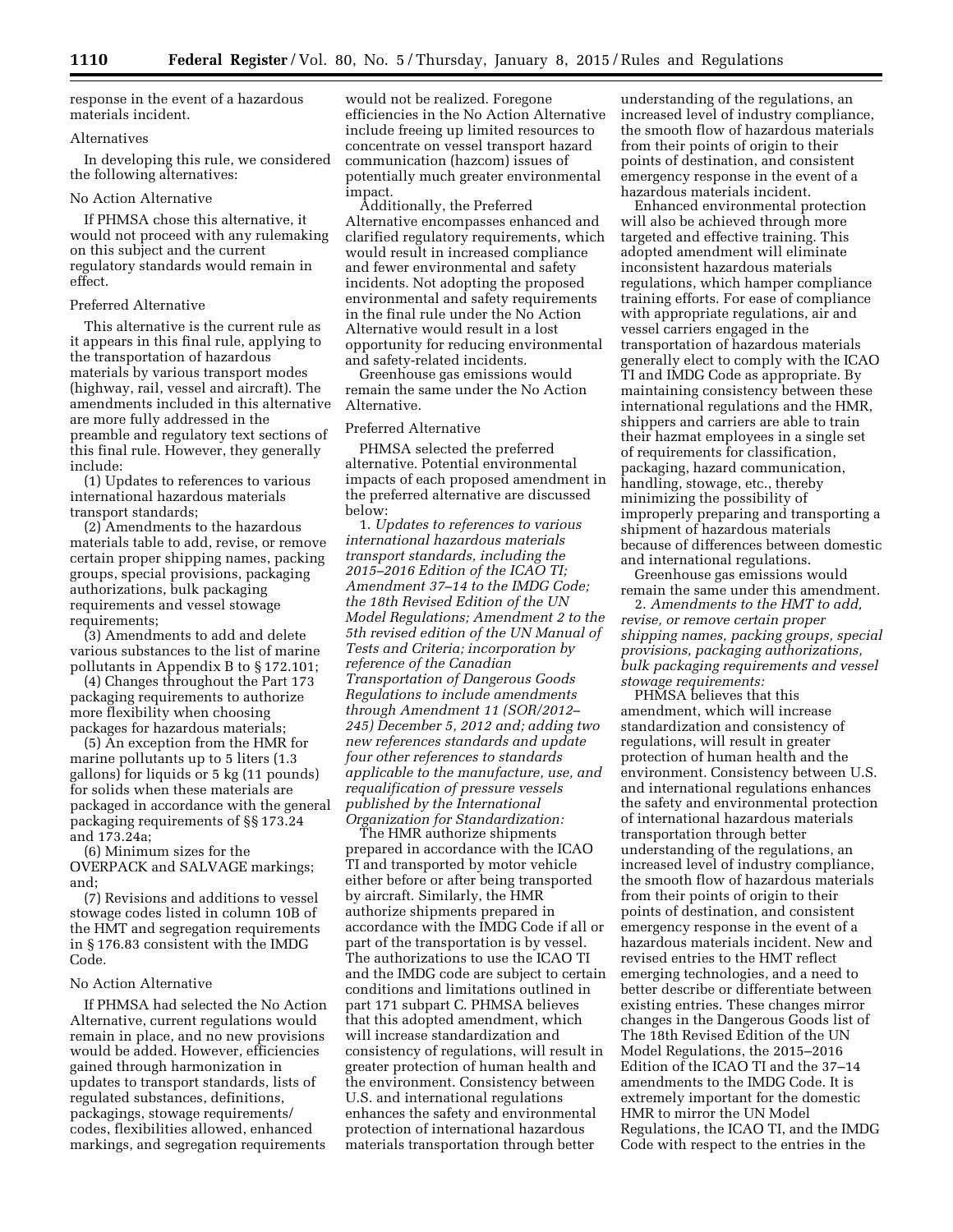response in the event of a hazardous materials incident.

Alternatives

In developing this rule, we considered the following alternatives:

No Action Alternative

If PHMSA chose this alternative, it would not proceed with any rulemaking on this subject and the current regulatory standards would remain in effect.

Preferred Alternative

This alternative is the current rule as it appears in this final rule, applying to the transportation of hazardous materials by various transport modes (highway, rail, vessel and aircraft). The amendments included in this alternative are more fully addressed in the preamble and regulatory text sections of this final rule. However, they generally include:

(1) Updates to references to various international hazardous materials transport standards;

(2) Amendments to the hazardous materials table to add, revise, or remove certain proper shipping names, packing groups, special provisions, packaging authorizations, bulk packaging requirements and vessel stowage requirements;

(3) Amendments to add and delete various substances to the list of marine pollutants in Appendix B to § 172.101;

(4) Changes throughout the Part 173 packaging requirements to authorize more flexibility when choosing packages for hazardous materials;

(5) An exception from the HMR for marine pollutants up to 5 liters (1.3 gallons) for liquids or 5 kg (11 pounds) for solids when these materials are packaged in accordance with the general packaging requirements of §§ 173.24 and 173.24a;

(6) Minimum sizes for the OVERPACK and SALVAGE markings; and;

(7) Revisions and additions to vessel stowage codes listed in column 10B of the HMT and segregation requirements in § 176.83 consistent with the IMDG Code.

No Action Alternative

If PHMSA had selected the No Action Alternative, current regulations would remain in place, and no new provisions would be added. However, efficiencies gained through harmonization in updates to transport standards, lists of regulated substances, definitions, packagings, stowage requirements/codes, flexibilities allowed, enhanced markings, and segregation requirements would not be realized. Foregone efficiencies in the No Action Alternative include freeing up limited resources to concentrate on vessel transport hazard communication (hazcom) issues of potentially much greater environmental impact.

Additionally, the Preferred Alternative encompasses enhanced and clarified regulatory requirements, which would result in increased compliance and fewer environmental and safety incidents. Not adopting the proposed environmental and safety requirements in the final rule under the No Action Alternative would result in a lost opportunity for reducing environmental and safety-related incidents.

Greenhouse gas emissions would remain the same under the No Action Alternative.

Preferred Alternative

PHMSA selected the preferred alternative. Potential environmental impacts of each proposed amendment in the preferred alternative are discussed below:

1. *Updates to references to various international hazardous materials transport standards, including the 2015–2016 Edition of the ICAO TI; Amendment 37–14 to the IMDG Code; the 18th Revised Edition of the UN Model Regulations; Amendment 2 to the 5th revised edition of the UN Manual of Tests and Criteria; incorporation by reference of the Canadian Transportation of Dangerous Goods Regulations to include amendments through Amendment 11 (SOR/2012–245) December 5, 2012 and; adding two new references standards and update four other references to standards applicable to the manufacture, use, and requalification of pressure vessels published by the International Organization for Standardization:*

The HMR authorize shipments prepared in accordance with the ICAO TI and transported by motor vehicle either before or after being transported by aircraft. Similarly, the HMR authorize shipments prepared in accordance with the IMDG Code if all or part of the transportation is by vessel. The authorizations to use the ICAO TI and the IMDG code are subject to certain conditions and limitations outlined in part 171 subpart C. PHMSA believes that this adopted amendment, which will increase standardization and consistency of regulations, will result in greater protection of human health and the environment. Consistency between U.S. and international regulations enhances the safety and environmental protection of international hazardous materials transportation through better understanding of the regulations, an increased level of industry compliance, the smooth flow of hazardous materials from their points of origin to their points of destination, and consistent emergency response in the event of a hazardous materials incident.

Enhanced environmental protection will also be achieved through more targeted and effective training. This adopted amendment will eliminate inconsistent hazardous materials regulations, which hamper compliance training efforts. For ease of compliance with appropriate regulations, air and vessel carriers engaged in the transportation of hazardous materials generally elect to comply with the ICAO TI and IMDG Code as appropriate. By maintaining consistency between these international regulations and the HMR, shippers and carriers are able to train their hazmat employees in a single set of requirements for classification, packaging, hazard communication, handling, stowage, etc., thereby minimizing the possibility of improperly preparing and transporting a shipment of hazardous materials because of differences between domestic and international regulations.

Greenhouse gas emissions would remain the same under this amendment.

2. *Amendments to the HMT to add, revise, or remove certain proper shipping names, packing groups, special provisions, packaging authorizations, bulk packaging requirements and vessel stowage requirements:*

PHMSA believes that this amendment, which will increase standardization and consistency of regulations, will result in greater protection of human health and the environment. Consistency between U.S. and international regulations enhances the safety and environmental protection of international hazardous materials transportation through better understanding of the regulations, an increased level of industry compliance, the smooth flow of hazardous materials from their points of origin to their points of destination, and consistent emergency response in the event of a hazardous materials incident. New and revised entries to the HMT reflect emerging technologies, and a need to better describe or differentiate between existing entries. These changes mirror changes in the Dangerous Goods list of The 18th Revised Edition of the UN Model Regulations, the 2015–2016 Edition of the ICAO TI and the 37–14 amendments to the IMDG Code. It is extremely important for the domestic HMR to mirror the UN Model Regulations, the ICAO TI, and the IMDG Code with respect to the entries in the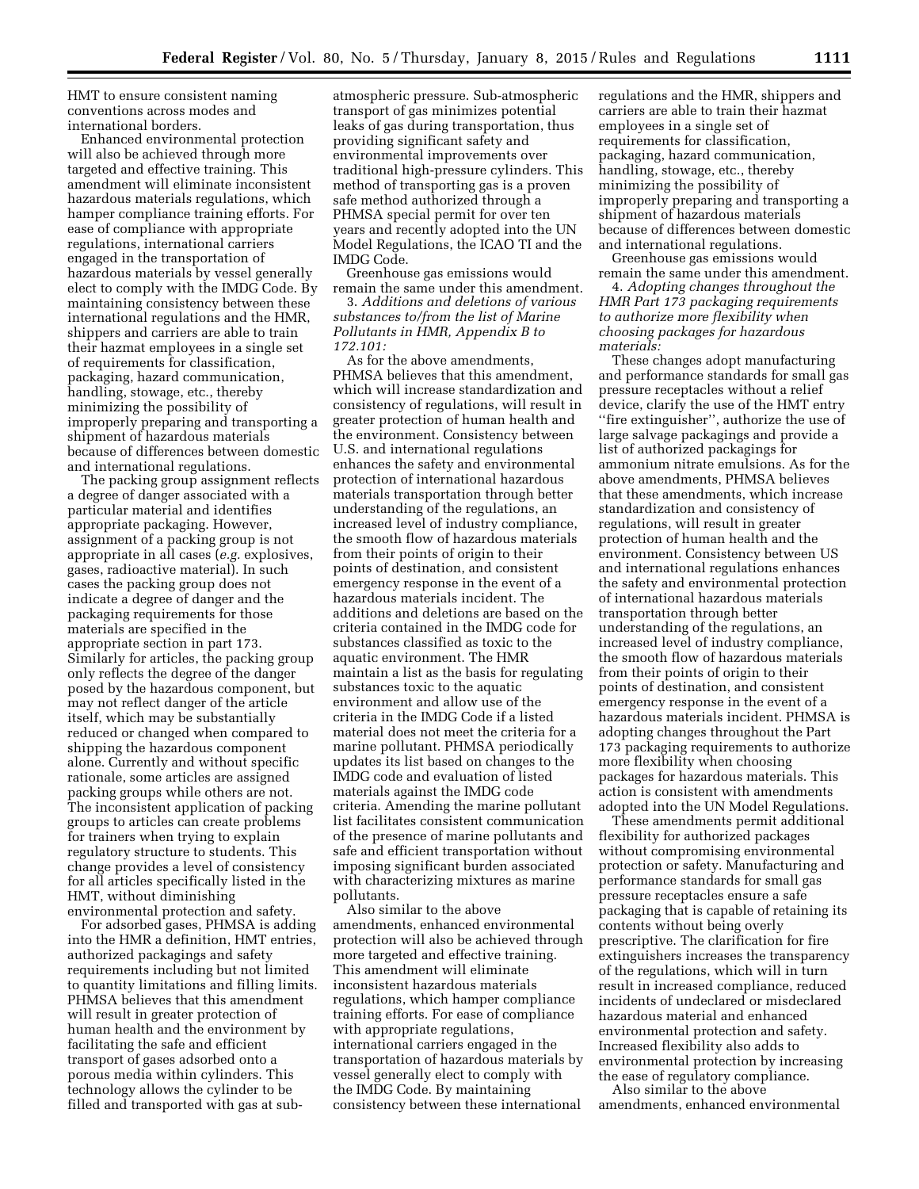HMT to ensure consistent naming conventions across modes and international borders.

Enhanced environmental protection will also be achieved through more targeted and effective training. This amendment will eliminate inconsistent hazardous materials regulations, which hamper compliance training efforts. For ease of compliance with appropriate regulations, international carriers engaged in the transportation of hazardous materials by vessel generally elect to comply with the IMDG Code. By maintaining consistency between these international regulations and the HMR, shippers and carriers are able to train their hazmat employees in a single set of requirements for classification, packaging, hazard communication, handling, stowage, etc., thereby minimizing the possibility of improperly preparing and transporting a shipment of hazardous materials because of differences between domestic and international regulations.

The packing group assignment reflects a degree of danger associated with a particular material and identifies appropriate packaging. However, assignment of a packing group is not appropriate in all cases (*e.g.* explosives, gases, radioactive material). In such cases the packing group does not indicate a degree of danger and the packaging requirements for those materials are specified in the appropriate section in part 173. Similarly for articles, the packing group only reflects the degree of the danger posed by the hazardous component, but may not reflect danger of the article itself, which may be substantially reduced or changed when compared to shipping the hazardous component alone. Currently and without specific rationale, some articles are assigned packing groups while others are not. The inconsistent application of packing groups to articles can create problems for trainers when trying to explain regulatory structure to students. This change provides a level of consistency for all articles specifically listed in the HMT, without diminishing environmental protection and safety.

For adsorbed gases, PHMSA is adding into the HMR a definition, HMT entries, authorized packagings and safety requirements including but not limited to quantity limitations and filling limits. PHMSA believes that this amendment will result in greater protection of human health and the environment by facilitating the safe and efficient transport of gases adsorbed onto a porous media within cylinders. This technology allows the cylinder to be filled and transported with gas at sub-atmospheric pressure. Sub-atmospheric transport of gas minimizes potential leaks of gas during transportation, thus providing significant safety and environmental improvements over traditional high-pressure cylinders. This method of transporting gas is a proven safe method authorized through a PHMSA special permit for over ten years and recently adopted into the UN Model Regulations, the ICAO TI and the IMDG Code.

Greenhouse gas emissions would remain the same under this amendment.

3. *Additions and deletions of various substances to/from the list of Marine Pollutants in HMR, Appendix B to 172.101:*

As for the above amendments, PHMSA believes that this amendment, which will increase standardization and consistency of regulations, will result in greater protection of human health and the environment. Consistency between U.S. and international regulations enhances the safety and environmental protection of international hazardous materials transportation through better understanding of the regulations, an increased level of industry compliance, the smooth flow of hazardous materials from their points of origin to their points of destination, and consistent emergency response in the event of a hazardous materials incident. The additions and deletions are based on the criteria contained in the IMDG code for substances classified as toxic to the aquatic environment. The HMR maintain a list as the basis for regulating substances toxic to the aquatic environment and allow use of the criteria in the IMDG Code if a listed material does not meet the criteria for a marine pollutant. PHMSA periodically updates its list based on changes to the IMDG code and evaluation of listed materials against the IMDG code criteria. Amending the marine pollutant list facilitates consistent communication of the presence of marine pollutants and safe and efficient transportation without imposing significant burden associated with characterizing mixtures as marine pollutants.

Also similar to the above amendments, enhanced environmental protection will also be achieved through more targeted and effective training. This amendment will eliminate inconsistent hazardous materials regulations, which hamper compliance training efforts. For ease of compliance with appropriate regulations, international carriers engaged in the transportation of hazardous materials by vessel generally elect to comply with the IMDG Code. By maintaining consistency between these international regulations and the HMR, shippers and carriers are able to train their hazmat employees in a single set of requirements for classification, packaging, hazard communication, handling, stowage, etc., thereby minimizing the possibility of improperly preparing and transporting a shipment of hazardous materials because of differences between domestic and international regulations.

Greenhouse gas emissions would remain the same under this amendment.

4. *Adopting changes throughout the HMR Part 173 packaging requirements to authorize more flexibility when choosing packages for hazardous materials:*

These changes adopt manufacturing and performance standards for small gas pressure receptacles without a relief device, clarify the use of the HMT entry "fire extinguisher", authorize the use of large salvage packagings and provide a list of authorized packagings for ammonium nitrate emulsions. As for the above amendments, PHMSA believes that these amendments, which increase standardization and consistency of regulations, will result in greater protection of human health and the environment. Consistency between US and international regulations enhances the safety and environmental protection of international hazardous materials transportation through better understanding of the regulations, an increased level of industry compliance, the smooth flow of hazardous materials from their points of origin to their points of destination, and consistent emergency response in the event of a hazardous materials incident. PHMSA is adopting changes throughout the Part 173 packaging requirements to authorize more flexibility when choosing packages for hazardous materials. This action is consistent with amendments adopted into the UN Model Regulations.

These amendments permit additional flexibility for authorized packages without compromising environmental protection or safety. Manufacturing and performance standards for small gas pressure receptacles ensure a safe packaging that is capable of retaining its contents without being overly prescriptive. The clarification for fire extinguishers increases the transparency of the regulations, which will in turn result in increased compliance, reduced incidents of undeclared or misdeclared hazardous material and enhanced environmental protection and safety. Increased flexibility also adds to environmental protection by increasing the ease of regulatory compliance.

Also similar to the above amendments, enhanced environmental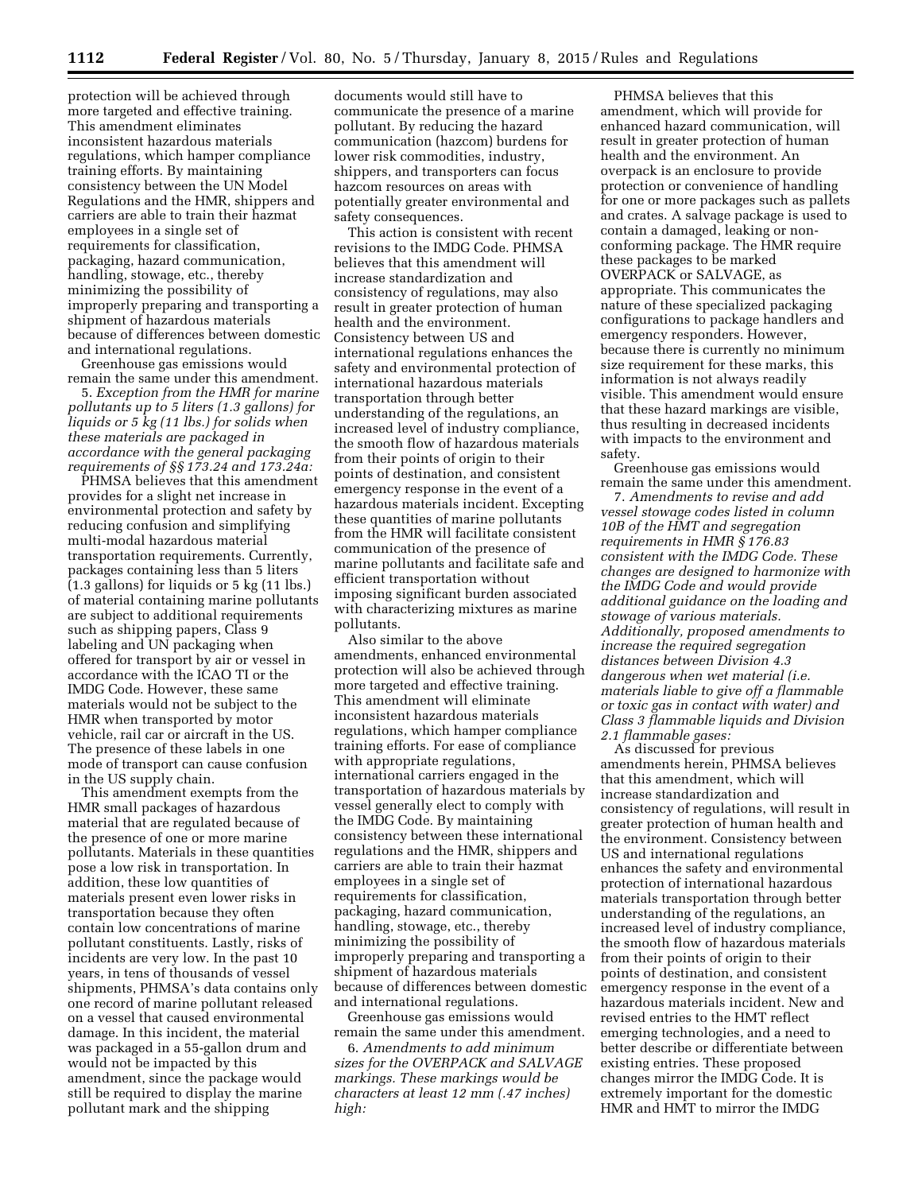protection will be achieved through more targeted and effective training. This amendment eliminates inconsistent hazardous materials regulations, which hamper compliance training efforts. By maintaining consistency between the UN Model Regulations and the HMR, shippers and carriers are able to train their hazmat employees in a single set of requirements for classification, packaging, hazard communication, handling, stowage, etc., thereby minimizing the possibility of improperly preparing and transporting a shipment of hazardous materials because of differences between domestic and international regulations.

Greenhouse gas emissions would remain the same under this amendment.

5. *Exception from the HMR for marine pollutants up to 5 liters (1.3 gallons) for liquids or 5 kg (11 lbs.) for solids when these materials are packaged in accordance with the general packaging requirements of §§ 173.24 and 173.24a:*

PHMSA believes that this amendment provides for a slight net increase in environmental protection and safety by reducing confusion and simplifying multi-modal hazardous material transportation requirements. Currently, packages containing less than 5 liters (1.3 gallons) for liquids or 5 kg (11 lbs.) of material containing marine pollutants are subject to additional requirements such as shipping papers, Class 9 labeling and UN packaging when offered for transport by air or vessel in accordance with the ICAO TI or the IMDG Code. However, these same materials would not be subject to the HMR when transported by motor vehicle, rail car or aircraft in the US. The presence of these labels in one mode of transport can cause confusion in the US supply chain.

This amendment exempts from the HMR small packages of hazardous material that are regulated because of the presence of one or more marine pollutants. Materials in these quantities pose a low risk in transportation. In addition, these low quantities of materials present even lower risks in transportation because they often contain low concentrations of marine pollutant constituents. Lastly, risks of incidents are very low. In the past 10 years, in tens of thousands of vessel shipments, PHMSA's data contains only one record of marine pollutant released on a vessel that caused environmental damage. In this incident, the material was packaged in a 55-gallon drum and would not be impacted by this amendment, since the package would still be required to display the marine pollutant mark and the shipping documents would still have to communicate the presence of a marine pollutant. By reducing the hazard communication (hazcom) burdens for lower risk commodities, industry, shippers, and transporters can focus hazcom resources on areas with potentially greater environmental and safety consequences.

This action is consistent with recent revisions to the IMDG Code. PHMSA believes that this amendment will increase standardization and consistency of regulations, may also result in greater protection of human health and the environment. Consistency between US and international regulations enhances the safety and environmental protection of international hazardous materials transportation through better understanding of the regulations, an increased level of industry compliance, the smooth flow of hazardous materials from their points of origin to their points of destination, and consistent emergency response in the event of a hazardous materials incident. Excepting these quantities of marine pollutants from the HMR will facilitate consistent communication of the presence of marine pollutants and facilitate safe and efficient transportation without imposing significant burden associated with characterizing mixtures as marine pollutants.

Also similar to the above amendments, enhanced environmental protection will also be achieved through more targeted and effective training. This amendment will eliminate inconsistent hazardous materials regulations, which hamper compliance training efforts. For ease of compliance with appropriate regulations, international carriers engaged in the transportation of hazardous materials by vessel generally elect to comply with the IMDG Code. By maintaining consistency between these international regulations and the HMR, shippers and carriers are able to train their hazmat employees in a single set of requirements for classification, packaging, hazard communication, handling, stowage, etc., thereby minimizing the possibility of improperly preparing and transporting a shipment of hazardous materials because of differences between domestic and international regulations.

Greenhouse gas emissions would remain the same under this amendment.

6. *Amendments to add minimum sizes for the OVERPACK and SALVAGE markings. These markings would be characters at least 12 mm (.47 inches) high:*

PHMSA believes that this amendment, which will provide for enhanced hazard communication, will result in greater protection of human health and the environment. An overpack is an enclosure to provide protection or convenience of handling for one or more packages such as pallets and crates. A salvage package is used to contain a damaged, leaking or non-conforming package. The HMR require these packages to be marked OVERPACK or SALVAGE, as appropriate. This communicates the nature of these specialized packaging configurations to package handlers and emergency responders. However, because there is currently no minimum size requirement for these marks, this information is not always readily visible. This amendment would ensure that these hazard markings are visible, thus resulting in decreased incidents with impacts to the environment and safety.

Greenhouse gas emissions would remain the same under this amendment.

7. *Amendments to revise and add vessel stowage codes listed in column 10B of the HMT and segregation requirements in HMR § 176.83 consistent with the IMDG Code. These changes are designed to harmonize with the IMDG Code and would provide additional guidance on the loading and stowage of various materials. Additionally, proposed amendments to increase the required segregation distances between Division 4.3 dangerous when wet material (i.e. materials liable to give off a flammable or toxic gas in contact with water) and Class 3 flammable liquids and Division 2.1 flammable gases:*

As discussed for previous amendments herein, PHMSA believes that this amendment, which will increase standardization and consistency of regulations, will result in greater protection of human health and the environment. Consistency between US and international regulations enhances the safety and environmental protection of international hazardous materials transportation through better understanding of the regulations, an increased level of industry compliance, the smooth flow of hazardous materials from their points of origin to their points of destination, and consistent emergency response in the event of a hazardous materials incident. New and revised entries to the HMT reflect emerging technologies, and a need to better describe or differentiate between existing entries. These proposed changes mirror the IMDG Code. It is extremely important for the domestic HMR and HMT to mirror the IMDG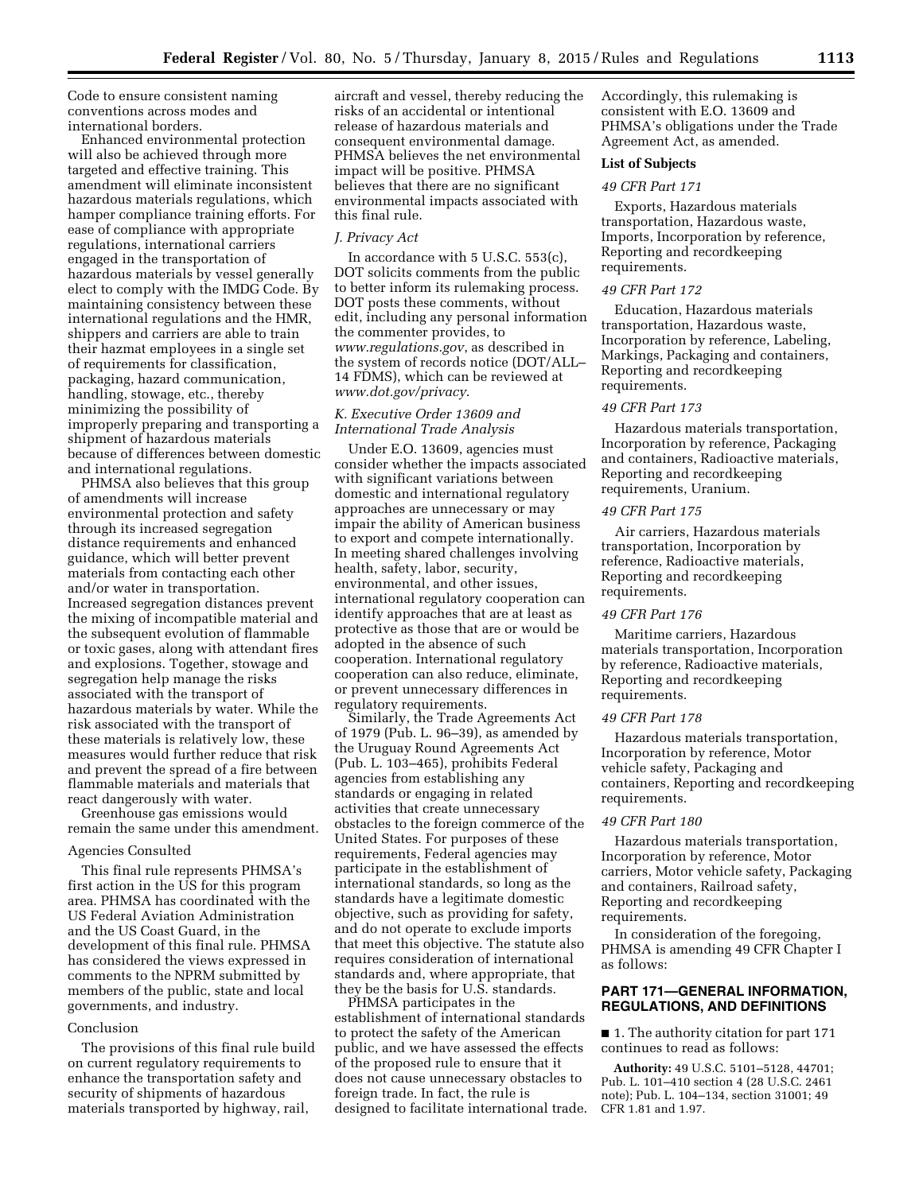Code to ensure consistent naming conventions across modes and international borders.

Enhanced environmental protection will also be achieved through more targeted and effective training. This amendment will eliminate inconsistent hazardous materials regulations, which hamper compliance training efforts. For ease of compliance with appropriate regulations, international carriers engaged in the transportation of hazardous materials by vessel generally elect to comply with the IMDG Code. By maintaining consistency between these international regulations and the HMR, shippers and carriers are able to train their hazmat employees in a single set of requirements for classification, packaging, hazard communication, handling, stowage, etc., thereby minimizing the possibility of improperly preparing and transporting a shipment of hazardous materials because of differences between domestic and international regulations.

PHMSA also believes that this group of amendments will increase environmental protection and safety through its increased segregation distance requirements and enhanced guidance, which will better prevent materials from contacting each other and/or water in transportation. Increased segregation distances prevent the mixing of incompatible material and the subsequent evolution of flammable or toxic gases, along with attendant fires and explosions. Together, stowage and segregation help manage the risks associated with the transport of hazardous materials by water. While the risk associated with the transport of these materials is relatively low, these measures would further reduce that risk and prevent the spread of a fire between flammable materials and materials that react dangerously with water.

Greenhouse gas emissions would remain the same under this amendment.

Agencies Consulted

This final rule represents PHMSA's first action in the US for this program area. PHMSA has coordinated with the US Federal Aviation Administration and the US Coast Guard, in the development of this final rule. PHMSA has considered the views expressed in comments to the NPRM submitted by members of the public, state and local governments, and industry.

Conclusion

The provisions of this final rule build on current regulatory requirements to enhance the transportation safety and security of shipments of hazardous materials transported by highway, rail, aircraft and vessel, thereby reducing the risks of an accidental or intentional release of hazardous materials and consequent environmental damage. PHMSA believes the net environmental impact will be positive. PHMSA believes that there are no significant environmental impacts associated with this final rule.

### *J. Privacy Act*

In accordance with 5 U.S.C. 553(c), DOT solicits comments from the public to better inform its rulemaking process. DOT posts these comments, without edit, including any personal information the commenter provides, to *www.regulations.gov*, as described in the system of records notice (DOT/ALL–14 FDMS), which can be reviewed at *www.dot.gov/privacy*.

### *K. Executive Order 13609 and International Trade Analysis*

Under E.O. 13609, agencies must consider whether the impacts associated with significant variations between domestic and international regulatory approaches are unnecessary or may impair the ability of American business to export and compete internationally. In meeting shared challenges involving health, safety, labor, security, environmental, and other issues, international regulatory cooperation can identify approaches that are at least as protective as those that are or would be adopted in the absence of such cooperation. International regulatory cooperation can also reduce, eliminate, or prevent unnecessary differences in regulatory requirements.

Similarly, the Trade Agreements Act of 1979 (Pub. L. 96–39), as amended by the Uruguay Round Agreements Act (Pub. L. 103–465), prohibits Federal agencies from establishing any standards or engaging in related activities that create unnecessary obstacles to the foreign commerce of the United States. For purposes of these requirements, Federal agencies may participate in the establishment of international standards, so long as the standards have a legitimate domestic objective, such as providing for safety, and do not operate to exclude imports that meet this objective. The statute also requires consideration of international standards and, where appropriate, that they be the basis for U.S. standards.

PHMSA participates in the establishment of international standards to protect the safety of the American public, and we have assessed the effects of the proposed rule to ensure that it does not cause unnecessary obstacles to foreign trade. In fact, the rule is designed to facilitate international trade. Accordingly, this rulemaking is consistent with E.O. 13609 and PHMSA's obligations under the Trade Agreement Act, as amended.

**List of Subjects**

*49 CFR Part 171*

Exports, Hazardous materials transportation, Hazardous waste, Imports, Incorporation by reference, Reporting and recordkeeping requirements.

*49 CFR Part 172*

Education, Hazardous materials transportation, Hazardous waste, Incorporation by reference, Labeling, Markings, Packaging and containers, Reporting and recordkeeping requirements.

*49 CFR Part 173*

Hazardous materials transportation, Incorporation by reference, Packaging and containers, Radioactive materials, Reporting and recordkeeping requirements, Uranium.

*49 CFR Part 175*

Air carriers, Hazardous materials transportation, Incorporation by reference, Radioactive materials, Reporting and recordkeeping requirements.

*49 CFR Part 176*

Maritime carriers, Hazardous materials transportation, Incorporation by reference, Radioactive materials, Reporting and recordkeeping requirements.

*49 CFR Part 178*

Hazardous materials transportation, Incorporation by reference, Motor vehicle safety, Packaging and containers, Reporting and recordkeeping requirements.

*49 CFR Part 180*

Hazardous materials transportation, Incorporation by reference, Motor carriers, Motor vehicle safety, Packaging and containers, Railroad safety, Reporting and recordkeeping requirements.

In consideration of the foregoing, PHMSA is amending 49 CFR Chapter I as follows:

## PART 171—GENERAL INFORMATION, REGULATIONS, AND DEFINITIONS

■ 1. The authority citation for part 171 continues to read as follows:

**Authority:** 49 U.S.C. 5101–5128, 44701; Pub. L. 101–410 section 4 (28 U.S.C. 2461 note); Pub. L. 104–134, section 31001; 49 CFR 1.81 and 1.97.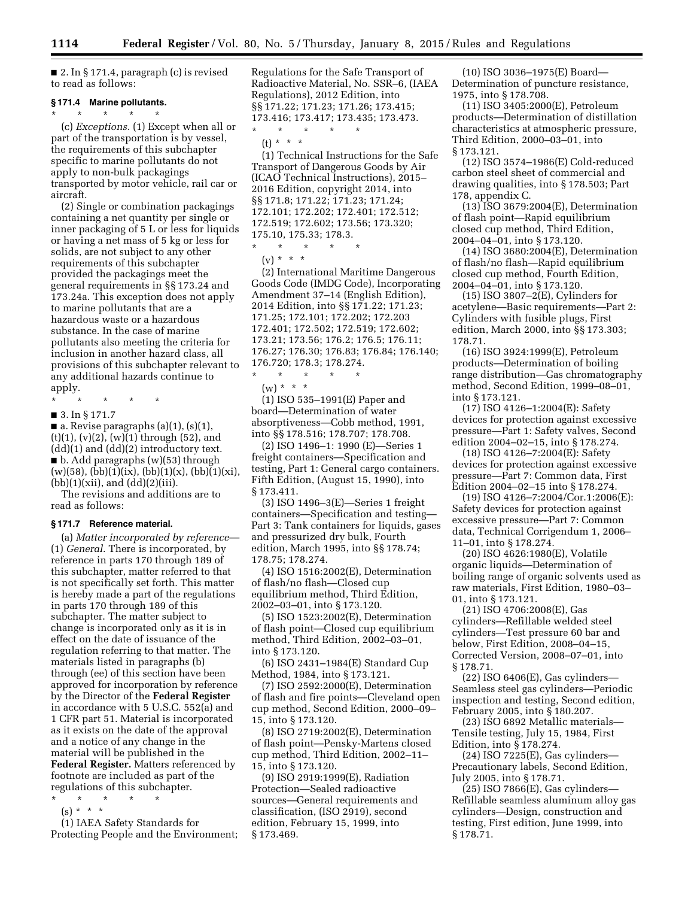■ 2. In § 171.4, paragraph (c) is revised to read as follows:

### § 171.4 Marine pollutants.

\* \* \* \* \*

(c) *Exceptions.* (1) Except when all or part of the transportation is by vessel, the requirements of this subchapter specific to marine pollutants do not apply to non-bulk packagings transported by motor vehicle, rail car or aircraft.

(2) Single or combination packagings containing a net quantity per single or inner packaging of 5 L or less for liquids or having a net mass of 5 kg or less for solids, are not subject to any other requirements of this subchapter provided the packagings meet the general requirements in §§ 173.24 and 173.24a. This exception does not apply to marine pollutants that are a hazardous waste or a hazardous substance. In the case of marine pollutants also meeting the criteria for inclusion in another hazard class, all provisions of this subchapter relevant to any additional hazards continue to apply.

\* \* \* \* \*

■ 3. In § 171.7

■ a. Revise paragraphs (a)(1), (s)(1), (t)(1), (v)(2), (w)(1) through (52), and (dd)(1) and (dd)(2) introductory text.

■ b. Add paragraphs (w)(53) through (w)(58), (bb)(1)(ix), (bb)(1)(x), (bb)(1)(xi), (bb)(1)(xii), and (dd)(2)(iii).

The revisions and additions are to read as follows:

### § 171.7 Reference material.

(a) *Matter incorporated by reference*—(1) *General.* There is incorporated, by reference in parts 170 through 189 of this subchapter, matter referred to that is not specifically set forth. This matter is hereby made a part of the regulations in parts 170 through 189 of this subchapter. The matter subject to change is incorporated only as it is in effect on the date of issuance of the regulation referring to that matter. The materials listed in paragraphs (b) through (ee) of this section have been approved for incorporation by reference by the Director of the **Federal Register** in accordance with 5 U.S.C. 552(a) and 1 CFR part 51. Material is incorporated as it exists on the date of the approval and a notice of any change in the material will be published in the **Federal Register.** Matters referenced by footnote are included as part of the regulations of this subchapter.

\* \* \* \* \*

(s) \* \* \*

(1) IAEA Safety Standards for Protecting People and the Environment; Regulations for the Safe Transport of Radioactive Material, No. SSR–6, (IAEA Regulations), 2012 Edition, into §§ 171.22; 171.23; 171.26; 173.415; 173.416; 173.417; 173.435; 173.473.

\* \* \* \* \*

(t) \* \* \*

(1) Technical Instructions for the Safe Transport of Dangerous Goods by Air (ICAO Technical Instructions), 2015–2016 Edition, copyright 2014, into §§ 171.8; 171.22; 171.23; 171.24; 172.101; 172.202; 172.401; 172.512; 172.519; 172.602; 173.56; 173.320; 175.10, 175.33; 178.3.

\* \* \* \* \*

(v) \* \* \*

(2) International Maritime Dangerous Goods Code (IMDG Code), Incorporating Amendment 37–14 (English Edition), 2014 Edition, into §§ 171.22; 171.23; 171.25; 172.101; 172.202; 172.203 172.401; 172.502; 172.519; 172.602; 173.21; 173.56; 176.2; 176.5; 176.11; 176.27; 176.30; 176.83; 176.84; 176.140; 176.720; 178.3; 178.274.

\* \* \* \* \*

(w) \* \* \*

(1) ISO 535–1991(E) Paper and board—Determination of water absorptiveness—Cobb method, 1991, into §§ 178.516; 178.707; 178.708.

(2) ISO 1496–1: 1990 (E)—Series 1 freight containers—Specification and testing, Part 1: General cargo containers. Fifth Edition, (August 15, 1990), into § 173.411.

(3) ISO 1496–3(E)—Series 1 freight containers—Specification and testing—Part 3: Tank containers for liquids, gases and pressurized dry bulk, Fourth edition, March 1995, into §§ 178.74; 178.75; 178.274.

(4) ISO 1516:2002(E), Determination of flash/no flash—Closed cup equilibrium method, Third Edition, 2002–03–01, into § 173.120.

(5) ISO 1523:2002(E), Determination of flash point—Closed cup equilibrium method, Third Edition, 2002–03–01, into § 173.120.

(6) ISO 2431–1984(E) Standard Cup Method, 1984, into § 173.121.

(7) ISO 2592:2000(E), Determination of flash and fire points—Cleveland open cup method, Second Edition, 2000–09–15, into § 173.120.

(8) ISO 2719:2002(E), Determination of flash point—Pensky-Martens closed cup method, Third Edition, 2002–11–15, into § 173.120.

(9) ISO 2919:1999(E), Radiation Protection—Sealed radioactive sources—General requirements and classification, (ISO 2919), second edition, February 15, 1999, into § 173.469.

(10) ISO 3036–1975(E) Board—Determination of puncture resistance, 1975, into § 178.708.

(11) ISO 3405:2000(E), Petroleum products—Determination of distillation characteristics at atmospheric pressure, Third Edition, 2000–03–01, into § 173.121.

(12) ISO 3574–1986(E) Cold-reduced carbon steel sheet of commercial and drawing qualities, into § 178.503; Part 178, appendix C.

(13) ISO 3679:2004(E), Determination of flash point—Rapid equilibrium closed cup method, Third Edition, 2004–04–01, into § 173.120.

(14) ISO 3680:2004(E), Determination of flash/no flash—Rapid equilibrium closed cup method, Fourth Edition, 2004–04–01, into § 173.120.

(15) ISO 3807–2(E), Cylinders for acetylene—Basic requirements—Part 2: Cylinders with fusible plugs, First edition, March 2000, into §§ 173.303; 178.71.

(16) ISO 3924:1999(E), Petroleum products—Determination of boiling range distribution—Gas chromatography method, Second Edition, 1999–08–01, into § 173.121.

(17) ISO 4126–1:2004(E): Safety devices for protection against excessive pressure—Part 1: Safety valves, Second edition 2004–02–15, into § 178.274.

(18) ISO 4126–7:2004(E): Safety devices for protection against excessive pressure—Part 7: Common data, First Edition 2004–02–15 into § 178.274.

(19) ISO 4126–7:2004/Cor.1:2006(E): Safety devices for protection against excessive pressure—Part 7: Common data, Technical Corrigendum 1, 2006–11–01, into § 178.274.

(20) ISO 4626:1980(E), Volatile organic liquids—Determination of boiling range of organic solvents used as raw materials, First Edition, 1980–03–01, into § 173.121.

(21) ISO 4706:2008(E), Gas cylinders—Refillable welded steel cylinders—Test pressure 60 bar and below, First Edition, 2008–04–15, Corrected Version, 2008–07–01, into § 178.71.

(22) ISO 6406(E), Gas cylinders—Seamless steel gas cylinders—Periodic inspection and testing, Second edition, February 2005, into § 180.207.

(23) ISO 6892 Metallic materials—Tensile testing, July 15, 1984, First Edition, into § 178.274.

(24) ISO 7225(E), Gas cylinders—Precautionary labels, Second Edition, July 2005, into § 178.71.

(25) ISO 7866(E), Gas cylinders—Refillable seamless aluminum alloy gas cylinders—Design, construction and testing, First edition, June 1999, into § 178.71.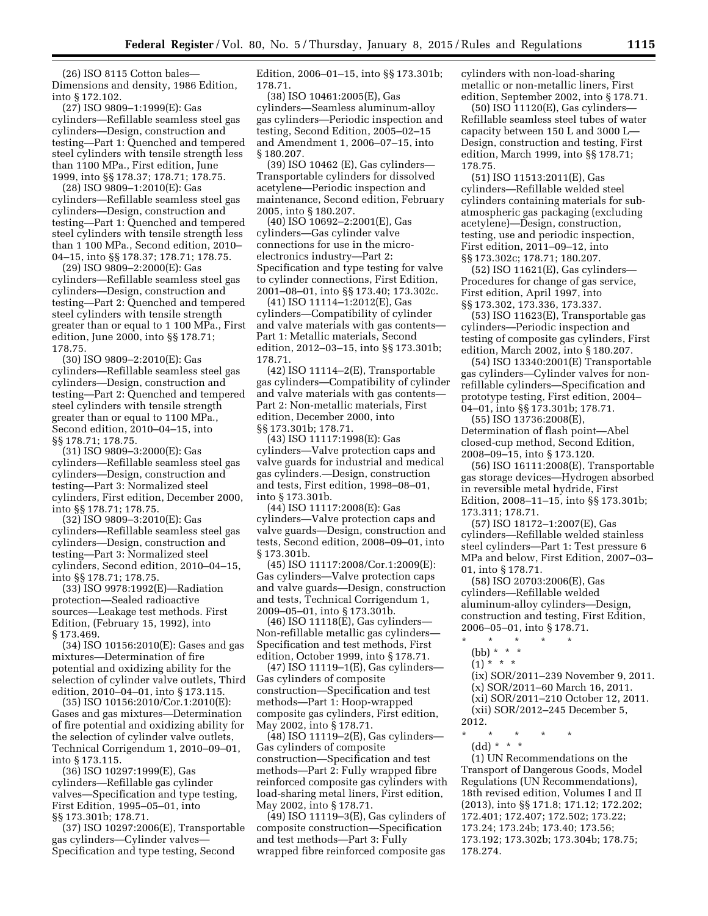(26) ISO 8115 Cotton bales—Dimensions and density, 1986 Edition, into § 172.102.

(27) ISO 9809–1:1999(E): Gas cylinders—Refillable seamless steel gas cylinders—Design, construction and testing—Part 1: Quenched and tempered steel cylinders with tensile strength less than 1100 MPa., First edition, June 1999, into §§ 178.37; 178.71; 178.75.

(28) ISO 9809–1:2010(E): Gas cylinders—Refillable seamless steel gas cylinders—Design, construction and testing—Part 1: Quenched and tempered steel cylinders with tensile strength less than 1 100 MPa., Second edition, 2010–04–15, into §§ 178.37; 178.71; 178.75.

(29) ISO 9809–2:2000(E): Gas cylinders—Refillable seamless steel gas cylinders—Design, construction and testing—Part 2: Quenched and tempered steel cylinders with tensile strength greater than or equal to 1 100 MPa., First edition, June 2000, into §§ 178.71; 178.75.

(30) ISO 9809–2:2010(E): Gas cylinders—Refillable seamless steel gas cylinders—Design, construction and testing—Part 2: Quenched and tempered steel cylinders with tensile strength greater than or equal to 1100 MPa., Second edition, 2010–04–15, into §§ 178.71; 178.75.

(31) ISO 9809–3:2000(E): Gas cylinders—Refillable seamless steel gas cylinders—Design, construction and testing—Part 3: Normalized steel cylinders, First edition, December 2000, into §§ 178.71; 178.75.

(32) ISO 9809–3:2010(E): Gas cylinders—Refillable seamless steel gas cylinders—Design, construction and testing—Part 3: Normalized steel cylinders, Second edition, 2010–04–15, into §§ 178.71; 178.75.

(33) ISO 9978:1992(E)—Radiation protection—Sealed radioactive sources—Leakage test methods. First Edition, (February 15, 1992), into § 173.469.

(34) ISO 10156:2010(E): Gases and gas mixtures—Determination of fire potential and oxidizing ability for the selection of cylinder valve outlets, Third edition, 2010–04–01, into § 173.115.

(35) ISO 10156:2010/Cor.1:2010(E): Gases and gas mixtures—Determination of fire potential and oxidizing ability for the selection of cylinder valve outlets, Technical Corrigendum 1, 2010–09–01, into § 173.115.

(36) ISO 10297:1999(E), Gas cylinders—Refillable gas cylinder valves—Specification and type testing, First Edition, 1995–05–01, into §§ 173.301b; 178.71.

(37) ISO 10297:2006(E), Transportable gas cylinders—Cylinder valves—Specification and type testing, Second Edition, 2006–01–15, into §§ 173.301b; 178.71.

(38) ISO 10461:2005(E), Gas cylinders—Seamless aluminum-alloy gas cylinders—Periodic inspection and testing, Second Edition, 2005–02–15 and Amendment 1, 2006–07–15, into § 180.207.

(39) ISO 10462 (E), Gas cylinders—Transportable cylinders for dissolved acetylene—Periodic inspection and maintenance, Second edition, February 2005, into § 180.207.

(40) ISO 10692–2:2001(E), Gas cylinders—Gas cylinder valve connections for use in the micro-electronics industry—Part 2: Specification and type testing for valve to cylinder connections, First Edition, 2001–08–01, into §§ 173.40; 173.302c.

(41) ISO 11114–1:2012(E), Gas cylinders—Compatibility of cylinder and valve materials with gas contents—Part 1: Metallic materials, Second edition, 2012–03–15, into §§ 173.301b; 178.71.

(42) ISO 11114–2(E), Transportable gas cylinders—Compatibility of cylinder and valve materials with gas contents—Part 2: Non-metallic materials, First edition, December 2000, into §§ 173.301b; 178.71.

(43) ISO 11117:1998(E): Gas cylinders—Valve protection caps and valve guards for industrial and medical gas cylinders.—Design, construction and tests, First edition, 1998–08–01, into § 173.301b.

(44) ISO 11117:2008(E): Gas cylinders—Valve protection caps and valve guards—Design, construction and tests, Second edition, 2008–09–01, into § 173.301b.

(45) ISO 11117:2008/Cor.1:2009(E): Gas cylinders—Valve protection caps and valve guards—Design, construction and tests, Technical Corrigendum 1, 2009–05–01, into § 173.301b.

(46) ISO 11118(E), Gas cylinders—Non-refillable metallic gas cylinders—Specification and test methods, First edition, October 1999, into § 178.71.

(47) ISO 11119–1(E), Gas cylinders—Gas cylinders of composite construction—Specification and test methods—Part 1: Hoop-wrapped composite gas cylinders, First edition, May 2002, into § 178.71.

(48) ISO 11119–2(E), Gas cylinders—Gas cylinders of composite construction—Specification and test methods—Part 2: Fully wrapped fibre reinforced composite gas cylinders with load-sharing metal liners, First edition, May 2002, into § 178.71.

(49) ISO 11119–3(E), Gas cylinders of composite construction—Specification and test methods—Part 3: Fully wrapped fibre reinforced composite gas cylinders with non-load-sharing metallic or non-metallic liners, First edition, September 2002, into § 178.71.

(50) ISO 11120(E), Gas cylinders—Refillable seamless steel tubes of water capacity between 150 L and 3000 L—Design, construction and testing, First edition, March 1999, into §§ 178.71; 178.75.

(51) ISO 11513:2011(E), Gas cylinders—Refillable welded steel cylinders containing materials for sub-atmospheric gas packaging (excluding acetylene)—Design, construction, testing, use and periodic inspection, First edition, 2011–09–12, into §§ 173.302c; 178.71; 180.207.

(52) ISO 11621(E), Gas cylinders—Procedures for change of gas service, First edition, April 1997, into §§ 173.302, 173.336, 173.337.

(53) ISO 11623(E), Transportable gas cylinders—Periodic inspection and testing of composite gas cylinders, First edition, March 2002, into § 180.207.

(54) ISO 13340:2001(E) Transportable gas cylinders—Cylinder valves for non-refillable cylinders—Specification and prototype testing, First edition, 2004–04–01, into §§ 173.301b; 178.71.

(55) ISO 13736:2008(E), Determination of flash point—Abel closed-cup method, Second Edition, 2008–09–15, into § 173.120.

(56) ISO 16111:2008(E), Transportable gas storage devices—Hydrogen absorbed in reversible metal hydride, First Edition, 2008–11–15, into §§ 173.301b; 173.311; 178.71.

(57) ISO 18172–1:2007(E), Gas cylinders—Refillable welded stainless steel cylinders—Part 1: Test pressure 6 MPa and below, First Edition, 2007–03–01, into § 178.71.

(58) ISO 20703:2006(E), Gas cylinders—Refillable welded aluminum-alloy cylinders—Design, construction and testing, First Edition, 2006–05–01, into § 178.71.

\* \* \* \* \*

(bb) \* \* \*

(1) \* \* \*

(ix) SOR/2011–239 November 9, 2011.

(x) SOR/2011–60 March 16, 2011.

(xi) SOR/2011–210 October 12, 2011.

(xii) SOR/2012–245 December 5, 2012.

\* \* \* \* \*

(dd) \* \* \*

(1) UN Recommendations on the Transport of Dangerous Goods, Model Regulations (UN Recommendations), 18th revised edition, Volumes I and II (2013), into §§ 171.8; 171.12; 172.202; 172.401; 172.407; 172.502; 173.22; 173.24; 173.24b; 173.40; 173.56; 173.192; 173.302b; 173.304b; 178.75; 178.274.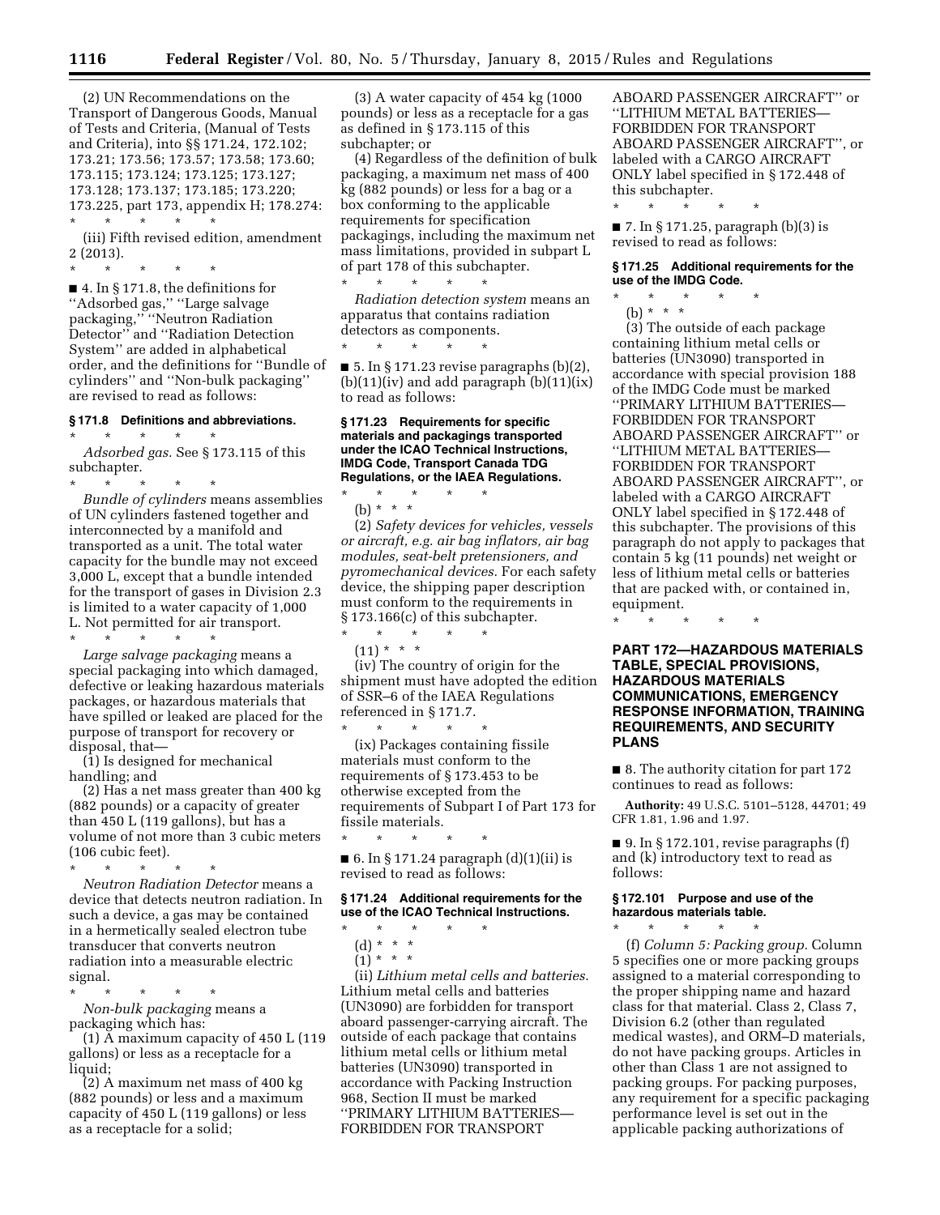(2) UN Recommendations on the Transport of Dangerous Goods, Manual of Tests and Criteria, (Manual of Tests and Criteria), into §§ 171.24, 172.102; 173.21; 173.56; 173.57; 173.58; 173.60; 173.115; 173.124; 173.125; 173.127; 173.128; 173.137; 173.185; 173.220; 173.225, part 173, appendix H; 178.274:

\* \* \* \* \*

(iii) Fifth revised edition, amendment 2 (2013).

\* \* \* \* \*

■ 4. In § 171.8, the definitions for ''Adsorbed gas,'' ''Large salvage packaging,'' ''Neutron Radiation Detector'' and ''Radiation Detection System'' are added in alphabetical order, and the definitions for ''Bundle of cylinders'' and ''Non-bulk packaging'' are revised to read as follows:

#### § 171.8 Definitions and abbreviations.

\* \* \* \* \*

*Adsorbed gas.* See § 173.115 of this subchapter.

\* \* \* \* \*

*Bundle of cylinders* means assemblies of UN cylinders fastened together and interconnected by a manifold and transported as a unit. The total water capacity for the bundle may not exceed 3,000 L, except that a bundle intended for the transport of gases in Division 2.3 is limited to a water capacity of 1,000 L. Not permitted for air transport.

\* \* \* \* \*

*Large salvage packaging* means a special packaging into which damaged, defective or leaking hazardous materials packages, or hazardous materials that have spilled or leaked are placed for the purpose of transport for recovery or disposal, that—

(1) Is designed for mechanical handling; and

(2) Has a net mass greater than 400 kg (882 pounds) or a capacity of greater than 450 L (119 gallons), but has a volume of not more than 3 cubic meters (106 cubic feet).

\* \* \* \* \*

*Neutron Radiation Detector* means a device that detects neutron radiation. In such a device, a gas may be contained in a hermetically sealed electron tube transducer that converts neutron radiation into a measurable electric signal.

\* \* \* \* \*

*Non-bulk packaging* means a packaging which has:

(1) A maximum capacity of 450 L (119 gallons) or less as a receptacle for a liquid;

(2) A maximum net mass of 400 kg (882 pounds) or less and a maximum capacity of 450 L (119 gallons) or less as a receptacle for a solid;

(3) A water capacity of 454 kg (1000 pounds) or less as a receptacle for a gas as defined in § 173.115 of this subchapter; or

(4) Regardless of the definition of bulk packaging, a maximum net mass of 400 kg (882 pounds) or less for a bag or a box conforming to the applicable requirements for specification packagings, including the maximum net mass limitations, provided in subpart L of part 178 of this subchapter.

\* \* \* \* \*

*Radiation detection system* means an apparatus that contains radiation detectors as components.

\* \* \* \* \*

■ 5. In § 171.23 revise paragraphs (b)(2), (b)(11)(iv) and add paragraph (b)(11)(ix) to read as follows:

#### § 171.23 Requirements for specific materials and packagings transported under the ICAO Technical Instructions, IMDG Code, Transport Canada TDG Regulations, or the IAEA Regulations.

\* \* \* \* \*

(b) \* \* \*

(2) *Safety devices for vehicles, vessels or aircraft, e.g. air bag inflators, air bag modules, seat-belt pretensioners, and pyromechanical devices.* For each safety device, the shipping paper description must conform to the requirements in § 173.166(c) of this subchapter.

\* \* \* \* \*

(11) \* \* \*

(iv) The country of origin for the shipment must have adopted the edition of SSR–6 of the IAEA Regulations referenced in § 171.7.

\* \* \* \* \*

(ix) Packages containing fissile materials must conform to the requirements of § 173.453 to be otherwise excepted from the requirements of Subpart I of Part 173 for fissile materials.

\* \* \* \* \*

■ 6. In § 171.24 paragraph (d)(1)(ii) is revised to read as follows:

#### § 171.24 Additional requirements for the use of the ICAO Technical Instructions.

\* \* \* \* \*

(d) \* \* \*

(1) \* \* \*

(ii) *Lithium metal cells and batteries.* Lithium metal cells and batteries (UN3090) are forbidden for transport aboard passenger-carrying aircraft. The outside of each package that contains lithium metal cells or lithium metal batteries (UN3090) transported in accordance with Packing Instruction 968, Section II must be marked ''PRIMARY LITHIUM BATTERIES—FORBIDDEN FOR TRANSPORT ABOARD PASSENGER AIRCRAFT'' or ''LITHIUM METAL BATTERIES—FORBIDDEN FOR TRANSPORT ABOARD PASSENGER AIRCRAFT'', or labeled with a CARGO AIRCRAFT ONLY label specified in § 172.448 of this subchapter.

\* \* \* \* \*

■ 7. In § 171.25, paragraph (b)(3) is revised to read as follows:

#### § 171.25 Additional requirements for the use of the IMDG Code.

\* \* \* \* \*

(b) \* \* \*

(3) The outside of each package containing lithium metal cells or batteries (UN3090) transported in accordance with special provision 188 of the IMDG Code must be marked ''PRIMARY LITHIUM BATTERIES—FORBIDDEN FOR TRANSPORT ABOARD PASSENGER AIRCRAFT'' or ''LITHIUM METAL BATTERIES—FORBIDDEN FOR TRANSPORT ABOARD PASSENGER AIRCRAFT'', or labeled with a CARGO AIRCRAFT ONLY label specified in § 172.448 of this subchapter. The provisions of this paragraph do not apply to packages that contain 5 kg (11 pounds) net weight or less of lithium metal cells or batteries that are packed with, or contained in, equipment.

\* \* \* \* \*

## PART 172—HAZARDOUS MATERIALS TABLE, SPECIAL PROVISIONS, HAZARDOUS MATERIALS COMMUNICATIONS, EMERGENCY RESPONSE INFORMATION, TRAINING REQUIREMENTS, AND SECURITY PLANS

■ 8. The authority citation for part 172 continues to read as follows:

**Authority:** 49 U.S.C. 5101–5128, 44701; 49 CFR 1.81, 1.96 and 1.97.

■ 9. In § 172.101, revise paragraphs (f) and (k) introductory text to read as follows:

#### § 172.101 Purpose and use of the hazardous materials table.

\* \* \* \* \*

(f) *Column 5: Packing group.* Column 5 specifies one or more packing groups assigned to a material corresponding to the proper shipping name and hazard class for that material. Class 2, Class 7, Division 6.2 (other than regulated medical wastes), and ORM–D materials, do not have packing groups. Articles in other than Class 1 are not assigned to packing groups. For packing purposes, any requirement for a specific packaging performance level is set out in the applicable packing authorizations of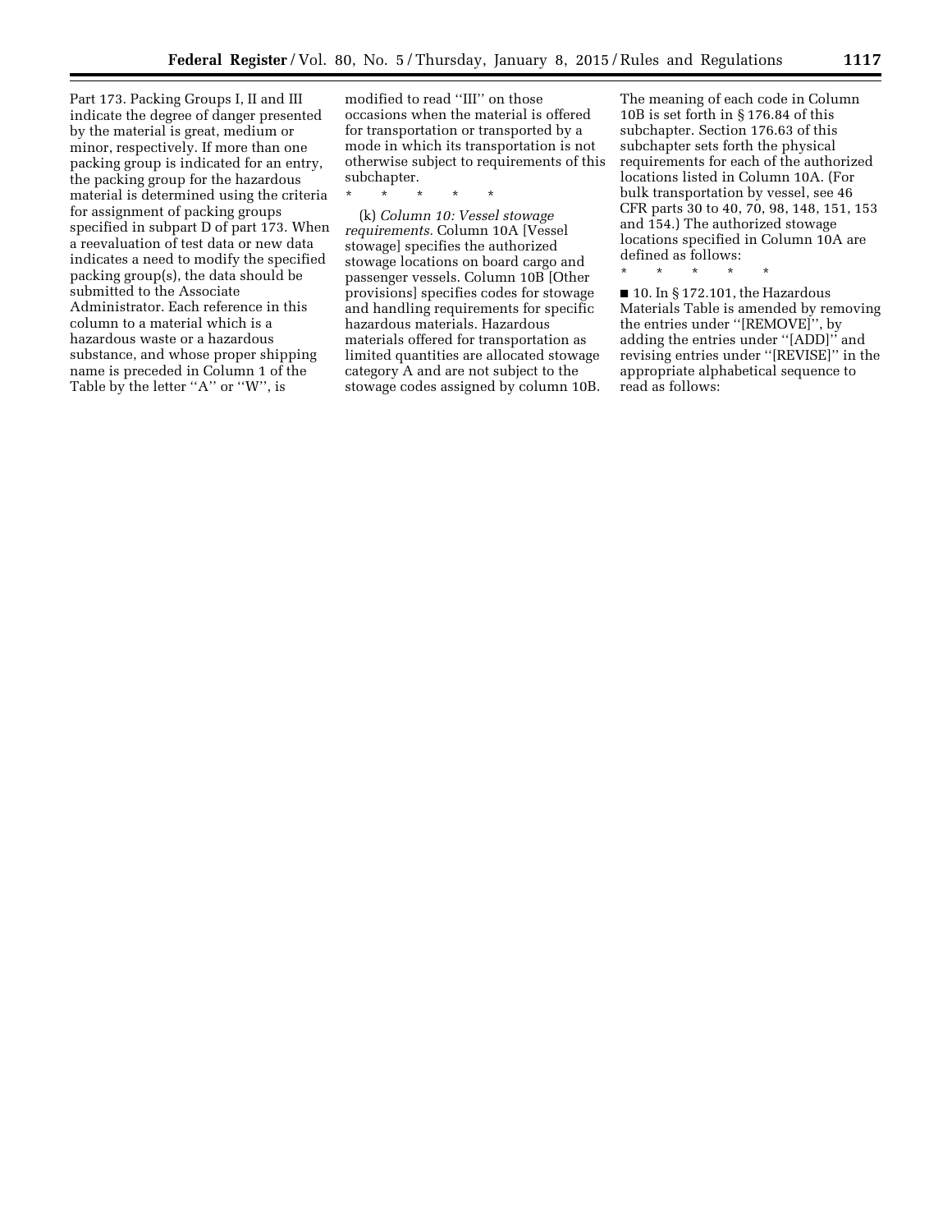Part 173. Packing Groups I, II and III indicate the degree of danger presented by the material is great, medium or minor, respectively. If more than one packing group is indicated for an entry, the packing group for the hazardous material is determined using the criteria for assignment of packing groups specified in subpart D of part 173. When a reevaluation of test data or new data indicates a need to modify the specified packing group(s), the data should be submitted to the Associate Administrator. Each reference in this column to a material which is a hazardous waste or a hazardous substance, and whose proper shipping name is preceded in Column 1 of the Table by the letter ''A'' or ''W'', is modified to read ''III'' on those occasions when the material is offered for transportation or transported by a mode in which its transportation is not otherwise subject to requirements of this subchapter.

\* \* \* \* \*

(k) *Column 10: Vessel stowage requirements.* Column 10A [Vessel stowage] specifies the authorized stowage locations on board cargo and passenger vessels. Column 10B [Other provisions] specifies codes for stowage and handling requirements for specific hazardous materials. Hazardous materials offered for transportation as limited quantities are allocated stowage category A and are not subject to the stowage codes assigned by column 10B. The meaning of each code in Column 10B is set forth in § 176.84 of this subchapter. Section 176.63 of this subchapter sets forth the physical requirements for each of the authorized locations listed in Column 10A. (For bulk transportation by vessel, see 46 CFR parts 30 to 40, 70, 98, 148, 151, 153 and 154.) The authorized stowage locations specified in Column 10A are defined as follows:

\* \* \* \* \*

■ 10. In § 172.101, the Hazardous Materials Table is amended by removing the entries under ''[REMOVE]'', by adding the entries under ''[ADD]'' and revising entries under ''[REVISE]'' in the appropriate alphabetical sequence to read as follows: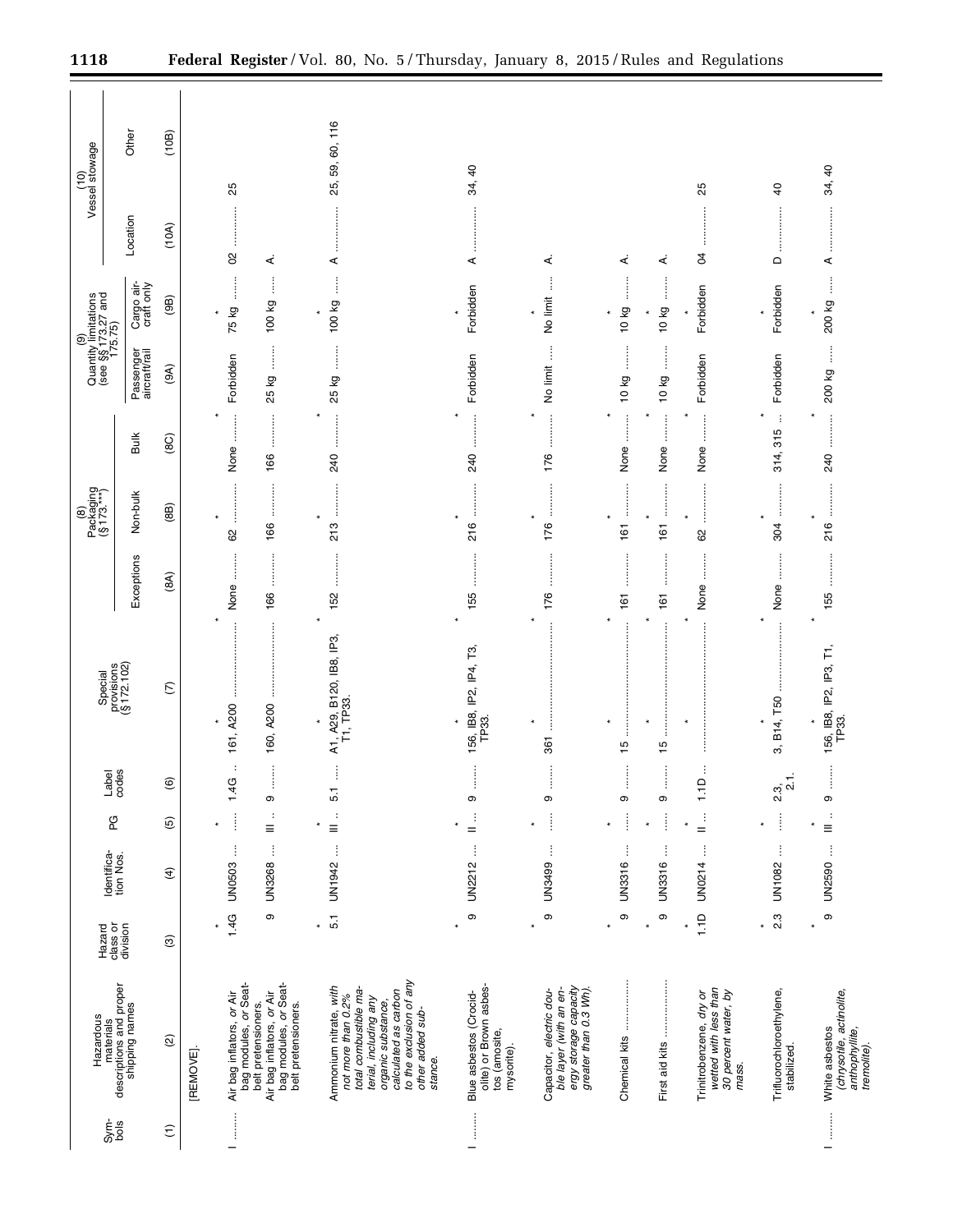| Symbols | Hazardous materials descriptions and proper shipping names | Hazard class or division | Identification Nos. | PG | Label codes | Special provisions (§172.102) | (8) Packaging (§173.***) | | | (9) Quantity limitations (see §§173.27 and 175.75) | | (10) Vessel stowage | |
|---|---|---|---|---|---|---|---|---|---|---|---|---|---|
| | | | | | | | Exceptions | Non-bulk | Bulk | Passenger aircraft/rail | Cargo aircraft only | Location | Other |
| (1) | (2) | (3) | (4) | (5) | (6) | (7) | (8A) | (8B) | (8C) | (9A) | (9B) | (10A) | (10B) |
| | [REMOVE]. | | | | | | | | | | | | |
| * | * | * | * | * | * | * | | | | | | | |
| I | Air bag inflators, *or* Air bag modules, *or* Seat-belt pretensioners. | 1.4G | UN0503 | | 1.4G | 161, A200 | None | 62 | None | Forbidden | 75 kg | 02 | 25 |
| | Air bag inflators, *or* Air bag modules, *or* Seat-belt pretensioners. | 9 | UN3268 | III | 9 | 160, A200 | 166 | 166 | 166 | 25 kg | 100 kg | A. | |
| * | * | * | * | * | * | * | | | | | | | |
| | Ammonium nitrate, *with not more than 0.2% total combustible material, including any organic substance, calculated as carbon to the exclusion of any other added substance.* | 5.1 | UN1942 | III | 5.1 | A1, A29, B120, IB8, IP3, T1, TP33. | 152 | 213 | 240 | 25 kg | 100 kg | A | 25, 59, 60, 116 |
| * | * | * | * | * | * | * | | | | | | | |
| I | Blue asbestos (Crocidolite) or Brown asbestos (amosite, mysorite). | 9 | UN2212 | II | 9 | 156, IB8, IP2, IP4, T3, TP33. | 155 | 216 | 240 | Forbidden | Forbidden | A | 34, 40 |
| * | * | * | * | * | * | * | | | | | | | |
| | Capacitor, *electric double layer (with an energy storage capacity greater than 0.3 Wh).* | 9 | UN3499 | | 9 | 361 | 176 | 176 | 176 | No limit | No limit | A. | |
| * | * | * | * | * | * | * | | | | | | | |
| | Chemical kits | 9 | UN3316 | | 9 | 15 | 161 | 161 | None | 10 kg | 10 kg | A. | |
| * | * | * | * | * | * | * | | | | | | | |
| | First aid kits | 9 | UN3316 | | 9 | 15 | 161 | 161 | None | 10 kg | 10 kg | A. | |
| * | * | * | * | * | * | * | | | | | | | |
| | Trinitrobenzene, *dry or wetted with less than 30 percent water, by mass.* | 1.1D | UN0214 | II | 1.1D | | None | 62 | None | Forbidden | Forbidden | 04 | 25 |
| * | * | * | * | * | * | * | | | | | | | |
| | Trifluorochloroethylene, stabilized. | 2.3 | UN1082 | | 2.3, 2.1. | 3, B14, T50 | None | 304 | 314, 315 | Forbidden | Forbidden | D | 40 |
| * | * | * | * | * | * | * | | | | | | | |
| I | White asbestos *(chrysotile, actinolite, anthophyllite, tremolite).* | 9 | UN2590 | III | 9 | 156, IB8, IP2, IP3, T1, TP33. | 155 | 216 | 240 | 200 kg | 200 kg | A | 34, 40 |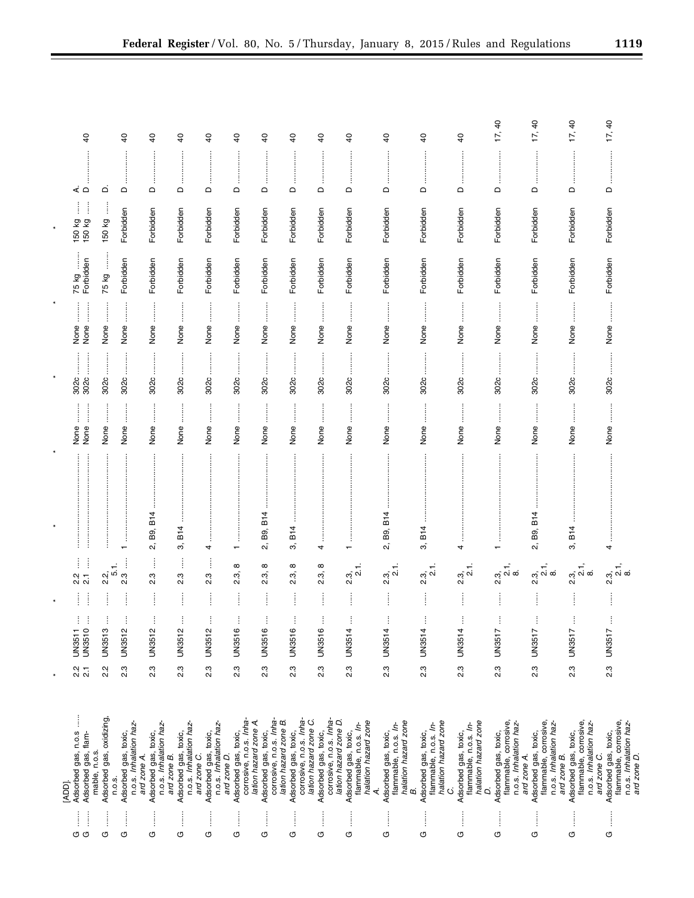| Symbols | Hazardous materials descriptions and proper shipping names | Hazard class or division | Identification numbers | PG | Label codes | Special provisions (§172.102) | Packaging (§173.***) Exceptions | Packaging Non-bulk | Packaging Bulk | Quantity limitations Passenger aircraft/rail | Quantity limitations Cargo aircraft only | Vessel stowage Location | Vessel stowage Other |
|---|---|---|---|---|---|---|---|---|---|---|---|---|---|
| * | * | * | * | * | * | * | * | * | * | * | * | * | * |
| | [ADD] | | | | | | | | | | | | |
| G | Adsorbed gas, n.o.s | 2.2 | UN3511 | | 2.2 | | None | 302c | None | 75 kg | 150 kg | A. | |
| G | Adsorbed gas, flammable, n.o.s. | 2.1 | UN3510 | | 2.1 | | None | 302c | None | Forbidden | 150 kg | D | 40 |
| G | Adsorbed gas, oxidizing, n.o.s. | 2.2 | UN3513 | | 2.2, 5.1. | | None | 302c | None | 75 kg | 150 kg | D. | |
| G | Adsorbed gas, toxic, n.o.s. *Inhalation hazard zone A.* | 2.3 | UN3512 | | 2.3 | 1 | None | 302c | None | Forbidden | Forbidden | D | 40 |
| G | Adsorbed gas, toxic, n.o.s. *Inhalation hazard zone B.* | 2.3 | UN3512 | | 2.3 | 2, B9, B14 | None | 302c | None | Forbidden | Forbidden | D | 40 |
| G | Adsorbed gas, toxic, n.o.s. *Inhalation hazard zone C.* | 2.3 | UN3512 | | 2.3 | 3, B14 | None | 302c | None | Forbidden | Forbidden | D | 40 |
| G | Adsorbed gas, toxic, n.o.s. *Inhalation hazard zone D.* | 2.3 | UN3512 | | 2.3 | 4 | None | 302c | None | Forbidden | Forbidden | D | 40 |
| G | Adsorbed gas, toxic, corrosive, n.o.s. *Inhalation hazard zone A.* | 2.3 | UN3516 | | 2.3, 8 | 1 | None | 302c | None | Forbidden | Forbidden | D | 40 |
| G | Adsorbed gas, toxic, corrosive, n.o.s. *Inhalation hazard zone B.* | 2.3 | UN3516 | | 2.3, 8 | 2, B9, B14 | None | 302c | None | Forbidden | Forbidden | D | 40 |
| G | Adsorbed gas, toxic, corrosive, n.o.s. *Inhalation hazard zone C.* | 2.3 | UN3516 | | 2.3, 8 | 3, B14 | None | 302c | None | Forbidden | Forbidden | D | 40 |
| G | Adsorbed gas, toxic, corrosive, n.o.s. *Inhalation hazard zone D.* | 2.3 | UN3516 | | 2.3, 8 | 4 | None | 302c | None | Forbidden | Forbidden | D | 40 |
| G | Adsorbed gas, toxic, flammable, n.o.s. *Inhalation hazard zone A.* | 2.3 | UN3514 | | 2.3, 2.1. | 1 | None | 302c | None | Forbidden | Forbidden | D | 40 |
| G | Adsorbed gas, toxic, flammable, n.o.s. *Inhalation hazard zone B.* | 2.3 | UN3514 | | 2.3, 2.1. | 2, B9, B14 | None | 302c | None | Forbidden | Forbidden | D | 40 |
| G | Adsorbed gas, toxic, flammable, n.o.s. *Inhalation hazard zone C.* | 2.3 | UN3514 | | 2.3, 2.1. | 3, B14 | None | 302c | None | Forbidden | Forbidden | D | 40 |
| G | Adsorbed gas, toxic, flammable, n.o.s. *Inhalation hazard zone D.* | 2.3 | UN3514 | | 2.3, 2.1. | 4 | None | 302c | None | Forbidden | Forbidden | D | 40 |
| G | Adsorbed gas, toxic, flammable, corrosive, n.o.s. *Inhalation hazard zone A.* | 2.3 | UN3517 | | 2.3, 2.1, 8. | 1 | None | 302c | None | Forbidden | Forbidden | D | 17, 40 |
| G | Adsorbed gas, toxic, flammable, corrosive, n.o.s. *Inhalation hazard zone B.* | 2.3 | UN3517 | | 2.3, 2.1, 8. | 2, B9, B14 | None | 302c | None | Forbidden | Forbidden | D | 17, 40 |
| G | Adsorbed gas, toxic, flammable, corrosive, n.o.s. *Inhalation hazard zone C.* | 2.3 | UN3517 | | 2.3, 2.1, 8. | 3, B14 | None | 302c | None | Forbidden | Forbidden | D | 17, 40 |
| G | Adsorbed gas, toxic, flammable, corrosive, n.o.s. *Inhalation hazard zone D.* | 2.3 | UN3517 | | 2.3, 2.1, 8. | 4 | None | 302c | None | Forbidden | Forbidden | D | 17, 40 |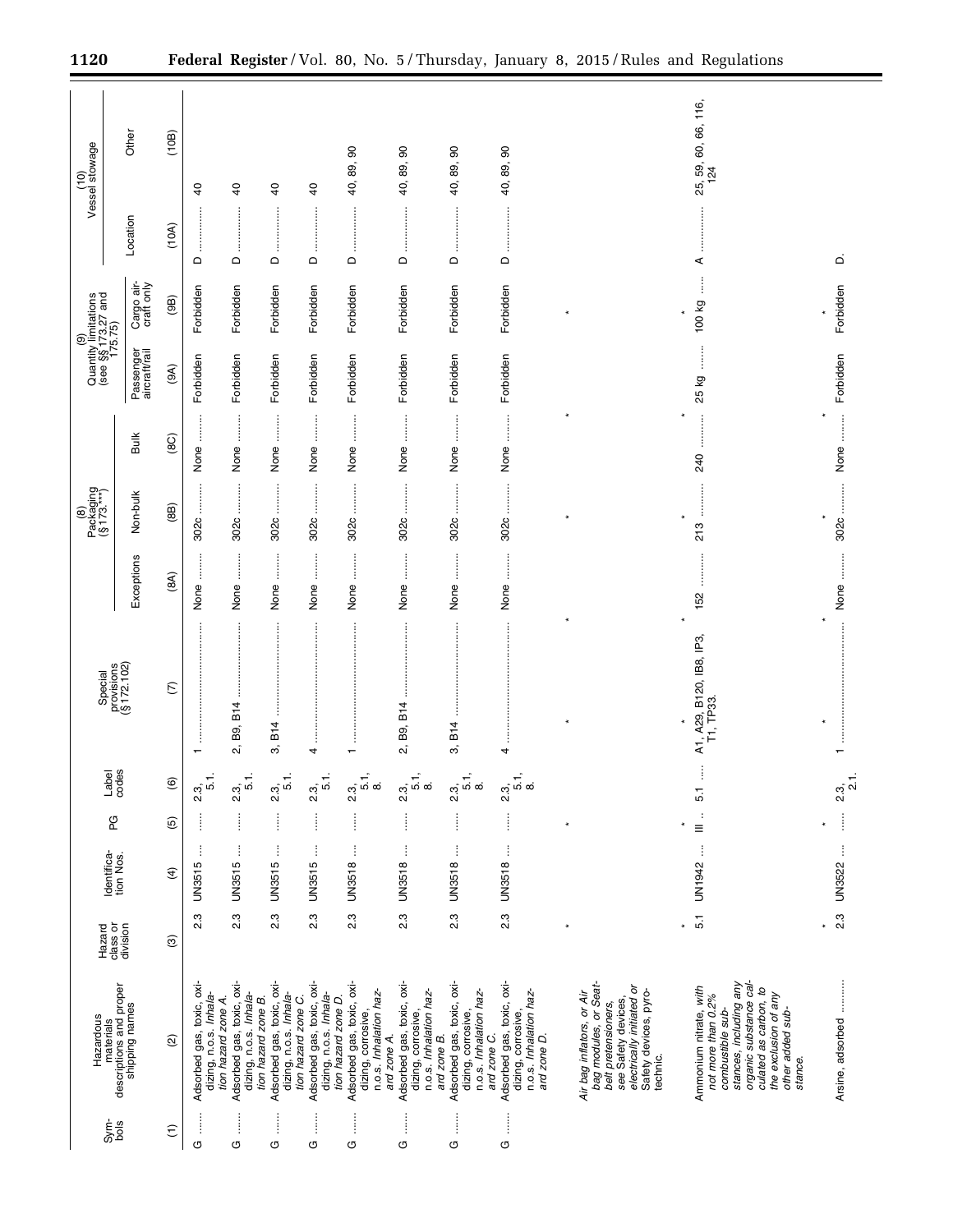| Symbols | Hazardous materials descriptions and proper shipping names | Hazard class or division | Identification Nos. | PG | Label codes | Special provisions (§ 172.102) | (8) Packaging (§ 173.***) | | | (9) Quantity limitations (see §§ 173.27 and 175.75) | | (10) Vessel stowage | |
|---|---|---|---|---|---|---|---|---|---|---|---|---|---|
| | | | | | | | Exceptions | Non-bulk | Bulk | Passenger aircraft/rail | Cargo aircraft only | Location | Other |
| (1) | (2) | (3) | (4) | (5) | (6) | (7) | (8A) | (8B) | (8C) | (9A) | (9B) | (10A) | (10B) |
| G | Adsorbed gas, toxic, oxidizing, n.o.s. *Inhalation hazard zone A.* | 2.3 | UN3515 | | 2.3, 5.1. | 1 | None | 302c | None | Forbidden | Forbidden | D | 40 |
| G | Adsorbed gas, toxic, oxidizing, n.o.s. *Inhalation hazard zone B.* | 2.3 | UN3515 | | 2.3, 5.1. | 2, B9, B14 | None | 302c | None | Forbidden | Forbidden | D | 40 |
| G | Adsorbed gas, toxic, oxidizing, n.o.s. *Inhalation hazard zone C.* | 2.3 | UN3515 | | 2.3, 5.1. | 3, B14 | None | 302c | None | Forbidden | Forbidden | D | 40 |
| G | Adsorbed gas, toxic, oxidizing, n.o.s. *Inhalation hazard zone D.* | 2.3 | UN3515 | | 2.3, 5.1. | 4 | None | 302c | None | Forbidden | Forbidden | D | 40 |
| G | Adsorbed gas, toxic, oxidizing, corrosive, n.o.s. *Inhalation hazard zone A.* | 2.3 | UN3518 | | 2.3, 5.1, 8. | 1 | None | 302c | None | Forbidden | Forbidden | D | 40, 89, 90 |
| G | Adsorbed gas, toxic, oxidizing, corrosive, n.o.s. *Inhalation hazard zone B.* | 2.3 | UN3518 | | 2.3, 5.1, 8. | 2, B9, B14 | None | 302c | None | Forbidden | Forbidden | D | 40, 89, 90 |
| G | Adsorbed gas, toxic, oxidizing, corrosive, n.o.s. *Inhalation hazard zone C.* | 2.3 | UN3518 | | 2.3, 5.1, 8. | 3, B14 | None | 302c | None | Forbidden | Forbidden | D | 40, 89, 90 |
| G | Adsorbed gas, toxic, oxidizing, corrosive, n.o.s. *Inhalation hazard zone D.* | 2.3 | UN3518 | | 2.3, 5.1, 8. | 4 | None | 302c | None | Forbidden | Forbidden | D | 40, 89, 90 |
| * | * | * | * | * | * | * | | | | | | | |
| | *Air bag inflators, or Air bag modules, or Seat-belt pretensioners,* see *Safety devices, electrically initiated or Safety devices, pyrotechnic.* | | | | | | | | | | | | |
| * | * | * | * | * | * | * | | | | | | | |
| | Ammonium nitrate, *with not more than 0.2% combustible substances, including any organic substance calculated as carbon, to the exclusion of any other added substance.* | 5.1 | UN1942 | III | 5.1 | A1, A29, B120, IB8, IP3, T1, TP33. | 152 | 213 | 240 | 25 kg | 100 kg | A | 25, 59, 60, 66, 116, 124 |
| * | * | * | * | * | * | * | | | | | | | |
| | Arsine, adsorbed | 2.3 | UN3522 | | 2.3, 2.1. | 1 | None | 302c | None | Forbidden | Forbidden | D. | |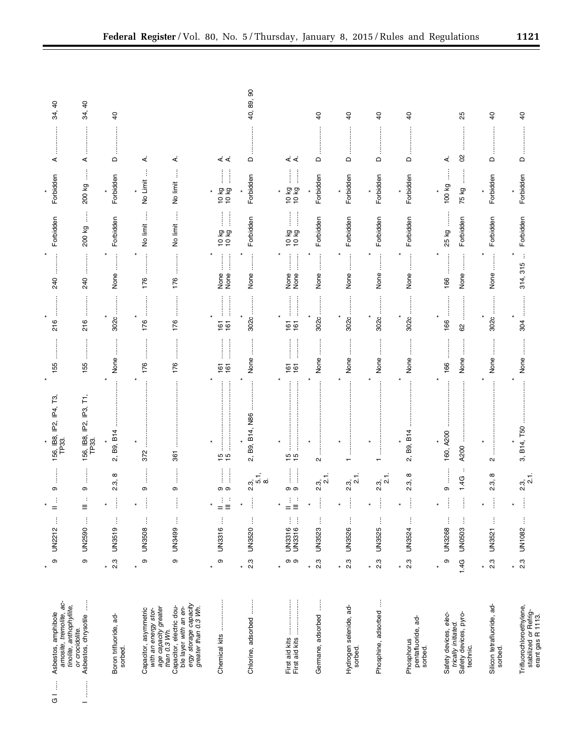| | | | | | | | | | | | | | |
|---|---|---|---|---|---|---|---|---|---|---|---|---|---|
| * | * | * | * | * | * | * | * | * | * | * | * | * | * |
| G I | Asbestos, amphibole *amosite, tremolite, actinolite, anthophyllite, or crocidolite.* | 9 | UN2212 | II | 9 | 156, IB8, IP2, IP4, T3, TP33. | 155 | 216 | 240 | Forbidden | Forbidden | A | 34, 40 |
| I | Asbestos, chrysotile | 9 | UN2590 | III | 9 | 156, IB8, IP2, IP3, T1, TP33. | 155 | 216 | 240 | 200 kg | 200 kg | A | 34, 40 |
| * | * | * | * | * | * | * | * | * | * | * | * | * | * |
| | Boron trifluoride, adsorbed. | 2.3 | UN3519 | | 2.3, 8 | 2, B9, B14 | None | 302c | None | Forbidden | Forbidden | D | 40 |
| * | * | * | * | * | * | * | * | * | * | * | * | * | * |
| | Capacitor, asymmetric *with an energy storage capacity greater than 0.3 Wh.* | 9 | UN3508 | | 9 | 372 | 176 | 176 | 176 | No limit | No Limit | A. | |
| | Capacitor, electric double layer *with an energy storage capacity greater than 0.3 Wh.* | 9 | UN3499 | | 9 | 361 | 176 | 176 | 176 | No limit | No limit | A. | |
| * | * | * | * | * | * | * | * | * | * | * | * | * | * |
| | Chemical kits | 9 | UN3316 | II | 9 | 15 | 161 | 161 | None | 10 kg | 10 kg | A. | |
| | | | | III | 9 | 15 | 161 | 161 | None | 10 kg | 10 kg | A. | |
| * | * | * | * | * | * | * | * | * | * | * | * | * | * |
| | Chlorine, adsorbed | 2.3 | UN3520 | | 2.3, 5.1, 8. | 2, B9, B14, N86 | None | 302c | None | Forbidden | Forbidden | D | 40, 89, 90 |
| * | * | * | * | * | * | * | * | * | * | * | * | * | * |
| | First aid kits | 9 | UN3316 | II | 9 | 15 | 161 | 161 | None | 10 kg | 10 kg | A. | |
| | First aid kits | 9 | UN3316 | III | 9 | 15 | 161 | 161 | None | 10 kg | 10 kg | A. | |
| * | * | * | * | * | * | * | * | * | * | * | * | * | * |
| | Germane, adsorbed | 2.3 | UN3523 | | 2.3, 2.1. | 2 | None | 302c | None | Forbidden | Forbidden | D | 40 |
| * | * | * | * | * | * | * | * | * | * | * | * | * | * |
| | Hydrogen selenide, adsorbed. | 2.3 | UN3526 | | 2.3, 2.1. | 1 | None | 302c | None | Forbidden | Forbidden | D | 40 |
| * | * | * | * | * | * | * | * | * | * | * | * | * | * |
| | Phosphine, adsorbed | 2.3 | UN3525 | | 2.3, 2.1. | 1 | None | 302c | None | Forbidden | Forbidden | D | 40 |
| * | * | * | * | * | * | * | * | * | * | * | * | * | * |
| | Phosphorus pentafluoride, adsorbed. | 2.3 | UN3524 | | 2.3, 8 | 2, B9, B14 | None | 302c | None | Forbidden | Forbidden | D | 40 |
| * | * | * | * | * | * | * | * | * | * | * | * | * | * |
| | Safety devices, *electrically initiated.* | 9 | UN3268 | | 9 | 160, A200 | 166 | 166 | 166 | 25 kg | 100 kg | A. | |
| | Safety devices, pyrotechnic. | 1.4G | UN0503 | | 1.4G | A200 | None | 62 | None | Forbidden | 75 kg | 02 | 25 |
| * | * | * | * | * | * | * | * | * | * | * | * | * | * |
| | Silicon tetrafluoride, adsorbed. | 2.3 | UN3521 | | 2.3, 8 | 2 | None | 302c | None | Forbidden | Forbidden | D | 40 |
| * | * | * | * | * | * | * | * | * | * | * | * | * | * |
| | Trifluorochloroethylene, stabilized *or Refrigerant gas R 1113.* | 2.3 | UN1082 | | 2.3, 2.1. | 3, B14, T50 | None | 304 | 314, 315 | Forbidden | Forbidden | D | 40 |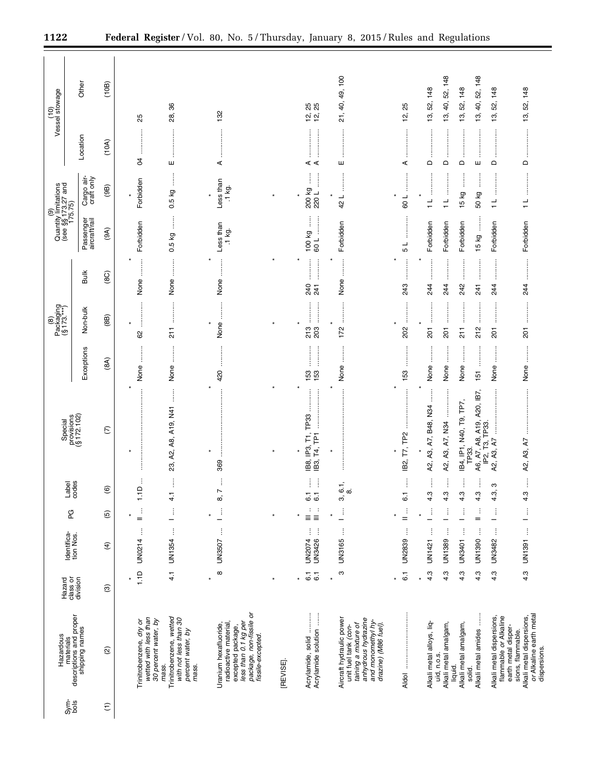| Symbols | Hazardous materials descriptions and proper shipping names | Hazard class or division | Identification Nos. | PG | Label codes | Special provisions (§ 172.102) | (8) Packaging (§ 173.***) | | | (9) Quantity limitations (see §§ 173.27 and 175.75) | | (10) Vessel stowage | |
|---|---|---|---|---|---|---|---|---|---|---|---|---|---|
| | | | | | | | Exceptions | Non-bulk | Bulk | Passenger aircraft/rail | Cargo aircraft only | Location | Other |
| (1) | (2) | (3) | (4) | (5) | (6) | (7) | (8A) | (8B) | (8C) | (9A) | (9B) | (10A) | (10B) |
| * | * | * | * | * | * | * | | | | | | | |
| | *Trinitrobenzene, dry or wetted with less than 30 percent water, by mass.* | 1.1D | UN0214 | II | 1.1D | | None | 62 | None | Forbidden | Forbidden | 04 | 25 |
| | Trinitrobenzene, *wetted with not less than 30 percent water, by mass.* | 4.1 | UN1354 | I | 4.1 | 23, A2, A8, A19, N41 | None | 211 | None | 0.5 kg | 0.5 kg | E | 28, 36 |
| * | * | * | * | * | * | * | | | | | | | |
| | Uranium hexafluoride, radioactive material, excepted package, *less than 0.1 kg per package, non-fissile or fissile-excepted.* | 8 | UN3507 | I | 8, 7 | 369 | 420 | None | None | Less than .1 kg. | Less than .1 kg. | A | 132 |
| * | * | * | * | * | * | * | | | | | | | |
| [REVISE]. | | | | | | | | | | | | | |
| * | * | * | * | * | * | * | | | | | | | |
| | Acrylamide, solid | 6.1 | UN2074 | III | 6.1 | IB8, IP3, T1, TP33 | 153 | 213 | 240 | 100 kg | 200 kg | A | 12, 25 |
| | Acrylamide solution | 6.1 | UN3426 | III | 6.1 | IB3, T4, TP1 | 153 | 203 | 241 | 60 L | 220 L | A | 12, 25 |
| * | * | * | * | * | * | * | | | | | | | |
| | Aircraft hydraulic power unit fuel tank *(containing a mixture of anhydrous hydrazine and monomethyl hydrazine) (M86 fuel).* | 3 | UN3165 | I | 3, 6.1, 8. | | None | 172 | None | Forbidden | 42 L | E | 21, 40, 49, 100 |
| * | * | * | * | * | * | * | | | | | | | |
| | Aldol | 6.1 | UN2839 | II | 6.1 | IB2, T7, TP2 | 153 | 202 | 243 | 5 L | 60 L | A | 12, 25 |
| * | * | * | * | * | * | * | | | | | | | |
| | Alkali metal alloys, liquid, n.o.s. | 4.3 | UN1421 | I | 4.3 | A2, A3, A7, B48, N34 | None | 201 | 244 | Forbidden | 1 L | D | 13, 52, 148 |
| | Alkali metal amalgam, liquid. | 4.3 | UN1389 | I | 4.3 | A2, A3, A7, N34 | None | 201 | 244 | Forbidden | 1 L | D | 13, 40, 52, 148 |
| | Alkali metal amalgam, solid. | 4.3 | UN3401 | I | 4.3 | IB4, IP1, N40, T9, TP7, TP33. | None | 211 | 242 | Forbidden | 15 kg | D | 13, 52, 148 |
| | Alkali metal amides | 4.3 | UN1390 | II | 4.3 | A6, A7, A8, A19, A20, IB7, IP2, T3, TP33. | 151 | 212 | 241 | 15 kg | 50 kg | E | 13, 40, 52, 148 |
| | Alkali metal dispersions, flammable *or* Alkaline earth metal dispersions, flammable. | 4.3 | UN3482 | I | 4.3, 3 | A2, A3, A7 | None | 201 | 244 | Forbidden | 1 L | D | 13, 52, 148 |
| | Alkali metal dispersions, *or* Alkaline earth metal dispersions. | 4.3 | UN1391 | I | 4.3 | A2, A3, A7 | None | 201 | 244 | Forbidden | 1 L | D | 13, 52, 148 |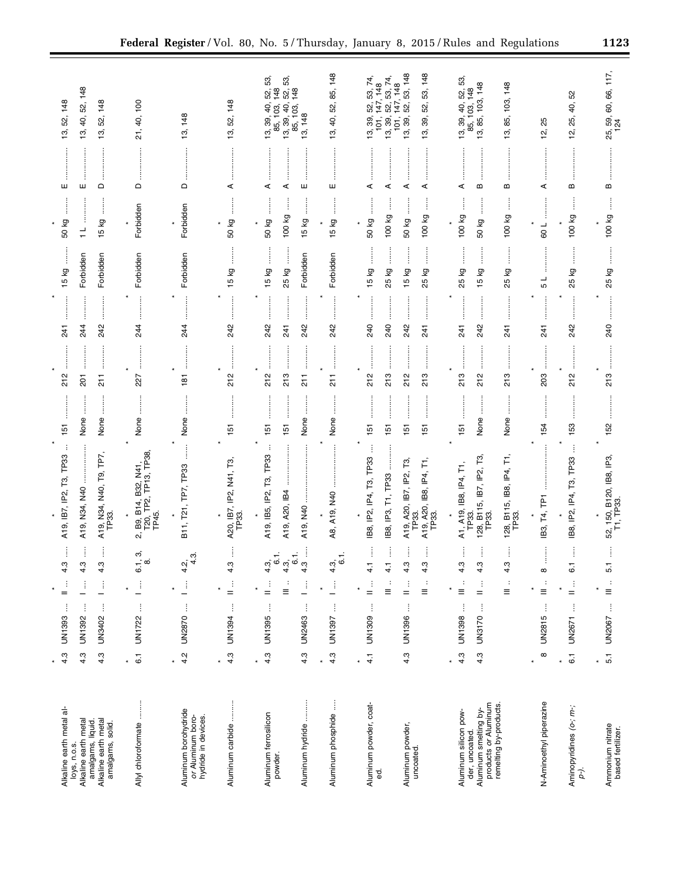| Hazardous materials descriptions and proper shipping names | Hazard class or division | Identification numbers | PG | Label codes | Special provisions (§ 172.102) | Packaging exceptions | Packaging non-bulk | Packaging bulk | Passenger aircraft/rail | Cargo aircraft only | Vessel stowage location | Vessel stowage other |
|---|---|---|---|---|---|---|---|---|---|---|---|---|
| * | * | * | * | * | * | * | * | * | * | * | * | * |
| Alkaline earth metal alloys, n.o.s. | 4.3 | UN1393 | II | 4.3 | A19, IB7, IP2, T3, TP33 | 151 | 212 | 241 | 15 kg | 50 kg | E | 13, 52, 148 |
| Alkaline earth metal amalgams, liquid. | 4.3 | UN1392 | I | 4.3 | A19, N34, N40 | None | 201 | 244 | Forbidden | 1 L | E | 13, 40, 52, 148 |
| Alkaline earth metal amalgams, solid. | 4.3 | UN3402 | I | 4.3 | A19, N34, N40, T9, TP7, TP33. | None | 211 | 242 | Forbidden | 15 kg | D | 13, 52, 148 |
| * | * | * | * | * | * | * | * | * | * | * | * | * |
| Allyl chloroformate | 6.1 | UN1722 | I | 6.1, 3, 8. | 2, B9, B14, B32, N41, T20, TP2, TP13, TP38, TP45. | None | 227 | 244 | Forbidden | Forbidden | D | 21, 40, 100 |
| * | * | * | * | * | * | * | * | * | * | * | * | * |
| Aluminum borohydride *or* Aluminum borohydride in devices. | 4.2 | UN2870 | I | 4.2, 4.3. | B11, T21, TP7, TP33 | None | 181 | 244 | Forbidden | Forbidden | D | 13, 148 |
| * | * | * | * | * | * | * | * | * | * | * | * | * |
| Aluminum carbide | 4.3 | UN1394 | II | 4.3 | A20, IB7, IP2, N41, T3, TP33. | 151 | 212 | 242 | 15 kg | 50 kg | A | 13, 52, 148 |
| * | * | * | * | * | * | * | * | * | * | * | * | * |
| Aluminum ferrosilicon powder. | 4.3 | UN1395 | II | 4.3, 6.1. | A19, IB5, IP2, T3, TP33 | 151 | 212 | 242 | 15 kg | 50 kg | A | 13, 39, 40, 52, 53, 85, 103, 148 |
| | | | III | 4.3, 6.1. | A19, A20, IB4 | 151 | 213 | 241 | 25 kg | 100 kg | A | 13, 39, 40, 52, 53, 85, 103, 148 |
| Aluminum hydride | 4.3 | UN2463 | I | 4.3 | A19, N40 | None | 211 | 242 | Forbidden | 15 kg | E | 13, 148 |
| * | * | * | * | * | * | * | * | * | * | * | * | * |
| Aluminum phosphide | 4.3 | UN1397 | I | 4.3, 6.1. | A8, A19, N40 | None | 211 | 242 | Forbidden | 15 kg | E | 13, 40, 52, 85, 148 |
| * | * | * | * | * | * | * | * | * | * | * | * | * |
| Aluminum powder, coated. | 4.1 | UN1309 | II | 4.1 | IB8, IP2, IP4, T3, TP33 | 151 | 212 | 240 | 15 kg | 50 kg | A | 13, 39, 52, 53, 74, 101, 147, 148 |
| | | | III | 4.1 | IB8, IP3, T1, TP33 | 151 | 213 | 240 | 25 kg | 100 kg | A | 13, 39, 52, 53, 74, 101, 147, 148 |
| Aluminum powder, uncoated. | 4.3 | UN1396 | II | 4.3 | A19, A20, IB7, IP2, T3, TP33. | 151 | 212 | 242 | 15 kg | 50 kg | A | 13, 39, 52, 53, 148 |
| | | | III | 4.3 | A19, A20, IB8, IP4, T1, TP33. | 151 | 213 | 241 | 25 kg | 100 kg | A | 13, 39, 52, 53, 148 |
| * | * | * | * | * | * | * | * | * | * | * | * | * |
| Aluminum silicon powder, uncoated. | 4.3 | UN1398 | III | 4.3 | A1, A19, IB8, IP4, T1, TP33. | 151 | 213 | 241 | 25 kg | 100 kg | A | 13, 39, 40, 52, 53, 85, 103, 148 |
| Aluminum smelting by-products *or* Aluminum remelting by-products. | 4.3 | UN3170 | II | 4.3 | 128, B115, IB7, IP2, T3, TP33. | None | 212 | 242 | 15 kg | 50 kg | B | 13, 85, 103, 148 |
| | | | III | 4.3 | 128, B115, IB8, IP4, T1, TP33. | None | 213 | 241 | 25 kg | 100 kg | B | 13, 85, 103, 148 |
| * | * | * | * | * | * | * | * | * | * | * | * | * |
| N-Aminoethyl piperazine | 8 | UN2815 | III | 8 | IB3, T4, TP1 | 154 | 203 | 241 | 5 L | 60 L | A | 12, 25 |
| * | * | * | * | * | * | * | * | * | * | * | * | * |
| Aminopyridines (*o-; m-; p-*). | 6.1 | UN2671 | II | 6.1 | IB8, IP2, IP4, T3, TP33 | 153 | 212 | 242 | 25 kg | 100 kg | B | 12, 25, 40, 52 |
| * | * | * | * | * | * | * | * | * | * | * | * | * |
| Ammonium nitrate based fertilizer. | 5.1 | UN2067 | III | 5.1 | 52, 150, B120, IB8, IP3, T1, TP33. | 152 | 213 | 240 | 25 kg | 100 kg | B | 25, 59, 60, 66, 117, 124 |
| * | * | * | * | * | * | * | * | * | * | * | * | * |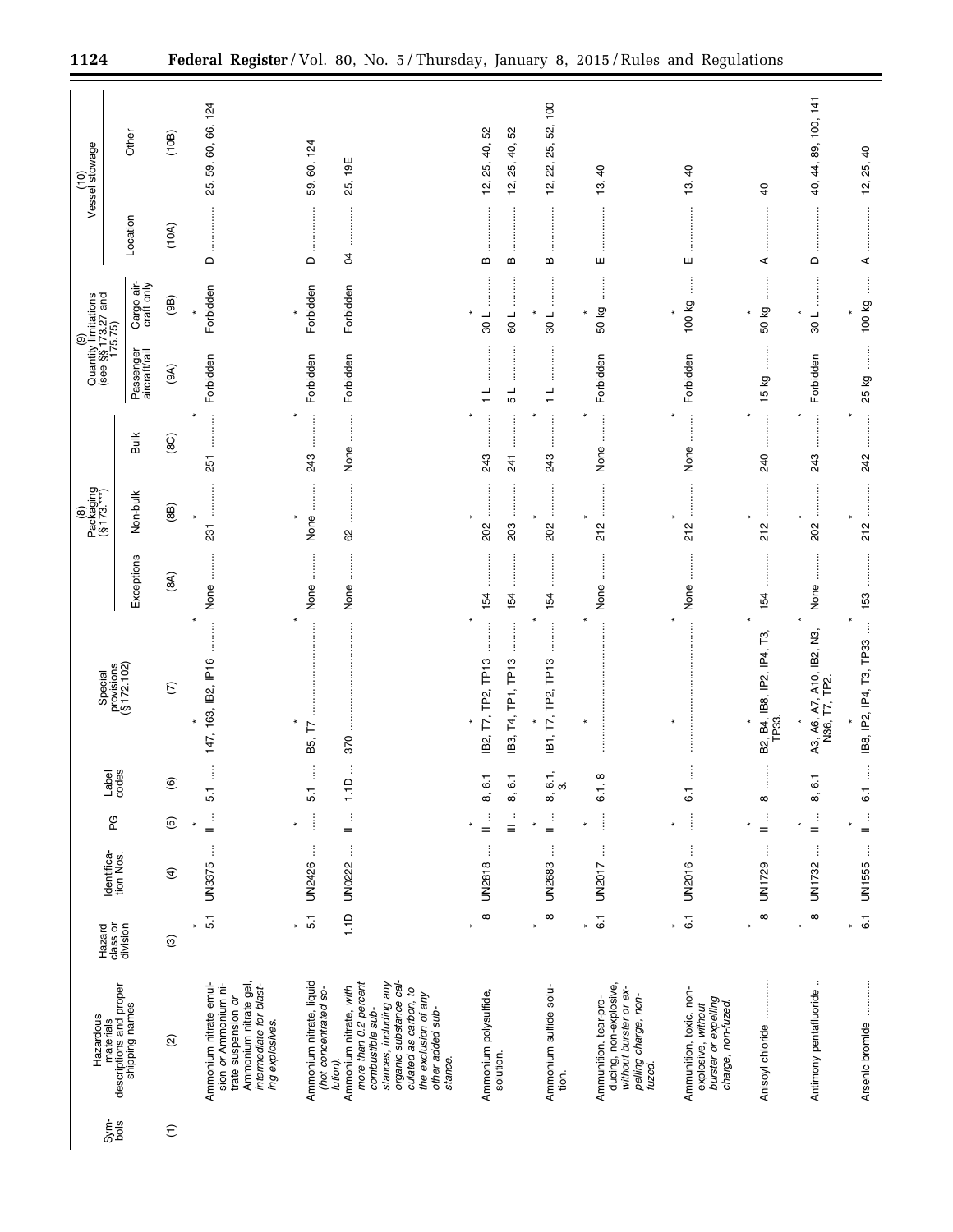| Symbols | Hazardous materials descriptions and proper shipping names | Hazard class or division | Identification Nos. | PG | Label codes | Special provisions (§ 172.102) | (8) Packaging (§ 173.***) | | | (9) Quantity limitations (see §§ 173.27 and 175.75) | | (10) Vessel stowage | |
|---|---|---|---|---|---|---|---|---|---|---|---|---|---|
| | | | | | | | Exceptions | Non-bulk | Bulk | Passenger aircraft/rail | Cargo aircraft only | Location | Other |
| (1) | (2) | (3) | (4) | (5) | (6) | (7) | (8A) | (8B) | (8C) | (9A) | (9B) | (10A) | (10B) |
| * | * | * | * | * | * | * | | | | | | | |
| | Ammonium nitrate emulsion *or* Ammonium nitrate suspension *or* Ammonium nitrate gel, *intermediate for blasting explosives*. | 5.1 | UN3375 | II | 5.1 | 147, 163, IB2, IP16 | None | 231 | 251 | Forbidden | Forbidden | D | 25, 59, 60, 66, 124 |
| * | * | * | * | * | * | * | | | | | | | |
| | Ammonium nitrate, liquid *(hot concentrated solution)*. | 5.1 | UN2426 | | 5.1 | B5, T7 | None | None | 243 | Forbidden | Forbidden | D | 59, 60, 124 |
| | Ammonium nitrate, *with more than 0.2 percent combustible substances, including any organic substance calculated as carbon, to the exclusion of any other added substance*. | 1.1D | UN0222 | II | 1.1D | 370 | None | 62 | None | Forbidden | Forbidden | 04 | 25, 19E |
| * | * | * | * | * | * | * | | | | | | | |
| | Ammonium polysulfide, solution. | 8 | UN2818 | II | 8, 6.1 | IB2, T7, TP2, TP13 | 154 | 202 | 243 | 1 L | 30 L | B | 12, 25, 40, 52 |
| | | | | III | 8, 6.1 | IB3, T4, TP1, TP13 | 154 | 203 | 241 | 5 L | 60 L | B | 12, 25, 40, 52 |
| * | * | * | * | * | * | * | | | | | | | |
| | Ammonium sulfide solution. | 8 | UN2683 | II | 8, 6.1, 3. | IB1, T7, TP2, TP13 | 154 | 202 | 243 | 1 L | 30 L | B | 12, 22, 25, 52, 100 |
| * | * | * | * | * | * | * | | | | | | | |
| | Ammunition, tear-producing, non-explosive, *without burster or expelling charge, non-fuzed*. | 6.1 | UN2017 | | 6.1, 8 | | None | 212 | None | Forbidden | 50 kg | E | 13, 40 |
| * | * | * | * | * | * | * | | | | | | | |
| | Ammunition, toxic, non-explosive, *without burster or expelling charge, non-fuzed*. | 6.1 | UN2016 | | 6.1 | | None | 212 | None | Forbidden | 100 kg | E | 13, 40 |
| * | * | * | * | * | * | * | | | | | | | |
| | Anisoyl chloride | 8 | UN1729 | II | 8 | B2, B4, IB8, IP2, IP4, T3, TP33. | 154 | 212 | 240 | 15 kg | 50 kg | A | 40 |
| * | * | * | * | * | * | * | | | | | | | |
| | Antimony pentafluoride | 8 | UN1732 | II | 8, 6.1 | A3, A6, A7, A10, IB2, N3, N36, T7, TP2. | None | 202 | 243 | Forbidden | 30 L | D | 40, 44, 89, 100, 141 |
| * | * | * | * | * | * | * | | | | | | | |
| | Arsenic bromide | 6.1 | UN1555 | II | 6.1 | IB8, IP2, IP4, T3, TP33 | 153 | 212 | 242 | 25 kg | 100 kg | A | 12, 25, 40 |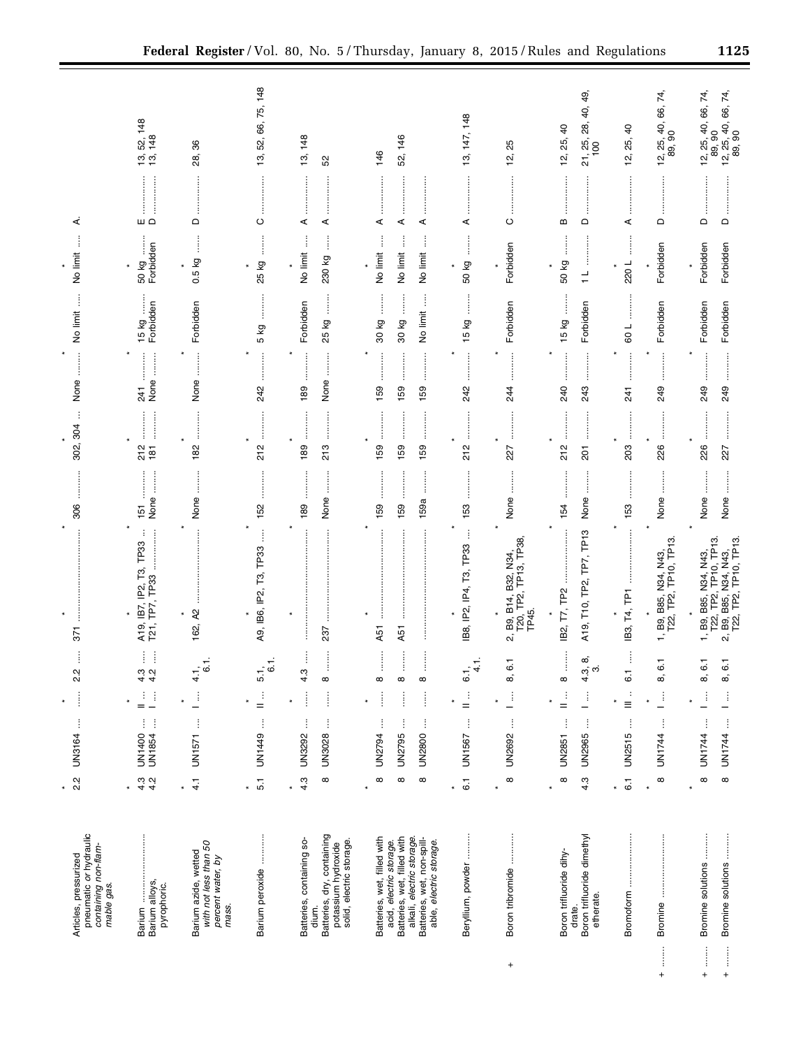| Symbols | Hazardous materials descriptions and proper shipping names | Hazard class or division | Identification numbers | PG | Label codes | Special provisions (§172.102) | Packaging (§173.***) Exceptions | Packaging Non-bulk | Packaging Bulk | Quantity limitations Passenger aircraft/rail | Quantity limitations Cargo aircraft only | Vessel stowage Location | Vessel stowage Other |
|---|---|---|---|---|---|---|---|---|---|---|---|---|---|
| * | * | * | * | * | * | * | * | | | | | | |
| | Articles, pressurized pneumatic or hydraulic *containing non-flammable gas.* | 2.2 | UN3164 | | 2.2 | 371 | 306 | 302, 304 | None | No limit | No limit | A | |
| * | * | * | * | * | * | * | * | | | | | | |
| | Barium | 4.3 | UN1400 | II | 4.3 | A19, IB7, IP2, T3, TP33 | 151 | 212 | 241 | 15 kg | 50 kg | E | 13, 52, 148 |
| | Barium alloys, pyrophoric. | 4.2 | UN1854 | I | 4.2 | T21, TP7, TP33 | None | 181 | None | Forbidden | Forbidden | D | 13, 148 |
| * | * | * | * | * | * | * | * | | | | | | |
| | Barium azide, wetted *with not less than 50 percent water, by mass.* | 4.1 | UN1571 | I | 4.1, 6.1. | 162, A2 | None | 182 | None | Forbidden | 0.5 kg | D | 28, 36 |
| * | * | * | * | * | * | * | * | | | | | | |
| | Barium peroxide | 5.1 | UN1449 | II | 5.1, 6.1. | A9, IB6, IP2, T3, TP33 | 152 | 212 | 242 | 5 kg | 25 kg | C | 13, 52, 66, 75, 148 |
| * | * | * | * | * | * | * | * | | | | | | |
| | Batteries, containing sodium. | 4.3 | UN3292 | | 4.3 | | 189 | 189 | 189 | Forbidden | No limit | A | 13, 148 |
| | Batteries, dry, containing potassium hydroxide solid, electric storage. | 8 | UN3028 | | 8 | 237 | None | 213 | None | 25 kg | 230 kg | A | 52 |
| * | * | * | * | * | * | * | * | | | | | | |
| | Batteries, wet, filled with acid, *electric storage.* | 8 | UN2794 | | 8 | A51 | 159 | 159 | 159 | 30 kg | No limit | A | 146 |
| | Batteries, wet, filled with alkali, *electric storage.* | 8 | UN2795 | | 8 | A51 | 159 | 159 | 159 | 30 kg | No limit | A | 52, 146 |
| | Batteries, wet, non-spillable, *electric storage.* | 8 | UN2800 | | 8 | | 159a | 159 | 159 | No limit | No limit | A | |
| * | * | * | * | * | * | * | * | | | | | | |
| | Beryllium, powder | 6.1 | UN1567 | II | 6.1, 4.1. | IB8, IP2, IP4, T3, TP33 | 153 | 212 | 242 | 15 kg | 50 kg | A | 13, 147, 148 |
| * | * | * | * | * | * | * | * | | | | | | |
| + | Boron tribromide | 8 | UN2692 | I | 8, 6.1 | 2, B9, B14, B32, N34, T20, TP2, TP13, TP38, TP45. | None | 227 | 244 | Forbidden | Forbidden | C | 12, 25 |
| * | * | * | * | * | * | * | * | | | | | | |
| | Boron trifluoride dihydrate. | 8 | UN2851 | II | 8 | IB2, T7, TP2 | 154 | 212 | 240 | 15 kg | 50 kg | B | 12, 25, 40 |
| | Boron trifluoride dimethyl etherate. | 4.3 | UN2965 | I | 4.3, 8, 3. | A19, T10, TP2, TP7, TP13 | None | 201 | 243 | Forbidden | 1 L | D | 21, 25, 28, 40, 49, 100 |
| * | * | * | * | * | * | * | * | | | | | | |
| | Bromoform | 6.1 | UN2515 | III | 6.1 | IB3, T4, TP1 | 153 | 203 | 241 | 60 L | 220 L | A | 12, 25, 40 |
| * | * | * | * | * | * | * | * | | | | | | |
| + | Bromine | 8 | UN1744 | I | 8, 6.1 | 1, B9, B85, N34, N43, T22, TP2, TP10, TP13. | None | 226 | 249 | Forbidden | Forbidden | D | 12, 25, 40, 66, 74, 89, 90 |
| * | * | * | * | * | * | * | * | | | | | | |
| + | Bromine solutions | 8 | UN1744 | I | 8, 6.1 | 1, B9, B85, N34, N43, T22, TP2, TP10, TP13. | None | 226 | 249 | Forbidden | Forbidden | D | 12, 25, 40, 66, 74, 89, 90 |
| + | Bromine solutions | 8 | UN1744 | I | 8, 6.1 | 2, B9, B85, N34, N43, T22, TP2, TP10, TP13. | None | 227 | 249 | Forbidden | Forbidden | D | 12, 25, 40, 66, 74, 89, 90 |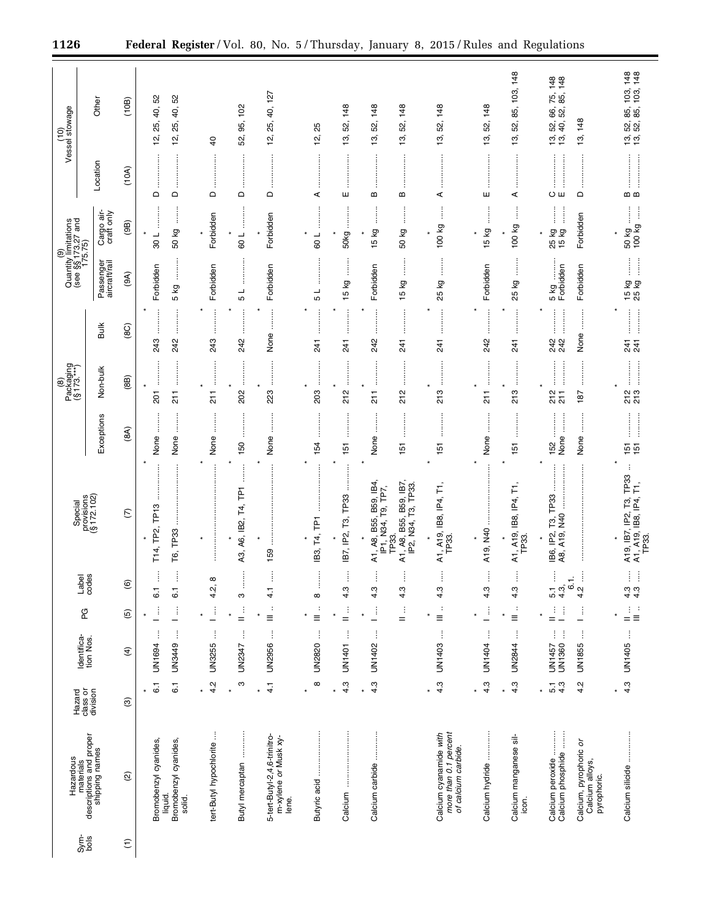| Symbols | Hazardous materials descriptions and proper shipping names | Hazard class or division | Identification Nos. | PG | Label codes | Special provisions (§ 172.102) | (8) Packaging (§ 173.***) | | | (9) Quantity limitations (see §§ 173.27 and 175.75) | | (10) Vessel stowage | |
|---|---|---|---|---|---|---|---|---|---|---|---|---|---|
| | | | | | | | Exceptions | Non-bulk | Bulk | Passenger aircraft/rail | Cargo aircraft only | Location | Other |
| (1) | (2) | (3) | (4) | (5) | (6) | (7) | (8A) | (8B) | (8C) | (9A) | (9B) | (10A) | (10B) |
| * | * | * | * | * | * | * | | | | | | | |
| | Bromobenzyl cyanides, liquid. | 6.1 | UN1694 | I | 6.1 | T14, TP2, TP13 | None | 201 | 243 | Forbidden | 30 L | D | 12, 25, 40, 52 |
| | Bromobenzyl cyanides, solid. | 6.1 | UN3449 | I | 6.1 | T6, TP33 | None | 211 | 242 | 5 kg | 50 kg | D | 12, 25, 40, 52 |
| * | * | * | * | * | * | * | | | | | | | |
| | tert-Butyl hypochlorite | 4.2 | UN3255 | I | 4.2, 8 | | None | 211 | 243 | Forbidden | Forbidden | D | 40 |
| * | * | * | * | * | * | * | | | | | | | |
| | Butyl mercaptan | 3 | UN2347 | II | 3 | A3, A6, IB2, T4, TP1 | 150 | 202 | 242 | 5 L | 60 L | D | 52, 95, 102 |
| * | * | * | * | * | * | * | | | | | | | |
| | 5-tert-Butyl-2,4,6-trinitro-m-xylene *or* Musk xylene. | 4.1 | UN2956 | III | 4.1 | 159 | None | 223 | None | Forbidden | Forbidden | D | 12, 25, 40, 127 |
| * | * | * | * | * | * | * | | | | | | | |
| | Butyric acid | 8 | UN2820 | III | 8 | IB3, T4, TP1 | 154 | 203 | 241 | 5 L | 60 L | A | 12, 25 |
| * | * | * | * | * | * | * | | | | | | | |
| | Calcium | 4.3 | UN1401 | II | 4.3 | IB7, IP2, T3, TP33 | 151 | 212 | 241 | 15 kg | 50kg | E | 13, 52, 148 |
| * | * | * | * | * | * | * | | | | | | | |
| | Calcium carbide | 4.3 | UN1402 | I | 4.3 | A1, A8, B55, B59, IB4, IP1, N34, T9, TP7, TP33. | None | 211 | 242 | Forbidden | 15 kg | B | 13, 52, 148 |
| | | | | II | 4.3 | A1, A8, B55, B59, IB7, IP2, N34, T3, TP33. | 151 | 212 | 241 | 15 kg | 50 kg | B | 13, 52, 148 |
| * | * | * | * | * | * | * | | | | | | | |
| | Calcium cyanamide *with more than 0.1 percent of calcium carbide.* | 4.3 | UN1403 | III | 4.3 | A1, A19, IB8, IP4, T1, TP33. | 151 | 213 | 241 | 25 kg | 100 kg | A | 13, 52, 148 |
| * | * | * | * | * | * | * | | | | | | | |
| | Calcium hydride | 4.3 | UN1404 | I | 4.3 | A19, N40 | None | 211 | 242 | Forbidden | 15 kg | E | 13, 52, 148 |
| * | * | * | * | * | * | * | | | | | | | |
| | Calcium manganese silicon. | 4.3 | UN2844 | III | 4.3 | A1, A19, IB8, IP4, T1, TP33. | 151 | 213 | 241 | 25 kg | 100 kg | A | 13, 52, 85, 103, 148 |
| * | * | * | * | * | * | * | | | | | | | |
| | Calcium peroxide | 5.1 | UN1457 | II | 5.1 | IB6, IP2, T3, TP33 | 152 | 212 | 242 | 5 kg | 25 kg | C | 13, 52, 66, 75, 148 |
| | Calcium phosphide | 4.3 | UN1360 | I | 4.3, 6.1. | A8, A19, N40 | None | 211 | 242 | Forbidden | 15 kg | E | 13, 40, 52, 85, 148 |
| | Calcium, pyrophoric *or* Calcium alloys, pyrophoric. | 4.2 | UN1855 | I | 4.2 | | None | 187 | None | Forbidden | Forbidden | D | 13, 148 |
| * | * | * | * | * | * | * | | | | | | | |
| | Calcium silicide | 4.3 | UN1405 | II | 4.3 | A19, IB7, IP2, T3, TP33 | 151 | 212 | 241 | 15 kg | 50 kg | B | 13, 52, 85, 103, 148 |
| | | | | III | 4.3 | A1, A19, IB8, IP4, T1, TP33. | 151 | 213 | 241 | 25 kg | 100 kg | B | 13, 52, 85, 103, 148 |
| * | * | * | * | * | * | * | | | | | | | |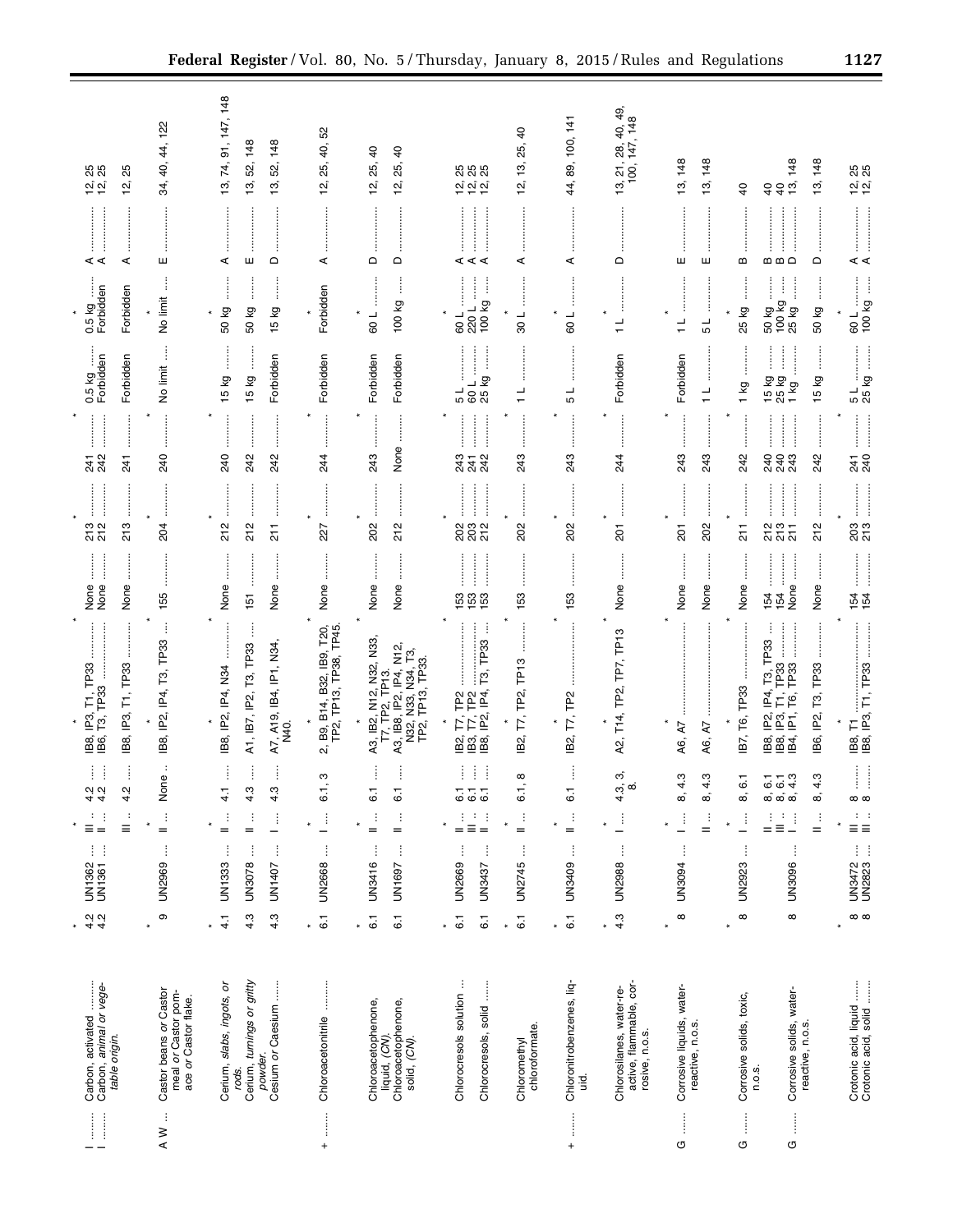| (1) | (2) | (3) | (4) | (5) | (6) | (7) | (8A) | (8B) | (8C) | (9A) | (9B) | (10A) | (10B) |
|---|---|---|---|---|---|---|---|---|---|---|---|---|---|
| * | * | * | * | * | * | * | * | * | * | * | * | * | * |
| I | Carbon, activated | 4.2 | UN1362 | III | 4.2 | IB8, IP3, T1, TP33 | None | 213 | 241 | 0.5 kg | 0.5 kg | A | 12, 25 |
| I | Carbon, *animal or vegetable origin.* | 4.2 | UN1361 | II | 4.2 | IB6, T3, TP33 | None | 212 | 242 | Forbidden | Forbidden | A | 12, 25 |
| | | | | III | 4.2 | IB8, IP3, T1, TP33 | None | 213 | 241 | Forbidden | Forbidden | A | 12, 25 |
| * | * | * | * | * | * | * | * | * | * | * | * | * | * |
| A W | Castor beans *or* Castor meal *or* Castor pomace *or* Castor flake. | 9 | UN2969 | II | None | IB8, IP2, IP4, T3, TP33 | 155 | 204 | 240 | No limit | No limit | E | 34, 40, 44, 122 |
| * | * | * | * | * | * | * | * | * | * | * | * | * | * |
| | Cerium, *slabs, ingots, or rods.* | 4.1 | UN1333 | II | 4.1 | IB8, IP2, IP4, N34 | None | 212 | 240 | 15 kg | 50 kg | A | 13, 74, 91, 147, 148 |
| | Cerium, *turnings or gritty powder.* | 4.3 | UN3078 | II | 4.3 | A1, IB7, IP2, T3, TP33 | 151 | 212 | 242 | 15 kg | 50 kg | E | 13, 52, 148 |
| | Cesium *or* Caesium | 4.3 | UN1407 | I | 4.3 | A7, A19, IB4, IP1, N34, N40. | None | 211 | 242 | Forbidden | 15 kg | D | 13, 52, 148 |
| * | * | * | * | * | * | * | * | * | * | * | * | * | * |
| + | Chloroacetonitrile | 6.1 | UN2668 | I | 6.1, 3 | 2, B9, B14, B32, IB9, T20, TP2, TP13, TP38, TP45. | None | 227 | 244 | Forbidden | Forbidden | A | 12, 25, 40, 52 |
| * | * | * | * | * | * | * | * | * | * | * | * | * | * |
| | Chloroacetophenone, liquid, *(CN).* | 6.1 | UN3416 | II | 6.1 | A3, IB2, N12, N32, N33, T7, TP2, TP13. | None | 202 | 243 | Forbidden | 60 L | D | 12, 25, 40 |
| | Chloroacetophenone, solid, *(CN).* | 6.1 | UN1697 | II | 6.1 | A3, IB8, IP2, IP4, N12, N32, N33, N34, T3, TP2, TP13, TP33. | None | 212 | None | Forbidden | 100 kg | D | 12, 25, 40 |
| * | * | * | * | * | * | * | * | * | * | * | * | * | * |
| | Chlorocresols solution | 6.1 | UN2669 | II | 6.1 | IB2, T7, TP2 | 153 | 202 | 243 | 5 L | 60 L | A | 12, 25 |
| | | | | III | 6.1 | IB3, T7, TP2 | 153 | 203 | 241 | 60 L | 220 L | A | 12, 25 |
| | Chlorocresols, solid | 6.1 | UN3437 | II | 6.1 | IB8, IP2, IP4, T3, TP33 | 153 | 212 | 242 | 25 kg | 100 kg | A | 12, 25 |
| * | * | * | * | * | * | * | * | * | * | * | * | * | * |
| | Chloromethyl chloroformate. | 6.1 | UN2745 | II | 6.1, 8 | IB2, T7, TP2, TP13 | 153 | 202 | 243 | 1 L | 30 L | A | 12, 13, 25, 40 |
| * | * | * | * | * | * | * | * | * | * | * | * | * | * |
| + | Chloronitrobenzenes, liquid. | 6.1 | UN3409 | II | 6.1 | IB2, T7, TP2 | 153 | 202 | 243 | 5 L | 60 L | A | 44, 89, 100, 141 |
| * | * | * | * | * | * | * | * | * | * | * | * | * | * |
| | Chlorosilanes, water-reactive, flammable, corrosive, n.o.s. | 4.3 | UN2988 | I | 4.3, 3, 8. | A2, T14, TP2, TP7, TP13 | None | 201 | 244 | Forbidden | 1 L | D | 13, 21, 28, 40, 49, 100, 147, 148 |
| * | * | * | * | * | * | * | * | * | * | * | * | * | * |
| G | Corrosive liquids, water-reactive, n.o.s. | 8 | UN3094 | I | 8, 4.3 | A6, A7 | None | 201 | 243 | Forbidden | 1 L | E | 13, 148 |
| | | | | II | 8, 4.3 | A6, A7 | None | 202 | 243 | 1 L | 5 L | E | 13, 148 |
| * | * | * | * | * | * | * | * | * | * | * | * | * | * |
| G | Corrosive solids, toxic, n.o.s. | 8 | UN2923 | I | 8, 6.1 | IB7, T6, TP33 | None | 211 | 242 | 1 kg | 25 kg | B | 40 |
| | | | | II | 8, 6.1 | IB8, IP2, IP4, T3, TP33 | 154 | 212 | 240 | 15 kg | 50 kg | B | 40 |
| | | | | III | 8, 6.1 | IB8, IP3, T1, TP33 | 154 | 213 | 240 | 25 kg | 100 kg | B | 40 |
| G | Corrosive solids, water-reactive, n.o.s. | 8 | UN3096 | I | 8, 4.3 | IB4, IP1, T6, TP33 | None | 211 | 243 | 1 kg | 25 kg | D | 13, 148 |
| | | | | II | 8, 4.3 | IB6, IP2, T3, TP33 | None | 212 | 242 | 15 kg | 50 kg | D | 13, 148 |
| * | * | * | * | * | * | * | * | * | * | * | * | * | * |
| | Crotonic acid, liquid | 8 | UN3472 | III | 8 | IB8, T1 | 154 | 203 | 241 | 5 L | 60 L | A | 12, 25 |
| | Crotonic acid, solid | 8 | UN2823 | III | 8 | IB8, IP3, T1, TP33 | 154 | 213 | 240 | 25 kg | 100 kg | A | 12, 25 |
| * | * | * | * | * | * | * | * | * | * | * | * | * | * |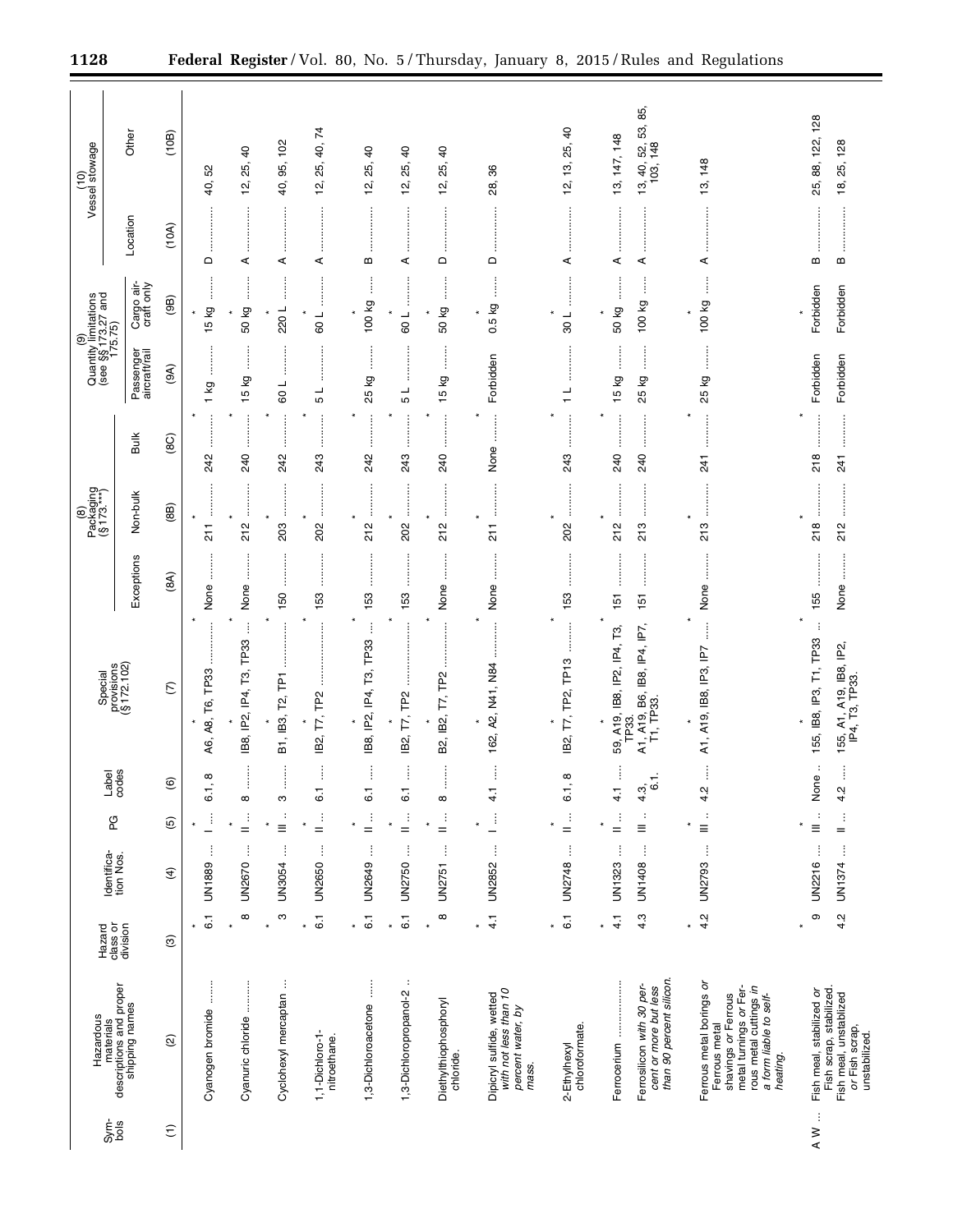| Symbols | Hazardous materials descriptions and proper shipping names | Hazard class or division | Identification Nos. | PG | Label codes | Special provisions (§ 172.102) | (8) Packaging (§ 173.***) | | | (9) Quantity limitations (see §§ 173.27 and 175.75) | | (10) Vessel stowage | |
|---|---|---|---|---|---|---|---|---|---|---|---|---|---|
| | | | | | | | Exceptions | Non-bulk | Bulk | Passenger aircraft/rail | Cargo aircraft only | Location | Other |
| (1) | (2) | (3) | (4) | (5) | (6) | (7) | (8A) | (8B) | (8C) | (9A) | (9B) | (10A) | (10B) |
| * | * | * | * | * | * | * | | | | | | | |
| | Cyanogen bromide | 6.1 | UN1889 | I | 6.1, 8 | A6, A8, T6, TP33 | None | 211 | 242 | 1 kg | 15 kg | D | 40, 52 |
| * | * | * | * | * | * | * | | | | | | | |
| | Cyanuric chloride | 8 | UN2670 | II | 8 | IB8, IP2, IP4, T3, TP33 | None | 212 | 240 | 15 kg | 50 kg | A | 12, 25, 40 |
| * | * | * | * | * | * | * | | | | | | | |
| | Cyclohexyl mercaptan | 3 | UN3054 | III | 3 | B1, IB3, T2, TP1 | 150 | 203 | 242 | 60 L | 220 L | A | 40, 95, 102 |
| * | * | * | * | * | * | * | | | | | | | |
| | 1,1-Dichloro-1-nitroethane. | 6.1 | UN2650 | II | 6.1 | IB2, T7, TP2 | 153 | 202 | 243 | 5 L | 60 L | A | 12, 25, 40, 74 |
| * | * | * | * | * | * | * | | | | | | | |
| | 1,3-Dichloroacetone | 6.1 | UN2649 | II | 6.1 | IB8, IP2, IP4, T3, TP33 | 153 | 212 | 242 | 25 kg | 100 kg | B | 12, 25, 40 |
| * | * | * | * | * | * | * | | | | | | | |
| | 1,3-Dichloropropanol-2 | 6.1 | UN2750 | II | 6.1 | IB2, T7, TP2 | 153 | 202 | 243 | 5 L | 60 L | A | 12, 25, 40 |
| * | * | * | * | * | * | * | | | | | | | |
| | Diethylthiophosphoryl chloride. | 8 | UN2751 | II | 8 | B2, IB2, T7, TP2 | None | 212 | 240 | 15 kg | 50 kg | D | 12, 25, 40 |
| * | * | * | * | * | * | * | | | | | | | |
| | Dipicryl sulfide, wetted *with not less than 10 percent water, by mass.* | 4.1 | UN2852 | I | 4.1 | 162, A2, N41, N84 | None | 211 | None | Forbidden | 0.5 kg | D | 28, 36 |
| * | * | * | * | * | * | * | | | | | | | |
| | 2-Ethylhexyl chloroformate. | 6.1 | UN2748 | II | 6.1, 8 | IB2, T7, TP2, TP13 | 153 | 202 | 243 | 1 L | 30 L | A | 12, 13, 25, 40 |
| * | * | * | * | * | * | * | | | | | | | |
| | Ferrocerium | 4.1 | UN1323 | II | 4.1 | 59, A19, IB8, IP2, IP4, T3, TP33. | 151 | 212 | 240 | 15 kg | 50 kg | A | 13, 147, 148 |
| | Ferrosilicon *with 30 percent or more but less than 90 percent silicon.* | 4.3 | UN1408 | III | 4.3, 6.1. | A1, A19, B6, IB8, IP4, IP7, T1, TP33. | 151 | 213 | 240 | 25 kg | 100 kg | A | 13, 40, 52, 53, 85, 103, 148 |
| * | * | * | * | * | * | * | | | | | | | |
| | Ferrous metal borings *or* Ferrous metal shavings *or* Ferrous metal turnings *or* Ferrous metal cuttings *in a form liable to self-heating.* | 4.2 | UN2793 | III | 4.2 | A1, A19, IB8, IP3, IP7 | None | 213 | 241 | 25 kg | 100 kg | A | 13, 148 |
| * | * | * | * | * | * | * | | | | | | | |
| A W | Fish meal, stabilized *or* Fish scrap, stabilized. | 9 | UN2216 | III | None | 155, IB8, IP3, T1, TP33 | 155 | 218 | 218 | Forbidden | Forbidden | B | 25, 88, 122, 128 |
| | Fish meal, unstabilized *or* Fish scrap, unstabilized. | 4.2 | UN1374 | II | 4.2 | 155, A1, A19, IB8, IP2, IP4, T3, TP33. | None | 212 | 241 | Forbidden | Forbidden | B | 18, 25, 128 |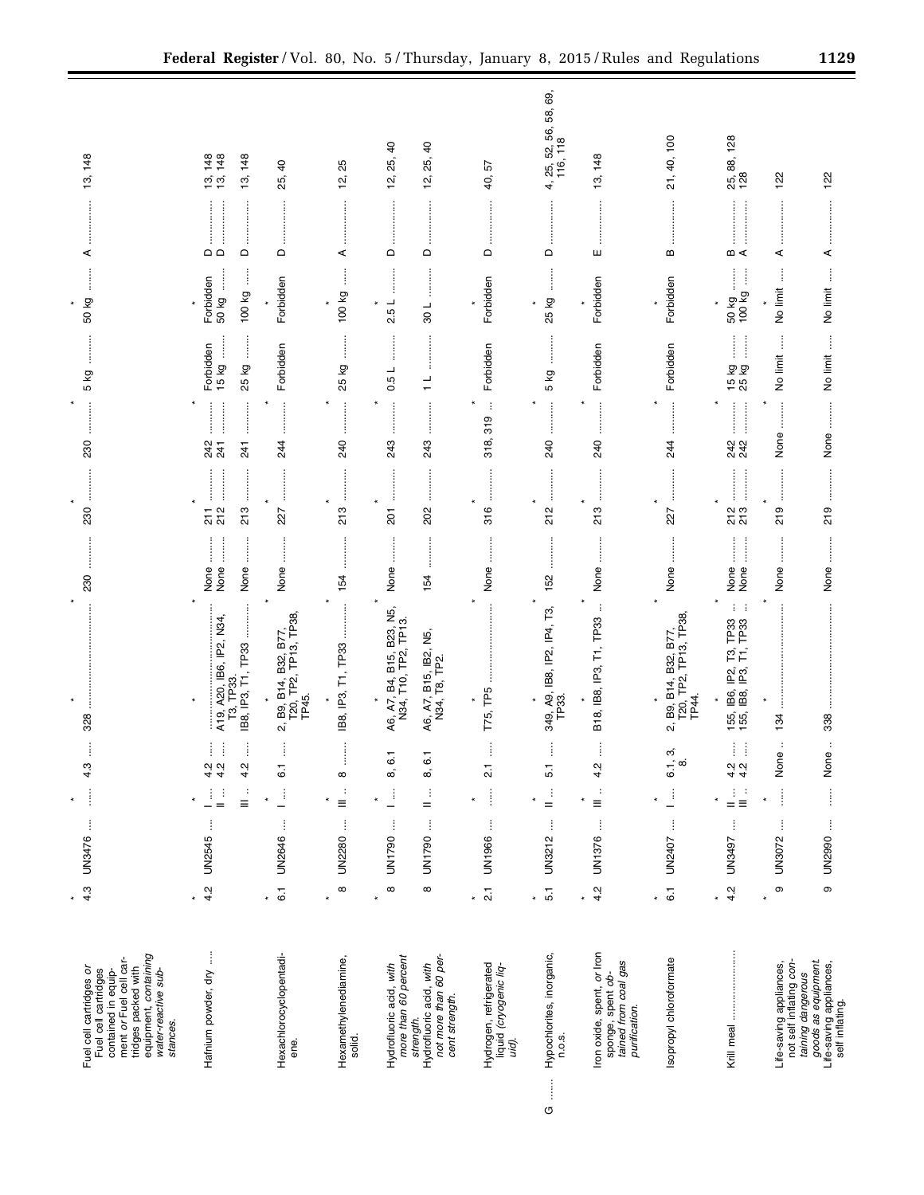| Symbols | Hazardous materials descriptions and proper shipping names | Hazard class or division | Identification numbers | PG | Label codes | Special provisions (§ 172.102) | Packaging (§ 173.***) Exceptions | Packaging (§ 173.***) Non-bulk | Packaging (§ 173.***) Bulk | Quantity limitations Passenger aircraft/rail | Quantity limitations Cargo aircraft only | Vessel stowage Location | Vessel stowage Other |
|---|---|---|---|---|---|---|---|---|---|---|---|---|---|
| * | * | * | * | * | * | * | | | | | | | |
| | Fuel cell cartridges *or* Fuel cell cartridges contained in equipment *or* Fuel cell cartridges packed with equipment, *containing water-reactive substances.* | 4.3 | UN3476 | | 4.3 | 328 | 230 | 230 | 230 | 5 kg | 50 kg | A | 13, 148 |
| * | * | * | * | * | * | * | | | | | | | |
| | Hafnium powder, dry | 4.2 | UN2545 | I | 4.2 | | None | 211 | 242 | Forbidden | Forbidden | D | 13, 148 |
| | | | | II | 4.2 | A19, A20, IB6, IP2, N34, T3, TP33. | None | 212 | 241 | 15 kg | 50 kg | D | 13, 148 |
| | | | | III | 4.2 | IB8, IP3, T1, TP33 | None | 213 | 241 | 25 kg | 100 kg | D | 13, 148 |
| * | * | * | * | * | * | * | | | | | | | |
| | Hexachlorocyclopentadiene. | 6.1 | UN2646 | I | 6.1 | 2, B9, B14, B32, B77, T20, TP2, TP13, TP38, TP45. | None | 227 | 244 | Forbidden | Forbidden | D | 25, 40 |
| * | * | * | * | * | * | * | | | | | | | |
| | Hexamethylenediamine, solid. | 8 | UN2280 | III | 8 | IB8, IP3, T1, TP33 | 154 | 213 | 240 | 25 kg | 100 kg | A | 12, 25 |
| * | * | * | * | * | * | * | | | | | | | |
| | Hydrofluoric acid, *with more than 60 percent strength.* | 8 | UN1790 | I | 8, 6.1 | A6, A7, B4, B15, B23, N5, N34, T10, TP2, TP13. | None | 201 | 243 | 0.5 L | 2.5 L | D | 12, 25, 40 |
| | Hydrofluoric acid, *with not more than 60 percent strength.* | 8 | UN1790 | II | 8, 6.1 | A6, A7, B15, IB2, N5, N34, T8, TP2. | 154 | 202 | 243 | 1 L | 30 L | D | 12, 25, 40 |
| * | * | * | * | * | * | * | | | | | | | |
| | Hydrogen, refrigerated liquid (*cryogenic liquid*). | 2.1 | UN1966 | | 2.1 | T75, TP5 | None | 316 | 318, 319 | Forbidden | Forbidden | D | 40, 57 |
| * | * | * | * | * | * | * | | | | | | | |
| G | Hypochlorites, inorganic, n.o.s. | 5.1 | UN3212 | II | 5.1 | 349, A9, IB8, IP2, IP4, T3, TP33. | 152 | 212 | 240 | 5 kg | 25 kg | D | 4, 25, 52, 56, 58, 69, 116, 118 |
| * | * | * | * | * | * | * | | | | | | | |
| | Iron oxide, spent, *or* Iron sponge, spent *obtained from coal gas purification.* | 4.2 | UN1376 | III | 4.2 | B18, IB8, IP3, T1, TP33 | None | 213 | 240 | Forbidden | Forbidden | E | 13, 148 |
| * | * | * | * | * | * | * | | | | | | | |
| | Isopropyl chloroformate | 6.1 | UN2407 | I | 6.1, 3, 8. | 2, B9, B14, B32, B77, T20, TP2, TP13, TP38, TP44. | None | 227 | 244 | Forbidden | Forbidden | B | 21, 40, 100 |
| * | * | * | * | * | * | * | | | | | | | |
| | Krill meal | 4.2 | UN3497 | II | 4.2 | 155, IB6, IP2, T3, TP33 | None | 212 | 242 | 15 kg | 50 kg | B | 25, 88, 128 |
| | | | | III | 4.2 | 155, IB8, IP3, T1, TP33 | None | 213 | 242 | 25 kg | 100 kg | A | 128 |
| * | * | * | * | * | * | * | | | | | | | |
| | Life-saving appliances, not self inflating containing dangerous goods as equipment. | 9 | UN3072 | | None | 134 | None | 219 | None | No limit | No limit | A | 122 |
| | Life-saving appliances, self inflating. | 9 | UN2990 | | None | 338 | None | 219 | None | No limit | No limit | A | 122 |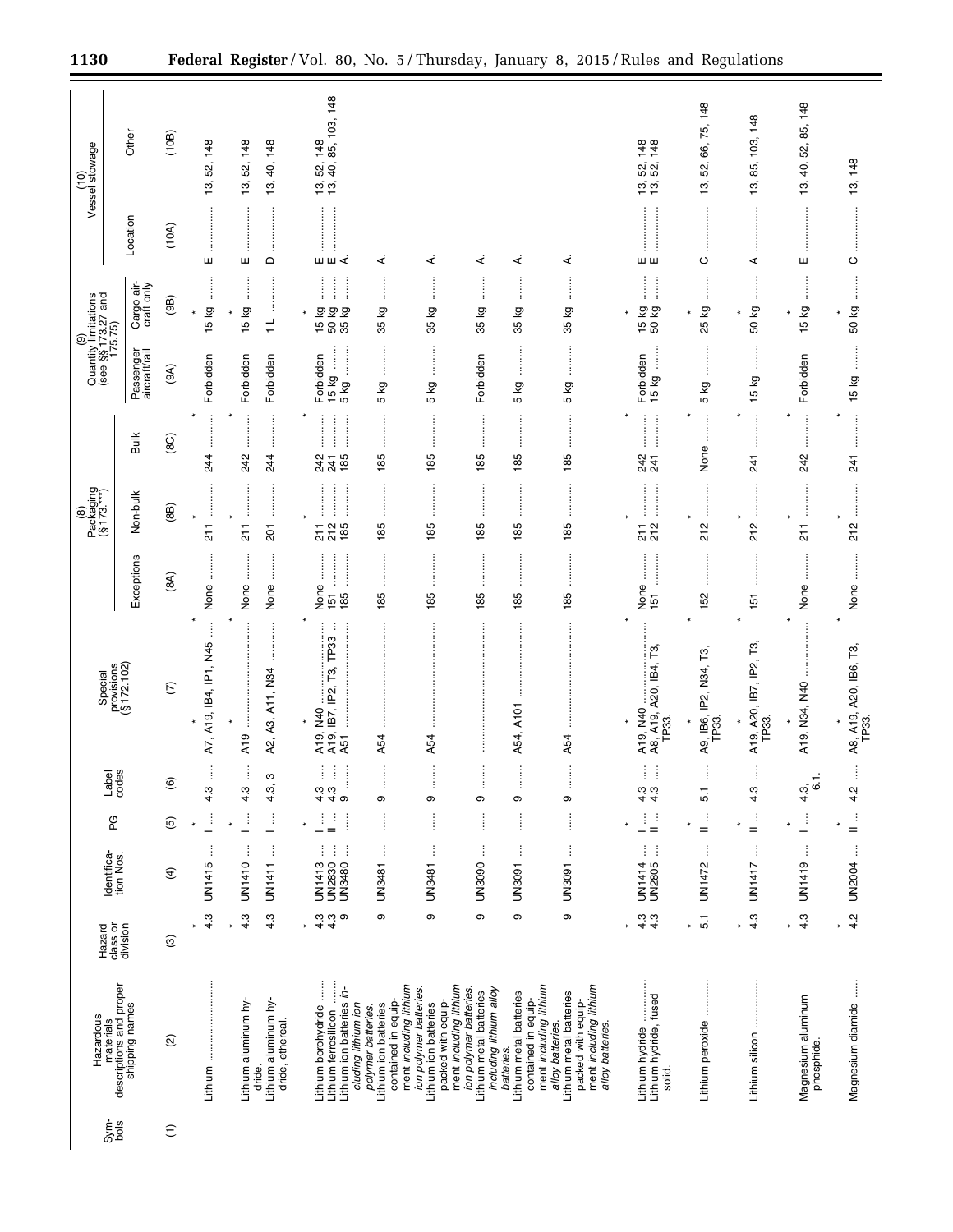| Symbols | Hazardous materials descriptions and proper shipping names | Hazard class or division | Identification Nos. | PG | Label codes | Special provisions (§ 172.102) | (8) Packaging (§ 173.***) | | | (9) Quantity limitations (see §§ 173.27 and 175.75) | | (10) Vessel stowage | |
|---|---|---|---|---|---|---|---|---|---|---|---|---|---|
| | | | | | | | Exceptions | Non-bulk | Bulk | Passenger aircraft/rail | Cargo aircraft only | Location | Other |
| (1) | (2) | (3) | (4) | (5) | (6) | (7) | (8A) | (8B) | (8C) | (9A) | (9B) | (10A) | (10B) |
| * | * | * | * | * | * | * | | | | | | | |
| | Lithium | 4.3 | UN1415 | I | 4.3 | A7, A19, IB4, IP1, N45 | None | 211 | 244 | Forbidden | 15 kg | E | 13, 52, 148 |
| * | * | * | * | * | * | * | | | | | | | |
| | Lithium aluminum hydride. | 4.3 | UN1410 | I | 4.3 | A19 | None | 211 | 242 | Forbidden | 15 kg | E | 13, 52, 148 |
| | Lithium aluminum hydride, ethereal. | 4.3 | UN1411 | I | 4.3, 3 | A2, A3, A11, N34 | None | 201 | 244 | Forbidden | 1 L | D | 13, 40, 148 |
| * | * | * | * | * | * | * | | | | | | | |
| | Lithium borohydride | 4.3 | UN1413 | I | 4.3 | A19, N40 | None | 211 | 242 | Forbidden | 15 kg | E | 13, 52, 148 |
| | Lithium ferrosilicon | 4.3 | UN2830 | II | 4.3 | A19, IB7, IP2, T3, TP33 | 151 | 212 | 241 | 15 kg | 50 kg | E | 13, 40, 85, 103, 148 |
| | Lithium ion batteries *including lithium ion polymer batteries.* | 9 | UN3480 | | 9 | A51 | 185 | 185 | 185 | 5 kg | 35 kg | A. | |
| | Lithium ion batteries contained in equipment *including lithium ion polymer batteries.* | 9 | UN3481 | | 9 | A54 | 185 | 185 | 185 | 5 kg | 35 kg | A. | |
| | Lithium ion batteries packed with equipment *including lithium ion polymer batteries.* | 9 | UN3481 | | 9 | A54 | 185 | 185 | 185 | 5 kg | 35 kg | A. | |
| | Lithium metal batteries *including lithium alloy batteries.* | 9 | UN3090 | | 9 | | 185 | 185 | 185 | Forbidden | 35 kg | A. | |
| | Lithium metal batteries contained in equipment *including lithium alloy batteries.* | 9 | UN3091 | | 9 | A54, A101 | 185 | 185 | 185 | 5 kg | 35 kg | A. | |
| | Lithium metal batteries packed with equipment *including lithium alloy batteries.* | 9 | UN3091 | | 9 | A54 | 185 | 185 | 185 | 5 kg | 35 kg | A. | |
| * | * | * | * | * | * | * | | | | | | | |
| | Lithium hydride | 4.3 | UN1414 | I | 4.3 | A19, N40 | None | 211 | 242 | Forbidden | 15 kg | E | 13, 52, 148 |
| | Lithium hydride, fused solid. | 4.3 | UN2805 | II | 4.3 | A8, A19, A20, IB4, T3, TP33. | 151 | 212 | 241 | 15 kg | 50 kg | E | 13, 52, 148 |
| * | * | * | * | * | * | * | | | | | | | |
| | Lithium peroxide | 5.1 | UN1472 | II | 5.1 | A9, IB6, IP2, N34, T3, TP33. | 152 | 212 | None | 5 kg | 25 kg | C | 13, 52, 66, 75, 148 |
| * | * | * | * | * | * | * | | | | | | | |
| | Lithium silicon | 4.3 | UN1417 | II | 4.3 | A19, A20, IB7, IP2, T3, TP33. | 151 | 212 | 241 | 15 kg | 50 kg | A | 13, 85, 103, 148 |
| * | * | * | * | * | * | * | | | | | | | |
| | Magnesium aluminum phosphide. | 4.3 | UN1419 | I | 4.3, 6.1. | A19, N34, N40 | None | 211 | 242 | Forbidden | 15 kg | E | 13, 40, 52, 85, 148 |
| * | * | * | * | * | * | * | | | | | | | |
| | Magnesium diamide | 4.2 | UN2004 | II | 4.2 | A8, A19, A20, IB6, T3, TP33. | None | 212 | 241 | 15 kg | 50 kg | C | 13, 148 |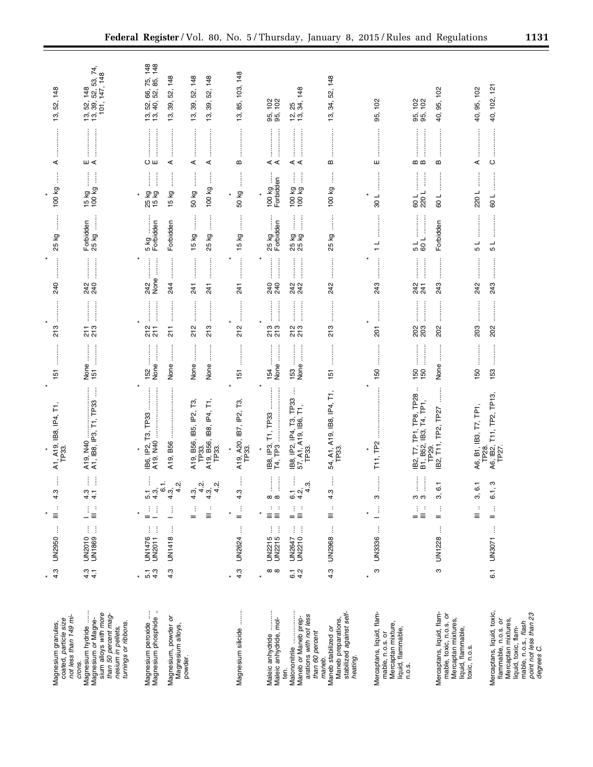| Hazardous materials descriptions and proper shipping names | Hazard class or division | Identification numbers | PG | Label codes | Special provisions (§ 172.102) | Packaging (§ 173.***) Exceptions | Packaging Non-bulk | Packaging Bulk | Quantity limitations Passenger aircraft/rail | Quantity limitations Cargo aircraft only | Vessel stowage Location | Vessel stowage Other |
|---|---|---|---|---|---|---|---|---|---|---|---|---|
| * | * | * | * | * | * | * | | | | | | |
| Magnesium granules, coated, *particle size not less than 149 microns.* | 4.3 | UN2950 | III | 4.3 | A1, A19, IB8, IP4, T1, TP33. | 151 | 213 | 240 | 25 kg | 100 kg | A | 13, 52, 148 |
| Magnesium hydride | 4.3 | UN2010 | I | 4.3 | A19, N40 | None | 211 | 242 | Forbidden | 15 kg | E | 13, 52, 148 |
| Magnesium *or* Magnesium alloys *with more than 50 percent magnesium in pellets, turnings or ribbons.* | 4.1 | UN1869 | III | 4.1 | A1, IB8, IP3, T1, TP33 | 151 | 213 | 240 | 25 kg | 100 kg | A | 13, 39, 52, 53, 74, 101, 147, 148 |
| * | * | * | * | * | * | * | | | | | | |
| Magnesium peroxide | 5.1 | UN1476 | II | 5.1 | IB6, IP2, T3, TP33 | 152 | 212 | 242 | 5 kg | 25 kg | C | 13, 52, 66, 75, 148 |
| Magnesium phosphide | 4.3 | UN2011 | I | 4.3, 6.1. | A19, N40 | None | 211 | None | Forbidden | 15 kg | E | 13, 40, 52, 85, 148 |
| Magnesium, powder *or* Magnesium alloys, powder. | 4.3 | UN1418 | I | 4.3, 4.2. | A19, B56 | None | 211 | 244 | Forbidden | 15 kg | A | 13, 39, 52, 148 |
| | | | II | 4.3, 4.2. | A19, B56, IB5, IP2, T3, TP33. | None | 212 | 241 | 15 kg | 50 kg | A | 13, 39, 52, 148 |
| | | | III | 4.3, 4.2. | A19, B56, IB8, IP4, T1, TP33. | None | 213 | 241 | 25 kg | 100 kg | A | 13, 39, 52, 148 |
| * | * | * | * | * | * | * | | | | | | |
| Magnesium silicide | 4.3 | UN2624 | II | 4.3 | A19, A20, IB7, IP2, T3, TP33. | 151 | 212 | 241 | 15 kg | 50 kg | B | 13, 85, 103, 148 |
| * | * | * | * | * | * | * | | | | | | |
| Maleic anhydride | 8 | UN2215 | III | 8 | IB8, IP3, T1, TP33 | 154 | 213 | 240 | 25 kg | 100 kg | A | 95, 102 |
| Maleic anhydride, molten. | 8 | UN2215 | III | 8 | T4, TP3 | None | 213 | 240 | Forbidden | Forbidden | A | 95, 102 |
| Malononitrile | 6.1 | UN2647 | II | 6.1 | IB8, IP2, IP4, T3, TP33 | 153 | 212 | 242 | 25 kg | 100 kg | A | 12, 25 |
| Maneb *or* Maneb preparations *with not less than 60 percent maneb.* | 4.2 | UN2210 | III | 4.2, 4.3. | 57, A1, A19, IB6, T1, TP33. | None | 213 | 242 | 25 kg | 100 kg | A | 13, 34, 148 |
| Maneb stabilized *or* Maneb preparations, stabilized *against self-heating.* | 4.3 | UN2968 | III | 4.3 | 54, A1, A19, IB8, IP4, T1, TP33. | 151 | 213 | 242 | 25 kg | 100 kg | B | 13, 34, 52, 148 |
| * | * | * | * | * | * | * | | | | | | |
| Mercaptans, liquid, flammable, n.o.s. *or* Mercaptan mixture, liquid, flammable, n.o.s. | 3 | UN3336 | I | 3 | T11, TP2 | 150 | 201 | 243 | 1 L | 30 L | E | 95, 102 |
| | | | II | 3 | IB2, T7, TP1, TP8, TP28 | 150 | 202 | 242 | 5 L | 60 L | B | 95, 102 |
| | | | III | 3 | B1, B52, IB3, T4, TP1, TP29. | 150 | 203 | 241 | 60 L | 220 L | B | 95, 102 |
| Mercaptans, liquid, flammable, toxic, n.o.s. *or* Mercaptan mixtures, liquid, flammable, toxic, n.o.s. | 3 | UN1228 | II | 3, 6.1 | IB2, T11, TP2, TP27 | None | 202 | 243 | Forbidden | 60 L | B | 40, 95, 102 |
| | | | III | 3, 6.1 | A6, B1, IB3, T7, TP1, TP28. | 150 | 203 | 242 | 5 L | 220 L | A | 40, 95, 102 |
| Mercaptans, liquid, toxic, flammable, n.o.s. *or* Mercaptan mixtures, liquid, toxic, flammable, n.o.s., *flash point not less than 23 degrees C.* | 6.1 | UN3071 | II | 6.1, 3 | A6, IB2, T11, TP2, TP13, TP27. | 153 | 202 | 243 | 5 L | 60 L | C | 40, 102, 121 |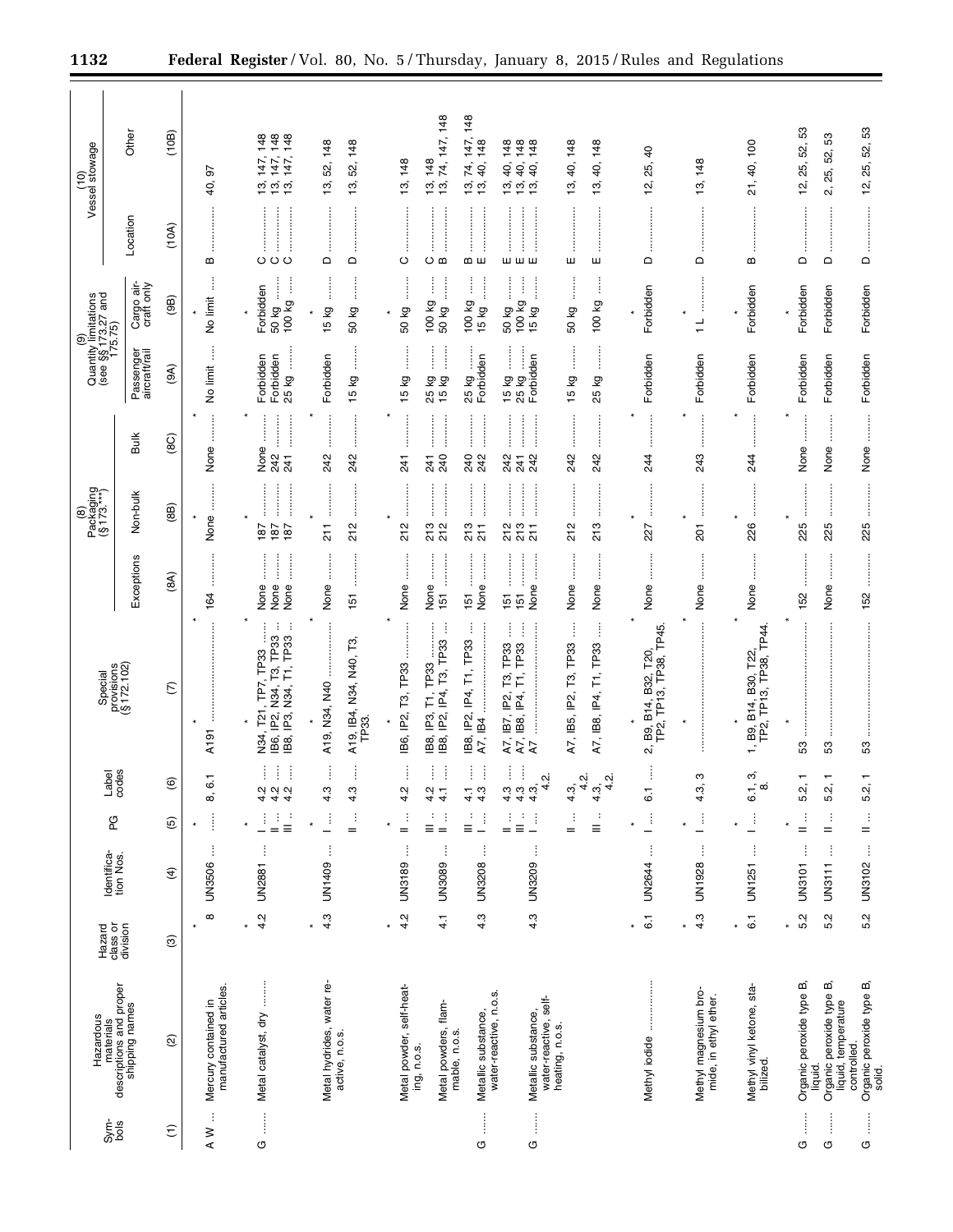| Symbols | Hazardous materials descriptions and proper shipping names | Hazard class or division | Identification Nos. | PG | Label codes | Special provisions (§ 172.102) | (8) Packaging (§ 173.***) | | | (9) Quantity limitations (see §§ 173.27 and 175.75) | | (10) Vessel stowage | |
|---|---|---|---|---|---|---|---|---|---|---|---|---|---|
| | | | | | | | Exceptions | Non-bulk | Bulk | Passenger aircraft/rail | Cargo aircraft only | Location | Other |
| (1) | (2) | (3) | (4) | (5) | (6) | (7) | (8A) | (8B) | (8C) | (9A) | (9B) | (10A) | (10B) |
| * | * | * | * | * | * | * | | | | | | | |
| A W | Mercury contained in manufactured articles. | 8 | UN3506 | | 8, 6.1 | A191 | 164 | None | None | No limit | No limit | B | 40, 97 |
| * | * | * | * | * | * | * | | | | | | | |
| G | Metal catalyst, dry | 4.2 | UN2881 | I | 4.2 | N34, T21, TP7, TP33 | None | 187 | None | Forbidden | Forbidden | C | 13, 147, 148 |
| | | | | II | 4.2 | IB6, IP2, N34, T3, TP33 | None | 187 | 242 | Forbidden | 50 kg | C | 13, 147, 148 |
| | | | | III | 4.2 | IB8, IP3, N34, T1, TP33 | None | 187 | 241 | 25 kg | 100 kg | C | 13, 147, 148 |
| * | * | * | * | * | * | * | | | | | | | |
| | Metal hydrides, water reactive, n.o.s. | 4.3 | UN1409 | I | 4.3 | A19, N34, N40 | None | 211 | 242 | Forbidden | 15 kg | D | 13, 52, 148 |
| | | | | II | 4.3 | A19, IB4, N34, N40, T3, TP33. | 151 | 212 | 242 | 15 kg | 50 kg | D | 13, 52, 148 |
| * | * | * | * | * | * | * | | | | | | | |
| | Metal powder, self-heating, n.o.s. | 4.2 | UN3189 | II | 4.2 | IB6, IP2, T3, TP33 | None | 212 | 241 | 15 kg | 50 kg | C | 13, 148 |
| | | | | III | 4.2 | IB8, IP3, T1, TP33 | None | 213 | 241 | 25 kg | 100 kg | C | 13, 148 |
| | Metal powders, flammable, n.o.s. | 4.1 | UN3089 | II | 4.1 | IB8, IP2, IP4, T3, TP33 | 151 | 212 | 240 | 15 kg | 50 kg | B | 13, 74, 147, 148 |
| | | | | III | 4.1 | IB8, IP2, IP4, T1, TP33 | 151 | 213 | 240 | 25 kg | 100 kg | B | 13, 74, 147, 148 |
| G | Metallic substance, water-reactive, n.o.s. | 4.3 | UN3208 | I | 4.3 | A7, IB4 | None | 211 | 242 | Forbidden | 15 kg | E | 13, 40, 148 |
| | | | | II | 4.3 | A7, IB7, IP2, T3, TP33 | 151 | 212 | 242 | 15 kg | 50 kg | E | 13, 40, 148 |
| | | | | III | 4.3 | A7, IB8, IP4, T1, TP33 | 151 | 213 | 241 | 25 kg | 100 kg | E | 13, 40, 148 |
| G | Metallic substance, water-reactive, self-heating, n.o.s. | 4.3 | UN3209 | I | 4.3, 4.2. | A7 | None | 211 | 242 | Forbidden | 15 kg | E | 13, 40, 148 |
| | | | | II | 4.3, 4.2. | A7, IB5, IP2, T3, TP33 | None | 212 | 242 | 15 kg | 50 kg | E | 13, 40, 148 |
| | | | | III | 4.3, 4.2. | A7, IB8, IP4, T1, TP33 | None | 213 | 242 | 25 kg | 100 kg | E | 13, 40, 148 |
| * | * | * | * | * | * | * | | | | | | | |
| | Methyl iodide | 6.1 | UN2644 | I | 6.1 | 2, B9, B14, B32, T20, TP2, TP13, TP38, TP45. | None | 227 | 244 | Forbidden | Forbidden | D | 12, 25, 40 |
| * | * | * | * | * | * | * | | | | | | | |
| | Methyl magnesium bromide, in ethyl ether. | 4.3 | UN1928 | I | 4.3, 3 | | None | 201 | 243 | Forbidden | 1 L | D | 13, 148 |
| * | * | * | * | * | * | * | | | | | | | |
| | Methyl vinyl ketone, stabilized. | 6.1 | UN1251 | I | 6.1, 3, 8. | 1, B9, B14, B30, T22, TP2, TP13, TP38, TP44. | None | 226 | 244 | Forbidden | Forbidden | B | 21, 40, 100 |
| * | * | * | * | * | * | * | | | | | | | |
| G | Organic peroxide type B, liquid. | 5.2 | UN3101 | II | 5.2, 1 | 53 | 152 | 225 | None | Forbidden | Forbidden | D | 12, 25, 52, 53 |
| G | Organic peroxide type B, liquid, temperature controlled. | 5.2 | UN3111 | II | 5.2, 1 | 53 | None | 225 | None | Forbidden | Forbidden | D | 2, 25, 52, 53 |
| G | Organic peroxide type B, solid. | 5.2 | UN3102 | II | 5.2, 1 | 53 | 152 | 225 | None | Forbidden | Forbidden | D | 12, 25, 52, 53 |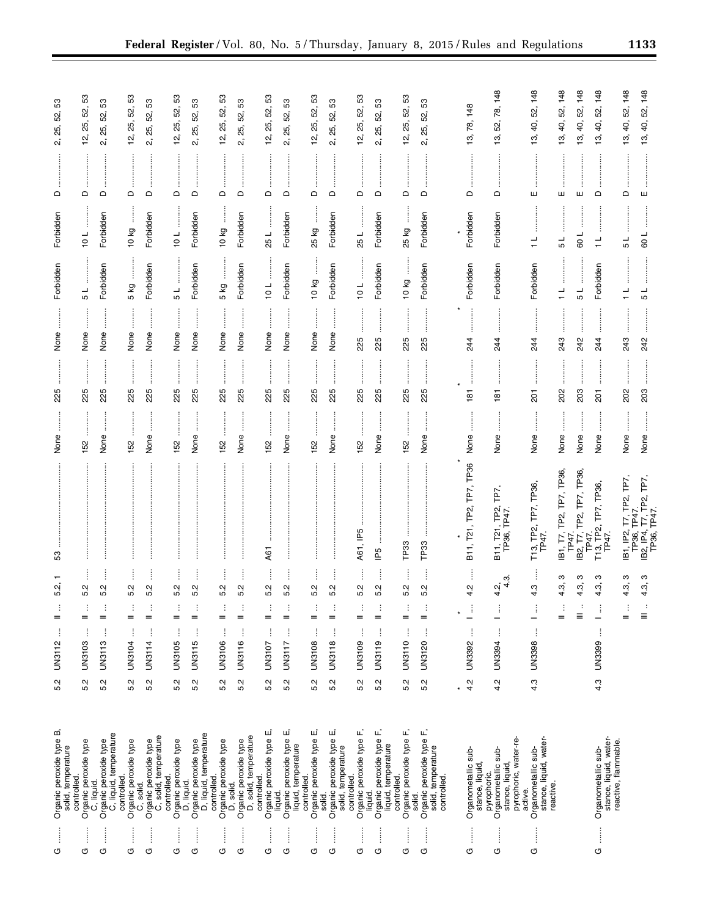| Symbols | Hazardous materials descriptions and proper shipping names | Hazard class or division | Identification numbers | PG | Label codes | Special provisions (§ 172.102) | Packaging (§ 173.***) Exceptions | Packaging Non-bulk | Packaging Bulk | Quantity limitations Passenger aircraft/rail | Quantity limitations Cargo aircraft only | Vessel stowage Location | Vessel stowage Other |
|---|---|---|---|---|---|---|---|---|---|---|---|---|---|
| G | Organic peroxide type B, solid, temperature controlled. | 5.2 | UN3112 | II | 5.2, 1 | 53 | None | 225 | None | Forbidden | Forbidden | D | 2, 25, 52, 53 |
| G | Organic peroxide type C, liquid. | 5.2 | UN3103 | II | 5.2 | | 152 | 225 | None | 5 L | 10 L | D | 12, 25, 52, 53 |
| G | Organic peroxide type C, liquid, temperature controlled. | 5.2 | UN3113 | II | 5.2 | | None | 225 | None | Forbidden | Forbidden | D | 2, 25, 52, 53 |
| G | Organic peroxide type C, solid. | 5.2 | UN3104 | II | 5.2 | | 152 | 225 | None | 5 kg | 10 kg | D | 12, 25, 52, 53 |
| G | Organic peroxide type C, solid, temperature controlled. | 5.2 | UN3114 | II | 5.2 | | None | 225 | None | Forbidden | Forbidden | D | 2, 25, 52, 53 |
| G | Organic peroxide type D, liquid. | 5.2 | UN3105 | II | 5.2 | | 152 | 225 | None | 5 L | 10 L | D | 12, 25, 52, 53 |
| G | Organic peroxide type D, liquid, temperature controlled. | 5.2 | UN3115 | II | 5.2 | | None | 225 | None | Forbidden | Forbidden | D | 2, 25, 52, 53 |
| G | Organic peroxide type D, solid. | 5.2 | UN3106 | II | 5.2 | | 152 | 225 | None | 5 kg | 10 kg | D | 12, 25, 52, 53 |
| G | Organic peroxide type D, solid, temperature controlled. | 5.2 | UN3116 | II | 5.2 | | None | 225 | None | Forbidden | Forbidden | D | 2, 25, 52, 53 |
| G | Organic peroxide type E, liquid. | 5.2 | UN3107 | II | 5.2 | A61 | 152 | 225 | None | 10 L | 25 L | D | 12, 25, 52, 53 |
| G | Organic peroxide type E, liquid, temperature controlled. | 5.2 | UN3117 | II | 5.2 | | None | 225 | None | Forbidden | Forbidden | D | 2, 25, 52, 53 |
| G | Organic peroxide type E, solid. | 5.2 | UN3108 | II | 5.2 | | 152 | 225 | None | 10 kg | 25 kg | D | 12, 25, 52, 53 |
| G | Organic peroxide type E, solid, temperature controlled. | 5.2 | UN3118 | II | 5.2 | | None | 225 | None | Forbidden | Forbidden | D | 2, 25, 52, 53 |
| G | Organic peroxide type F, liquid. | 5.2 | UN3109 | II | 5.2 | A61, IP5 | 152 | 225 | 225 | 10 L | 25 L | D | 12, 25, 52, 53 |
| G | Organic peroxide type F, liquid, temperature controlled. | 5.2 | UN3119 | II | 5.2 | IP5 | None | 225 | 225 | Forbidden | Forbidden | D | 2, 25, 52, 53 |
| G | Organic peroxide type F, solid. | 5.2 | UN3110 | II | 5.2 | TP33 | 152 | 225 | 225 | 10 kg | 25 kg | D | 12, 25, 52, 53 |
| G | Organic peroxide type F, solid, temperature controlled. | 5.2 | UN3120 | II | 5.2 | TP33 | None | 225 | 225 | Forbidden | Forbidden | D | 2, 25, 52, 53 |
| * | * | * | * | * | * | * | | | | | | | |
| G | Organometallic substance, liquid, pyrophoric. | 4.2 | UN3392 | I | 4.2 | B11, T21, TP2, TP7, TP36 | None | 181 | 244 | Forbidden | Forbidden | D | 13, 78, 148 |
| G | Organometallic substance, liquid, pyrophoric, water-reactive. | 4.2 | UN3394 | I | 4.2, 4.3. | B11, T21, TP2, TP7, TP36, TP47. | None | 181 | 244 | Forbidden | Forbidden | D | 13, 52, 78, 148 |
| G | Organometallic substance, liquid, water-reactive. | 4.3 | UN3398 | I | 4.3 | T13, TP2, TP7, TP36, TP47. | None | 201 | 244 | Forbidden | 1 L | E | 13, 40, 52, 148 |
| | | | | II | 4.3, 3 | IB1, T7, TP2, TP7, TP36, TP47. | None | 202 | 243 | 1 L | 5 L | E | 13, 40, 52, 148 |
| | | | | III | 4.3, 3 | IB2, T7, TP2, TP7, TP36, TP47. | None | 203 | 242 | 5 L | 60 L | E | 13, 40, 52, 148 |
| G | Organometallic substance, liquid, water-reactive, flammable. | 4.3 | UN3399 | I | 4.3, 3 | T13, TP2, TP7, TP36, TP47. | None | 201 | 244 | Forbidden | 1 L | D | 13, 40, 52, 148 |
| | | | | II | 4.3, 3 | IB1, IP2, T7, TP2, TP7, TP36, TP47. | None | 202 | 243 | 1 L | 5 L | D | 13, 40, 52, 148 |
| | | | | III | 4.3, 3 | IB2, IP4, T7, TP2, TP7, TP36, TP47. | None | 203 | 242 | 5 L | 60 L | E | 13, 40, 52, 148 |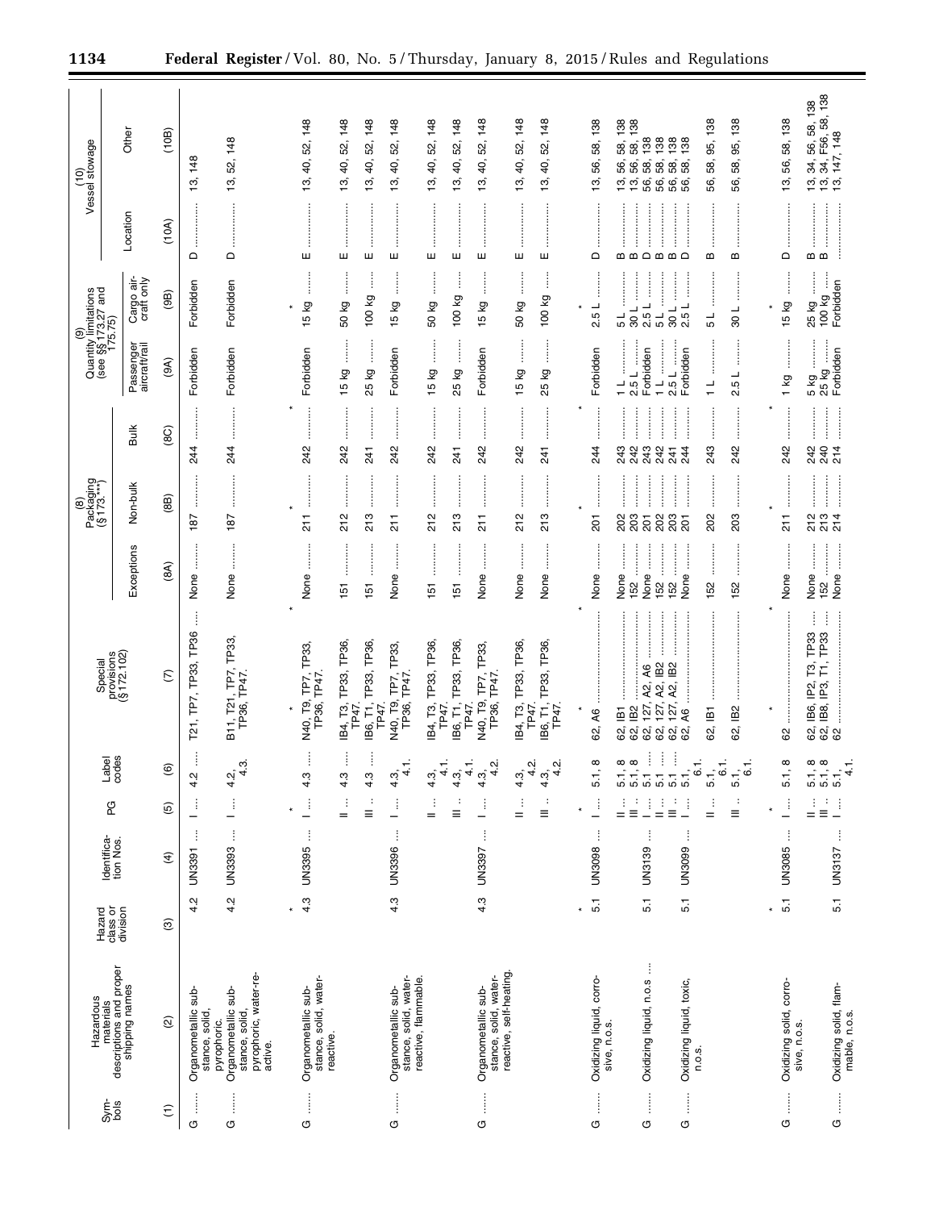| Symbols | Hazardous materials descriptions and proper shipping names | Hazard class or division | Identification Nos. | PG | Label codes | Special provisions (§ 172.102) | (8) Packaging (§ 173.***) | | | (9) Quantity limitations (see §§ 173.27 and 175.75) | | (10) Vessel stowage | |
|---|---|---|---|---|---|---|---|---|---|---|---|---|---|
| | | | | | | | Exceptions | Non-bulk | Bulk | Passenger aircraft/rail | Cargo aircraft only | Location | Other |
| (1) | (2) | (3) | (4) | (5) | (6) | (7) | (8A) | (8B) | (8C) | (9A) | (9B) | (10A) | (10B) |
| G | Organometallic substance, solid, pyrophoric. | 4.2 | UN3391 | I | 4.2 | T21, TP7, TP33, TP36 | None | 187 | 244 | Forbidden | Forbidden | D | 13, 148 |
| G | Organometallic substance, solid, pyrophoric, water-reactive. | 4.2 | UN3393 | I | 4.2, 4.3. | B11, T21, TP7, TP33, TP36, TP47. | None | 187 | 244 | Forbidden | Forbidden | D | 13, 52, 148 |
| * | * | * | * | * | * | * | | | | | | | |
| G | Organometallic substance, solid, water-reactive. | 4.3 | UN3395 | I | 4.3 | N40, T9, TP7, TP33, TP36, TP47. | None | 211 | 242 | Forbidden | 15 kg | E | 13, 40, 52, 148 |
| | | | | II | 4.3 | IB4, T3, TP33, TP36, TP47. | 151 | 212 | 242 | 15 kg | 50 kg | E | 13, 40, 52, 148 |
| | | | | III | 4.3 | IB6, T1, TP33, TP36, TP47. | 151 | 213 | 241 | 25 kg | 100 kg | E | 13, 40, 52, 148 |
| G | Organometallic substance, solid, water-reactive, flammable. | 4.3 | UN3396 | I | 4.3, 4.1. | N40, T9, TP7, TP33, TP36, TP47. | None | 211 | 242 | Forbidden | 15 kg | E | 13, 40, 52, 148 |
| | | | | II | 4.3, 4.1. | IB4, T3, TP33, TP36, TP47. | 151 | 212 | 242 | 15 kg | 50 kg | E | 13, 40, 52, 148 |
| | | | | III | 4.3, 4.1. | IB6, T1, TP33, TP36, TP47. | 151 | 213 | 241 | 25 kg | 100 kg | E | 13, 40, 52, 148 |
| G | Organometallic substance, solid, water-reactive, self-heating. | 4.3 | UN3397 | I | 4.3, 4.2. | N40, T9, TP7, TP33, TP36, TP47. | None | 211 | 242 | Forbidden | 15 kg | E | 13, 40, 52, 148 |
| | | | | II | 4.3, 4.2. | IB4, T3, TP33, TP36, TP47. | None | 212 | 242 | 15 kg | 50 kg | E | 13, 40, 52, 148 |
| | | | | III | 4.3, 4.2. | IB6, T1, TP33, TP36, TP47. | None | 213 | 241 | 25 kg | 100 kg | E | 13, 40, 52, 148 |
| * | * | * | * | * | * | * | | | | | | | |
| G | Oxidizing liquid, corrosive, n.o.s. | 5.1 | UN3098 | I | 5.1, 8 | 62, A6 | None | 201 | 244 | Forbidden | 2.5 L | D | 13, 56, 58, 138 |
| | | | | II | 5.1, 8 | 62, IB1 | None | 202 | 243 | 1 L | 5 L | B | 13, 56, 58, 138 |
| | | | | III | 5.1, 8 | 62, IB2 | 152 | 203 | 242 | 2.5 L | 30 L | B | 13, 56, 58, 138 |
| G | Oxidizing liquid, n.o.s | 5.1 | UN3139 | I | 5.1 | 62, 127, A2, A6 | None | 201 | 243 | Forbidden | 2.5 L | D | 56, 58, 138 |
| | | | | II | 5.1 | 62, 127, A2, IB2 | 152 | 202 | 242 | 1 L | 5 L | B | 56, 58, 138 |
| | | | | III | 5.1 | 62, 127, A2, IB2 | 152 | 203 | 241 | 2.5 L | 30 L | B | 56, 58, 138 |
| G | Oxidizing liquid, toxic, n.o.s. | 5.1 | UN3099 | I | 5.1, 6.1. | 62, A6 | None | 201 | 244 | Forbidden | 2.5 L | D | 56, 58, 138 |
| | | | | II | 5.1, 6.1. | 62, IB1 | 152 | 202 | 243 | 1 L | 5 L | B | 56, 58, 95, 138 |
| | | | | III | 5.1, 6.1. | 62, IB2 | 152 | 203 | 242 | 2.5 L | 30 L | B | 56, 58, 95, 138 |
| * | * | * | * | * | * | * | | | | | | | |
| G | Oxidizing solid, corrosive, n.o.s. | 5.1 | UN3085 | I | 5.1, 8 | 62 | None | 211 | 242 | 1 kg | 15 kg | D | 13, 56, 58, 138 |
| | | | | II | 5.1, 8 | 62, IB6, IP2, T3, TP33 | None | 212 | 242 | 5 kg | 25 kg | B | 13, 34, 56, 58, 138 |
| | | | | III | 5.1, 8 | 62, IB8, IP3, T1, TP33 | 152 | 213 | 240 | 25 kg | 100 kg | B | 13, 34, F56, 58, 138 |
| G | Oxidizing solid, flammable, n.o.s. | 5.1 | UN3137 | I | 5.1, 4.1. | 62 | None | 214 | 214 | Forbidden | Forbidden | | 13, 147, 148 |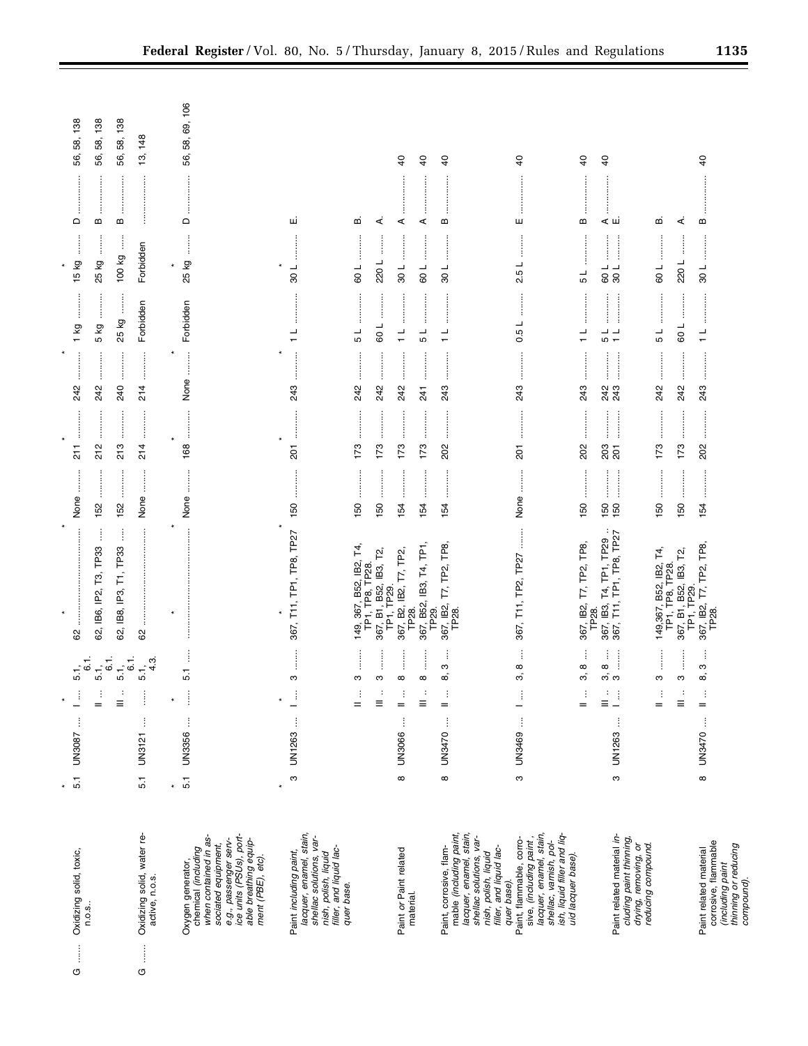| | | | | | | | | | | | | | |
|---|---|---|---|---|---|---|---|---|---|---|---|---|---|
| * | * | * | * | * | * | * | | | | | | | |
| G | Oxidizing solid, toxic, n.o.s.. | 5.1 | UN3087 | I | 5.1, 6.1. | 62 | None | 211 | 242 | 1 kg | 15 kg | D | 56, 58, 138 |
| | | | | II | 5.1, 6.1. | 62, IB6, IP2, T3, TP33 | 152 | 212 | 242 | 5 kg | 25 kg | B | 56, 58, 138 |
| | | | | III | 5.1, 6.1. | 62, IB8, IP3, T1, TP33 | 152 | 213 | 240 | 25 kg | 100 kg | B | 56, 58, 138 |
| G | Oxidizing solid, water reactive, n.o.s. | 5.1 | UN3121 | | 5.1, 4.3. | 62 | None | 214 | 214 | Forbidden | Forbidden | | 13, 148 |
| * | * | * | * | * | * | * | | | | | | | |
| | Oxygen generator, chemical *(including when contained in associated equipment, e.g., passenger service units (PSUs), portable breathing equipment (PBE), etc).* | 5.1 | UN3356 | | 5.1 | | None | 168 | None | Forbidden | 25 kg | D | 56, 58, 69, 106 |
| * | * | * | * | * | * | * | | | | | | | |
| | Paint *including paint, lacquer, enamel, stain, shellac solutions, varnish, polish, liquid filler, and liquid lacquer base.* | 3 | UN1263 | I | 3 | 367, T11, TP1, TP8, TP27 | 150 | 201 | 243 | 1 L | 30 L | E. | |
| | | | | II | 3 | 149, 367, B52, IB2, T4, TP1, TP8, TP28. | 150 | 173 | 242 | 5 L | 60 L | B. | |
| | | | | III | 3 | 367, B1, B52, IB3, T2, TP1, TP29. | 150 | 173 | 242 | 60 L | 220 L | A. | |
| | Paint or Paint related material. | 8 | UN3066 | II | 8 | 367, B2, IB2, T7, TP2, TP28. | 154 | 173 | 242 | 1 L | 30 L | A | 40 |
| | | | | III | 8 | 367, B52, IB3, T4, TP1, TP29. | 154 | 173 | 241 | 5 L | 60 L | A | 40 |
| | Paint, corrosive, flammable *(including paint, lacquer, enamel, stain, shellac solutions, varnish, polish, liquid filler, and liquid lacquer base).* | 8 | UN3470 | II | 8, 3 | 367, IB2, T7, TP2, TP8, TP28. | 154 | 202 | 243 | 1 L | 30 L | B | 40 |
| | Paint, flammable, corrosive, *(including paint, lacquer, enamel, stain, shellac, varnish, polish, liquid filler and liquid lacquer base).* | 3 | UN3469 | I | 3, 8 | 367, T11, TP2, TP27 | None | 201 | 243 | 0.5 L | 2.5 L | E | 40 |
| | | | | II | 3, 8 | 367, IB2, T7, TP2, TP8, TP28. | 150 | 202 | 243 | 1 L | 5 L | B | 40 |
| | | | | III | 3, 8 | 367, IB3, T4, TP1, TP29 | 150 | 203 | 242 | 5 L | 60 L | A | 40 |
| | Paint related material *including paint thinning, drying, removing, or reducing compound.* | 3 | UN1263 | I | 3 | 367, T11, TP1, TP8, TP27 | 150 | 201 | 243 | 1 L | 30 L | E. | |
| | | | | II | 3 | 149,367, B52, IB2, T4, TP1, TP8, TP28. | 150 | 173 | 242 | 5 L | 60 L | B. | |
| | | | | III | 3 | 367, B1, B52, IB3, T2, TP1, TP29. | 150 | 173 | 242 | 60 L | 220 L | A. | |
| | Paint related material corrosive, flammable *(including paint thinning or reducing compound).* | 8 | UN3470 | II | 8, 3 | 367, IB2, T7, TP2, TP8, TP28. | 154 | 202 | 243 | 1 L | 30 L | B | 40 |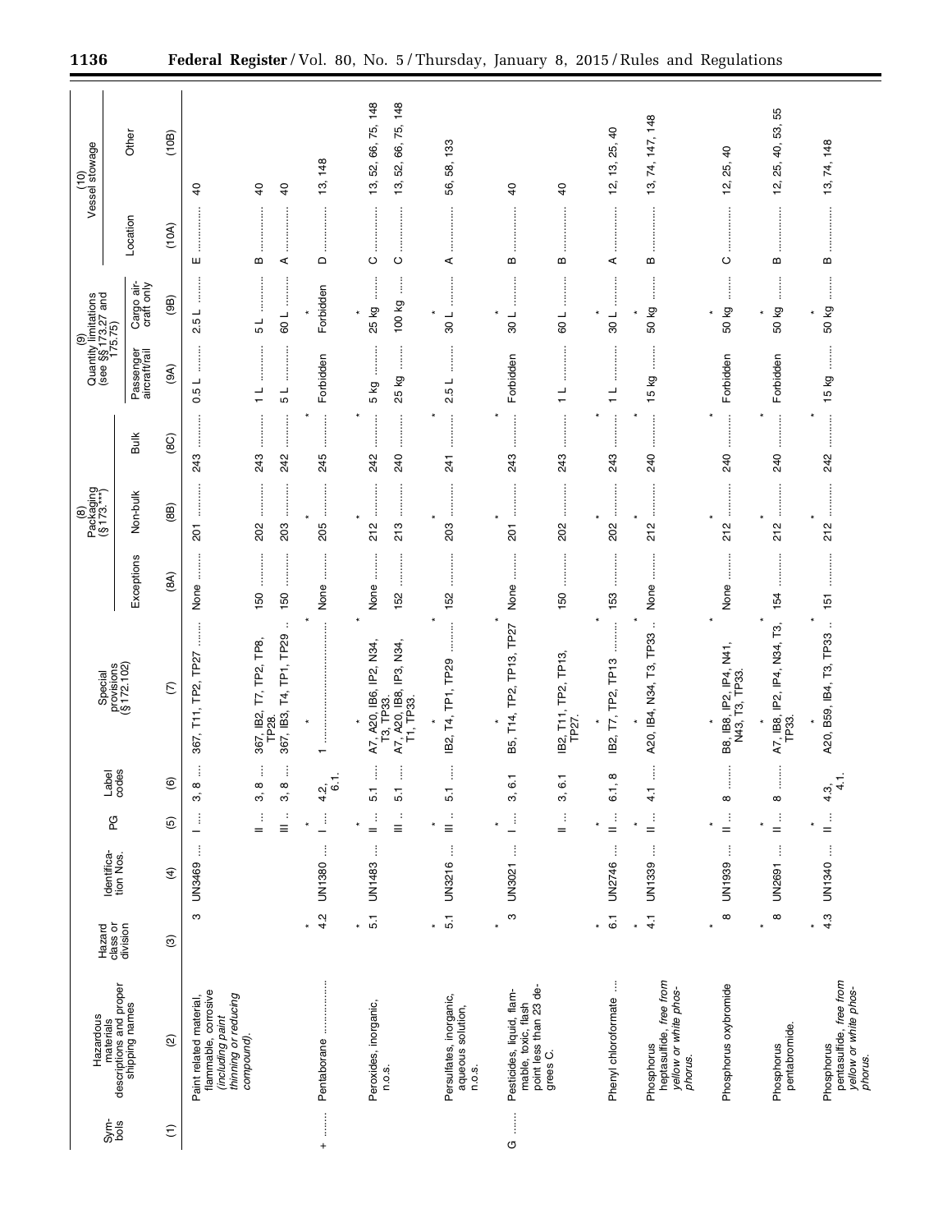| Symbols | Hazardous materials descriptions and proper shipping names | Hazard class or division | Identification Nos. | PG | Label codes | Special provisions (§172.102) | (8) Packaging (§173.***) | | | (9) Quantity limitations (see §§173.27 and 175.75) | | (10) Vessel stowage | |
|---|---|---|---|---|---|---|---|---|---|---|---|---|---|
| | | | | | | | Exceptions | Non-bulk | Bulk | Passenger aircraft/rail | Cargo aircraft only | Location | Other |
| (1) | (2) | (3) | (4) | (5) | (6) | (7) | (8A) | (8B) | (8C) | (9A) | (9B) | (10A) | (10B) |
| | Paint related material, flammable, corrosive *(including paint thinning or reducing compound)*. | 3 | UN3469 | I | 3, 8 | 367, T11, TP2, TP27 | None | 201 | 243 | 0.5 L | 2.5 L | E | 40 |
| | | | | II | 3, 8 | 367, IB2, T7, TP2, TP8, TP28. | 150 | 202 | 243 | 1 L | 5 L | B | 40 |
| | | | | III | 3, 8 | 367, IB3, T4, TP1, TP29 | 150 | 203 | 242 | 5 L | 60 L | A | 40 |
| * | * | * | * | * | * | * | | | | | | | |
| + | Pentaborane | 4.2 | UN1380 | I | 4.2, 6.1. | 1 | None | 205 | 245 | Forbidden | Forbidden | D | 13, 148 |
| * | * | * | * | * | * | * | | | | | | | |
| | Peroxides, inorganic, n.o.s. | 5.1 | UN1483 | II | 5.1 | A7, A20, IB6, IP2, N34, T3, TP33. | None | 212 | 242 | 5 kg | 25 kg | C | 13, 52, 66, 75, 148 |
| | | | | III | 5.1 | A7, A20, IB8, IP3, N34, T1, TP33. | 152 | 213 | 240 | 25 kg | 100 kg | C | 13, 52, 66, 75, 148 |
| * | * | * | * | * | * | * | | | | | | | |
| | Persulfates, inorganic, aqueous solution, n.o.s. | 5.1 | UN3216 | III | 5.1 | IB2, T4, TP1, TP29 | 152 | 203 | 241 | 2.5 L | 30 L | A | 56, 58, 133 |
| * | * | * | * | * | * | * | | | | | | | |
| G | Pesticides, liquid, flammable, toxic, flash point less than 23 degrees C. | 3 | UN3021 | I | 3, 6.1 | B5, T14, TP2, TP13, TP27 | None | 201 | 243 | Forbidden | 30 L | B | 40 |
| | | | | II | 3, 6.1 | IB2, T11, TP2, TP13, TP27. | 150 | 202 | 243 | 1 L | 60 L | B | 40 |
| * | * | * | * | * | * | * | | | | | | | |
| | Phenyl chloroformate | 6.1 | UN2746 | II | 6.1, 8 | IB2, T7, TP2, TP13 | 153 | 202 | 243 | 1 L | 30 L | A | 12, 13, 25, 40 |
| * | * | * | * | * | * | * | | | | | | | |
| | Phosphorus heptasulfide, *free from yellow or white phosphorus*. | 4.1 | UN1339 | II | 4.1 | A20, IB4, N34, T3, TP33 | None | 212 | 240 | 15 kg | 50 kg | B | 13, 74, 147, 148 |
| * | * | * | * | * | * | * | | | | | | | |
| | Phosphorus oxybromide | 8 | UN1939 | II | 8 | B8, IB8, IP2, IP4, N41, N43, T3, TP33. | None | 212 | 240 | Forbidden | 50 kg | C | 12, 25, 40 |
| * | * | * | * | * | * | * | | | | | | | |
| | Phosphorus pentabromide. | 8 | UN2691 | II | 8 | A7, IB8, IP2, IP4, N34, T3, TP33. | 154 | 212 | 240 | Forbidden | 50 kg | B | 12, 25, 40, 53, 55 |
| * | * | * | * | * | * | * | | | | | | | |
| | Phosphorus pentasulfide, *free from yellow or white phosphorus*. | 4.3 | UN1340 | II | 4.3, 4.1. | A20, B59, IB4, T3, TP33 | 151 | 212 | 242 | 15 kg | 50 kg | B | 13, 74, 148 |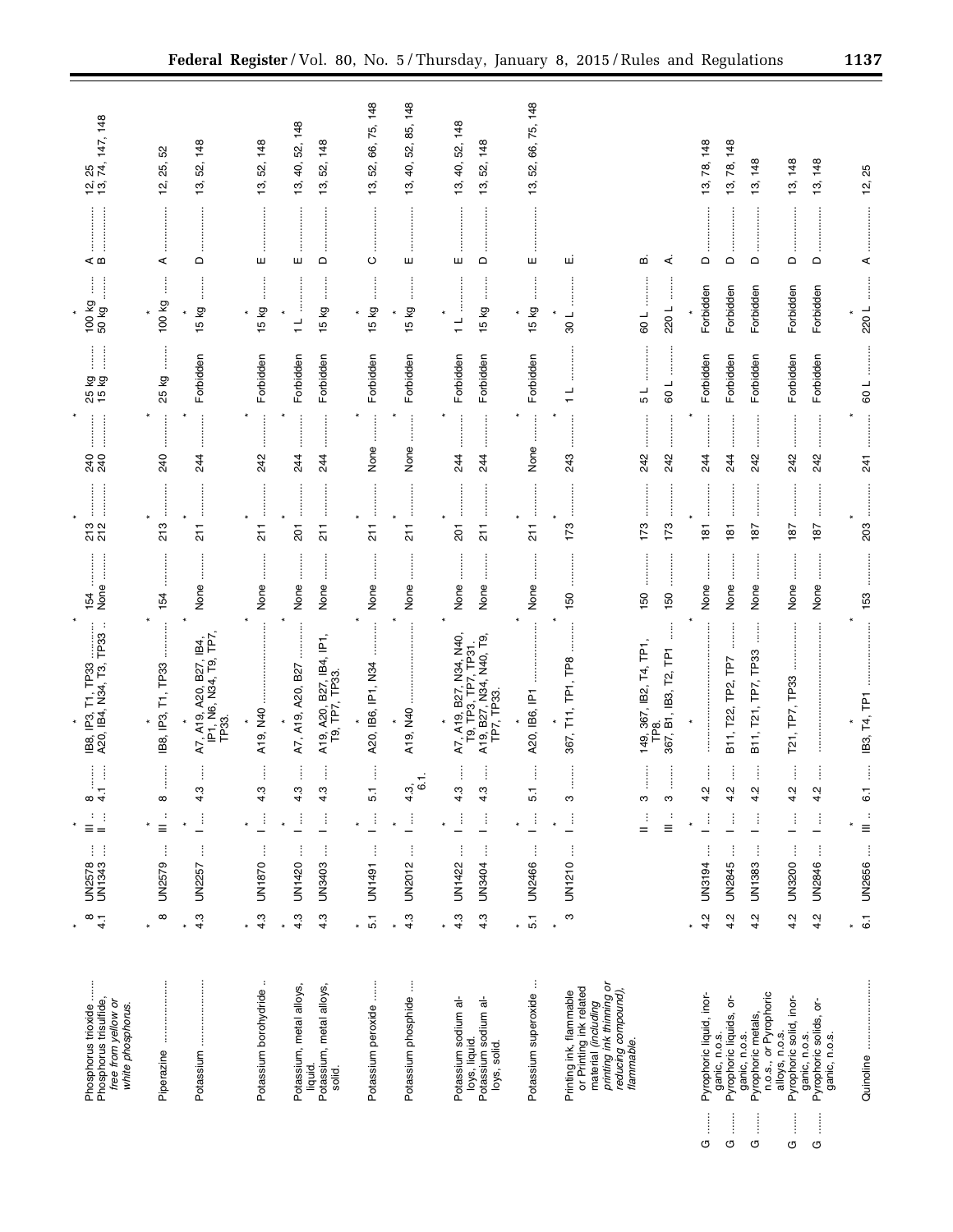| Symbols | Hazardous materials descriptions and proper shipping names | Hazard class or division | Identification numbers | PG | Label codes | Special provisions (§172.102) | Packaging exceptions | Packaging non-bulk | Packaging bulk | Passenger aircraft/rail | Cargo aircraft only | Vessel stowage location | Vessel stowage other |
|---|---|---|---|---|---|---|---|---|---|---|---|---|---|
| * | * | * | * | * | * | * | * | * | * | * | * | * | * |
| | Phosphorus trioxide | 8 | UN2578 | III | 8 | IB8, IP3, T1, TP33 | 154 | 213 | 240 | 25 kg | 100 kg | A | 12, 25 |
| | Phosphorus trisulfide, *free from yellow or white phosphorus.* | 4.1 | UN1343 | II | 4.1 | A20, IB4, N34, T3, TP33 | None | 212 | 240 | 15 kg | 50 kg | B | 13, 74, 147, 148 |
| * | * | * | * | * | * | * | * | * | * | * | * | * | * |
| | Piperazine | 8 | UN2579 | III | 8 | IB8, IP3, T1, TP33 | 154 | 213 | 240 | 25 kg | 100 kg | A | 12, 25, 52 |
| * | * | * | * | * | * | * | * | * | * | * | * | * | * |
| | Potassium | 4.3 | UN2257 | I | 4.3 | A7, A19, A20, B27, IB4, IP1, N6, N34, T9, TP7, TP33. | None | 211 | 244 | Forbidden | 15 kg | D | 13, 52, 148 |
| * | * | * | * | * | * | * | * | * | * | * | * | * | * |
| | Potassium borohydride | 4.3 | UN1870 | I | 4.3 | A19, N40 | None | 211 | 242 | Forbidden | 15 kg | E | 13, 52, 148 |
| * | * | * | * | * | * | * | * | * | * | * | * | * | * |
| | Potassium, metal alloys, liquid. | 4.3 | UN1420 | I | 4.3 | A7, A19, A20, B27 | None | 201 | 244 | Forbidden | 1 L | E | 13, 40, 52, 148 |
| | Potassium, metal alloys, solid. | 4.3 | UN3403 | I | 4.3 | A19, A20, B27, IB4, IP1, T9, TP7, TP33. | None | 211 | 244 | Forbidden | 15 kg | D | 13, 52, 148 |
| * | * | * | * | * | * | * | * | * | * | * | * | * | * |
| | Potassium peroxide | 5.1 | UN1491 | I | 5.1 | A20, IB6, IP1, N34 | None | 211 | None | Forbidden | 15 kg | C | 13, 52, 66, 75, 148 |
| * | * | * | * | * | * | * | * | * | * | * | * | * | * |
| | Potassium phosphide | 4.3 | UN2012 | I | 4.3, 6.1. | A19, N40 | None | 211 | None | Forbidden | 15 kg | E | 13, 40, 52, 85, 148 |
| * | * | * | * | * | * | * | * | * | * | * | * | * | * |
| | Potassium sodium alloys, liquid. | 4.3 | UN1422 | I | 4.3 | A7, A19, B27, N34, N40, T9, TP3, TP7, TP31. | None | 201 | 244 | Forbidden | 1 L | E | 13, 40, 52, 148 |
| | Potassium sodium alloys, solid. | 4.3 | UN3404 | I | 4.3 | A19, B27, N34, N40, T9, TP7, TP33. | None | 211 | 244 | Forbidden | 15 kg | D | 13, 52, 148 |
| * | * | * | * | * | * | * | * | * | * | * | * | * | * |
| | Potassium superoxide | 5.1 | UN2466 | I | 5.1 | A20, IB6, IP1 | None | 211 | None | Forbidden | 15 kg | E | 13, 52, 66, 75, 148 |
| * | * | * | * | * | * | * | * | * | * | * | * | * | * |
| | Printing ink, flammable or Printing ink related material *(including printing ink thinning or reducing compound), flammable.* | 3 | UN1210 | I | 3 | 367, T11, TP1, TP8 | 150 | 173 | 243 | 1 L | 30 L | E. | |
| | | | | II | 3 | 149, 367, IB2, T4, TP1, TP8. | 150 | 173 | 242 | 5 L | 60 L | B. | |
| | | | | III | 3 | 367, B1, IB3, T2, TP1 | 150 | 173 | 242 | 60 L | 220 L | A. | |
| * | * | * | * | * | * | * | * | * | * | * | * | * | * |
| G | Pyrophoric liquid, inorganic, n.o.s. | 4.2 | UN3194 | I | 4.2 | | None | 181 | 244 | Forbidden | Forbidden | D | 13, 78, 148 |
| G | Pyrophoric liquids, organic, n.o.s. | 4.2 | UN2845 | I | 4.2 | B11, T22, TP2, TP7 | None | 181 | 244 | Forbidden | Forbidden | D | 13, 78, 148 |
| G | Pyrophoric metals, n.o.s., *or* Pyrophoric alloys, n.o.s. | 4.2 | UN1383 | I | 4.2 | B11, T21, TP7, TP33 | None | 187 | 242 | Forbidden | Forbidden | D | 13, 148 |
| G | Pyrophoric solid, inorganic, n.o.s. | 4.2 | UN3200 | I | 4.2 | T21, TP7, TP33 | None | 187 | 242 | Forbidden | Forbidden | D | 13, 148 |
| G | Pyrophoric solids, organic, n.o.s. | 4.2 | UN2846 | I | 4.2 | | None | 187 | 242 | Forbidden | Forbidden | D | 13, 148 |
| * | * | * | * | * | * | * | * | * | * | * | * | * | * |
| | Quinoline | 6.1 | UN2656 | III | 6.1 | IB3, T4, TP1 | 153 | 203 | 241 | 60 L | 220 L | A | 12, 25 |
| * | * | * | * | * | * | * | * | * | * | * | * | * | * |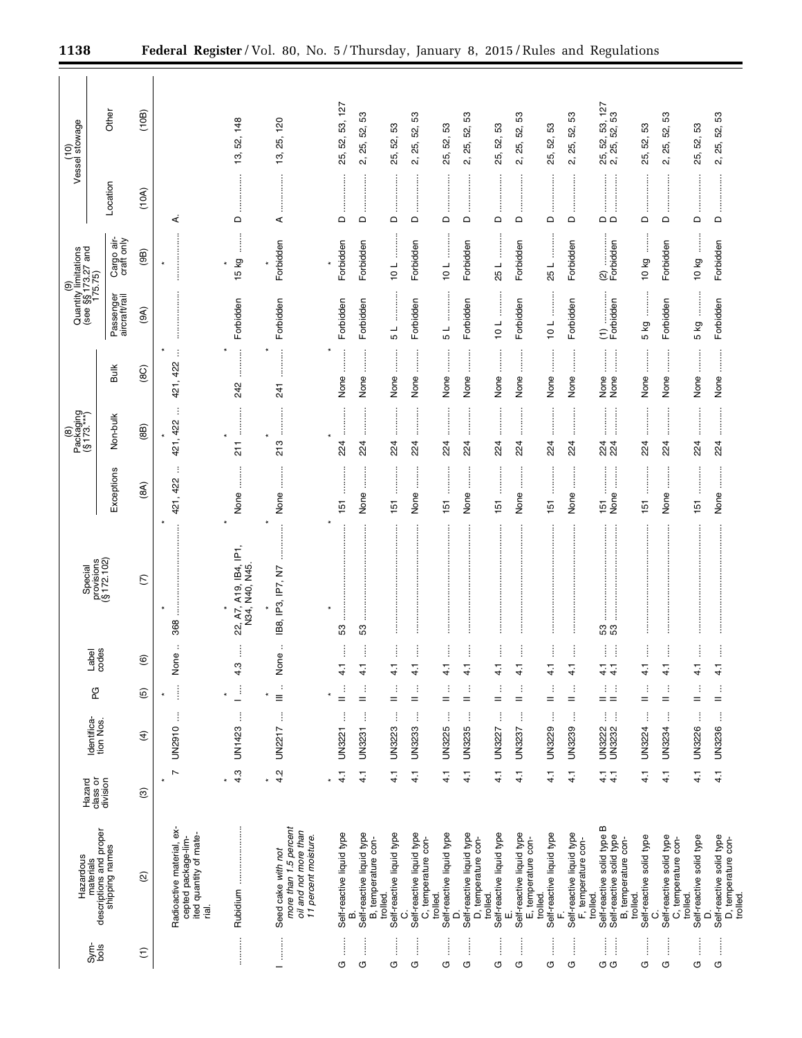| Symbols | Hazardous materials descriptions and proper shipping names | Hazard class or division | Identification Nos. | PG | Label codes | Special provisions (§172.102) | (8) Packaging (§173.***) | | | (9) Quantity limitations (see §§173.27 and 175.75) | | (10) Vessel stowage | |
|---|---|---|---|---|---|---|---|---|---|---|---|---|---|
| | | | | | | | Exceptions | Non-bulk | Bulk | Passenger aircraft/rail | Cargo aircraft only | Location | Other |
| (1) | (2) | (3) | (4) | (5) | (6) | (7) | (8A) | (8B) | (8C) | (9A) | (9B) | (10A) | (10B) |
| * | * | * | * | * | * | * | | | | | | | |
| | Radioactive material, excepted package-limited quantity of material. | 7 | UN2910 | | None | 368 | 421, 422 | 421, 422 | 421, 422 | | | A. | |
| * | * | * | * | * | * | * | | | | | | | |
| | Rubidium | 4.3 | UN1423 | I | 4.3 | 22, A7, A19, IB4, IP1, N34, N40, N45. | None | 211 | 242 | Forbidden | 15 kg | D | 13, 52, 148 |
| * | * | * | * | * | * | * | | | | | | | |
| I | Seed cake *with not more than 1.5 percent oil and not more than 11 percent moisture.* | 4.2 | UN2217 | III | None | IB8, IP3, IP7, N7 | None | 213 | 241 | Forbidden | Forbidden | A | 13, 25, 120 |
| * | * | * | * | * | * | * | | | | | | | |
| G | Self-reactive liquid type B. | 4.1 | UN3221 | II | 4.1 | 53 | 151 | 224 | None | Forbidden | Forbidden | D | 25, 52, 53, 127 |
| G | Self-reactive liquid type B, temperature controlled. | 4.1 | UN3231 | II | 4.1 | 53 | None | 224 | None | Forbidden | Forbidden | D | 2, 25, 52, 53 |
| G | Self-reactive liquid type C. | 4.1 | UN3223 | II | 4.1 | | 151 | 224 | None | 5 L | 10 L | D | 25, 52, 53 |
| G | Self-reactive liquid type C, temperature controlled. | 4.1 | UN3233 | II | 4.1 | | None | 224 | None | Forbidden | Forbidden | D | 2, 25, 52, 53 |
| G | Self-reactive liquid type D. | 4.1 | UN3225 | II | 4.1 | | 151 | 224 | None | 5 L | 10 L | D | 25, 52, 53 |
| G | Self-reactive liquid type D, temperature controlled. | 4.1 | UN3235 | II | 4.1 | | None | 224 | None | Forbidden | Forbidden | D | 2, 25, 52, 53 |
| G | Self-reactive liquid type E. | 4.1 | UN3227 | II | 4.1 | | 151 | 224 | None | 10 L | 25 L | D | 25, 52, 53 |
| G | Self-reactive liquid type E, temperature controlled. | 4.1 | UN3237 | II | 4.1 | | None | 224 | None | Forbidden | Forbidden | D | 2, 25, 52, 53 |
| G | Self-reactive liquid type F. | 4.1 | UN3229 | II | 4.1 | | 151 | 224 | None | 10 L | 25 L | D | 25, 52, 53 |
| G | Self-reactive liquid type F, temperature controlled. | 4.1 | UN3239 | II | 4.1 | | None | 224 | None | Forbidden | Forbidden | D | 2, 25, 52, 53 |
| G | Self-reactive solid type B | 4.1 | UN3222 | II | 4.1 | 53 | 151 | 224 | None | (1) | (2) | D | 25, 52, 53, 127 |
| G | Self-reactive solid type B, temperature controlled. | 4.1 | UN3232 | II | 4.1 | 53 | None | 224 | None | Forbidden | Forbidden | D | 2, 25, 52, 53 |
| G | Self-reactive solid type C. | 4.1 | UN3224 | II | 4.1 | | 151 | 224 | None | 5 kg | 10 kg | D | 25, 52, 53 |
| G | Self-reactive solid type C, temperature controlled. | 4.1 | UN3234 | II | 4.1 | | None | 224 | None | Forbidden | Forbidden | D | 2, 25, 52, 53 |
| G | Self-reactive solid type D. | 4.1 | UN3226 | II | 4.1 | | 151 | 224 | None | 5 kg | 10 kg | D | 25, 52, 53 |
| G | Self-reactive solid type D, temperature controlled. | 4.1 | UN3236 | II | 4.1 | | None | 224 | None | Forbidden | Forbidden | D | 2, 25, 52, 53 |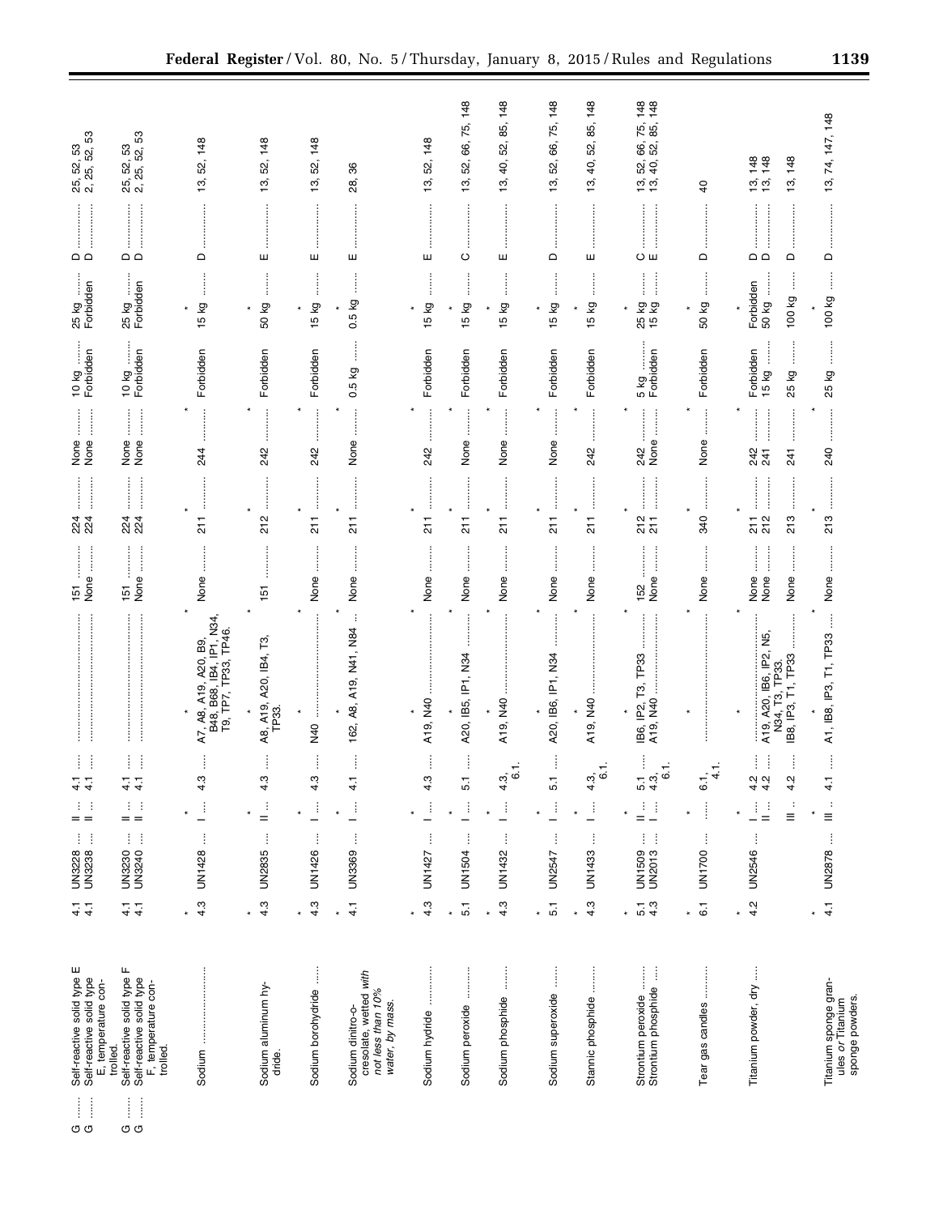| Symbols | Hazardous materials descriptions and proper shipping names | Hazard class or division | Identification numbers | PG | Label codes | Special provisions (§172.102) | Packaging (§173.***) Exceptions | Packaging (§173.***) Non-bulk | Packaging (§173.***) Bulk | Quantity limitations Passenger aircraft/rail | Quantity limitations Cargo aircraft only | Vessel stowage Location | Vessel stowage Other |
|---|---|---|---|---|---|---|---|---|---|---|---|---|---|
| G | Self-reactive solid type E | 4.1 | UN3228 | II | 4.1 | | 151 | 224 | None | 10 kg | 25 kg | D | 25, 52, 53 |
| G | Self-reactive solid type E, temperature controlled. | 4.1 | UN3238 | II | 4.1 | | None | 224 | None | Forbidden | Forbidden | D | 2, 25, 52, 53 |
| G | Self-reactive solid type F | 4.1 | UN3230 | II | 4.1 | | 151 | 224 | None | 10 kg | 25 kg | D | 25, 52, 53 |
| G | Self-reactive solid type F, temperature controlled. | 4.1 | UN3240 | II | 4.1 | | None | 224 | None | Forbidden | Forbidden | D | 2, 25, 52, 53 |
| * | * | * | * | * | * | * | | | | | | | |
| | Sodium | 4.3 | UN1428 | I | 4.3 | A7, A8, A19, A20, B9, B48, B68, IB4, IP1, N34, T9, TP7, TP33, TP46. | None | 211 | 244 | Forbidden | 15 kg | D | 13, 52, 148 |
| * | * | * | * | * | * | * | | | | | | | |
| | Sodium aluminum hydride. | 4.3 | UN2835 | II | 4.3 | A8, A19, A20, IB4, T3, TP33. | 151 | 212 | 242 | Forbidden | 50 kg | E | 13, 52, 148 |
| * | * | * | * | * | * | * | | | | | | | |
| | Sodium borohydride | 4.3 | UN1426 | I | 4.3 | N40 | None | 211 | 242 | Forbidden | 15 kg | E | 13, 52, 148 |
| * | * | * | * | * | * | * | | | | | | | |
| | Sodium dinitro-o-cresolate, wetted *with not less than 10% water, by mass.* | 4.1 | UN3369 | I | 4.1 | 162, A8, A19, N41, N84 | None | 211 | None | 0.5 kg | 0.5 kg | E | 28, 36 |
| * | * | * | * | * | * | * | | | | | | | |
| | Sodium hydride | 4.3 | UN1427 | I | 4.3 | A19, N40 | None | 211 | 242 | Forbidden | 15 kg | E | 13, 52, 148 |
| * | * | * | * | * | * | * | | | | | | | |
| | Sodium peroxide | 5.1 | UN1504 | I | 5.1 | A20, IB5, IP1, N34 | None | 211 | None | Forbidden | 15 kg | C | 13, 52, 66, 75, 148 |
| * | * | * | * | * | * | * | | | | | | | |
| | Sodium phosphide | 4.3 | UN1432 | I | 4.3, 6.1. | A19, N40 | None | 211 | None | Forbidden | 15 kg | E | 13, 40, 52, 85, 148 |
| * | * | * | * | * | * | * | | | | | | | |
| | Sodium superoxide | 5.1 | UN2547 | I | 5.1 | A20, IB6, IP1, N34 | None | 211 | None | Forbidden | 15 kg | D | 13, 52, 66, 75, 148 |
| * | * | * | * | * | * | * | | | | | | | |
| | Stannic phosphide | 4.3 | UN1433 | I | 4.3, 6.1. | A19, N40 | None | 211 | 242 | Forbidden | 15 kg | E | 13, 40, 52, 85, 148 |
| * | * | * | * | * | * | * | | | | | | | |
| | Strontium peroxide | 5.1 | UN1509 | II | 5.1 | IB6, IP2, T3, TP33 | 152 | 212 | 242 | 5 kg | 25 kg | C | 13, 52, 66, 75, 148 |
| | Strontium phosphide | 4.3 | UN2013 | I | 4.3, 6.1. | A19, N40 | None | 211 | None | Forbidden | 15 kg | E | 13, 40, 52, 85, 148 |
| * | * | * | * | * | * | * | | | | | | | |
| | Tear gas candles | 6.1 | UN1700 | | 6.1, 4.1. | | None | 340 | None | Forbidden | 50 kg | D | 40 |
| * | * | * | * | * | * | * | | | | | | | |
| | Titanium powder, dry | 4.2 | UN2546 | I | 4.2 | | None | 211 | 242 | Forbidden | Forbidden | D | 13, 148 |
| | | | | II | 4.2 | A19, A20, IB6, IP2, N5, N34, T3, TP33. | None | 212 | 241 | 15 kg | 50 kg | D | 13, 148 |
| | | | | III | 4.2 | IB8, IP3, T1, TP33 | None | 213 | 241 | 25 kg | 100 kg | D | 13, 148 |
| * | * | * | * | * | * | * | | | | | | | |
| | Titanium sponge granules *or* Titanium sponge powders. | 4.1 | UN2878 | III | 4.1 | A1, IB8, IP3, T1, TP33 | None | 213 | 240 | 25 kg | 100 kg | D | 13, 74, 147, 148 |
| * | * | * | * | * | * | * | | | | | | | |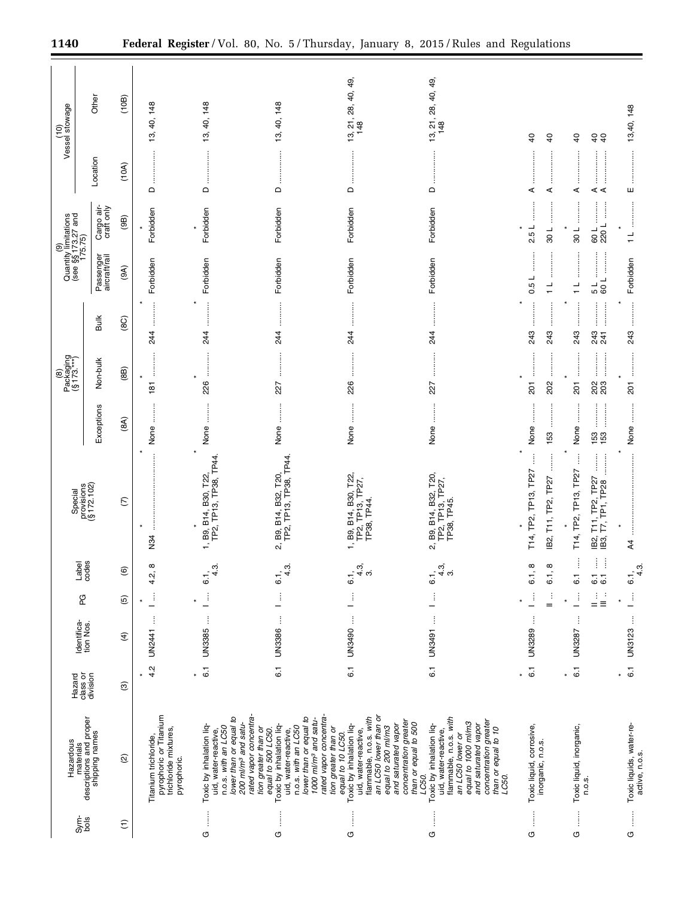| Symbols | Hazardous materials descriptions and proper shipping names | Hazard class or division | Identification Nos. | PG | Label codes | Special provisions (§ 172.102) | (8) Packaging (§ 173.***) | | | (9) Quantity limitations (see §§ 173.27 and 175.75) | | (10) Vessel stowage | |
|---|---|---|---|---|---|---|---|---|---|---|---|---|---|
| | | | | | | | Exceptions | Non-bulk | Bulk | Passenger aircraft/rail | Cargo aircraft only | Location | Other |
| (1) | (2) | (3) | (4) | (5) | (6) | (7) | (8A) | (8B) | (8C) | (9A) | (9B) | (10A) | (10B) |
| * | * | * | * | * | * | * | | | | | | | |
| | Titanium trichloride, pyrophoric or Titanium trichloride mixtures, pyrophoric. | 4.2 | UN2441 | I | 4.2, 8 | N34 | None | 181 | 244 | Forbidden | Forbidden | D | 13, 40, 148 |
| * | * | * | * | * | * | * | | | | | | | |
| G | Toxic by inhalation liquid, water-reactive, n.o.s. *with an LC50 lower than or equal to 200 ml/m³ and saturated vapor concentration greater than or equal to 500 LC50.* | 6.1 | UN3385 | I | 6.1, 4.3. | 1, B9, B14, B30, T22, TP2, TP13, TP38, TP44. | None | 226 | 244 | Forbidden | Forbidden | D | 13, 40, 148 |
| G | Toxic by inhalation liquid, water-reactive, n.o.s. *with an LC50 lower than or equal to 1000 ml/m³ and saturated vapor concentration greater than or equal to 10 LC50.* | 6.1 | UN3386 | I | 6.1, 4.3. | 2, B9, B14, B32, T20, TP2, TP13, TP38, TP44. | None | 227 | 244 | Forbidden | Forbidden | D | 13, 40, 148 |
| G | Toxic by inhalation liquid, water-reactive, flammable, n.o.s. *with an LC50 lower than or equal to 200 ml/m3 and saturated vapor concentration greater than or equal to 500 LC50.* | 6.1 | UN3490 | I | 6.1, 4.3, 3. | 1, B9, B14, B30, T22, TP2, TP13, TP27, TP38, TP44. | None | 226 | 244 | Forbidden | Forbidden | D | 13, 21, 28, 40, 49, 148 |
| G | Toxic by inhalation liquid, water-reactive, flammable, n.o.s. *with an LC50 lower or equal to 1000 ml/m3 and saturated vapor concentration greater than or equal to 10 LC50.* | 6.1 | UN3491 | I | 6.1, 4.3, 3. | 2, B9, B14, B32, T20, TP2, TP13, TP27, TP38, TP45. | None | 227 | 244 | Forbidden | Forbidden | D | 13, 21, 28, 40, 49, 148 |
| * | * | * | * | * | * | * | | | | | | | |
| G | Toxic liquid, corrosive, inorganic, n.o.s. | 6.1 | UN3289 | I | 6.1, 8 | T14, TP2, TP13, TP27 | None | 201 | 243 | 0.5 L | 2.5 L | A | 40 |
| | | | | II | 6.1, 8 | IB2, T11, TP2, TP27 | 153 | 202 | 243 | 1 L | 30 L | A | 40 |
| * | * | * | * | * | * | * | | | | | | | |
| G | Toxic liquid, inorganic, n.o.s. | 6.1 | UN3287 | I | 6.1 | T14, TP2, TP13, TP27 | None | 201 | 243 | 1 L | 30 L | A | 40 |
| | | | | II | 6.1 | IB2, T11, TP2, TP27 | 153 | 202 | 243 | 5 L | 60 L | A | 40 |
| | | | | III | 6.1 | IB3, T7, TP1, TP28 | 153 | 203 | 241 | 60 L | 220 L | A | 40 |
| * | * | * | * | * | * | * | | | | | | | |
| G | Toxic liquids, water-reactive, n.o.s. | 6.1 | UN3123 | I | 6.1, 4.3. | A4 | None | 201 | 243 | Forbidden | 1 L | E | 13,40, 148 |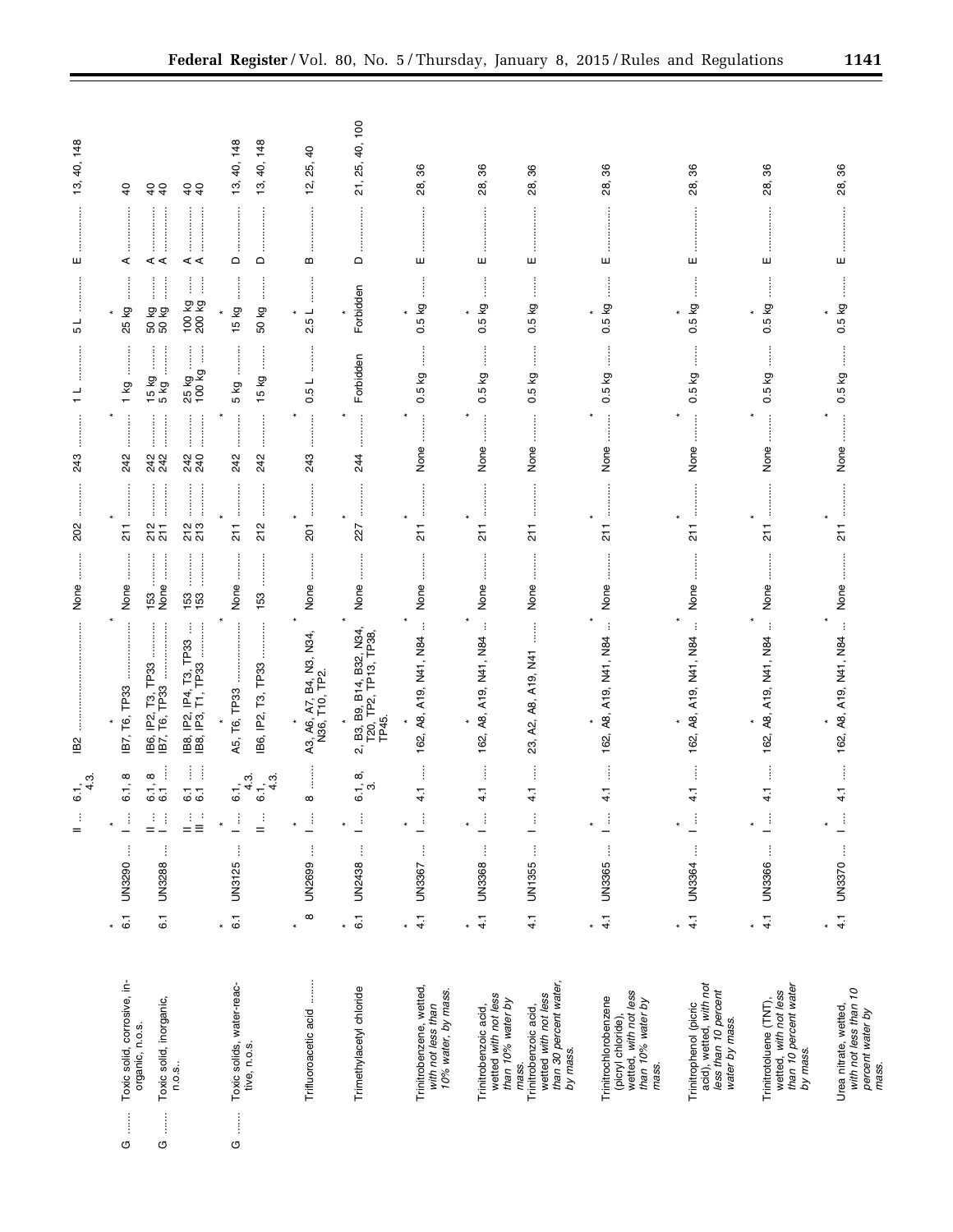| Symbols | Hazardous materials descriptions and proper shipping names | Hazard class or division | Identification numbers | PG | Label codes | Special provisions (§172.102) | Packaging (§173.***) Exceptions | Packaging Non-bulk | Packaging Bulk | Quantity limitations Passenger aircraft/rail | Quantity limitations Cargo aircraft only | Vessel stowage Location | Vessel stowage Other |
|---|---|---|---|---|---|---|---|---|---|---|---|---|---|
| | | | | II | 6.1, 4.3. | IB2 | None | 202 | 243 | 1 L | 5 L | E | 13, 40, 148 |
| * | * | * | * | * | * | * | | | | | | | |
| G | Toxic solid, corrosive, inorganic, n.o.s. | 6.1 | UN3290 | I | 6.1, 8 | IB7, T6, TP33 | None | 211 | 242 | 1 kg | 25 kg | A | 40 |
| G | Toxic solid, inorganic, n.o.s.. | 6.1 | UN3288 | II | 6.1, 8 | IB6, IP2, T3, TP33 | 153 | 212 | 242 | 15 kg | 50 kg | A | 40 |
| | | | | I | 6.1 | IB7, T6, TP33 | None | 211 | 242 | 5 kg | 50 kg | A | 40 |
| | | | | II | 6.1 | IB8, IP2, IP4, T3, TP33 | 153 | 212 | 242 | 25 kg | 100 kg | A | 40 |
| | | | | III | 6.1 | IB8, IP3, T1, TP33 | 153 | 213 | 240 | 100 kg | 200 kg | A | 40 |
| * | * | * | * | * | * | * | | | | | | | |
| G | Toxic solids, water-reactive, n.o.s. | 6.1 | UN3125 | I | 6.1, 4.3. | A5, T6, TP33 | None | 211 | 242 | 5 kg | 15 kg | D | 13, 40, 148 |
| | | | | II | 6.1, 4.3. | IB6, IP2, T3, TP33 | 153 | 212 | 242 | 15 kg | 50 kg | D | 13, 40, 148 |
| * | * | * | * | * | * | * | | | | | | | |
| | Trifluoroacetic acid | 8 | UN2699 | I | 8 | A3, A6, A7, B4, N3, N34, N36, T10, TP2. | None | 201 | 243 | 0.5 L | 2.5 L | B | 12, 25, 40 |
| * | * | * | * | * | * | * | | | | | | | |
| | Trimethylacetyl chloride | 6.1 | UN2438 | I | 6.1, 8, 3. | 2, B3, B9, B14, B32, N34, T20, TP2, TP13, TP38, TP45. | None | 227 | 244 | Forbidden | Forbidden | D | 21, 25, 40, 100 |
| * | * | * | * | * | * | * | | | | | | | |
| | Trinitrobenzene, wetted, *with not less than 10% water, by mass.* | 4.1 | UN3367 | I | 4.1 | 162, A8, A19, N41, N84 | None | 211 | None | 0.5 kg | 0.5 kg | E | 28, 36 |
| * | * | * | * | * | * | * | | | | | | | |
| | Trinitrobenzoic acid, wetted *with not less than 10% water by mass.* | 4.1 | UN3368 | I | 4.1 | 162, A8, A19, N41, N84 | None | 211 | None | 0.5 kg | 0.5 kg | E | 28, 36 |
| | Trinitrobenzoic acid, wetted *with not less than 30 percent water, by mass.* | 4.1 | UN1355 | I | 4.1 | 23, A2, A8, A19, N41 | None | 211 | None | 0.5 kg | 0.5 kg | E | 28, 36 |
| * | * | * | * | * | * | * | | | | | | | |
| | Trinitrochlorobenzene (picryl chloride), wetted, *with not less than 10% water by mass.* | 4.1 | UN3365 | I | 4.1 | 162, A8, A19, N41, N84 | None | 211 | None | 0.5 kg | 0.5 kg | E | 28, 36 |
| * | * | * | * | * | * | * | | | | | | | |
| | Trinitrophenol (picric acid), wetted, *with not less than 10 percent water by mass.* | 4.1 | UN3364 | I | 4.1 | 162, A8, A19, N41, N84 | None | 211 | None | 0.5 kg | 0.5 kg | E | 28, 36 |
| * | * | * | * | * | * | * | | | | | | | |
| | Trinitrotoluene (TNT), wetted, *with not less than 10 percent water by mass.* | 4.1 | UN3366 | I | 4.1 | 162, A8, A19, N41, N84 | None | 211 | None | 0.5 kg | 0.5 kg | E | 28, 36 |
| * | * | * | * | * | * | * | | | | | | | |
| | Urea nitrate, wetted, *with not less than 10 percent water by mass.* | 4.1 | UN3370 | I | 4.1 | 162, A8, A19, N41, N84 | None | 211 | None | 0.5 kg | 0.5 kg | E | 28, 36 |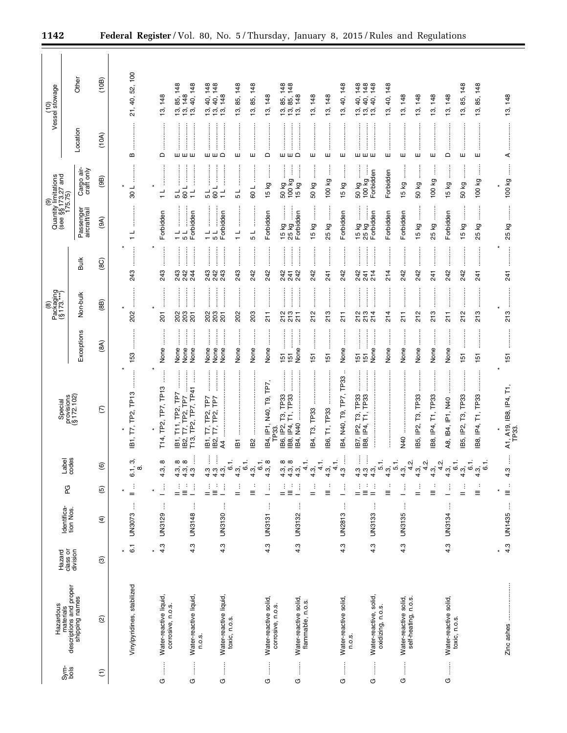| Symbols | Hazardous materials descriptions and proper shipping names | Hazard class or division | Identification Nos. | PG | Label codes | Special provisions (§ 172.102) | (8) Packaging (§ 173.***) | | | (9) Quantity limitations (see §§ 173.27 and 175.75) | | (10) Vessel stowage | |
|---|---|---|---|---|---|---|---|---|---|---|---|---|---|
| | | | | | | | Exceptions | Non-bulk | Bulk | Passenger aircraft/rail | Cargo aircraft only | Location | Other |
| (1) | (2) | (3) | (4) | (5) | (6) | (7) | (8A) | (8B) | (8C) | (9A) | (9B) | (10A) | (10B) |
| * | * | * | * | * | * | * | | | | | | | |
| | Vinylpyridines, stabilized | 6.1 | UN3073 | II | 6.1, 3, 8. | IB1, T7, TP2, TP13 | 153 | 202 | 243 | 1 L | 30 L | B | 21, 40, 52, 100 |
| * | * | * | * | * | * | * | | | | | | | |
| G | Water-reactive liquid, corrosive, n.o.s. | 4.3 | UN3129 | I | 4.3, 8 | T14, TP2, TP7, TP13 | None | 201 | 243 | Forbidden | 1 L | D | 13, 148 |
| | | | | II | 4.3, 8 | IB1, T11, TP2, TP7 | None | 202 | 243 | 1 L | 5 L | E | 13, 85, 148 |
| | | | | III | 4.3, 8 | IB2, T7, TP2, TP7 | None | 203 | 242 | 5 L | 60 L | E | 13, 148 |
| G | Water-reactive liquid, n.o.s. | 4.3 | UN3148 | I | 4.3 | T13, TP2, TP7, TP41 | None | 201 | 244 | Forbidden | 1 L | E | 13, 40, 148 |
| | | | | II | 4.3 | IB1, T7, TP2, TP7 | None | 202 | 243 | 1 L | 5 L | E | 13, 40, 148 |
| | | | | III | 4.3 | IB2, T7, TP2, TP7 | None | 203 | 242 | 5 L | 60 L | E | 13, 40, 148 |
| G | Water-reactive liquid, toxic, n.o.s. | 4.3 | UN3130 | I | 4.3, 6.1. | A4 | None | 201 | 243 | Forbidden | 1 L | D | 13, 148 |
| | | | | II | 4.3, 6.1. | IB1 | None | 202 | 243 | 1 L | 5 L | E | 13, 85, 148 |
| | | | | III | 4.3, 6.1. | IB2 | None | 203 | 242 | 5 L | 60 L | E | 13, 85, 148 |
| G | Water-reactive solid, corrosive, n.o.s. | 4.3 | UN3131 | I | 4.3, 8 | IB4, IP1, N40, T9, TP7, TP33. | None | 211 | 242 | Forbidden | 15 kg | D | 13, 148 |
| | | | | II | 4.3, 8 | IB6, IP2, T3, TP33 | 151 | 212 | 242 | 15 kg | 50 kg | E | 13, 85, 148 |
| | | | | III | 4.3, 8 | IB8, IP4, T1, TP33 | 151 | 213 | 241 | 25 kg | 100 kg | E | 13, 85, 148 |
| G | Water-reactive solid, flammable, n.o.s. | 4.3 | UN3132 | I | 4.3, 4.1. | IB4, N40 | None | 211 | 242 | Forbidden | 15 kg | D | 13, 148 |
| | | | | II | 4.3, 4.1. | IB4, T3, TP33 | 151 | 212 | 242 | 15 kg | 50 kg | E | 13, 148 |
| | | | | III | 4.3, 4.1. | IB6, T1, TP33 | 151 | 213 | 241 | 25 kg | 100 kg | E | 13, 148 |
| G | Water-reactive solid, n.o.s. | 4.3 | UN2813 | I | 4.3 | IB4, N40, T9, TP7, TP33 | None | 211 | 242 | Forbidden | 15 kg | E | 13, 40, 148 |
| | | | | II | 4.3 | IB7, IP2, T3, TP33 | 151 | 212 | 242 | 15 kg | 50 kg | E | 13, 40, 148 |
| | | | | III | 4.3 | IB8, IP4, T1, TP33 | 151 | 213 | 241 | 25 kg | 100 kg | E | 13, 40, 148 |
| G | Water-reactive, solid, oxidizing, n.o.s. | 4.3 | UN3133 | II | 4.3, 5.1. | | None | 214 | 214 | Forbidden | Forbidden | E | 13, 40, 148 |
| | | | | III | 4.3, 5.1. | | None | 214 | 214 | Forbidden | Forbidden | E | 13, 40, 148 |
| G | Water-reactive solid, self-heating, n.o.s. | 4.3 | UN3135 | I | 4.3, 4.2. | N40 | None | 211 | 242 | Forbidden | 15 kg | E | 13, 148 |
| | | | | II | 4.3, 4.2. | IB5, IP2, T3, TP33 | None | 212 | 242 | 15 kg | 50 kg | E | 13, 148 |
| | | | | III | 4.3, 4.2. | IB8, IP4, T1, TP33 | None | 213 | 241 | 25 kg | 100 kg | E | 13, 148 |
| G | Water-reactive solid, toxic, n.o.s. | 4.3 | UN3134 | I | 4.3, 6.1. | A8, IB4, IP1, N40 | None | 211 | 242 | Forbidden | 15 kg | D | 13, 148 |
| | | | | II | 4.3, 6.1. | IB5, IP2, T3, TP33 | 151 | 212 | 242 | 15 kg | 50 kg | E | 13, 85, 148 |
| | | | | III | 4.3, 6.1. | IB8, IP4, T1, TP33 | 151 | 213 | 241 | 25 kg | 100 kg | E | 13, 85, 148 |
| * | * | * | * | * | * | * | | | | | | | |
| | Zinc ashes | 4.3 | UN1435 | III | 4.3 | A1, A19, IB8, IP4, T1, TP33. | 151 | 213 | 241 | 25 kg | 100 kg | A | 13, 148 |
| * | * | * | * | * | * | * | | | | | | | |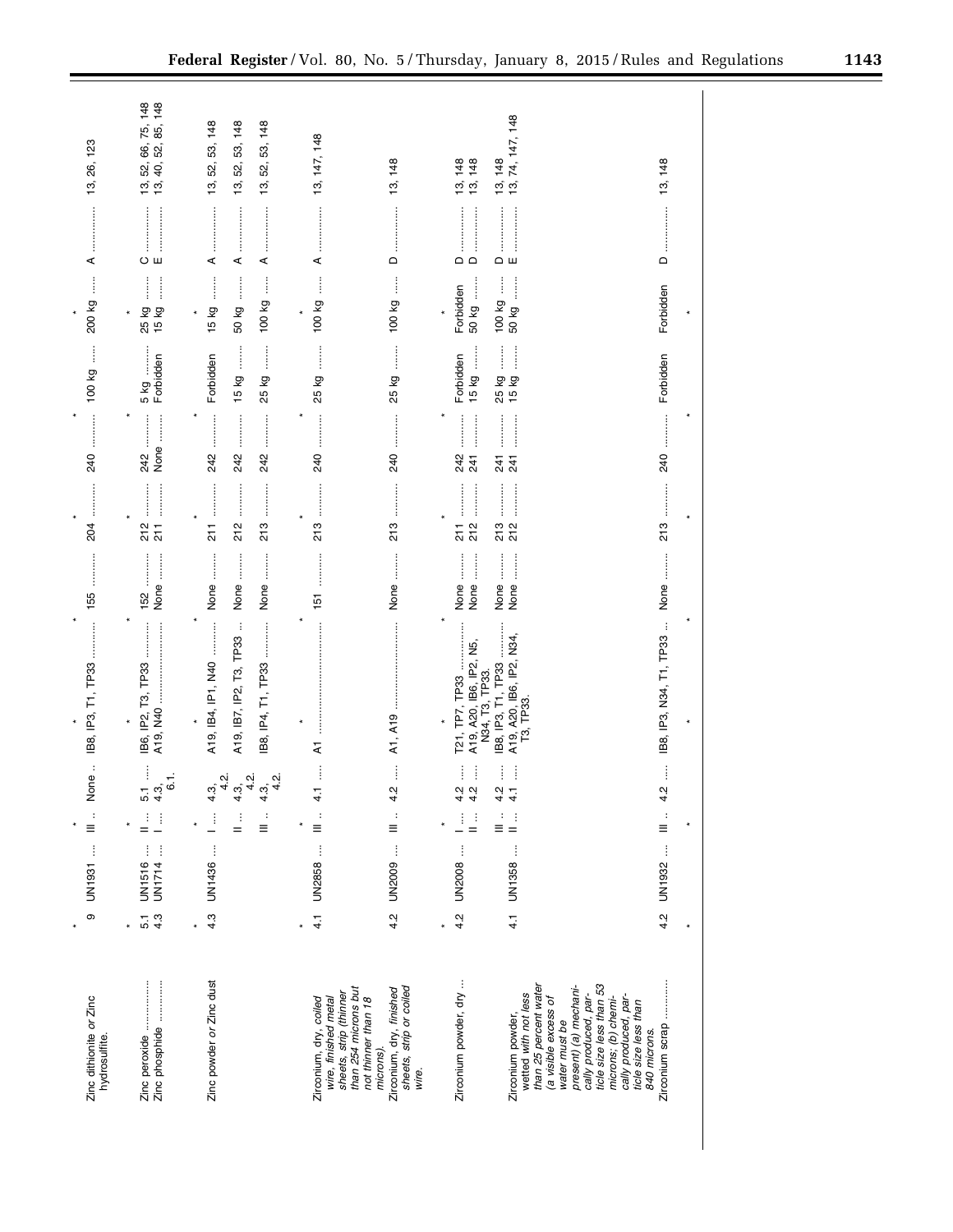| Hazardous materials descriptions and proper shipping names | Hazard class or division | Identification numbers | PG | Label codes | Special provisions (§172.102) | Packaging (§173.***) Exceptions | Packaging Non-bulk | Packaging Bulk | Quantity limitations Passenger aircraft/rail | Quantity limitations Cargo aircraft only | Vessel stowage Location | Vessel stowage Other |
|---|---|---|---|---|---|---|---|---|---|---|---|---|
| * | * | * | * | * | * | * | * | * | * | * | * | * |
| Zinc dithionite *or* Zinc hydrosulfite. | 9 | UN1931 | III | None | IB8, IP3, T1, TP33 | 155 | 204 | 240 | 100 kg | 200 kg | A | 13, 26, 123 |
| * | * | * | * | * | * | * | * | * | * | * | * | * |
| Zinc peroxide | 5.1 | UN1516 | II | 5.1 | IB6, IP2, T3, TP33 | 152 | 212 | 242 | 5 kg | 25 kg | C | 13, 52, 66, 75, 148 |
| Zinc phosphide | 4.3 | UN1714 | I | 4.3, 6.1. | A19, N40 | None | 211 | None | Forbidden | 15 kg | E | 13, 40, 52, 85, 148 |
| * | * | * | * | * | * | * | * | * | * | * | * | * |
| Zinc powder *or* Zinc dust | 4.3 | UN1436 | I | 4.3, 4.2. | A19, IB4, IP1, N40 | None | 211 | 242 | Forbidden | 15 kg | A | 13, 52, 53, 148 |
| | | | II | 4.3, 4.2. | A19, IB7, IP2, T3, TP33 | None | 212 | 242 | 15 kg | 50 kg | A | 13, 52, 53, 148 |
| | | | III | 4.3, 4.2. | IB8, IP4, T1, TP33 | None | 213 | 242 | 25 kg | 100 kg | A | 13, 52, 53, 148 |
| * | * | * | * | * | * | * | * | * | * | * | * | * |
| *Zirconium, dry, coiled wire, finished metal sheets, strip (thinner than 254 microns but not thinner than 18 microns).* | 4.1 | UN2858 | III | 4.1 | A1 | 151 | 213 | 240 | 25 kg | 100 kg | A | 13, 147, 148 |
| *Zirconium, dry, finished sheets, strip or coiled wire.* | 4.2 | UN2009 | III | 4.2 | A1, A19 | None | 213 | 240 | 25 kg | 100 kg | D | 13, 148 |
| * | * | * | * | * | * | * | * | * | * | * | * | * |
| Zirconium powder, dry | 4.2 | UN2008 | I | 4.2 | T21, TP7, TP33 | None | 211 | 242 | Forbidden | Forbidden | D | 13, 148 |
| | | | II | 4.2 | A19, A20, IB6, IP2, N5, N34, T3, TP33. | None | 212 | 241 | 15 kg | 50 kg | D | 13, 148 |
| | | | III | 4.2 | IB8, IP3, T1, TP33 | None | 213 | 241 | 25 kg | 100 kg | D | 13, 148 |
| Zirconium powder, wetted *with not less than 25 percent water (a visible excess of water must be present) (a) mechanically produced, particle size less than 53 microns; (b) chemically produced, particle size less than 840 microns.* | 4.1 | UN1358 | II | 4.1 | A19, A20, IB6, IP2, N34, T3, TP33. | None | 212 | 241 | 15 kg | 50 kg | E | 13, 74, 147, 148 |
| Zirconium scrap | 4.2 | UN1932 | III | 4.2 | IB8, IP3, N34, T1, TP33 | None | 213 | 240 | Forbidden | Forbidden | D | 13, 148 |
| * | * | * | * | * | * | * | * | * | * | * | * | * |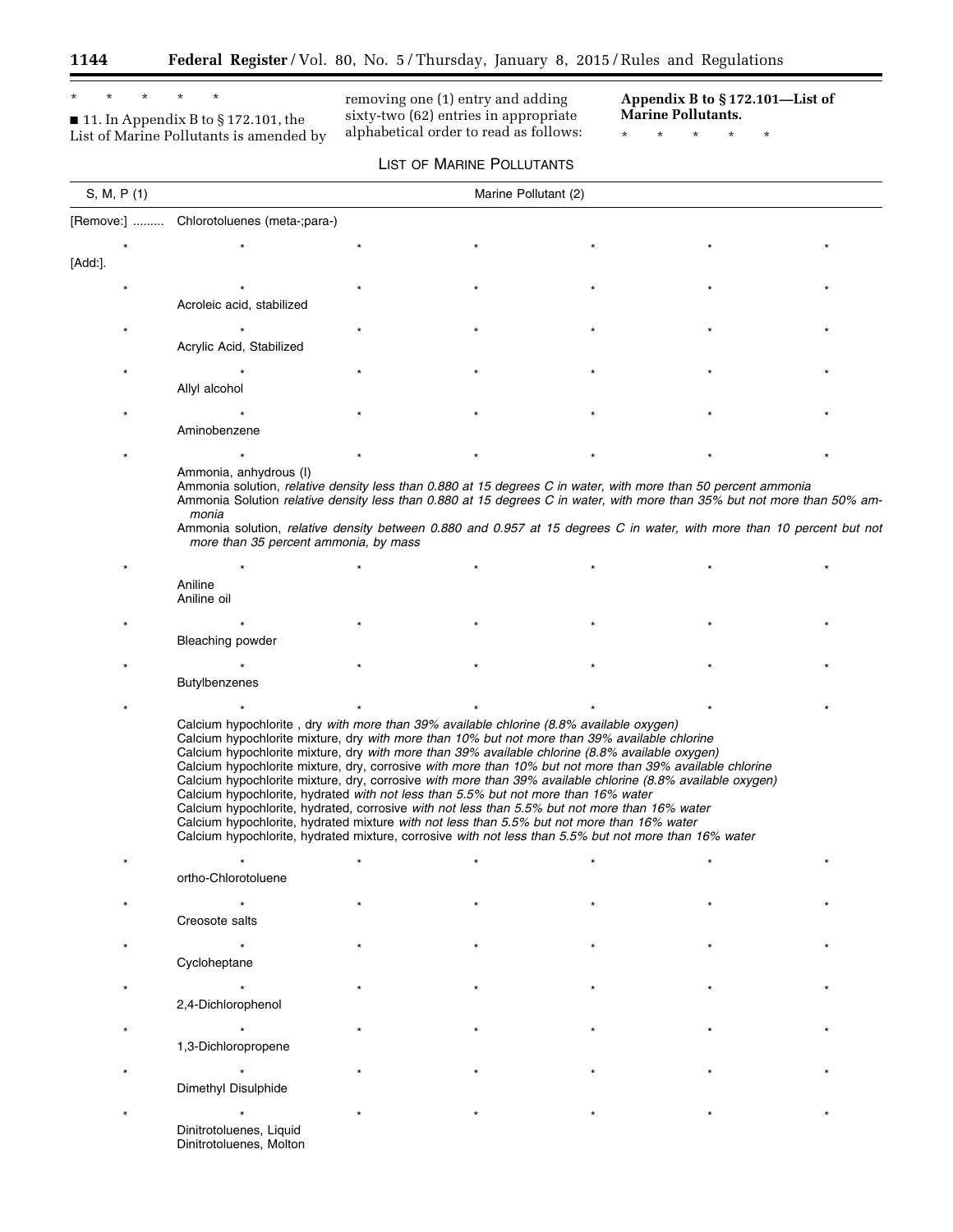\* \* \* \* \*

■ 11. In Appendix B to § 172.101, the List of Marine Pollutants is amended by removing one (1) entry and adding sixty-two (62) entries in appropriate alphabetical order to read as follows:

**Appendix B to § 172.101—List of Marine Pollutants.**

\* \* \* \* \*

LIST OF MARINE POLLUTANTS

| S, M, P (1) | Marine Pollutant (2) |
|---|---|
| [Remove:] ......... | Chlorotoluenes (meta-;para-) |
| \* | \* \* \* \* \* \* |
| [Add:]. | |
| \* | \* \* \* \* \* \* |
| | Acroleic acid, stabilized |
| \* | \* \* \* \* \* \* |
| | Acrylic Acid, Stabilized |
| \* | \* \* \* \* \* \* |
| | Allyl alcohol |
| \* | \* \* \* \* \* \* |
| | Aminobenzene |
| \* | \* \* \* \* \* \* |
| | Ammonia, anhydrous (I) |
| | Ammonia solution, *relative density less than 0.880 at 15 degrees C in water, with more than 50 percent ammonia* |
| | Ammonia Solution *relative density less than 0.880 at 15 degrees C in water, with more than 35% but not more than 50% ammonia* |
| | Ammonia solution, *relative density between 0.880 and 0.957 at 15 degrees C in water, with more than 10 percent but not more than 35 percent ammonia, by mass* |
| \* | \* \* \* \* \* \* |
| | Aniline |
| | Aniline oil |
| \* | \* \* \* \* \* \* |
| | Bleaching powder |
| \* | \* \* \* \* \* \* |
| | Butylbenzenes |
| \* | \* \* \* \* \* \* |
| | Calcium hypochlorite , dry *with more than 39% available chlorine (8.8% available oxygen)* |
| | Calcium hypochlorite mixture, dry *with more than 10% but not more than 39% available chlorine* |
| | Calcium hypochlorite mixture, dry *with more than 39% available chlorine (8.8% available oxygen)* |
| | Calcium hypochlorite mixture, dry, corrosive *with more than 10% but not more than 39% available chlorine* |
| | Calcium hypochlorite mixture, dry, corrosive *with more than 39% available chlorine (8.8% available oxygen)* |
| | Calcium hypochlorite, hydrated *with not less than 5.5% but not more than 16% water* |
| | Calcium hypochlorite, hydrated, corrosive *with not less than 5.5% but not more than 16% water* |
| | Calcium hypochlorite, hydrated mixture *with not less than 5.5% but not more than 16% water* |
| | Calcium hypochlorite, hydrated mixture, corrosive *with not less than 5.5% but not more than 16% water* |
| \* | \* \* \* \* \* \* |
| | ortho-Chlorotoluene |
| \* | \* \* \* \* \* \* |
| | Creosote salts |
| \* | \* \* \* \* \* \* |
| | Cycloheptane |
| \* | \* \* \* \* \* \* |
| | 2,4-Dichlorophenol |
| \* | \* \* \* \* \* \* |
| | 1,3-Dichloropropene |
| \* | \* \* \* \* \* \* |
| | Dimethyl Disulphide |
| \* | \* \* \* \* \* \* |
| | Dinitrotoluenes, Liquid |
| | Dinitrotoluenes, Molton |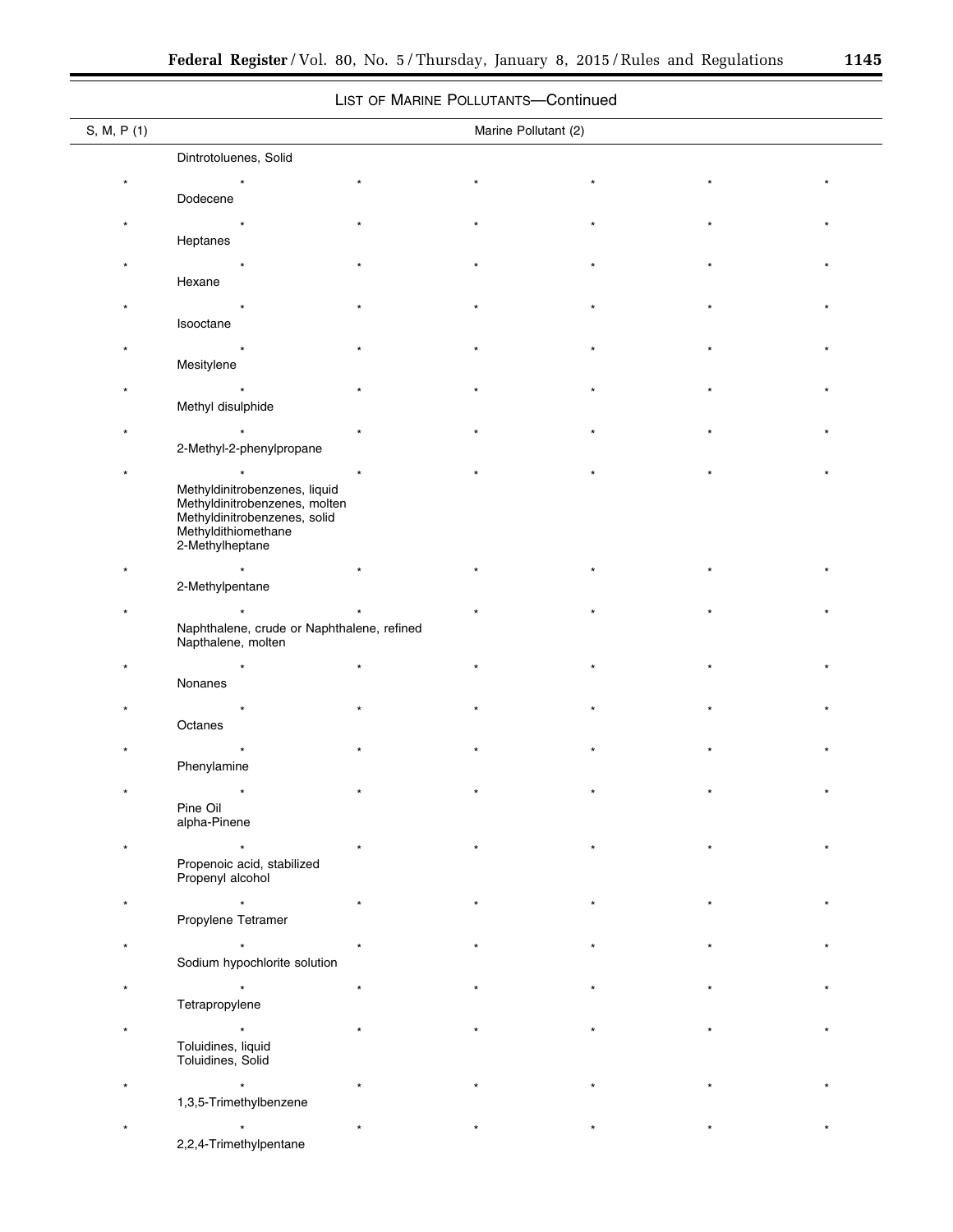LIST OF MARINE POLLUTANTS—Continued

| S, M, P (1) | Marine Pollutant (2) |
| --- | --- |
| | Dintrotoluenes, Solid |
| * * * * * * * | |
| | Dodecene |
| * * * * * * * | |
| | Heptanes |
| * * * * * * * | |
| | Hexane |
| * * * * * * * | |
| | Isooctane |
| * * * * * * * | |
| | Mesitylene |
| * * * * * * * | |
| | Methyl disulphide |
| * * * * * * * | |
| | 2-Methyl-2-phenylpropane |
| * * * * * * * | |
| | Methyldinitrobenzenes, liquid |
| | Methyldinitrobenzenes, molten |
| | Methyldinitrobenzenes, solid |
| | Methyldithiomethane |
| | 2-Methylheptane |
| * * * * * * * | |
| | 2-Methylpentane |
| * * * * * * * | |
| | Naphthalene, crude or Naphthalene, refined |
| | Napthalene, molten |
| * * * * * * * | |
| | Nonanes |
| * * * * * * * | |
| | Octanes |
| * * * * * * * | |
| | Phenylamine |
| * * * * * * * | |
| | Pine Oil |
| | alpha-Pinene |
| * * * * * * * | |
| | Propenoic acid, stabilized |
| | Propenyl alcohol |
| * * * * * * * | |
| | Propylene Tetramer |
| * * * * * * * | |
| | Sodium hypochlorite solution |
| * * * * * * * | |
| | Tetrapropylene |
| * * * * * * * | |
| | Toluidines, liquid |
| | Toluidines, Solid |
| * * * * * * * | |
| | 1,3,5-Trimethylbenzene |
| * * * * * * * | |
| | 2,2,4-Trimethylpentane |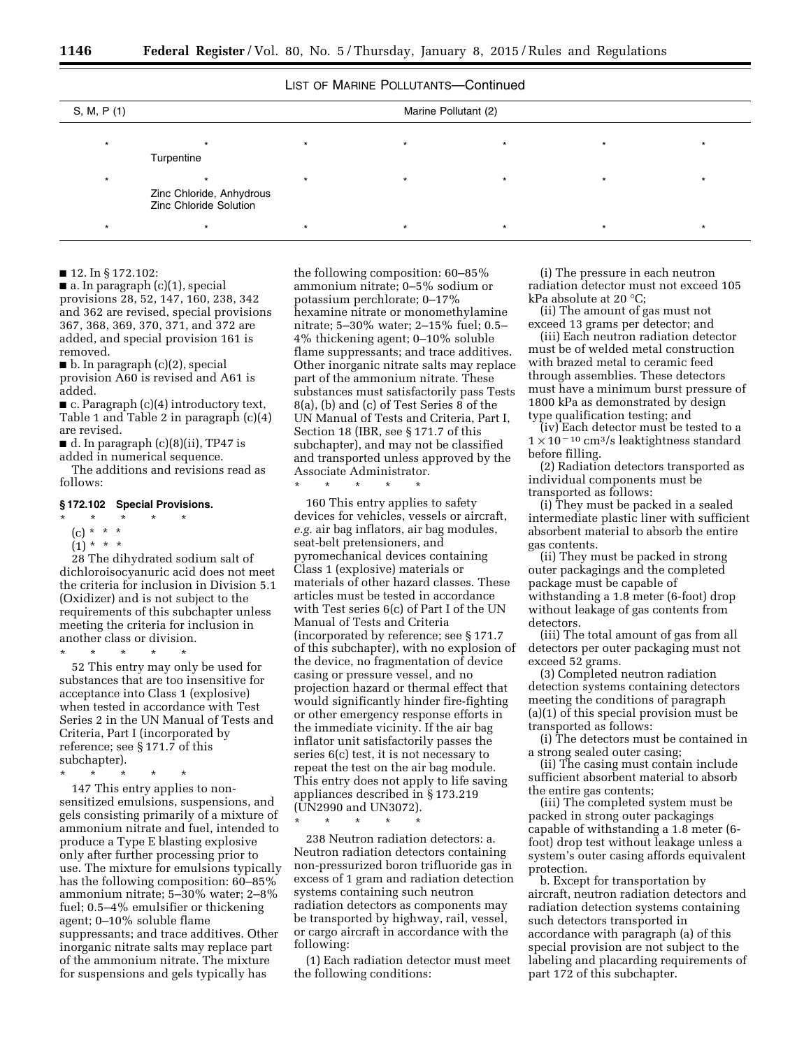LIST OF MARINE POLLUTANTS—Continued

| S, M, P (1) | Marine Pollutant (2) | | | | | |
|---|---|---|---|---|---|---|
| * | * | * | * | * | * | * |
| | Turpentine | | | | | |
| * | * | * | * | * | * | * |
| | Zinc Chloride, Anhydrous<br>Zinc Chloride Solution | | | | | |
| * | * | * | * | * | * | * |

■ 12. In § 172.102:

■ a. In paragraph (c)(1), special provisions 28, 52, 147, 160, 238, 342 and 362 are revised, special provisions 367, 368, 369, 370, 371, and 372 are added, and special provision 161 is removed.

■ b. In paragraph (c)(2), special provision A60 is revised and A61 is added.

■ c. Paragraph (c)(4) introductory text, Table 1 and Table 2 in paragraph (c)(4) are revised.

■ d. In paragraph (c)(8)(ii), TP47 is added in numerical sequence.

The additions and revisions read as follows:

**§ 172.102 Special Provisions.**

\* \* \* \* \*

(c) \* \* \*

(1) \* \* \*

28 The dihydrated sodium salt of dichloroisocyanuric acid does not meet the criteria for inclusion in Division 5.1 (Oxidizer) and is not subject to the requirements of this subchapter unless meeting the criteria for inclusion in another class or division.

\* \* \* \* \*

52 This entry may only be used for substances that are too insensitive for acceptance into Class 1 (explosive) when tested in accordance with Test Series 2 in the UN Manual of Tests and Criteria, Part I (incorporated by reference; see § 171.7 of this subchapter).

\* \* \* \* \*

147 This entry applies to non-sensitized emulsions, suspensions, and gels consisting primarily of a mixture of ammonium nitrate and fuel, intended to produce a Type E blasting explosive only after further processing prior to use. The mixture for emulsions typically has the following composition: 60–85% ammonium nitrate; 5–30% water; 2–8% fuel; 0.5–4% emulsifier or thickening agent; 0–10% soluble flame suppressants; and trace additives. Other inorganic nitrate salts may replace part of the ammonium nitrate. The mixture for suspensions and gels typically has the following composition: 60–85% ammonium nitrate; 0–5% sodium or potassium perchlorate; 0–17% hexamine nitrate or monomethylamine nitrate; 5–30% water; 2–15% fuel; 0.5–4% thickening agent; 0–10% soluble flame suppressants; and trace additives. Other inorganic nitrate salts may replace part of the ammonium nitrate. These substances must satisfactorily pass Tests 8(a), (b) and (c) of Test Series 8 of the UN Manual of Tests and Criteria, Part I, Section 18 (IBR, see § 171.7 of this subchapter), and may not be classified and transported unless approved by the Associate Administrator.

\* \* \* \* \*

160 This entry applies to safety devices for vehicles, vessels or aircraft, *e.g.* air bag inflators, air bag modules, seat-belt pretensioners, and pyromechanical devices containing Class 1 (explosive) materials or materials of other hazard classes. These articles must be tested in accordance with Test series 6(c) of Part I of the UN Manual of Tests and Criteria (incorporated by reference; see § 171.7 of this subchapter), with no explosion of the device, no fragmentation of device casing or pressure vessel, and no projection hazard or thermal effect that would significantly hinder fire-fighting or other emergency response efforts in the immediate vicinity. If the air bag inflator unit satisfactorily passes the series 6(c) test, it is not necessary to repeat the test on the air bag module. This entry does not apply to life saving appliances described in § 173.219 (UN2990 and UN3072).

\* \* \* \* \*

238 Neutron radiation detectors: a. Neutron radiation detectors containing non-pressurized boron trifluoride gas in excess of 1 gram and radiation detection systems containing such neutron radiation detectors as components may be transported by highway, rail, vessel, or cargo aircraft in accordance with the following:

(1) Each radiation detector must meet the following conditions:

(i) The pressure in each neutron radiation detector must not exceed 105 kPa absolute at 20 °C;

(ii) The amount of gas must not exceed 13 grams per detector; and

(iii) Each neutron radiation detector must be of welded metal construction with brazed metal to ceramic feed through assemblies. These detectors must have a minimum burst pressure of 1800 kPa as demonstrated by design type qualification testing; and

(iv) Each detector must be tested to a $1 \times 10^{-10}$ cm³/s leaktightness standard before filling.

(2) Radiation detectors transported as individual components must be transported as follows:

(i) They must be packed in a sealed intermediate plastic liner with sufficient absorbent material to absorb the entire gas contents.

(ii) They must be packed in strong outer packagings and the completed package must be capable of withstanding a 1.8 meter (6-foot) drop without leakage of gas contents from detectors.

(iii) The total amount of gas from all detectors per outer packaging must not exceed 52 grams.

(3) Completed neutron radiation detection systems containing detectors meeting the conditions of paragraph (a)(1) of this special provision must be transported as follows:

(i) The detectors must be contained in a strong sealed outer casing;

(ii) The casing must contain include sufficient absorbent material to absorb the entire gas contents;

(iii) The completed system must be packed in strong outer packagings capable of withstanding a 1.8 meter (6-foot) drop test without leakage unless a system's outer casing affords equivalent protection.

b. Except for transportation by aircraft, neutron radiation detectors and radiation detection systems containing such detectors transported in accordance with paragraph (a) of this special provision are not subject to the labeling and placarding requirements of part 172 of this subchapter.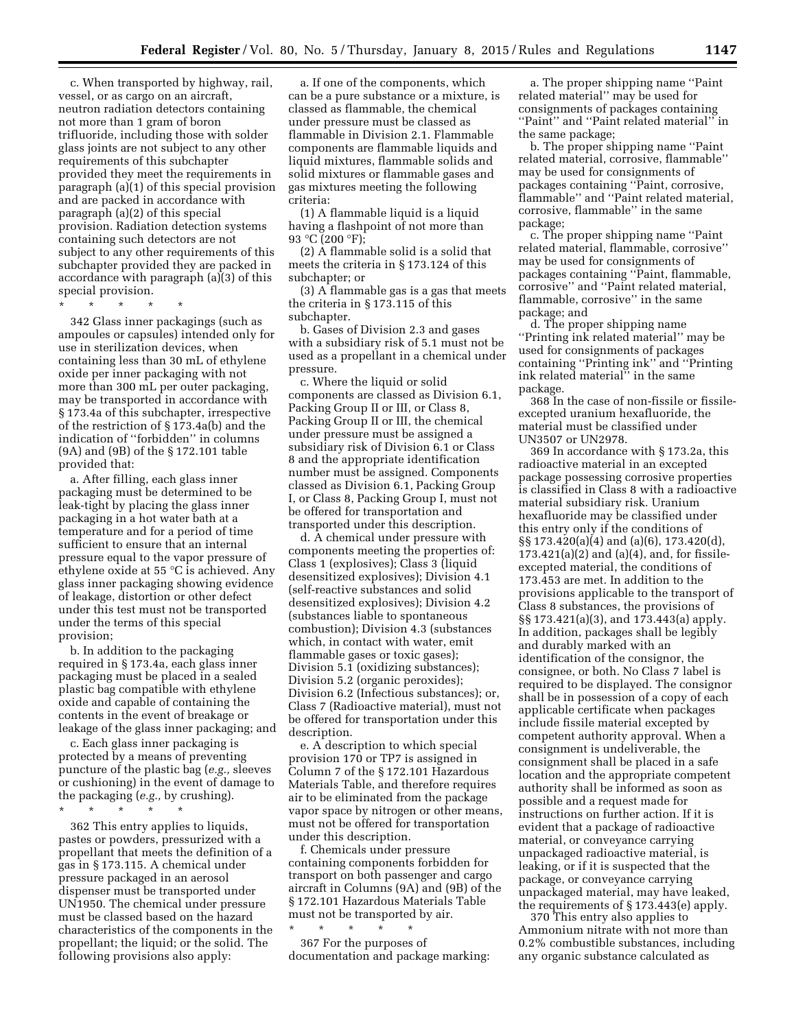c. When transported by highway, rail, vessel, or as cargo on an aircraft, neutron radiation detectors containing not more than 1 gram of boron trifluoride, including those with solder glass joints are not subject to any other requirements of this subchapter provided they meet the requirements in paragraph (a)(1) of this special provision and are packed in accordance with paragraph (a)(2) of this special provision. Radiation detection systems containing such detectors are not subject to any other requirements of this subchapter provided they are packed in accordance with paragraph (a)(3) of this special provision.

\* \* \* \* \*

342 Glass inner packagings (such as ampoules or capsules) intended only for use in sterilization devices, when containing less than 30 mL of ethylene oxide per inner packaging with not more than 300 mL per outer packaging, may be transported in accordance with § 173.4a of this subchapter, irrespective of the restriction of § 173.4a(b) and the indication of ''forbidden'' in columns (9A) and (9B) of the § 172.101 table provided that:

a. After filling, each glass inner packaging must be determined to be leak-tight by placing the glass inner packaging in a hot water bath at a temperature and for a period of time sufficient to ensure that an internal pressure equal to the vapor pressure of ethylene oxide at 55 °C is achieved. Any glass inner packaging showing evidence of leakage, distortion or other defect under this test must not be transported under the terms of this special provision;

b. In addition to the packaging required in § 173.4a, each glass inner packaging must be placed in a sealed plastic bag compatible with ethylene oxide and capable of containing the contents in the event of breakage or leakage of the glass inner packaging; and

c. Each glass inner packaging is protected by a means of preventing puncture of the plastic bag (*e.g.,* sleeves or cushioning) in the event of damage to the packaging (*e.g.,* by crushing).

\* \* \* \* \*

362 This entry applies to liquids, pastes or powders, pressurized with a propellant that meets the definition of a gas in § 173.115. A chemical under pressure packaged in an aerosol dispenser must be transported under UN1950. The chemical under pressure must be classed based on the hazard characteristics of the components in the propellant; the liquid; or the solid. The following provisions also apply:

a. If one of the components, which can be a pure substance or a mixture, is classed as flammable, the chemical under pressure must be classed as flammable in Division 2.1. Flammable components are flammable liquids and liquid mixtures, flammable solids and solid mixtures or flammable gases and gas mixtures meeting the following criteria:

(1) A flammable liquid is a liquid having a flashpoint of not more than 93 °C (200 °F);

(2) A flammable solid is a solid that meets the criteria in § 173.124 of this subchapter; or

(3) A flammable gas is a gas that meets the criteria in § 173.115 of this subchapter.

b. Gases of Division 2.3 and gases with a subsidiary risk of 5.1 must not be used as a propellant in a chemical under pressure.

c. Where the liquid or solid components are classed as Division 6.1, Packing Group II or III, or Class 8, Packing Group II or III, the chemical under pressure must be assigned a subsidiary risk of Division 6.1 or Class 8 and the appropriate identification number must be assigned. Components classed as Division 6.1, Packing Group I, or Class 8, Packing Group I, must not be offered for transportation and transported under this description.

d. A chemical under pressure with components meeting the properties of: Class 1 (explosives); Class 3 (liquid desensitized explosives); Division 4.1 (self-reactive substances and solid desensitized explosives); Division 4.2 (substances liable to spontaneous combustion); Division 4.3 (substances which, in contact with water, emit flammable gases or toxic gases); Division 5.1 (oxidizing substances); Division 5.2 (organic peroxides); Division 6.2 (Infectious substances); or, Class 7 (Radioactive material), must not be offered for transportation under this description.

e. A description to which special provision 170 or TP7 is assigned in Column 7 of the § 172.101 Hazardous Materials Table, and therefore requires air to be eliminated from the package vapor space by nitrogen or other means, must not be offered for transportation under this description.

f. Chemicals under pressure containing components forbidden for transport on both passenger and cargo aircraft in Columns (9A) and (9B) of the § 172.101 Hazardous Materials Table must not be transported by air.

\* \* \* \* \*

367 For the purposes of documentation and package marking:

a. The proper shipping name ''Paint related material'' may be used for consignments of packages containing ''Paint'' and ''Paint related material'' in the same package;

b. The proper shipping name ''Paint related material, corrosive, flammable'' may be used for consignments of packages containing ''Paint, corrosive, flammable'' and ''Paint related material, corrosive, flammable'' in the same package;

c. The proper shipping name ''Paint related material, flammable, corrosive'' may be used for consignments of packages containing ''Paint, flammable, corrosive'' and ''Paint related material, flammable, corrosive'' in the same package; and

d. The proper shipping name ''Printing ink related material'' may be used for consignments of packages containing ''Printing ink'' and ''Printing ink related material'' in the same package.

368 In the case of non-fissile or fissile-excepted uranium hexafluoride, the material must be classified under UN3507 or UN2978.

369 In accordance with § 173.2a, this radioactive material in an excepted package possessing corrosive properties is classified in Class 8 with a radioactive material subsidiary risk. Uranium hexafluoride may be classified under this entry only if the conditions of §§ 173.420(a)(4) and (a)(6), 173.420(d), 173.421(a)(2) and (a)(4), and, for fissile-excepted material, the conditions of 173.453 are met. In addition to the provisions applicable to the transport of Class 8 substances, the provisions of §§ 173.421(a)(3), and 173.443(a) apply. In addition, packages shall be legibly and durably marked with an identification of the consignor, the consignee, or both. No Class 7 label is required to be displayed. The consignor shall be in possession of a copy of each applicable certificate when packages include fissile material excepted by competent authority approval. When a consignment is undeliverable, the consignment shall be placed in a safe location and the appropriate competent authority shall be informed as soon as possible and a request made for instructions on further action. If it is evident that a package of radioactive material, or conveyance carrying unpackaged radioactive material, is leaking, or if it is suspected that the package, or conveyance carrying unpackaged material, may have leaked, the requirements of § 173.443(e) apply.

370 This entry also applies to Ammonium nitrate with not more than 0.2% combustible substances, including any organic substance calculated as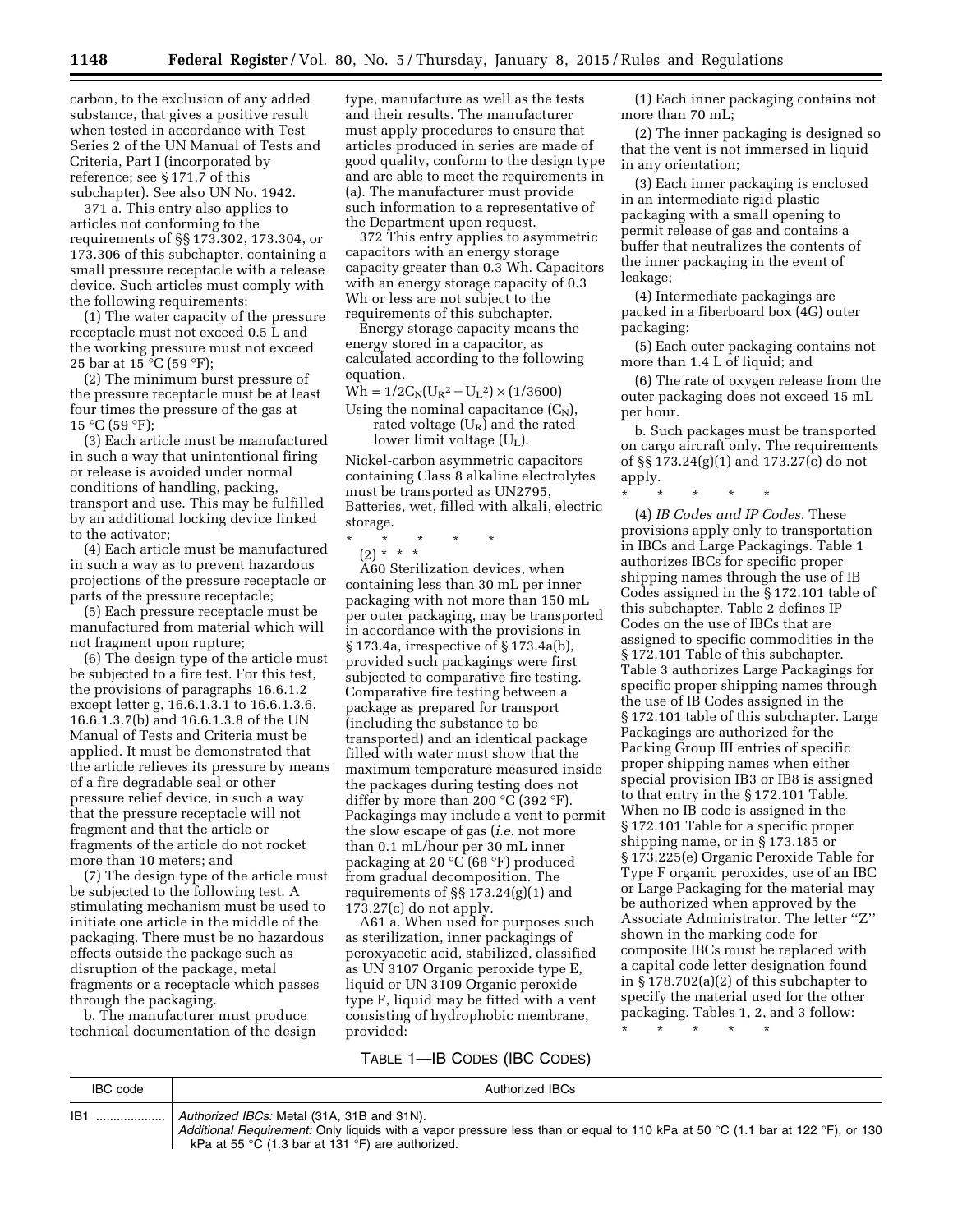carbon, to the exclusion of any added substance, that gives a positive result when tested in accordance with Test Series 2 of the UN Manual of Tests and Criteria, Part I (incorporated by reference; see § 171.7 of this subchapter). See also UN No. 1942.

371 a. This entry also applies to articles not conforming to the requirements of §§ 173.302, 173.304, or 173.306 of this subchapter, containing a small pressure receptacle with a release device. Such articles must comply with the following requirements:

(1) The water capacity of the pressure receptacle must not exceed 0.5 L and the working pressure must not exceed 25 bar at 15 °C (59 °F);

(2) The minimum burst pressure of the pressure receptacle must be at least four times the pressure of the gas at 15 °C (59 °F);

(3) Each article must be manufactured in such a way that unintentional firing or release is avoided under normal conditions of handling, packing, transport and use. This may be fulfilled by an additional locking device linked to the activator;

(4) Each article must be manufactured in such a way as to prevent hazardous projections of the pressure receptacle or parts of the pressure receptacle;

(5) Each pressure receptacle must be manufactured from material which will not fragment upon rupture;

(6) The design type of the article must be subjected to a fire test. For this test, the provisions of paragraphs 16.6.1.2 except letter g, 16.6.1.3.1 to 16.6.1.3.6, 16.6.1.3.7(b) and 16.6.1.3.8 of the UN Manual of Tests and Criteria must be applied. It must be demonstrated that the article relieves its pressure by means of a fire degradable seal or other pressure relief device, in such a way that the pressure receptacle will not fragment and that the article or fragments of the article do not rocket more than 10 meters; and

(7) The design type of the article must be subjected to the following test. A stimulating mechanism must be used to initiate one article in the middle of the packaging. There must be no hazardous effects outside the package such as disruption of the package, metal fragments or a receptacle which passes through the packaging.

b. The manufacturer must produce technical documentation of the design type, manufacture as well as the tests and their results. The manufacturer must apply procedures to ensure that articles produced in series are made of good quality, conform to the design type and are able to meet the requirements in (a). The manufacturer must provide such information to a representative of the Department upon request.

372 This entry applies to asymmetric capacitors with an energy storage capacity greater than 0.3 Wh. Capacitors with an energy storage capacity of 0.3 Wh or less are not subject to the requirements of this subchapter.

Energy storage capacity means the energy stored in a capacitor, as calculated according to the following equation,

$$Wh = 1/2C_N(U_R^2 - U_L^2) \times (1/3600)$$

Using the nominal capacitance ($C_N$), rated voltage ($U_R$) and the rated lower limit voltage ($U_L$).

Nickel-carbon asymmetric capacitors containing Class 8 alkaline electrolytes must be transported as UN2795, Batteries, wet, filled with alkali, electric storage.

\* \* \* \* \*

(2) \* \* \*

A60 Sterilization devices, when containing less than 30 mL per inner packaging with not more than 150 mL per outer packaging, may be transported in accordance with the provisions in § 173.4a, irrespective of § 173.4a(b), provided such packagings were first subjected to comparative fire testing. Comparative fire testing between a package as prepared for transport (including the substance to be transported) and an identical package filled with water must show that the maximum temperature measured inside the packages during testing does not differ by more than 200 °C (392 °F). Packagings may include a vent to permit the slow escape of gas (*i.e.* not more than 0.1 mL/hour per 30 mL inner packaging at 20 °C (68 °F) produced from gradual decomposition. The requirements of §§ 173.24(g)(1) and 173.27(c) do not apply.

A61 a. When used for purposes such as sterilization, inner packagings of peroxyacetic acid, stabilized, classified as UN 3107 Organic peroxide type E, liquid or UN 3109 Organic peroxide type F, liquid may be fitted with a vent consisting of hydrophobic membrane, provided:

(1) Each inner packaging contains not more than 70 mL;

(2) The inner packaging is designed so that the vent is not immersed in liquid in any orientation;

(3) Each inner packaging is enclosed in an intermediate rigid plastic packaging with a small opening to permit release of gas and contains a buffer that neutralizes the contents of the inner packaging in the event of leakage;

(4) Intermediate packagings are packed in a fiberboard box (4G) outer packaging;

(5) Each outer packaging contains not more than 1.4 L of liquid; and

(6) The rate of oxygen release from the outer packaging does not exceed 15 mL per hour.

b. Such packages must be transported on cargo aircraft only. The requirements of §§ 173.24(g)(1) and 173.27(c) do not apply.

\* \* \* \* \*

(4) *IB Codes and IP Codes.* These provisions apply only to transportation in IBCs and Large Packagings. Table 1 authorizes IBCs for specific proper shipping names through the use of IB Codes assigned in the § 172.101 table of this subchapter. Table 2 defines IP Codes on the use of IBCs that are assigned to specific commodities in the § 172.101 Table of this subchapter. Table 3 authorizes Large Packagings for specific proper shipping names through the use of IB Codes assigned in the § 172.101 table of this subchapter. Large Packagings are authorized for the Packing Group III entries of specific proper shipping names when either special provision IB3 or IB8 is assigned to that entry in the § 172.101 Table. When no IB code is assigned in the § 172.101 Table for a specific proper shipping name, or in § 173.185 or § 173.225(e) Organic Peroxide Table for Type F organic peroxides, use of an IBC or Large Packaging for the material may be authorized when approved by the Associate Administrator. The letter "Z" shown in the marking code for composite IBCs must be replaced with a capital code letter designation found in § 178.702(a)(2) of this subchapter to specify the material used for the other packaging. Tables 1, 2, and 3 follow:

\* \* \* \* \*

TABLE 1—IB CODES (IBC CODES)

| IBC code | Authorized IBCs |
|---|---|
| IB1 .................... | *Authorized IBCs:* Metal (31A, 31B and 31N). *Additional Requirement:* Only liquids with a vapor pressure less than or equal to 110 kPa at 50 °C (1.1 bar at 122 °F), or 130 kPa at 55 °C (1.3 bar at 131 °F) are authorized. |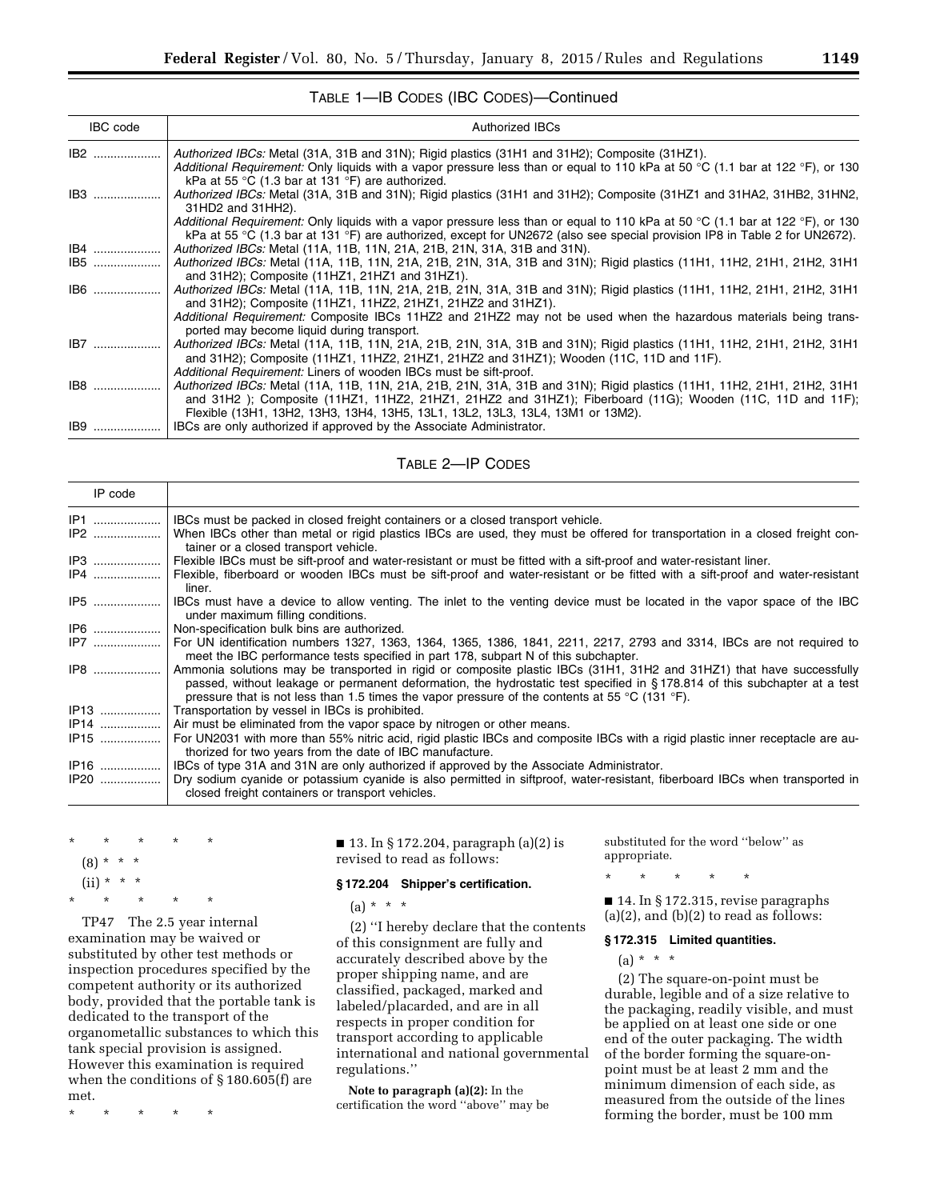TABLE 1—IB CODES (IBC CODES)—Continued

| IBC code | Authorized IBCs |
|---|---|
| IB2 | *Authorized IBCs:* Metal (31A, 31B and 31N); Rigid plastics (31H1 and 31H2); Composite (31HZ1).<br>*Additional Requirement:* Only liquids with a vapor pressure less than or equal to 110 kPa at 50 °C (1.1 bar at 122 °F), or 130 kPa at 55 °C (1.3 bar at 131 °F) are authorized. |
| IB3 | *Authorized IBCs:* Metal (31A, 31B and 31N); Rigid plastics (31H1 and 31H2); Composite (31HZ1 and 31HA2, 31HB2, 31HN2, 31HD2 and 31HH2).<br>*Additional Requirement:* Only liquids with a vapor pressure less than or equal to 110 kPa at 50 °C (1.1 bar at 122 °F), or 130 kPa at 55 °C (1.3 bar at 131 °F) are authorized, except for UN2672 (also see special provision IP8 in Table 2 for UN2672). |
| IB4 | *Authorized IBCs:* Metal (11A, 11B, 11N, 21A, 21B, 21N, 31A, 31B and 31N). |
| IB5 | *Authorized IBCs:* Metal (11A, 11B, 11N, 21A, 21B, 21N, 31A, 31B and 31N); Rigid plastics (11H1, 11H2, 21H1, 21H2, 31H1 and 31H2); Composite (11HZ1, 21HZ1 and 31HZ1). |
| IB6 | *Authorized IBCs:* Metal (11A, 11B, 11N, 21A, 21B, 21N, 31A, 31B and 31N); Rigid plastics (11H1, 11H2, 21H1, 21H2, 31H1 and 31H2); Composite (11HZ1, 11HZ2, 21HZ1, 21HZ2 and 31HZ1).<br>*Additional Requirement:* Composite IBCs 11HZ2 and 21HZ2 may not be used when the hazardous materials being transported may become liquid during transport. |
| IB7 | *Authorized IBCs:* Metal (11A, 11B, 11N, 21A, 21B, 21N, 31A, 31B and 31N); Rigid plastics (11H1, 11H2, 21H1, 21H2, 31H1 and 31H2); Composite (11HZ1, 11HZ2, 21HZ1, 21HZ2 and 31HZ1); Wooden (11C, 11D and 11F).<br>*Additional Requirement:* Liners of wooden IBCs must be sift-proof. |
| IB8 | *Authorized IBCs:* Metal (11A, 11B, 11N, 21A, 21B, 21N, 31A, 31B and 31N); Rigid plastics (11H1, 11H2, 21H1, 21H2, 31H1 and 31H2 ); Composite (11HZ1, 11HZ2, 21HZ1, 21HZ2 and 31HZ1); Fiberboard (11G); Wooden (11C, 11D and 11F); Flexible (13H1, 13H2, 13H3, 13H4, 13H5, 13L1, 13L2, 13L3, 13L4, 13M1 or 13M2). |
| IB9 | IBCs are only authorized if approved by the Associate Administrator. |

TABLE 2—IP CODES

| IP code | |
|---|---|
| IP1 | IBCs must be packed in closed freight containers or a closed transport vehicle. |
| IP2 | When IBCs other than metal or rigid plastics IBCs are used, they must be offered for transportation in a closed freight container or a closed transport vehicle. |
| IP3 | Flexible IBCs must be sift-proof and water-resistant or must be fitted with a sift-proof and water-resistant liner. |
| IP4 | Flexible, fiberboard or wooden IBCs must be sift-proof and water-resistant or be fitted with a sift-proof and water-resistant liner. |
| IP5 | IBCs must have a device to allow venting. The inlet to the venting device must be located in the vapor space of the IBC under maximum filling conditions. |
| IP6 | Non-specification bulk bins are authorized. |
| IP7 | For UN identification numbers 1327, 1363, 1364, 1365, 1386, 1841, 2211, 2217, 2793 and 3314, IBCs are not required to meet the IBC performance tests specified in part 178, subpart N of this subchapter. |
| IP8 | Ammonia solutions may be transported in rigid or composite plastic IBCs (31H1, 31H2 and 31HZ1) that have successfully passed, without leakage or permanent deformation, the hydrostatic test specified in § 178.814 of this subchapter at a test pressure that is not less than 1.5 times the vapor pressure of the contents at 55 °C (131 °F). |
| IP13 | Transportation by vessel in IBCs is prohibited. |
| IP14 | Air must be eliminated from the vapor space by nitrogen or other means. |
| IP15 | For UN2031 with more than 55% nitric acid, rigid plastic IBCs and composite IBCs with a rigid plastic inner receptacle are authorized for two years from the date of IBC manufacture. |
| IP16 | IBCs of type 31A and 31N are only authorized if approved by the Associate Administrator. |
| IP20 | Dry sodium cyanide or potassium cyanide is also permitted in siftproof, water-resistant, fiberboard IBCs when transported in closed freight containers or transport vehicles. |

\* \* \* \* \*

(8) \* \* \*

(ii) \* \* \*

\* \* \* \* \*

TP47 The 2.5 year internal examination may be waived or substituted by other test methods or inspection procedures specified by the competent authority or its authorized body, provided that the portable tank is dedicated to the transport of the organometallic substances to which this tank special provision is assigned. However this examination is required when the conditions of § 180.605(f) are met.

\* \* \* \* \*

■ 13. In § 172.204, paragraph (a)(2) is revised to read as follows:

**§ 172.204 Shipper's certification.**

(a) \* \* \*

(2) ''I hereby declare that the contents of this consignment are fully and accurately described above by the proper shipping name, and are classified, packaged, marked and labeled/placarded, and are in all respects in proper condition for transport according to applicable international and national governmental regulations.''

**Note to paragraph (a)(2):** In the certification the word ''above'' may be substituted for the word ''below'' as appropriate.

\* \* \* \* \*

■ 14. In § 172.315, revise paragraphs (a)(2), and (b)(2) to read as follows:

**§ 172.315 Limited quantities.**

(a) \* \* \*

(2) The square-on-point must be durable, legible and of a size relative to the packaging, readily visible, and must be applied on at least one side or one end of the outer packaging. The width of the border forming the square-on-point must be at least 2 mm and the minimum dimension of each side, as measured from the outside of the lines forming the border, must be 100 mm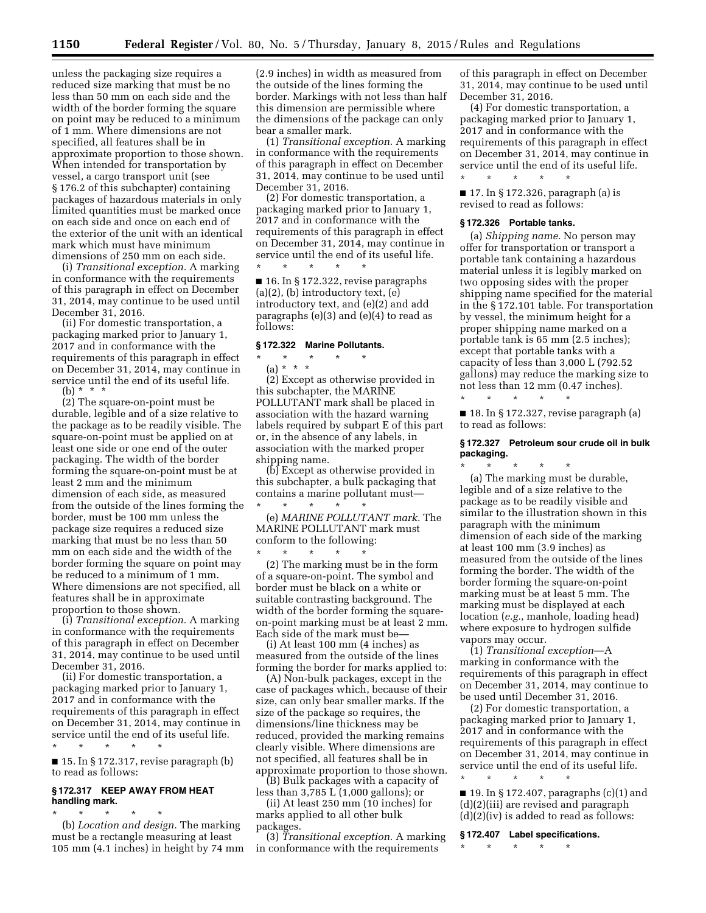unless the packaging size requires a reduced size marking that must be no less than 50 mm on each side and the width of the border forming the square on point may be reduced to a minimum of 1 mm. Where dimensions are not specified, all features shall be in approximate proportion to those shown. When intended for transportation by vessel, a cargo transport unit (see § 176.2 of this subchapter) containing packages of hazardous materials in only limited quantities must be marked once on each side and once on each end of the exterior of the unit with an identical mark which must have minimum dimensions of 250 mm on each side.

(i) *Transitional exception.* A marking in conformance with the requirements of this paragraph in effect on December 31, 2014, may continue to be used until December 31, 2016.

(ii) For domestic transportation, a packaging marked prior to January 1, 2017 and in conformance with the requirements of this paragraph in effect on December 31, 2014, may continue in service until the end of its useful life.

(b) * * *

(2) The square-on-point must be durable, legible and of a size relative to the package as to be readily visible. The square-on-point must be applied on at least one side or one end of the outer packaging. The width of the border forming the square-on-point must be at least 2 mm and the minimum dimension of each side, as measured from the outside of the lines forming the border, must be 100 mm unless the package size requires a reduced size marking that must be no less than 50 mm on each side and the width of the border forming the square on point may be reduced to a minimum of 1 mm. Where dimensions are not specified, all features shall be in approximate proportion to those shown.

(i) *Transitional exception.* A marking in conformance with the requirements of this paragraph in effect on December 31, 2014, may continue to be used until December 31, 2016.

(ii) For domestic transportation, a packaging marked prior to January 1, 2017 and in conformance with the requirements of this paragraph in effect on December 31, 2014, may continue in service until the end of its useful life.

\* \* \* \* \*

■ 15. In § 172.317, revise paragraph (b) to read as follows:

### § 172.317 KEEP AWAY FROM HEAT handling mark.

\* \* \* \* \*

(b) *Location and design.* The marking must be a rectangle measuring at least 105 mm (4.1 inches) in height by 74 mm (2.9 inches) in width as measured from the outside of the lines forming the border. Markings with not less than half this dimension are permissible where the dimensions of the package can only bear a smaller mark.

(1) *Transitional exception.* A marking in conformance with the requirements of this paragraph in effect on December 31, 2014, may continue to be used until December 31, 2016.

(2) For domestic transportation, a packaging marked prior to January 1, 2017 and in conformance with the requirements of this paragraph in effect on December 31, 2014, may continue in service until the end of its useful life.

\* \* \* \* \*

■ 16. In § 172.322, revise paragraphs (a)(2), (b) introductory text, (e) introductory text, and (e)(2) and add paragraphs (e)(3) and (e)(4) to read as follows:

### § 172.322 Marine Pollutants.

\* \* \* \* \*

(a) * * *

(2) Except as otherwise provided in this subchapter, the MARINE POLLUTANT mark shall be placed in association with the hazard warning labels required by subpart E of this part or, in the absence of any labels, in association with the marked proper shipping name.

(b) Except as otherwise provided in this subchapter, a bulk packaging that contains a marine pollutant must—

\* \* \* \* \*

(e) *MARINE POLLUTANT mark.* The MARINE POLLUTANT mark must conform to the following:

\* \* \* \* \*

(2) The marking must be in the form of a square-on-point. The symbol and border must be black on a white or suitable contrasting background. The width of the border forming the square-on-point marking must be at least 2 mm. Each side of the mark must be—

(i) At least 100 mm (4 inches) as measured from the outside of the lines forming the border for marks applied to:

(A) Non-bulk packages, except in the case of packages which, because of their size, can only bear smaller marks. If the size of the package so requires, the dimensions/line thickness may be reduced, provided the marking remains clearly visible. Where dimensions are not specified, all features shall be in approximate proportion to those shown.

(B) Bulk packages with a capacity of less than 3,785 L (1,000 gallons); or

(ii) At least 250 mm (10 inches) for marks applied to all other bulk packages.

(3) *Transitional exception.* A marking in conformance with the requirements of this paragraph in effect on December 31, 2014, may continue to be used until December 31, 2016.

(4) For domestic transportation, a packaging marked prior to January 1, 2017 and in conformance with the requirements of this paragraph in effect on December 31, 2014, may continue in service until the end of its useful life.

\* \* \* \* \*

■ 17. In § 172.326, paragraph (a) is revised to read as follows:

### § 172.326 Portable tanks.

(a) *Shipping name.* No person may offer for transportation or transport a portable tank containing a hazardous material unless it is legibly marked on two opposing sides with the proper shipping name specified for the material in the § 172.101 table. For transportation by vessel, the minimum height for a proper shipping name marked on a portable tank is 65 mm (2.5 inches); except that portable tanks with a capacity of less than 3,000 L (792.52 gallons) may reduce the marking size to not less than 12 mm (0.47 inches).

\* \* \* \* \*

■ 18. In § 172.327, revise paragraph (a) to read as follows:

### § 172.327 Petroleum sour crude oil in bulk packaging.

\* \* \* \* \*

(a) The marking must be durable, legible and of a size relative to the package as to be readily visible and similar to the illustration shown in this paragraph with the minimum dimension of each side of the marking at least 100 mm (3.9 inches) as measured from the outside of the lines forming the border. The width of the border forming the square-on-point marking must be at least 5 mm. The marking must be displayed at each location (*e.g.*, manhole, loading head) where exposure to hydrogen sulfide vapors may occur.

(1) *Transitional exception*—A marking in conformance with the requirements of this paragraph in effect on December 31, 2014, may continue to be used until December 31, 2016.

(2) For domestic transportation, a packaging marked prior to January 1, 2017 and in conformance with the requirements of this paragraph in effect on December 31, 2014, may continue in service until the end of its useful life.

\* \* \* \* \*

■ 19. In § 172.407, paragraphs (c)(1) and (d)(2)(iii) are revised and paragraph (d)(2)(iv) is added to read as follows:

### § 172.407 Label specifications.

\* \* \* \* \*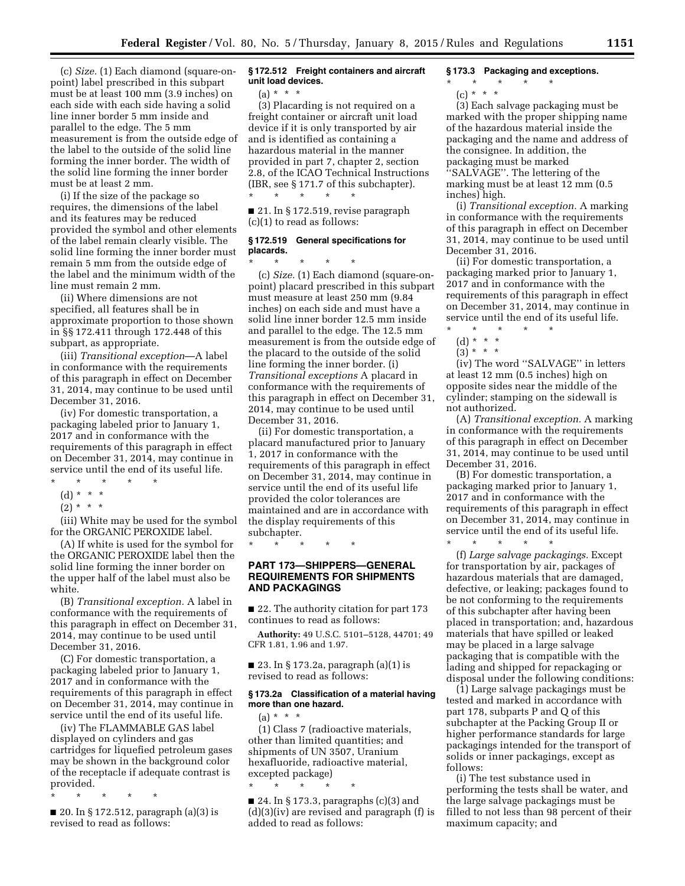(c) *Size.* (1) Each diamond (square-on-point) label prescribed in this subpart must be at least 100 mm (3.9 inches) on each side with each side having a solid line inner border 5 mm inside and parallel to the edge. The 5 mm measurement is from the outside edge of the label to the outside of the solid line forming the inner border. The width of the solid line forming the inner border must be at least 2 mm.

(i) If the size of the package so requires, the dimensions of the label and its features may be reduced provided the symbol and other elements of the label remain clearly visible. The solid line forming the inner border must remain 5 mm from the outside edge of the label and the minimum width of the line must remain 2 mm.

(ii) Where dimensions are not specified, all features shall be in approximate proportion to those shown in §§ 172.411 through 172.448 of this subpart, as appropriate.

(iii) *Transitional exception*—A label in conformance with the requirements of this paragraph in effect on December 31, 2014, may continue to be used until December 31, 2016.

(iv) For domestic transportation, a packaging labeled prior to January 1, 2017 and in conformance with the requirements of this paragraph in effect on December 31, 2014, may continue in service until the end of its useful life.

\* \* \* \* \*

(d) \* \* \*

(2) \* \* \*

(iii) White may be used for the symbol for the ORGANIC PEROXIDE label.

(A) If white is used for the symbol for the ORGANIC PEROXIDE label then the solid line forming the inner border on the upper half of the label must also be white.

(B) *Transitional exception.* A label in conformance with the requirements of this paragraph in effect on December 31, 2014, may continue to be used until December 31, 2016.

(C) For domestic transportation, a packaging labeled prior to January 1, 2017 and in conformance with the requirements of this paragraph in effect on December 31, 2014, may continue in service until the end of its useful life.

(iv) The FLAMMABLE GAS label displayed on cylinders and gas cartridges for liquefied petroleum gases may be shown in the background color of the receptacle if adequate contrast is provided.

\* \* \* \* \*

■ 20. In § 172.512, paragraph (a)(3) is revised to read as follows:

**§ 172.512 Freight containers and aircraft unit load devices.**

(a) \* \* \*

(3) Placarding is not required on a freight container or aircraft unit load device if it is only transported by air and is identified as containing a hazardous material in the manner provided in part 7, chapter 2, section 2.8, of the ICAO Technical Instructions (IBR, see § 171.7 of this subchapter).

\* \* \* \* \*

■ 21. In § 172.519, revise paragraph (c)(1) to read as follows:

**§ 172.519 General specifications for placards.**

\* \* \* \* \*

(c) *Size.* (1) Each diamond (square-on-point) placard prescribed in this subpart must measure at least 250 mm (9.84 inches) on each side and must have a solid line inner border 12.5 mm inside and parallel to the edge. The 12.5 mm measurement is from the outside edge of the placard to the outside of the solid line forming the inner border. (i) *Transitional exceptions* A placard in conformance with the requirements of this paragraph in effect on December 31, 2014, may continue to be used until December 31, 2016.

(ii) For domestic transportation, a placard manufactured prior to January 1, 2017 in conformance with the requirements of this paragraph in effect on December 31, 2014, may continue in service until the end of its useful life provided the color tolerances are maintained and are in accordance with the display requirements of this subchapter.

\* \* \* \* \*

## PART 173—SHIPPERS—GENERAL REQUIREMENTS FOR SHIPMENTS AND PACKAGINGS

■ 22. The authority citation for part 173 continues to read as follows:

**Authority:** 49 U.S.C. 5101–5128, 44701; 49 CFR 1.81, 1.96 and 1.97.

■ 23. In § 173.2a, paragraph (a)(1) is revised to read as follows:

**§ 173.2a Classification of a material having more than one hazard.**

(a) \* \* \*

(1) Class 7 (radioactive materials, other than limited quantities; and shipments of UN 3507, Uranium hexafluoride, radioactive material, excepted package)

\* \* \* \* \*

■ 24. In § 173.3, paragraphs (c)(3) and (d)(3)(iv) are revised and paragraph (f) is added to read as follows:

**§ 173.3 Packaging and exceptions.**

\* \* \* \* \*

(c) \* \* \*

(3) Each salvage packaging must be marked with the proper shipping name of the hazardous material inside the packaging and the name and address of the consignee. In addition, the packaging must be marked ''SALVAGE''. The lettering of the marking must be at least 12 mm (0.5 inches) high.

(i) *Transitional exception.* A marking in conformance with the requirements of this paragraph in effect on December 31, 2014, may continue to be used until December 31, 2016.

(ii) For domestic transportation, a packaging marked prior to January 1, 2017 and in conformance with the requirements of this paragraph in effect on December 31, 2014, may continue in service until the end of its useful life.

\* \* \* \* \*

(d) \* \* \*

(3) \* \* \*

(iv) The word ''SALVAGE'' in letters at least 12 mm (0.5 inches) high on opposite sides near the middle of the cylinder; stamping on the sidewall is not authorized.

(A) *Transitional exception.* A marking in conformance with the requirements of this paragraph in effect on December 31, 2014, may continue to be used until December 31, 2016.

(B) For domestic transportation, a packaging marked prior to January 1, 2017 and in conformance with the requirements of this paragraph in effect on December 31, 2014, may continue in service until the end of its useful life.

\* \* \* \* \*

(f) *Large salvage packagings.* Except for transportation by air, packages of hazardous materials that are damaged, defective, or leaking; packages found to be not conforming to the requirements of this subchapter after having been placed in transportation; and, hazardous materials that have spilled or leaked may be placed in a large salvage packaging that is compatible with the lading and shipped for repackaging or disposal under the following conditions:

(1) Large salvage packagings must be tested and marked in accordance with part 178, subparts P and Q of this subchapter at the Packing Group II or higher performance standards for large packagings intended for the transport of solids or inner packagings, except as follows:

(i) The test substance used in performing the tests shall be water, and the large salvage packagings must be filled to not less than 98 percent of their maximum capacity; and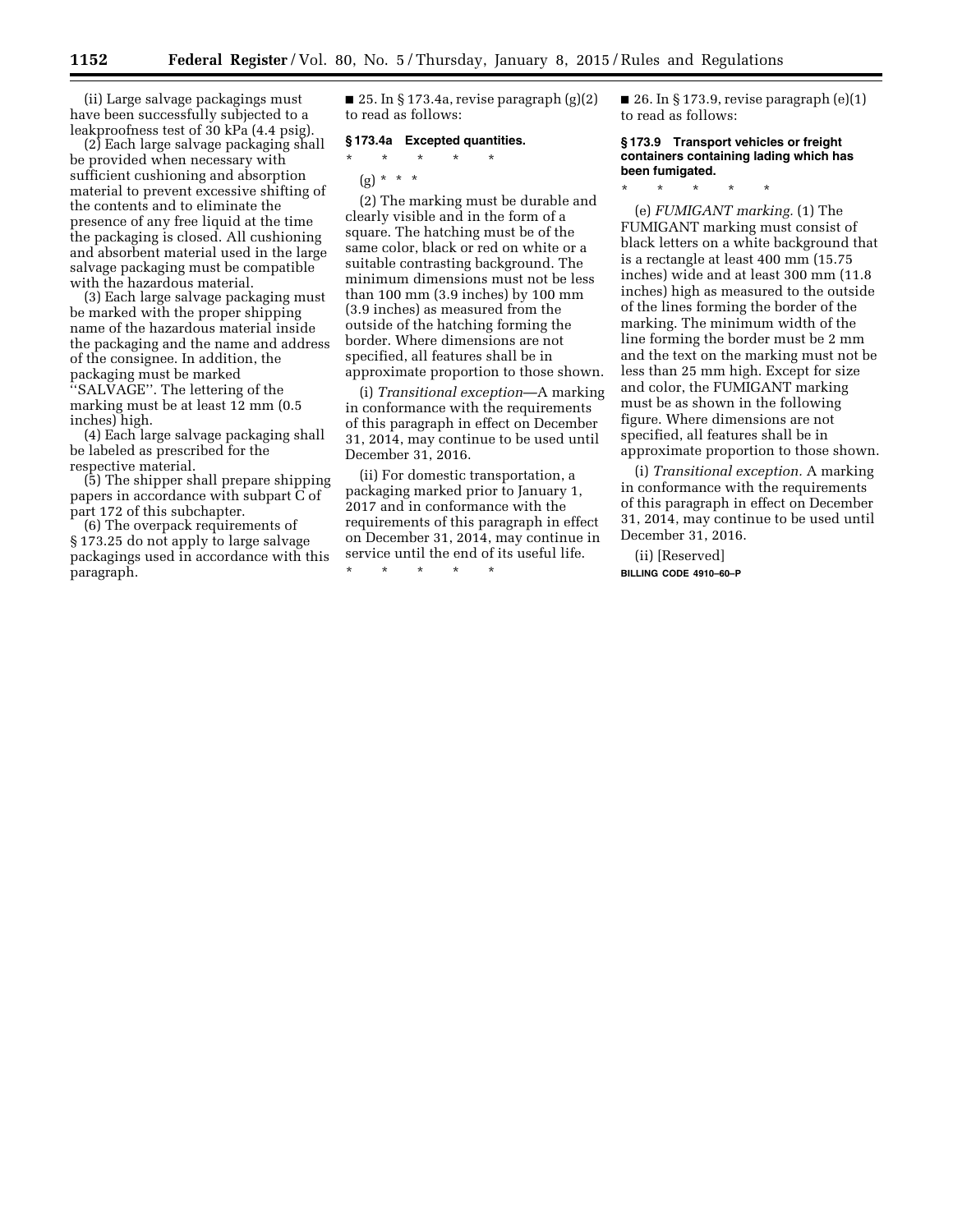(ii) Large salvage packagings must have been successfully subjected to a leakproofness test of 30 kPa (4.4 psig).

(2) Each large salvage packaging shall be provided when necessary with sufficient cushioning and absorption material to prevent excessive shifting of the contents and to eliminate the presence of any free liquid at the time the packaging is closed. All cushioning and absorbent material used in the large salvage packaging must be compatible with the hazardous material.

(3) Each large salvage packaging must be marked with the proper shipping name of the hazardous material inside the packaging and the name and address of the consignee. In addition, the packaging must be marked ''SALVAGE''. The lettering of the marking must be at least 12 mm (0.5 inches) high.

(4) Each large salvage packaging shall be labeled as prescribed for the respective material.

(5) The shipper shall prepare shipping papers in accordance with subpart C of part 172 of this subchapter.

(6) The overpack requirements of § 173.25 do not apply to large salvage packagings used in accordance with this paragraph.

■ 25. In § 173.4a, revise paragraph (g)(2) to read as follows:

**§ 173.4a Excepted quantities.**

\* \* \* \* \*

(g) \* \* \*

(2) The marking must be durable and clearly visible and in the form of a square. The hatching must be of the same color, black or red on white or a suitable contrasting background. The minimum dimensions must not be less than 100 mm (3.9 inches) by 100 mm (3.9 inches) as measured from the outside of the hatching forming the border. Where dimensions are not specified, all features shall be in approximate proportion to those shown.

(i) *Transitional exception*—A marking in conformance with the requirements of this paragraph in effect on December 31, 2014, may continue to be used until December 31, 2016.

(ii) For domestic transportation, a packaging marked prior to January 1, 2017 and in conformance with the requirements of this paragraph in effect on December 31, 2014, may continue in service until the end of its useful life.

\* \* \* \* \*

■ 26. In § 173.9, revise paragraph (e)(1) to read as follows:

**§ 173.9 Transport vehicles or freight containers containing lading which has been fumigated.**

\* \* \* \* \*

(e) *FUMIGANT marking.* (1) The FUMIGANT marking must consist of black letters on a white background that is a rectangle at least 400 mm (15.75 inches) wide and at least 300 mm (11.8 inches) high as measured to the outside of the lines forming the border of the marking. The minimum width of the line forming the border must be 2 mm and the text on the marking must not be less than 25 mm high. Except for size and color, the FUMIGANT marking must be as shown in the following figure. Where dimensions are not specified, all features shall be in approximate proportion to those shown.

(i) *Transitional exception.* A marking in conformance with the requirements of this paragraph in effect on December 31, 2014, may continue to be used until December 31, 2016.

(ii) [Reserved]

BILLING CODE 4910–60–P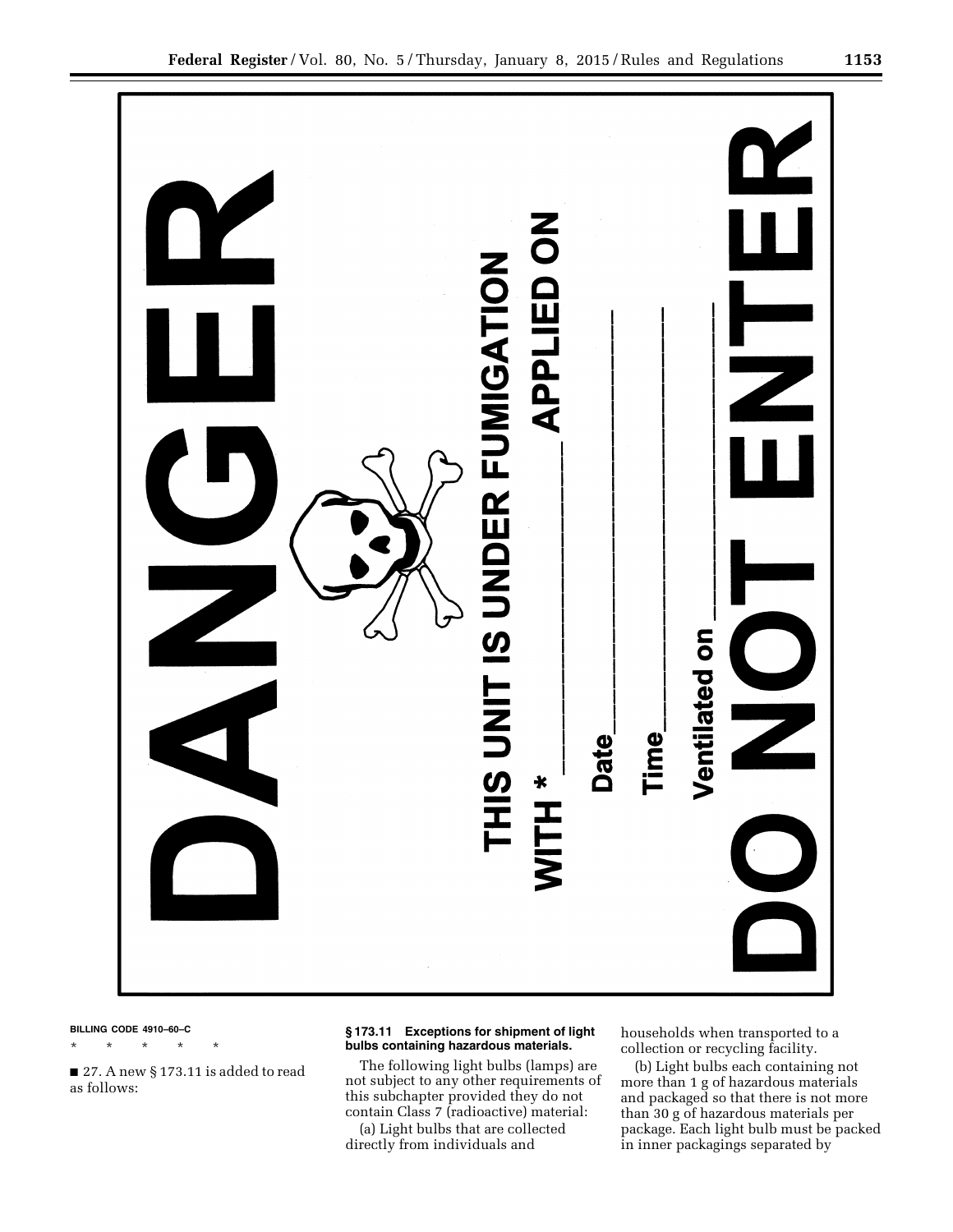DANGER

THIS UNIT IS UNDER FUMIGATION

WITH * ______________ APPLIED ON

Date______________

Time______________

Ventilated on______________

DO NOT ENTER

BILLING CODE 4910–60–C

\* \* \* \* \*

■ 27. A new § 173.11 is added to read as follows:

### § 173.11 Exceptions for shipment of light bulbs containing hazardous materials.

The following light bulbs (lamps) are not subject to any other requirements of this subchapter provided they do not contain Class 7 (radioactive) material:

(a) Light bulbs that are collected directly from individuals and households when transported to a collection or recycling facility.

(b) Light bulbs each containing not more than 1 g of hazardous materials and packaged so that there is not more than 30 g of hazardous materials per package. Each light bulb must be packed in inner packagings separated by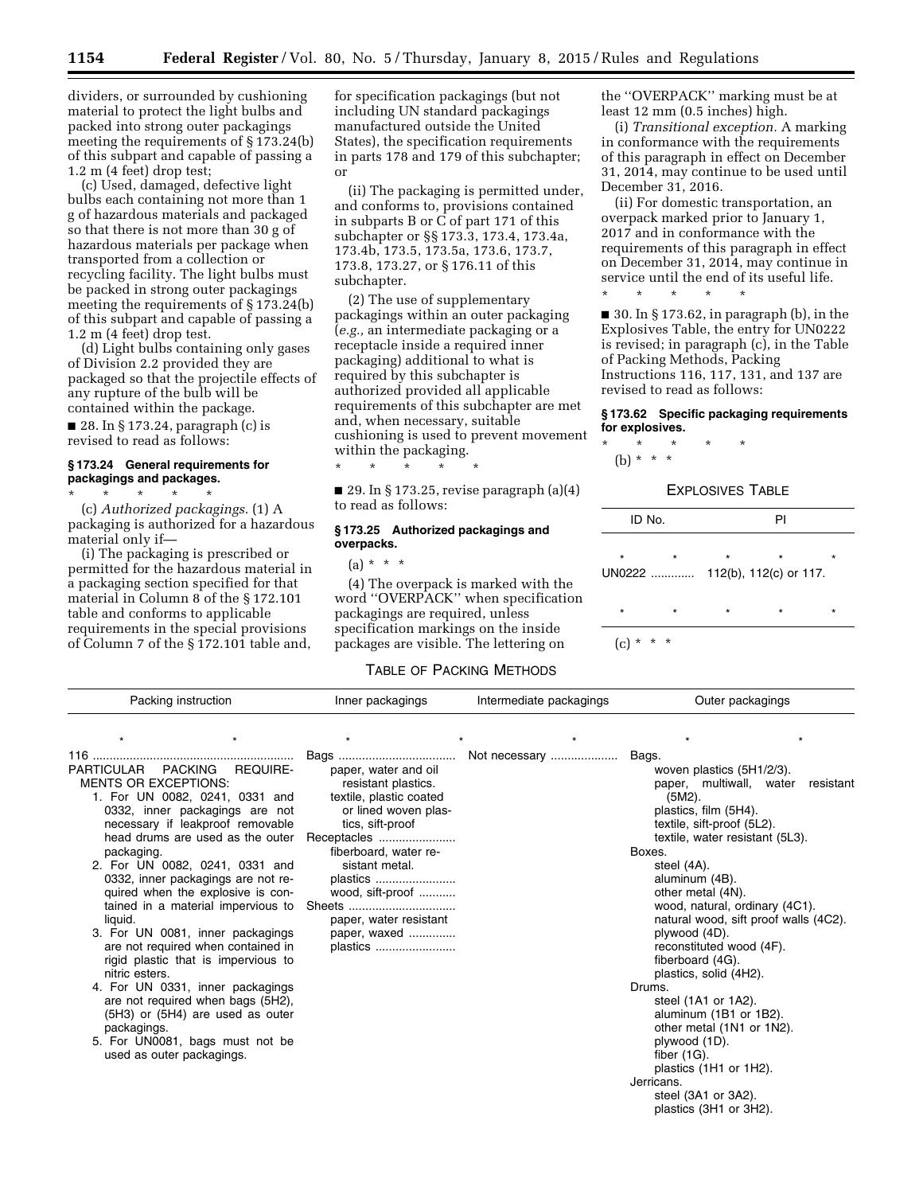dividers, or surrounded by cushioning material to protect the light bulbs and packed into strong outer packagings meeting the requirements of § 173.24(b) of this subpart and capable of passing a 1.2 m (4 feet) drop test;

(c) Used, damaged, defective light bulbs each containing not more than 1 g of hazardous materials and packaged so that there is not more than 30 g of hazardous materials per package when transported from a collection or recycling facility. The light bulbs must be packed in strong outer packagings meeting the requirements of § 173.24(b) of this subpart and capable of passing a 1.2 m (4 feet) drop test.

(d) Light bulbs containing only gases of Division 2.2 provided they are packaged so that the projectile effects of any rupture of the bulb will be contained within the package.

■ 28. In § 173.24, paragraph (c) is revised to read as follows:

**§ 173.24 General requirements for packagings and packages.**

\* \* \* \* \*

(c) *Authorized packagings.* (1) A packaging is authorized for a hazardous material only if—

(i) The packaging is prescribed or permitted for the hazardous material in a packaging section specified for that material in Column 8 of the § 172.101 table and conforms to applicable requirements in the special provisions of Column 7 of the § 172.101 table and, for specification packagings (but not including UN standard packagings manufactured outside the United States), the specification requirements in parts 178 and 179 of this subchapter; or

(ii) The packaging is permitted under, and conforms to, provisions contained in subparts B or C of part 171 of this subchapter or §§ 173.3, 173.4, 173.4a, 173.4b, 173.5, 173.5a, 173.6, 173.7, 173.8, 173.27, or § 176.11 of this subchapter.

(2) The use of supplementary packagings within an outer packaging (*e.g.,* an intermediate packaging or a receptacle inside a required inner packaging) additional to what is required by this subchapter is authorized provided all applicable requirements of this subchapter are met and, when necessary, suitable cushioning is used to prevent movement within the packaging.

\* \* \* \* \*

■ 29. In § 173.25, revise paragraph (a)(4) to read as follows:

**§ 173.25 Authorized packagings and overpacks.**

(a) \* \* \*

(4) The overpack is marked with the word ''OVERPACK'' when specification packagings are required, unless specification markings on the inside packages are visible. The lettering on the ''OVERPACK'' marking must be at least 12 mm (0.5 inches) high.

(i) *Transitional exception.* A marking in conformance with the requirements of this paragraph in effect on December 31, 2014, may continue to be used until December 31, 2016.

(ii) For domestic transportation, an overpack marked prior to January 1, 2017 and in conformance with the requirements of this paragraph in effect on December 31, 2014, may continue in service until the end of its useful life.

\* \* \* \* \*

■ 30. In § 173.62, in paragraph (b), in the Explosives Table, the entry for UN0222 is revised; in paragraph (c), in the Table of Packing Methods, Packing Instructions 116, 117, 131, and 137 are revised to read as follows:

**§ 173.62 Specific packaging requirements for explosives.**

\* \* \* \* \*

(b) \* \* \*

EXPLOSIVES TABLE

| ID No. | PI |
|---|---|
| \* \* \* | \* \* |
| UN0222 | 112(b), 112(c) or 117. |
| \* \* \* | \* \* |

(c) \* \* \*

TABLE OF PACKING METHODS

| Packing instruction | Inner packagings | Intermediate packagings | Outer packagings |
|---|---|---|---|
| \* \* | \* \* | \* | \* \* |
| 116 | Bags | Not necessary | Bags. |
| PARTICULAR PACKING REQUIREMENTS OR EXCEPTIONS: | paper, water and oil resistant plastics. | | woven plastics (5H1/2/3). |
| 1. For UN 0082, 0241, 0331 and 0332, inner packagings are not necessary if leakproof removable head drums are used as the outer packaging. | textile, plastic coated or lined woven plastics, sift-proof | | paper, multiwall, water resistant (5M2). |
| 2. For UN 0082, 0241, 0331 and 0332, inner packagings are not required when the explosive is contained in a material impervious to liquid. | Receptacles | | plastics, film (5H4). |
| 3. For UN 0081, inner packagings are not required when contained in rigid plastic that is impervious to nitric esters. | fiberboard, water resistant metal. | | textile, sift-proof (5L2). |
| 4. For UN 0331, inner packagings are not required when bags (5H2), (5H3) or (5H4) are used as outer packagings. | plastics | | textile, water resistant (5L3). |
| 5. For UN0081, bags must not be used as outer packagings. | wood, sift-proof | | Boxes. |
| | Sheets | | steel (4A). |
| | paper, water resistant | | aluminum (4B). |
| | paper, waxed | | other metal (4N). |
| | plastics | | wood, natural, ordinary (4C1). |
| | | | natural wood, sift proof walls (4C2). |
| | | | plywood (4D). |
| | | | reconstituted wood (4F). |
| | | | fiberboard (4G). |
| | | | plastics, solid (4H2). |
| | | | Drums. |
| | | | steel (1A1 or 1A2). |
| | | | aluminum (1B1 or 1B2). |
| | | | other metal (1N1 or 1N2). |
| | | | plywood (1D). |
| | | | fiber (1G). |
| | | | plastics (1H1 or 1H2). |
| | | | Jerricans. |
| | | | steel (3A1 or 3A2). |
| | | | plastics (3H1 or 3H2). |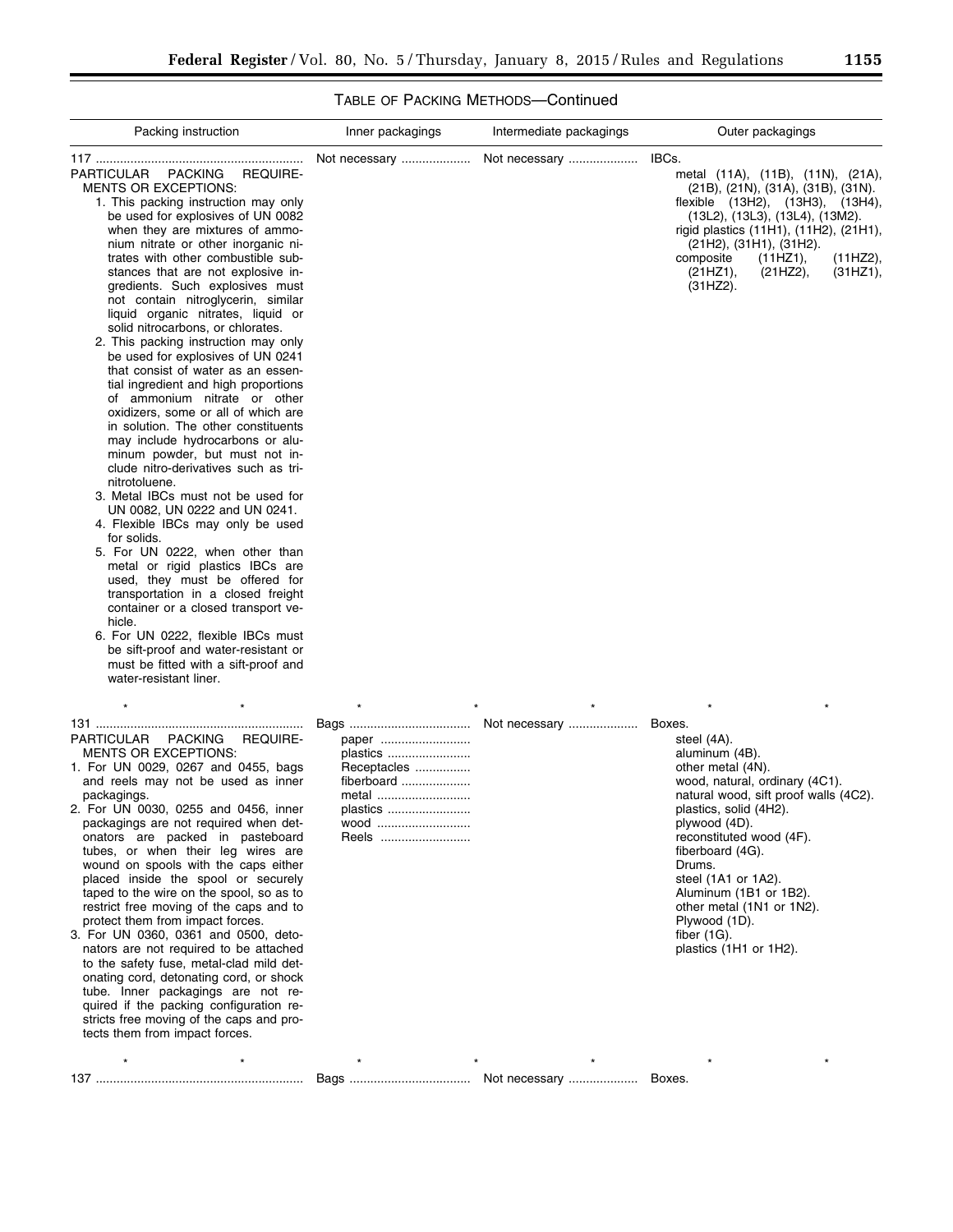TABLE OF PACKING METHODS—Continued

| Packing instruction | Inner packagings | Intermediate packagings | Outer packagings |
|---|---|---|---|
| 117<br>PARTICULAR PACKING REQUIREMENTS OR EXCEPTIONS:<br>1. This packing instruction may only be used for explosives of UN 0082 when they are mixtures of ammonium nitrate or other inorganic nitrates with other combustible substances that are not explosive ingredients. Such explosives must not contain nitroglycerin, similar liquid organic nitrates, liquid or solid nitrocarbons, or chlorates.<br>2. This packing instruction may only be used for explosives of UN 0241 that consist of water as an essential ingredient and high proportions of ammonium nitrate or other oxidizers, some or all of which are in solution. The other constituents may include hydrocarbons or aluminum powder, but must not include nitro-derivatives such as trinitrotoluene.<br>3. Metal IBCs must not be used for UN 0082, UN 0222 and UN 0241.<br>4. Flexible IBCs may only be used for solids.<br>5. For UN 0222, when other than metal or rigid plastics IBCs are used, they must be offered for transportation in a closed freight container or a closed transport vehicle.<br>6. For UN 0222, flexible IBCs must be sift-proof and water-resistant or must be fitted with a sift-proof and water-resistant liner. | Not necessary | Not necessary | IBCs.<br>metal (11A), (11B), (11N), (21A), (21B), (21N), (31A), (31B), (31N).<br>flexible (13H2), (13H3), (13H4), (13L2), (13L3), (13L4), (13M2).<br>rigid plastics (11H1), (11H2), (21H1), (21H2), (31H1), (31H2).<br>composite (11HZ1), (11HZ2), (21HZ1), (21HZ2), (31HZ1), (31HZ2). |
| * * | * | * * | * * |
| 131<br>PARTICULAR PACKING REQUIREMENTS OR EXCEPTIONS:<br>1. For UN 0029, 0267 and 0455, bags and reels may not be used as inner packagings.<br>2. For UN 0030, 0255 and 0456, inner packagings are not required when detonators are packed in pasteboard tubes, or when their leg wires are wound on spools with the caps either placed inside the spool or securely taped to the wire on the spool, so as to restrict free moving of the caps and to protect them from impact forces.<br>3. For UN 0360, 0361 and 0500, detonators are not required to be attached to the safety fuse, metal-clad mild detonating cord, detonating cord, or shock tube. Inner packagings are not required if the packing configuration restricts free moving of the caps and protects them from impact forces. | Bags<br>paper<br>plastics<br>Receptacles<br>fiberboard<br>metal<br>plastics<br>wood<br>Reels | Not necessary | Boxes.<br>steel (4A).<br>aluminum (4B).<br>other metal (4N).<br>wood, natural, ordinary (4C1).<br>natural wood, sift proof walls (4C2).<br>plastics, solid (4H2).<br>plywood (4D).<br>reconstituted wood (4F).<br>fiberboard (4G).<br>Drums.<br>steel (1A1 or 1A2).<br>Aluminum (1B1 or 1B2).<br>other metal (1N1 or 1N2).<br>Plywood (1D).<br>fiber (1G).<br>plastics (1H1 or 1H2). |
| * * | * | * * | * * |
| 137 | Bags | Not necessary | Boxes. |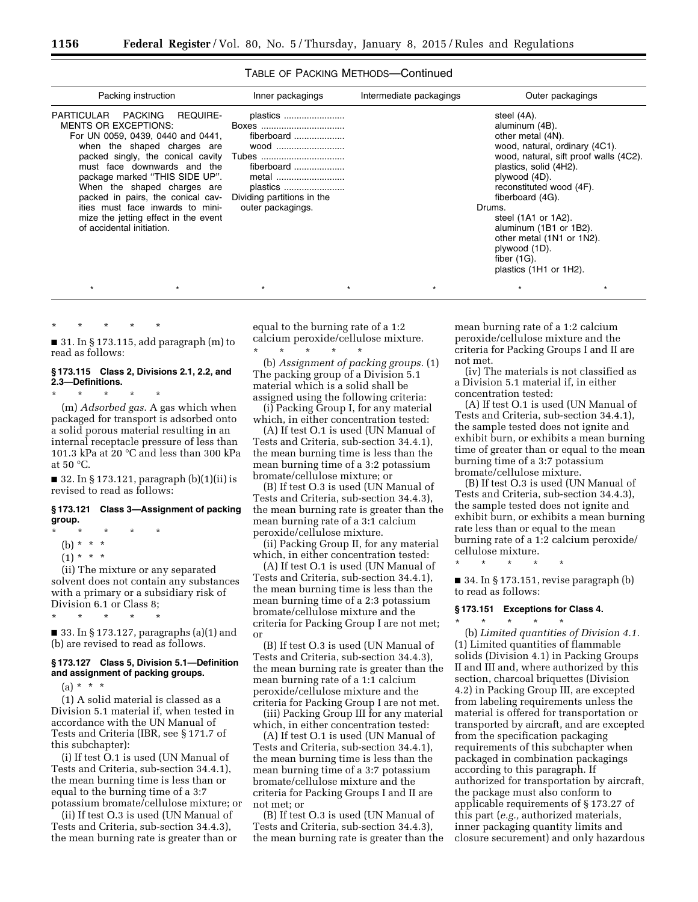TABLE OF PACKING METHODS—Continued

| Packing instruction | Inner packagings | Intermediate packagings | Outer packagings |
| --- | --- | --- | --- |
| PARTICULAR PACKING REQUIREMENTS OR EXCEPTIONS: For UN 0059, 0439, 0440 and 0441, when the shaped charges are packed singly, the conical cavity must face downwards and the package marked "THIS SIDE UP". When the shaped charges are packed in pairs, the conical cavities must face inwards to minimize the jetting effect in the event of accidental initiation. | plastics<br>Boxes<br>fiberboard<br>wood<br>Tubes<br>fiberboard<br>metal<br>plastics<br>Dividing partitions in the outer packagings. | | steel (4A).<br>aluminum (4B).<br>other metal (4N).<br>wood, natural, ordinary (4C1).<br>wood, natural, sift proof walls (4C2).<br>plastics, solid (4H2).<br>plywood (4D).<br>reconstituted wood (4F).<br>fiberboard (4G).<br>Drums.<br>steel (1A1 or 1A2).<br>aluminum (1B1 or 1B2).<br>other metal (1N1 or 1N2).<br>plywood (1D).<br>fiber (1G).<br>plastics (1H1 or 1H2). |
| * * | * | * | * * * |

\* \* \* \* \*

■ 31. In § 173.115, add paragraph (m) to read as follows:

**§ 173.115 Class 2, Divisions 2.1, 2.2, and 2.3—Definitions.**

\* \* \* \* \*

(m) *Adsorbed gas.* A gas which when packaged for transport is adsorbed onto a solid porous material resulting in an internal receptacle pressure of less than 101.3 kPa at 20 °C and less than 300 kPa at 50 °C.

■ 32. In § 173.121, paragraph (b)(1)(ii) is revised to read as follows:

**§ 173.121 Class 3—Assignment of packing group.**

\* \* \* \* \*

(b) \* \* \*

(1) \* \* \*

(ii) The mixture or any separated solvent does not contain any substances with a primary or a subsidiary risk of Division 6.1 or Class 8;

\* \* \* \* \*

■ 33. In § 173.127, paragraphs (a)(1) and (b) are revised to read as follows.

**§ 173.127 Class 5, Division 5.1—Definition and assignment of packing groups.**

(a) \* \* \*

(1) A solid material is classed as a Division 5.1 material if, when tested in accordance with the UN Manual of Tests and Criteria (IBR, see § 171.7 of this subchapter):

(i) If test O.1 is used (UN Manual of Tests and Criteria, sub-section 34.4.1), the mean burning time is less than or equal to the burning time of a 3:7 potassium bromate/cellulose mixture; or

(ii) If test O.3 is used (UN Manual of Tests and Criteria, sub-section 34.4.3), the mean burning rate is greater than or equal to the burning rate of a 1:2 calcium peroxide/cellulose mixture.

\* \* \* \* \*

(b) *Assignment of packing groups.* (1) The packing group of a Division 5.1 material which is a solid shall be assigned using the following criteria:

(i) Packing Group I, for any material which, in either concentration tested:

(A) If test O.1 is used (UN Manual of Tests and Criteria, sub-section 34.4.1), the mean burning time is less than the mean burning time of a 3:2 potassium bromate/cellulose mixture; or

(B) If test O.3 is used (UN Manual of Tests and Criteria, sub-section 34.4.3), the mean burning rate is greater than the mean burning rate of a 3:1 calcium peroxide/cellulose mixture.

(ii) Packing Group II, for any material which, in either concentration tested:

(A) If test O.1 is used (UN Manual of Tests and Criteria, sub-section 34.4.1), the mean burning time is less than the mean burning time of a 2:3 potassium bromate/cellulose mixture and the criteria for Packing Group I are not met; or

(B) If test O.3 is used (UN Manual of Tests and Criteria, sub-section 34.4.3), the mean burning rate is greater than the mean burning rate of a 1:1 calcium peroxide/cellulose mixture and the criteria for Packing Group I are not met.

(iii) Packing Group III for any material which, in either concentration tested:

(A) If test O.1 is used (UN Manual of Tests and Criteria, sub-section 34.4.1), the mean burning time is less than the mean burning time of a 3:7 potassium bromate/cellulose mixture and the criteria for Packing Groups I and II are not met; or

(B) If test O.3 is used (UN Manual of Tests and Criteria, sub-section 34.4.3), the mean burning rate is greater than the mean burning rate of a 1:2 calcium peroxide/cellulose mixture and the criteria for Packing Groups I and II are not met.

(iv) The materials is not classified as a Division 5.1 material if, in either concentration tested:

(A) If test O.1 is used (UN Manual of Tests and Criteria, sub-section 34.4.1), the sample tested does not ignite and exhibit burn, or exhibits a mean burning time of greater than or equal to the mean burning time of a 3:7 potassium bromate/cellulose mixture.

(B) If test O.3 is used (UN Manual of Tests and Criteria, sub-section 34.4.3), the sample tested does not ignite and exhibit burn, or exhibits a mean burning rate less than or equal to the mean burning rate of a 1:2 calcium peroxide/cellulose mixture.

\* \* \* \* \*

■ 34. In § 173.151, revise paragraph (b) to read as follows:

**§ 173.151 Exceptions for Class 4.**

\* \* \* \* \*

(b) *Limited quantities of Division 4.1.* (1) Limited quantities of flammable solids (Division 4.1) in Packing Groups II and III and, where authorized by this section, charcoal briquettes (Division 4.2) in Packing Group III, are excepted from labeling requirements unless the material is offered for transportation or transported by aircraft, and are excepted from the specification packaging requirements of this subchapter when packaged in combination packagings according to this paragraph. If authorized for transportation by aircraft, the package must also conform to applicable requirements of § 173.27 of this part (*e.g.,* authorized materials, inner packaging quantity limits and closure securement) and only hazardous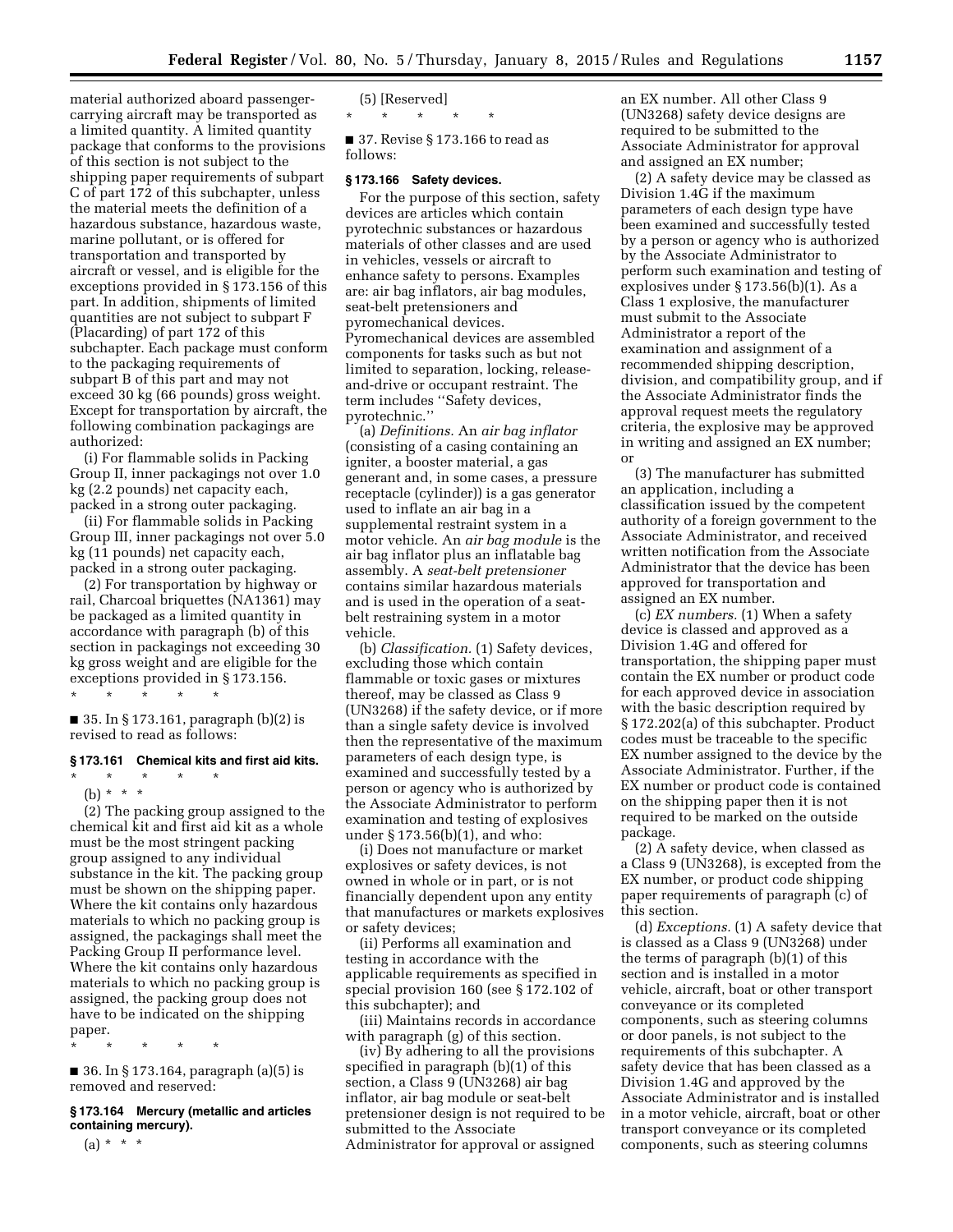material authorized aboard passenger-carrying aircraft may be transported as a limited quantity. A limited quantity package that conforms to the provisions of this section is not subject to the shipping paper requirements of subpart C of part 172 of this subchapter, unless the material meets the definition of a hazardous substance, hazardous waste, marine pollutant, or is offered for transportation and transported by aircraft or vessel, and is eligible for the exceptions provided in § 173.156 of this part. In addition, shipments of limited quantities are not subject to subpart F (Placarding) of part 172 of this subchapter. Each package must conform to the packaging requirements of subpart B of this part and may not exceed 30 kg (66 pounds) gross weight. Except for transportation by aircraft, the following combination packagings are authorized:

(i) For flammable solids in Packing Group II, inner packagings not over 1.0 kg (2.2 pounds) net capacity each, packed in a strong outer packaging.

(ii) For flammable solids in Packing Group III, inner packagings not over 5.0 kg (11 pounds) net capacity each, packed in a strong outer packaging.

(2) For transportation by highway or rail, Charcoal briquettes (NA1361) may be packaged as a limited quantity in accordance with paragraph (b) of this section in packagings not exceeding 30 kg gross weight and are eligible for the exceptions provided in § 173.156.

\* \* \* \* \*

■ 35. In § 173.161, paragraph (b)(2) is revised to read as follows:

**§ 173.161 Chemical kits and first aid kits.**

\* \* \* \* \*

(b) \* \* \*

(2) The packing group assigned to the chemical kit and first aid kit as a whole must be the most stringent packing group assigned to any individual substance in the kit. The packing group must be shown on the shipping paper. Where the kit contains only hazardous materials to which no packing group is assigned, the packagings shall meet the Packing Group II performance level. Where the kit contains only hazardous materials to which no packing group is assigned, the packing group does not have to be indicated on the shipping paper.

\* \* \* \* \*

■ 36. In § 173.164, paragraph (a)(5) is removed and reserved:

**§ 173.164 Mercury (metallic and articles containing mercury).**

(a) \* \* \*

(5) [Reserved]

\* \* \* \* \*

■ 37. Revise § 173.166 to read as follows:

**§ 173.166 Safety devices.**

For the purpose of this section, safety devices are articles which contain pyrotechnic substances or hazardous materials of other classes and are used in vehicles, vessels or aircraft to enhance safety to persons. Examples are: air bag inflators, air bag modules, seat-belt pretensioners and pyromechanical devices. Pyromechanical devices are assembled components for tasks such as but not limited to separation, locking, release-and-drive or occupant restraint. The term includes ''Safety devices, pyrotechnic.''

(a) *Definitions.* An *air bag inflator* (consisting of a casing containing an igniter, a booster material, a gas generant and, in some cases, a pressure receptacle (cylinder)) is a gas generator used to inflate an air bag in a supplemental restraint system in a motor vehicle. An *air bag module* is the air bag inflator plus an inflatable bag assembly. A *seat-belt pretensioner* contains similar hazardous materials and is used in the operation of a seat-belt restraining system in a motor vehicle.

(b) *Classification.* (1) Safety devices, excluding those which contain flammable or toxic gases or mixtures thereof, may be classed as Class 9 (UN3268) if the safety device, or if more than a single safety device is involved then the representative of the maximum parameters of each design type, is examined and successfully tested by a person or agency who is authorized by the Associate Administrator to perform examination and testing of explosives under § 173.56(b)(1), and who:

(i) Does not manufacture or market explosives or safety devices, is not owned in whole or in part, or is not financially dependent upon any entity that manufactures or markets explosives or safety devices;

(ii) Performs all examination and testing in accordance with the applicable requirements as specified in special provision 160 (see § 172.102 of this subchapter); and

(iii) Maintains records in accordance with paragraph (g) of this section.

(iv) By adhering to all the provisions specified in paragraph (b)(1) of this section, a Class 9 (UN3268) air bag inflator, air bag module or seat-belt pretensioner design is not required to be submitted to the Associate Administrator for approval or assigned an EX number. All other Class 9 (UN3268) safety device designs are required to be submitted to the Associate Administrator for approval and assigned an EX number;

(2) A safety device may be classed as Division 1.4G if the maximum parameters of each design type have been examined and successfully tested by a person or agency who is authorized by the Associate Administrator to perform such examination and testing of explosives under § 173.56(b)(1). As a Class 1 explosive, the manufacturer must submit to the Associate Administrator a report of the examination and assignment of a recommended shipping description, division, and compatibility group, and if the Associate Administrator finds the approval request meets the regulatory criteria, the explosive may be approved in writing and assigned an EX number; or

(3) The manufacturer has submitted an application, including a classification issued by the competent authority of a foreign government to the Associate Administrator, and received written notification from the Associate Administrator that the device has been approved for transportation and assigned an EX number.

(c) *EX numbers.* (1) When a safety device is classed and approved as a Division 1.4G and offered for transportation, the shipping paper must contain the EX number or product code for each approved device in association with the basic description required by § 172.202(a) of this subchapter. Product codes must be traceable to the specific EX number assigned to the device by the Associate Administrator. Further, if the EX number or product code is contained on the shipping paper then it is not required to be marked on the outside package.

(2) A safety device, when classed as a Class 9 (UN3268), is excepted from the EX number, or product code shipping paper requirements of paragraph (c) of this section.

(d) *Exceptions.* (1) A safety device that is classed as a Class 9 (UN3268) under the terms of paragraph (b)(1) of this section and is installed in a motor vehicle, aircraft, boat or other transport conveyance or its completed components, such as steering columns or door panels, is not subject to the requirements of this subchapter. A safety device that has been classed as a Division 1.4G and approved by the Associate Administrator and is installed in a motor vehicle, aircraft, boat or other transport conveyance or its completed components, such as steering columns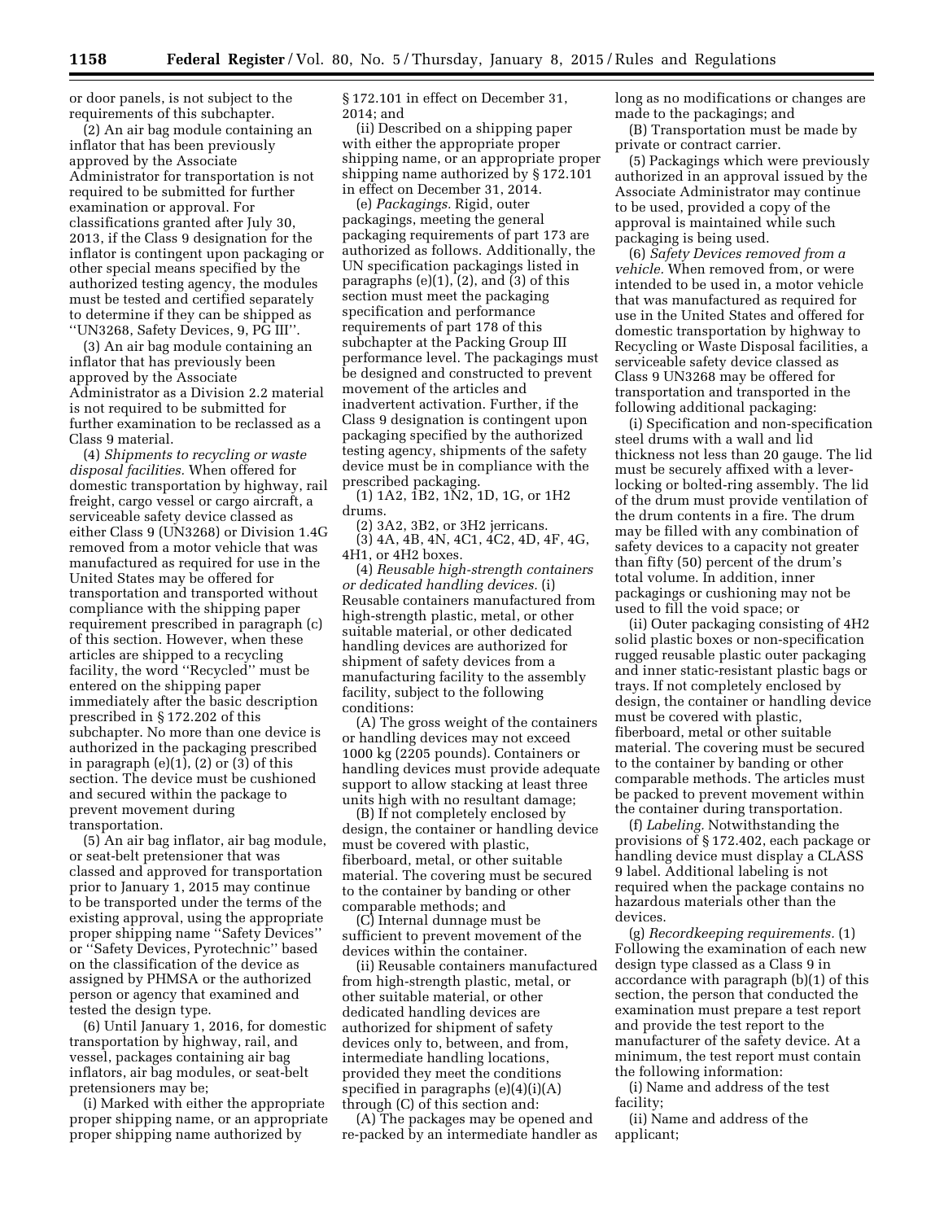or door panels, is not subject to the requirements of this subchapter.

(2) An air bag module containing an inflator that has been previously approved by the Associate Administrator for transportation is not required to be submitted for further examination or approval. For classifications granted after July 30, 2013, if the Class 9 designation for the inflator is contingent upon packaging or other special means specified by the authorized testing agency, the modules must be tested and certified separately to determine if they can be shipped as ''UN3268, Safety Devices, 9, PG III''.

(3) An air bag module containing an inflator that has previously been approved by the Associate Administrator as a Division 2.2 material is not required to be submitted for further examination to be reclassed as a Class 9 material.

(4) *Shipments to recycling or waste disposal facilities.* When offered for domestic transportation by highway, rail freight, cargo vessel or cargo aircraft, a serviceable safety device classed as either Class 9 (UN3268) or Division 1.4G removed from a motor vehicle that was manufactured as required for use in the United States may be offered for transportation and transported without compliance with the shipping paper requirement prescribed in paragraph (c) of this section. However, when these articles are shipped to a recycling facility, the word ''Recycled'' must be entered on the shipping paper immediately after the basic description prescribed in § 172.202 of this subchapter. No more than one device is authorized in the packaging prescribed in paragraph (e)(1), (2) or (3) of this section. The device must be cushioned and secured within the package to prevent movement during transportation.

(5) An air bag inflator, air bag module, or seat-belt pretensioner that was classed and approved for transportation prior to January 1, 2015 may continue to be transported under the terms of the existing approval, using the appropriate proper shipping name ''Safety Devices'' or ''Safety Devices, Pyrotechnic'' based on the classification of the device as assigned by PHMSA or the authorized person or agency that examined and tested the design type.

(6) Until January 1, 2016, for domestic transportation by highway, rail, and vessel, packages containing air bag inflators, air bag modules, or seat-belt pretensioners may be;

(i) Marked with either the appropriate proper shipping name, or an appropriate proper shipping name authorized by § 172.101 in effect on December 31, 2014; and

(ii) Described on a shipping paper with either the appropriate proper shipping name, or an appropriate proper shipping name authorized by § 172.101 in effect on December 31, 2014.

(e) *Packagings.* Rigid, outer packagings, meeting the general packaging requirements of part 173 are authorized as follows. Additionally, the UN specification packagings listed in paragraphs (e)(1), (2), and (3) of this section must meet the packaging specification and performance requirements of part 178 of this subchapter at the Packing Group III performance level. The packagings must be designed and constructed to prevent movement of the articles and inadvertent activation. Further, if the Class 9 designation is contingent upon packaging specified by the authorized testing agency, shipments of the safety device must be in compliance with the prescribed packaging.

(1) 1A2, 1B2, 1N2, 1D, 1G, or 1H2 drums.

(2) 3A2, 3B2, or 3H2 jerricans.

(3) 4A, 4B, 4N, 4C1, 4C2, 4D, 4F, 4G, 4H1, or 4H2 boxes.

(4) *Reusable high-strength containers or dedicated handling devices.* (i) Reusable containers manufactured from high-strength plastic, metal, or other suitable material, or other dedicated handling devices are authorized for shipment of safety devices from a manufacturing facility to the assembly facility, subject to the following conditions:

(A) The gross weight of the containers or handling devices may not exceed 1000 kg (2205 pounds). Containers or handling devices must provide adequate support to allow stacking at least three units high with no resultant damage;

(B) If not completely enclosed by design, the container or handling device must be covered with plastic, fiberboard, metal, or other suitable material. The covering must be secured to the container by banding or other comparable methods; and

(C) Internal dunnage must be sufficient to prevent movement of the devices within the container.

(ii) Reusable containers manufactured from high-strength plastic, metal, or other suitable material, or other dedicated handling devices are authorized for shipment of safety devices only to, between, and from, intermediate handling locations, provided they meet the conditions specified in paragraphs (e)(4)(i)(A) through (C) of this section and:

(A) The packages may be opened and re-packed by an intermediate handler as long as no modifications or changes are made to the packagings; and

(B) Transportation must be made by private or contract carrier.

(5) Packagings which were previously authorized in an approval issued by the Associate Administrator may continue to be used, provided a copy of the approval is maintained while such packaging is being used.

(6) *Safety Devices removed from a vehicle.* When removed from, or were intended to be used in, a motor vehicle that was manufactured as required for use in the United States and offered for domestic transportation by highway to Recycling or Waste Disposal facilities, a serviceable safety device classed as Class 9 UN3268 may be offered for transportation and transported in the following additional packaging:

(i) Specification and non-specification steel drums with a wall and lid thickness not less than 20 gauge. The lid must be securely affixed with a lever-locking or bolted-ring assembly. The lid of the drum must provide ventilation of the drum contents in a fire. The drum may be filled with any combination of safety devices to a capacity not greater than fifty (50) percent of the drum's total volume. In addition, inner packagings or cushioning may not be used to fill the void space; or

(ii) Outer packaging consisting of 4H2 solid plastic boxes or non-specification rugged reusable plastic outer packaging and inner static-resistant plastic bags or trays. If not completely enclosed by design, the container or handling device must be covered with plastic, fiberboard, metal or other suitable material. The covering must be secured to the container by banding or other comparable methods. The articles must be packed to prevent movement within the container during transportation.

(f) *Labeling.* Notwithstanding the provisions of § 172.402, each package or handling device must display a CLASS 9 label. Additional labeling is not required when the package contains no hazardous materials other than the devices.

(g) *Recordkeeping requirements.* (1) Following the examination of each new design type classed as a Class 9 in accordance with paragraph (b)(1) of this section, the person that conducted the examination must prepare a test report and provide the test report to the manufacturer of the safety device. At a minimum, the test report must contain the following information:

(i) Name and address of the test facility;

(ii) Name and address of the applicant;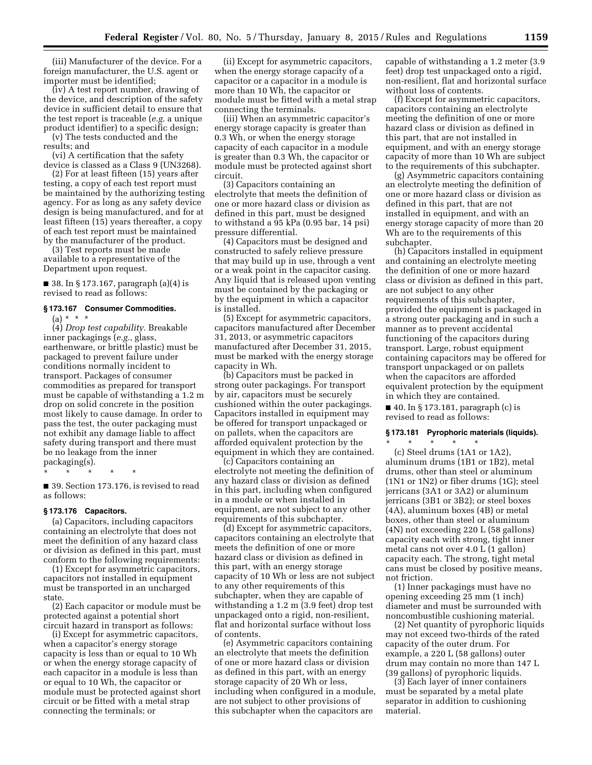(iii) Manufacturer of the device. For a foreign manufacturer, the U.S. agent or importer must be identified;

(iv) A test report number, drawing of the device, and description of the safety device in sufficient detail to ensure that the test report is traceable (*e.g.* a unique product identifier) to a specific design;

(v) The tests conducted and the results; and

(vi) A certification that the safety device is classed as a Class 9 (UN3268).

(2) For at least fifteen (15) years after testing, a copy of each test report must be maintained by the authorizing testing agency. For as long as any safety device design is being manufactured, and for at least fifteen (15) years thereafter, a copy of each test report must be maintained by the manufacturer of the product.

(3) Test reports must be made available to a representative of the Department upon request.

■ 38. In § 173.167, paragraph (a)(4) is revised to read as follows:

### § 173.167 Consumer Commodities.

(a) * * *

(4) *Drop test capability.* Breakable inner packagings (*e.g.,* glass, earthenware, or brittle plastic) must be packaged to prevent failure under conditions normally incident to transport. Packages of consumer commodities as prepared for transport must be capable of withstanding a 1.2 m drop on solid concrete in the position most likely to cause damage. In order to pass the test, the outer packaging must not exhibit any damage liable to affect safety during transport and there must be no leakage from the inner packaging(s).

* * * * *

■ 39. Section 173.176, is revised to read as follows:

### § 173.176 Capacitors.

(a) Capacitors, including capacitors containing an electrolyte that does not meet the definition of any hazard class or division as defined in this part, must conform to the following requirements:

(1) Except for asymmetric capacitors, capacitors not installed in equipment must be transported in an uncharged state.

(2) Each capacitor or module must be protected against a potential short circuit hazard in transport as follows:

(i) Except for asymmetric capacitors, when a capacitor's energy storage capacity is less than or equal to 10 Wh or when the energy storage capacity of each capacitor in a module is less than or equal to 10 Wh, the capacitor or module must be protected against short circuit or be fitted with a metal strap connecting the terminals; or

(ii) Except for asymmetric capacitors, when the energy storage capacity of a capacitor or a capacitor in a module is more than 10 Wh, the capacitor or module must be fitted with a metal strap connecting the terminals.

(iii) When an asymmetric capacitor's energy storage capacity is greater than 0.3 Wh, or when the energy storage capacity of each capacitor in a module is greater than 0.3 Wh, the capacitor or module must be protected against short circuit.

(3) Capacitors containing an electrolyte that meets the definition of one or more hazard class or division as defined in this part, must be designed to withstand a 95 kPa (0.95 bar, 14 psi) pressure differential.

(4) Capacitors must be designed and constructed to safely relieve pressure that may build up in use, through a vent or a weak point in the capacitor casing. Any liquid that is released upon venting must be contained by the packaging or by the equipment in which a capacitor is installed.

(5) Except for asymmetric capacitors, capacitors manufactured after December 31, 2013, or asymmetric capacitors manufactured after December 31, 2015, must be marked with the energy storage capacity in Wh.

(b) Capacitors must be packed in strong outer packagings. For transport by air, capacitors must be securely cushioned within the outer packagings. Capacitors installed in equipment may be offered for transport unpackaged or on pallets, when the capacitors are afforded equivalent protection by the equipment in which they are contained.

(c) Capacitors containing an electrolyte not meeting the definition of any hazard class or division as defined in this part, including when configured in a module or when installed in equipment, are not subject to any other requirements of this subchapter.

(d) Except for asymmetric capacitors, capacitors containing an electrolyte that meets the definition of one or more hazard class or division as defined in this part, with an energy storage capacity of 10 Wh or less are not subject to any other requirements of this subchapter, when they are capable of withstanding a 1.2 m (3.9 feet) drop test unpackaged onto a rigid, non-resilient, flat and horizontal surface without loss of contents.

(e) Asymmetric capacitors containing an electrolyte that meets the definition of one or more hazard class or division as defined in this part, with an energy storage capacity of 20 Wh or less, including when configured in a module, are not subject to other provisions of this subchapter when the capacitors are capable of withstanding a 1.2 meter (3.9 feet) drop test unpackaged onto a rigid, non-resilient, flat and horizontal surface without loss of contents.

(f) Except for asymmetric capacitors, capacitors containing an electrolyte meeting the definition of one or more hazard class or division as defined in this part, that are not installed in equipment, and with an energy storage capacity of more than 10 Wh are subject to the requirements of this subchapter.

(g) Asymmetric capacitors containing an electrolyte meeting the definition of one or more hazard class or division as defined in this part, that are not installed in equipment, and with an energy storage capacity of more than 20 Wh are to the requirements of this subchapter.

(h) Capacitors installed in equipment and containing an electrolyte meeting the definition of one or more hazard class or division as defined in this part, are not subject to any other requirements of this subchapter, provided the equipment is packaged in a strong outer packaging and in such a manner as to prevent accidental functioning of the capacitors during transport. Large, robust equipment containing capacitors may be offered for transport unpackaged or on pallets when the capacitors are afforded equivalent protection by the equipment in which they are contained.

■ 40. In § 173.181, paragraph (c) is revised to read as follows:

### § 173.181 Pyrophoric materials (liquids).

* * * * *

(c) Steel drums (1A1 or 1A2), aluminum drums (1B1 or 1B2), metal drums, other than steel or aluminum (1N1 or 1N2) or fiber drums (1G); steel jerricans (3A1 or 3A2) or aluminum jerricans (3B1 or 3B2); or steel boxes (4A), aluminum boxes (4B) or metal boxes, other than steel or aluminum (4N) not exceeding 220 L (58 gallons) capacity each with strong, tight inner metal cans not over 4.0 L (1 gallon) capacity each. The strong, tight metal cans must be closed by positive means, not friction.

(1) Inner packagings must have no opening exceeding 25 mm (1 inch) diameter and must be surrounded with noncombustible cushioning material.

(2) Net quantity of pyrophoric liquids may not exceed two-thirds of the rated capacity of the outer drum. For example, a 220 L (58 gallons) outer drum may contain no more than 147 L (39 gallons) of pyrophoric liquids.

(3) Each layer of inner containers must be separated by a metal plate separator in addition to cushioning material.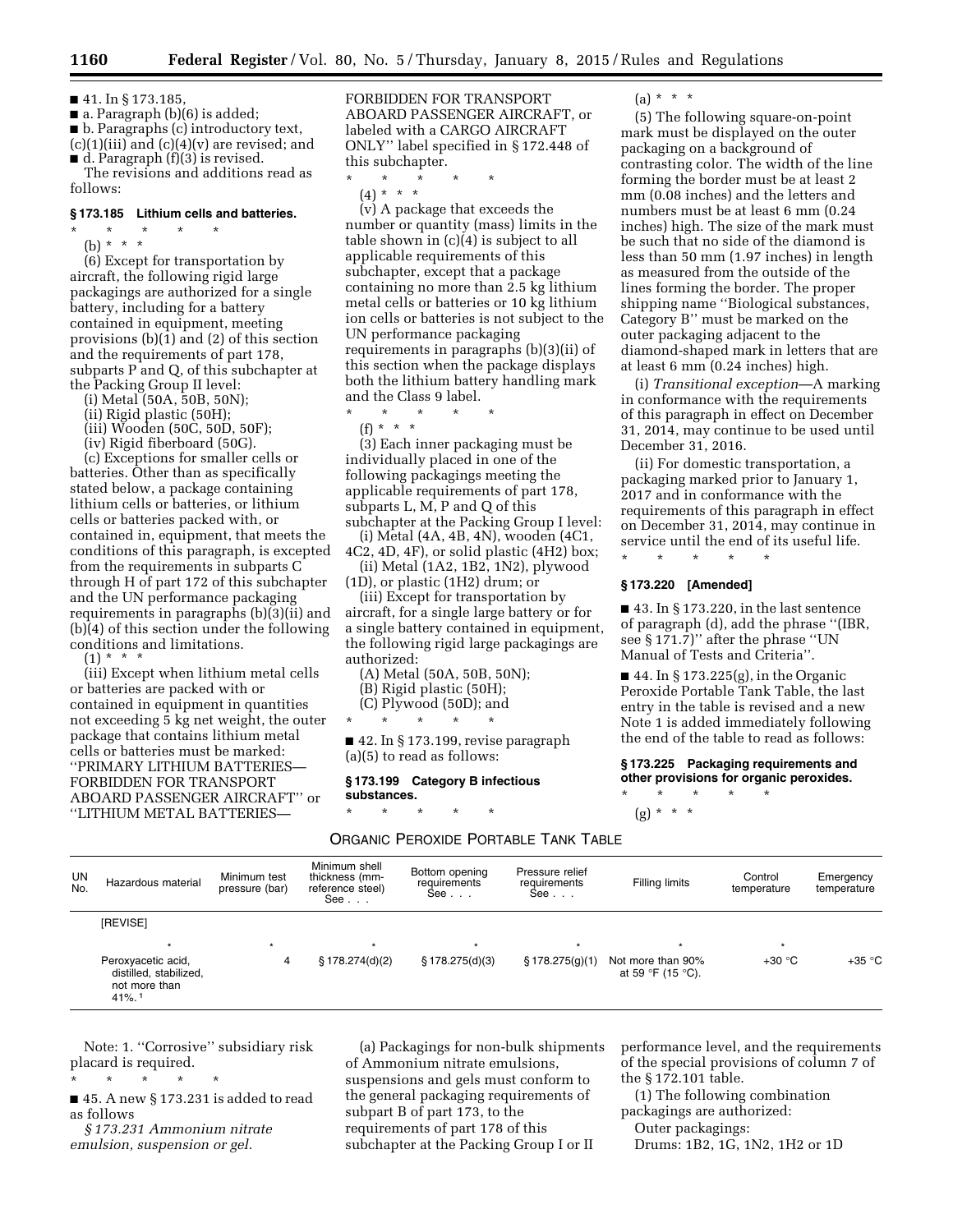■ 41. In § 173.185,

■ a. Paragraph (b)(6) is added;

■ b. Paragraphs (c) introductory text, (c)(1)(iii) and (c)(4)(v) are revised; and

■ d. Paragraph (f)(3) is revised.

The revisions and additions read as follows:

### § 173.185 Lithium cells and batteries.

\* \* \* \* \*

(b) \* \* \*

(6) Except for transportation by aircraft, the following rigid large packagings are authorized for a single battery, including for a battery contained in equipment, meeting provisions (b)(1) and (2) of this section and the requirements of part 178, subparts P and Q, of this subchapter at the Packing Group II level:

(i) Metal (50A, 50B, 50N);

(ii) Rigid plastic (50H);

(iii) Wooden (50C, 50D, 50F);

(iv) Rigid fiberboard (50G).

(c) Exceptions for smaller cells or batteries. Other than as specifically stated below, a package containing lithium cells or batteries, or lithium cells or batteries packed with, or contained in, equipment, that meets the conditions of this paragraph, is excepted from the requirements in subparts C through H of part 172 of this subchapter and the UN performance packaging requirements in paragraphs (b)(3)(ii) and (b)(4) of this section under the following conditions and limitations.

(1) \* \* \*

(iii) Except when lithium metal cells or batteries are packed with or contained in equipment in quantities not exceeding 5 kg net weight, the outer package that contains lithium metal cells or batteries must be marked: ''PRIMARY LITHIUM BATTERIES—FORBIDDEN FOR TRANSPORT ABOARD PASSENGER AIRCRAFT'' or ''LITHIUM METAL BATTERIES—FORBIDDEN FOR TRANSPORT ABOARD PASSENGER AIRCRAFT, or labeled with a CARGO AIRCRAFT ONLY'' label specified in § 172.448 of this subchapter.

\* \* \* \* \*

(4) \* \* \*

(v) A package that exceeds the number or quantity (mass) limits in the table shown in (c)(4) is subject to all applicable requirements of this subchapter, except that a package containing no more than 2.5 kg lithium metal cells or batteries or 10 kg lithium ion cells or batteries is not subject to the UN performance packaging requirements in paragraphs (b)(3)(ii) of this section when the package displays both the lithium battery handling mark and the Class 9 label.

\* \* \* \* \*

(f) \* \* \*

(3) Each inner packaging must be individually placed in one of the following packagings meeting the applicable requirements of part 178, subparts L, M, P and Q of this subchapter at the Packing Group I level:

(i) Metal (4A, 4B, 4N), wooden (4C1, 4C2, 4D, 4F), or solid plastic (4H2) box;

(ii) Metal (1A2, 1B2, 1N2), plywood (1D), or plastic (1H2) drum; or

(iii) Except for transportation by aircraft, for a single large battery or for a single battery contained in equipment, the following rigid large packagings are authorized:

(A) Metal (50A, 50B, 50N);

(B) Rigid plastic (50H);

(C) Plywood (50D); and

\* \* \* \* \*

■ 42. In § 173.199, revise paragraph (a)(5) to read as follows:

### § 173.199 Category B infectious substances.

\* \* \* \* \*

(a) \* \* \*

(5) The following square-on-point mark must be displayed on the outer packaging on a background of contrasting color. The width of the line forming the border must be at least 2 mm (0.08 inches) and the letters and numbers must be at least 6 mm (0.24 inches) high. The size of the mark must be such that no side of the diamond is less than 50 mm (1.97 inches) in length as measured from the outside of the lines forming the border. The proper shipping name ''Biological substances, Category B'' must be marked on the outer packaging adjacent to the diamond-shaped mark in letters that are at least 6 mm (0.24 inches) high.

(i) *Transitional exception*—A marking in conformance with the requirements of this paragraph in effect on December 31, 2014, may continue to be used until December 31, 2016.

(ii) For domestic transportation, a packaging marked prior to January 1, 2017 and in conformance with the requirements of this paragraph in effect on December 31, 2014, may continue in service until the end of its useful life.

\* \* \* \* \*

### § 173.220 [Amended]

■ 43. In § 173.220, in the last sentence of paragraph (d), add the phrase ''(IBR, see § 171.7)'' after the phrase ''UN Manual of Tests and Criteria''.

■ 44. In § 173.225(g), in the Organic Peroxide Portable Tank Table, the last entry in the table is revised and a new Note 1 is added immediately following the end of the table to read as follows:

### § 173.225 Packaging requirements and other provisions for organic peroxides.

\* \* \* \* \*

(g) \* \* \*

ORGANIC PEROXIDE PORTABLE TANK TABLE

| UN No. | Hazardous material | Minimum test pressure (bar) | Minimum shell thickness (mm-reference steel) See . . . | Bottom opening requirements See . . . | Pressure relief requirements See . . . | Filling limits | Control temperature | Emergency temperature |
|---|---|---|---|---|---|---|---|---|
| | [REVISE] | | | | | | | |
| | \* | \* | \* | \* | \* | \* | \* | |
| | Peroxyacetic acid, distilled, stabilized, not more than 41%.[1] | 4 | § 178.274(d)(2) | § 178.275(d)(3) | § 178.275(g)(1) | Not more than 90% at 59 °F (15 °C). | +30 °C | +35 °C |

Note: 1. ''Corrosive'' subsidiary risk placard is required.

\* \* \* \* \*

■ 45. A new § 173.231 is added to read as follows

*§ 173.231 Ammonium nitrate emulsion, suspension or gel.*

(a) Packagings for non-bulk shipments of Ammonium nitrate emulsions, suspensions and gels must conform to the general packaging requirements of subpart B of part 173, to the requirements of part 178 of this subchapter at the Packing Group I or II performance level, and the requirements of the special provisions of column 7 of the § 172.101 table.

(1) The following combination packagings are authorized:

Outer packagings:

Drums: 1B2, 1G, 1N2, 1H2 or 1D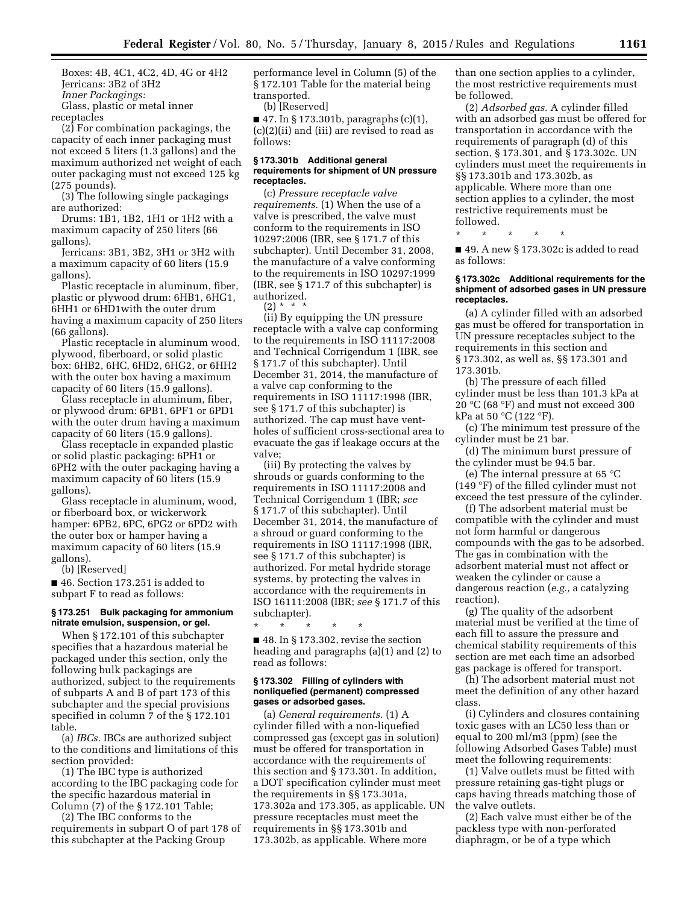Boxes: 4B, 4C1, 4C2, 4D, 4G or 4H2

Jerricans: 3B2 of 3H2

*Inner Packagings:*

Glass, plastic or metal inner receptacles

(2) For combination packagings, the capacity of each inner packaging must not exceed 5 liters (1.3 gallons) and the maximum authorized net weight of each outer packaging must not exceed 125 kg (275 pounds).

(3) The following single packagings are authorized:

Drums: 1B1, 1B2, 1H1 or 1H2 with a maximum capacity of 250 liters (66 gallons).

Jerricans: 3B1, 3B2, 3H1 or 3H2 with a maximum capacity of 60 liters (15.9 gallons).

Plastic receptacle in aluminum, fiber, plastic or plywood drum: 6HB1, 6HG1, 6HH1 or 6HD1with the outer drum having a maximum capacity of 250 liters (66 gallons).

Plastic receptacle in aluminum wood, plywood, fiberboard, or solid plastic box: 6HB2, 6HC, 6HD2, 6HG2, or 6HH2 with the outer box having a maximum capacity of 60 liters (15.9 gallons).

Glass receptacle in aluminum, fiber, or plywood drum: 6PB1, 6PF1 or 6PD1 with the outer drum having a maximum capacity of 60 liters (15.9 gallons).

Glass receptacle in expanded plastic or solid plastic packaging: 6PH1 or 6PH2 with the outer packaging having a maximum capacity of 60 liters (15.9 gallons).

Glass receptacle in aluminum, wood, or fiberboard box, or wickerwork hamper: 6PB2, 6PC, 6PG2 or 6PD2 with the outer box or hamper having a maximum capacity of 60 liters (15.9 gallons).

(b) [Reserved]

■ 46. Section 173.251 is added to subpart F to read as follows:

### § 173.251 Bulk packaging for ammonium nitrate emulsion, suspension, or gel.

When § 172.101 of this subchapter specifies that a hazardous material be packaged under this section, only the following bulk packagings are authorized, subject to the requirements of subparts A and B of part 173 of this subchapter and the special provisions specified in column 7 of the § 172.101 table.

(a) *IBCs.* IBCs are authorized subject to the conditions and limitations of this section provided:

(1) The IBC type is authorized according to the IBC packaging code for the specific hazardous material in Column (7) of the § 172.101 Table;

(2) The IBC conforms to the requirements in subpart O of part 178 of this subchapter at the Packing Group performance level in Column (5) of the § 172.101 Table for the material being transported.

(b) [Reserved]

■ 47. In § 173.301b, paragraphs (c)(1), (c)(2)(ii) and (iii) are revised to read as follows:

### § 173.301b Additional general requirements for shipment of UN pressure receptacles.

(c) *Pressure receptacle valve requirements.* (1) When the use of a valve is prescribed, the valve must conform to the requirements in ISO 10297:2006 (IBR, see § 171.7 of this subchapter). Until December 31, 2008, the manufacture of a valve conforming to the requirements in ISO 10297:1999 (IBR, see § 171.7 of this subchapter) is authorized.

(2) * * *

(ii) By equipping the UN pressure receptacle with a valve cap conforming to the requirements in ISO 11117:2008 and Technical Corrigendum 1 (IBR, see § 171.7 of this subchapter). Until December 31, 2014, the manufacture of a valve cap conforming to the requirements in ISO 11117:1998 (IBR, see § 171.7 of this subchapter) is authorized. The cap must have vent-holes of sufficient cross-sectional area to evacuate the gas if leakage occurs at the valve;

(iii) By protecting the valves by shrouds or guards conforming to the requirements in ISO 11117:2008 and Technical Corrigendum 1 (IBR; *see* § 171.7 of this subchapter). Until December 31, 2014, the manufacture of a shroud or guard conforming to the requirements in ISO 11117:1998 (IBR, see § 171.7 of this subchapter) is authorized. For metal hydride storage systems, by protecting the valves in accordance with the requirements in ISO 16111:2008 (IBR; *see* § 171.7 of this subchapter).

\* \* \* \* \*

■ 48. In § 173.302, revise the section heading and paragraphs (a)(1) and (2) to read as follows:

### § 173.302 Filling of cylinders with nonliquefied (permanent) compressed gases or adsorbed gases.

(a) *General requirements.* (1) A cylinder filled with a non-liquefied compressed gas (except gas in solution) must be offered for transportation in accordance with the requirements of this section and § 173.301. In addition, a DOT specification cylinder must meet the requirements in §§ 173.301a, 173.302a and 173.305, as applicable. UN pressure receptacles must meet the requirements in §§ 173.301b and 173.302b, as applicable. Where more than one section applies to a cylinder, the most restrictive requirements must be followed.

(2) *Adsorbed gas.* A cylinder filled with an adsorbed gas must be offered for transportation in accordance with the requirements of paragraph (d) of this section, § 173.301, and § 173.302c. UN cylinders must meet the requirements in §§ 173.301b and 173.302b, as applicable. Where more than one section applies to a cylinder, the most restrictive requirements must be followed.

\* \* \* \* \*

■ 49. A new § 173.302c is added to read as follows:

### § 173.302c Additional requirements for the shipment of adsorbed gases in UN pressure receptacles.

(a) A cylinder filled with an adsorbed gas must be offered for transportation in UN pressure receptacles subject to the requirements in this section and § 173.302, as well as, §§ 173.301 and 173.301b.

(b) The pressure of each filled cylinder must be less than 101.3 kPa at 20 °C (68 °F) and must not exceed 300 kPa at 50 °C (122 °F).

(c) The minimum test pressure of the cylinder must be 21 bar.

(d) The minimum burst pressure of the cylinder must be 94.5 bar.

(e) The internal pressure at 65 °C (149 °F) of the filled cylinder must not exceed the test pressure of the cylinder.

(f) The adsorbent material must be compatible with the cylinder and must not form harmful or dangerous compounds with the gas to be adsorbed. The gas in combination with the adsorbent material must not affect or weaken the cylinder or cause a dangerous reaction (*e.g.,* a catalyzing reaction).

(g) The quality of the adsorbent material must be verified at the time of each fill to assure the pressure and chemical stability requirements of this section are met each time an adsorbed gas package is offered for transport.

(h) The adsorbent material must not meet the definition of any other hazard class.

(i) Cylinders and closures containing toxic gases with an LC50 less than or equal to 200 ml/m3 (ppm) (see the following Adsorbed Gases Table) must meet the following requirements:

(1) Valve outlets must be fitted with pressure retaining gas-tight plugs or caps having threads matching those of the valve outlets.

(2) Each valve must either be of the packless type with non-perforated diaphragm, or be of a type which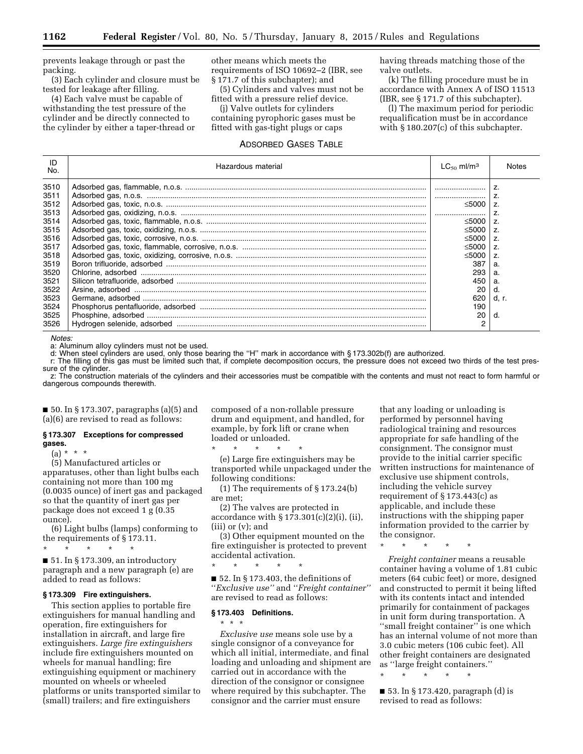prevents leakage through or past the packing.

(3) Each cylinder and closure must be tested for leakage after filling.

(4) Each valve must be capable of withstanding the test pressure of the cylinder and be directly connected to the cylinder by either a taper-thread or other means which meets the requirements of ISO 10692–2 (IBR, see § 171.7 of this subchapter); and

(5) Cylinders and valves must not be fitted with a pressure relief device.

(j) Valve outlets for cylinders containing pyrophoric gases must be fitted with gas-tight plugs or caps having threads matching those of the valve outlets.

(k) The filling procedure must be in accordance with Annex A of ISO 11513 (IBR, see § 171.7 of this subchapter).

(l) The maximum period for periodic requalification must be in accordance with § 180.207(c) of this subchapter.

ADSORBED GASES TABLE

| ID No. | Hazardous material | $LC_{50}$ ml/m³ | Notes |
|---|---|---|---|
| 3510 | Adsorbed gas, flammable, n.o.s. | ........................ | z. |
| 3511 | Adsorbed gas, n.o.s. | ........................ | z. |
| 3512 | Adsorbed gas, toxic, n.o.s. | ≤5000 | z. |
| 3513 | Adsorbed gas, oxidizing, n.o.s. | ........................ | z. |
| 3514 | Adsorbed gas, toxic, flammable, n.o.s. | ≤5000 | z. |
| 3515 | Adsorbed gas, toxic, oxidizing, n.o.s. | ≤5000 | z. |
| 3516 | Adsorbed gas, toxic, corrosive, n.o.s. | ≤5000 | z. |
| 3517 | Adsorbed gas, toxic, flammable, corrosive, n.o.s. | ≤5000 | z. |
| 3518 | Adsorbed gas, toxic, oxidizing, corrosive, n.o.s. | ≤5000 | z. |
| 3519 | Boron trifluoride, adsorbed | 387 | a. |
| 3520 | Chlorine, adsorbed | 293 | a. |
| 3521 | Silicon tetrafluoride, adsorbed | 450 | a. |
| 3522 | Arsine, adsorbed | 20 | d. |
| 3523 | Germane, adsorbed | 620 | d, r. |
| 3524 | Phosphorus pentafluoride, adsorbed | 190 | |
| 3525 | Phosphine, adsorbed | 20 | d. |
| 3526 | Hydrogen selenide, adsorbed | 2 | |

*Notes:*

a: Aluminum alloy cylinders must not be used.

d: When steel cylinders are used, only those bearing the "H" mark in accordance with § 173.302b(f) are authorized.

r: The filling of this gas must be limited such that, if complete decomposition occurs, the pressure does not exceed two thirds of the test pressure of the cylinder.

z: The construction materials of the cylinders and their accessories must be compatible with the contents and must not react to form harmful or dangerous compounds therewith.

■ 50. In § 173.307, paragraphs (a)(5) and (a)(6) are revised to read as follows:

#### § 173.307 Exceptions for compressed gases.

(a) * * *

(5) Manufactured articles or apparatuses, other than light bulbs each containing not more than 100 mg (0.0035 ounce) of inert gas and packaged so that the quantity of inert gas per package does not exceed 1 g (0.35 ounce).

(6) Light bulbs (lamps) conforming to the requirements of § 173.11.

\* \* \* \* \*

■ 51. In § 173.309, an introductory paragraph and a new paragraph (e) are added to read as follows:

#### § 173.309 Fire extinguishers.

This section applies to portable fire extinguishers for manual handling and operation, fire extinguishers for installation in aircraft, and large fire extinguishers. *Large fire extinguishers* include fire extinguishers mounted on wheels for manual handling; fire extinguishing equipment or machinery mounted on wheels or wheeled platforms or units transported similar to (small) trailers; and fire extinguishers composed of a non-rollable pressure drum and equipment, and handled, for example, by fork lift or crane when loaded or unloaded.

\* \* \* \* \*

(e) Large fire extinguishers may be transported while unpackaged under the following conditions:

(1) The requirements of § 173.24(b) are met;

(2) The valves are protected in accordance with § 173.301(c)(2)(i), (ii), (iii) or (v); and

(3) Other equipment mounted on the fire extinguisher is protected to prevent accidental activation.

\* \* \* \* \*

■ 52. In § 173.403, the definitions of "*Exclusive use*" and "*Freight container*" are revised to read as follows:

#### § 173.403 Definitions.

\* \* \*

*Exclusive use* means sole use by a single consignor of a conveyance for which all initial, intermediate, and final loading and unloading and shipment are carried out in accordance with the direction of the consignor or consignee where required by this subchapter. The consignor and the carrier must ensure that any loading or unloading is performed by personnel having radiological training and resources appropriate for safe handling of the consignment. The consignor must provide to the initial carrier specific written instructions for maintenance of exclusive use shipment controls, including the vehicle survey requirement of § 173.443(c) as applicable, and include these instructions with the shipping paper information provided to the carrier by the consignor.

\* \* \* \* \*

*Freight container* means a reusable container having a volume of 1.81 cubic meters (64 cubic feet) or more, designed and constructed to permit it being lifted with its contents intact and intended primarily for containment of packages in unit form during transportation. A "small freight container" is one which has an internal volume of not more than 3.0 cubic meters (106 cubic feet). All other freight containers are designated as "large freight containers."

\* \* \* \* \*

■ 53. In § 173.420, paragraph (d) is revised to read as follows: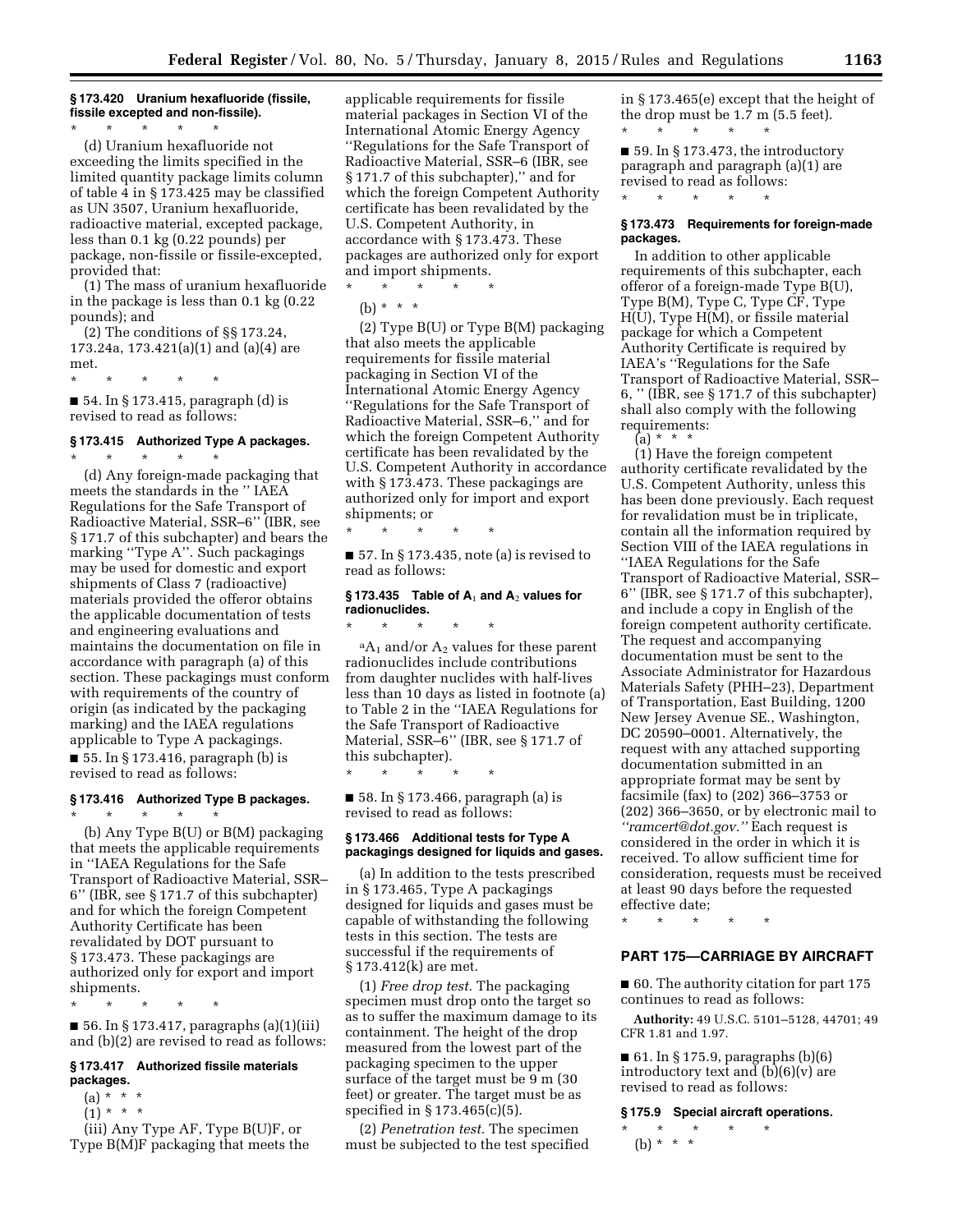**§ 173.420 Uranium hexafluoride (fissile, fissile excepted and non-fissile).**

\* \* \* \* \*

(d) Uranium hexafluoride not exceeding the limits specified in the limited quantity package limits column of table 4 in § 173.425 may be classified as UN 3507, Uranium hexafluoride, radioactive material, excepted package, less than 0.1 kg (0.22 pounds) per package, non-fissile or fissile-excepted, provided that:

(1) The mass of uranium hexafluoride in the package is less than 0.1 kg (0.22 pounds); and

(2) The conditions of §§ 173.24, 173.24a, 173.421(a)(1) and (a)(4) are met.

\* \* \* \* \*

■ 54. In § 173.415, paragraph (d) is revised to read as follows:

**§ 173.415 Authorized Type A packages.**

\* \* \* \* \*

(d) Any foreign-made packaging that meets the standards in the '' IAEA Regulations for the Safe Transport of Radioactive Material, SSR–6'' (IBR, see § 171.7 of this subchapter) and bears the marking ''Type A''. Such packagings may be used for domestic and export shipments of Class 7 (radioactive) materials provided the offeror obtains the applicable documentation of tests and engineering evaluations and maintains the documentation on file in accordance with paragraph (a) of this section. These packagings must conform with requirements of the country of origin (as indicated by the packaging marking) and the IAEA regulations applicable to Type A packagings.

■ 55. In § 173.416, paragraph (b) is revised to read as follows:

**§ 173.416 Authorized Type B packages.**

\* \* \* \* \*

(b) Any Type B(U) or B(M) packaging that meets the applicable requirements in ''IAEA Regulations for the Safe Transport of Radioactive Material, SSR–6'' (IBR, see § 171.7 of this subchapter) and for which the foreign Competent Authority Certificate has been revalidated by DOT pursuant to § 173.473. These packagings are authorized only for export and import shipments.

\* \* \* \* \*

■ 56. In § 173.417, paragraphs (a)(1)(iii) and (b)(2) are revised to read as follows:

**§ 173.417 Authorized fissile materials packages.**

(a) \* \* \*

(1) \* \* \*

(iii) Any Type AF, Type B(U)F, or Type B(M)F packaging that meets the applicable requirements for fissile material packages in Section VI of the International Atomic Energy Agency ''Regulations for the Safe Transport of Radioactive Material, SSR–6 (IBR, see § 171.7 of this subchapter),'' and for which the foreign Competent Authority certificate has been revalidated by the U.S. Competent Authority, in accordance with § 173.473. These packages are authorized only for export and import shipments.

\* \* \* \* \*

(b) \* \* \*

(2) Type B(U) or Type B(M) packaging that also meets the applicable requirements for fissile material packaging in Section VI of the International Atomic Energy Agency ''Regulations for the Safe Transport of Radioactive Material, SSR–6,'' and for which the foreign Competent Authority certificate has been revalidated by the U.S. Competent Authority in accordance with § 173.473. These packagings are authorized only for import and export shipments; or

\* \* \* \* \*

■ 57. In § 173.435, note (a) is revised to read as follows:

**§ 173.435 Table of $A_1$ and $A_2$ values for radionuclides.**

\* \* \* \* \*

[a] $A_1$ and/or $A_2$ values for these parent radionuclides include contributions from daughter nuclides with half-lives less than 10 days as listed in footnote (a) to Table 2 in the ''IAEA Regulations for the Safe Transport of Radioactive Material, SSR–6'' (IBR, see § 171.7 of this subchapter).

\* \* \* \* \*

■ 58. In § 173.466, paragraph (a) is revised to read as follows:

**§ 173.466 Additional tests for Type A packagings designed for liquids and gases.**

(a) In addition to the tests prescribed in § 173.465, Type A packagings designed for liquids and gases must be capable of withstanding the following tests in this section. The tests are successful if the requirements of § 173.412(k) are met.

(1) *Free drop test.* The packaging specimen must drop onto the target so as to suffer the maximum damage to its containment. The height of the drop measured from the lowest part of the packaging specimen to the upper surface of the target must be 9 m (30 feet) or greater. The target must be as specified in § 173.465(c)(5).

(2) *Penetration test.* The specimen must be subjected to the test specified in § 173.465(e) except that the height of the drop must be 1.7 m (5.5 feet).

\* \* \* \* \*

■ 59. In § 173.473, the introductory paragraph and paragraph (a)(1) are revised to read as follows:

\* \* \* \* \*

**§ 173.473 Requirements for foreign-made packages.**

In addition to other applicable requirements of this subchapter, each offeror of a foreign-made Type B(U), Type B(M), Type C, Type CF, Type H(U), Type H(M), or fissile material package for which a Competent Authority Certificate is required by IAEA's ''Regulations for the Safe Transport of Radioactive Material, SSR–6, '' (IBR, see § 171.7 of this subchapter) shall also comply with the following requirements:

(a) \* \* \*

(1) Have the foreign competent authority certificate revalidated by the U.S. Competent Authority, unless this has been done previously. Each request for revalidation must be in triplicate, contain all the information required by Section VIII of the IAEA regulations in ''IAEA Regulations for the Safe Transport of Radioactive Material, SSR–6'' (IBR, see § 171.7 of this subchapter), and include a copy in English of the foreign competent authority certificate. The request and accompanying documentation must be sent to the Associate Administrator for Hazardous Materials Safety (PHH–23), Department of Transportation, East Building, 1200 New Jersey Avenue SE., Washington, DC 20590–0001. Alternatively, the request with any attached supporting documentation submitted in an appropriate format may be sent by facsimile (fax) to (202) 366–3753 or (202) 366–3650, or by electronic mail to *''ramcert@dot.gov.''* Each request is considered in the order in which it is received. To allow sufficient time for consideration, requests must be received at least 90 days before the requested effective date;

\* \* \* \* \*

## PART 175—CARRIAGE BY AIRCRAFT

■ 60. The authority citation for part 175 continues to read as follows:

**Authority:** 49 U.S.C. 5101–5128, 44701; 49 CFR 1.81 and 1.97.

■ 61. In § 175.9, paragraphs (b)(6) introductory text and (b)(6)(v) are revised to read as follows:

**§ 175.9 Special aircraft operations.**

\* \* \* \* \*

(b) \* \* \*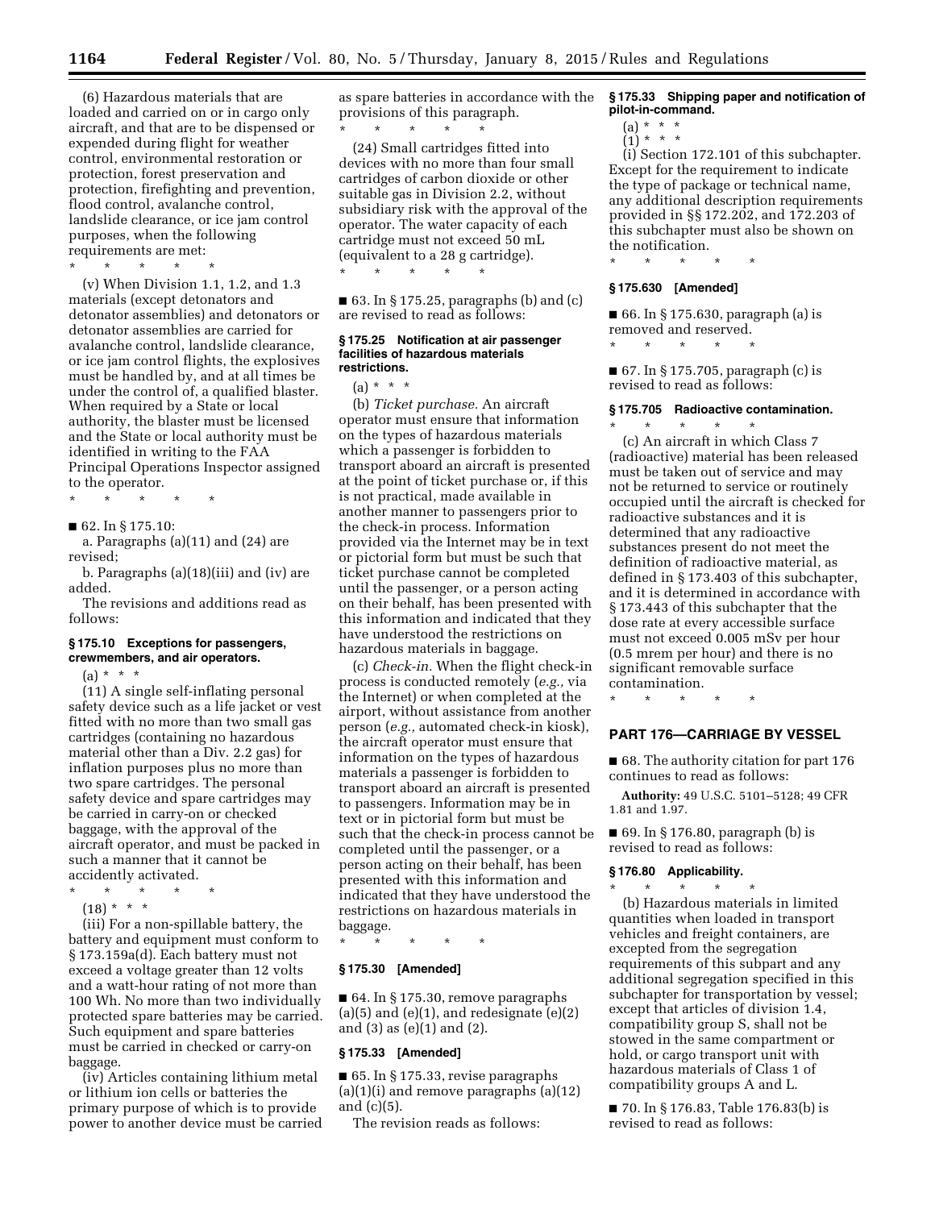(6) Hazardous materials that are loaded and carried on or in cargo only aircraft, and that are to be dispensed or expended during flight for weather control, environmental restoration or protection, forest preservation and protection, firefighting and prevention, flood control, avalanche control, landslide clearance, or ice jam control purposes, when the following requirements are met:

\* \* \* \* \*

(v) When Division 1.1, 1.2, and 1.3 materials (except detonators and detonator assemblies) and detonators or detonator assemblies are carried for avalanche control, landslide clearance, or ice jam control flights, the explosives must be handled by, and at all times be under the control of, a qualified blaster. When required by a State or local authority, the blaster must be licensed and the State or local authority must be identified in writing to the FAA Principal Operations Inspector assigned to the operator.

\* \* \* \* \*

■ 62. In § 175.10:

a. Paragraphs (a)(11) and (24) are revised;

b. Paragraphs (a)(18)(iii) and (iv) are added.

The revisions and additions read as follows:

#### § 175.10 Exceptions for passengers, crewmembers, and air operators.

(a) \* \* \*

(11) A single self-inflating personal safety device such as a life jacket or vest fitted with no more than two small gas cartridges (containing no hazardous material other than a Div. 2.2 gas) for inflation purposes plus no more than two spare cartridges. The personal safety device and spare cartridges may be carried in carry-on or checked baggage, with the approval of the aircraft operator, and must be packed in such a manner that it cannot be accidently activated.

\* \* \* \* \*

(18) \* \* \*

(iii) For a non-spillable battery, the battery and equipment must conform to § 173.159a(d). Each battery must not exceed a voltage greater than 12 volts and a watt-hour rating of not more than 100 Wh. No more than two individually protected spare batteries may be carried. Such equipment and spare batteries must be carried in checked or carry-on baggage.

(iv) Articles containing lithium metal or lithium ion cells or batteries the primary purpose of which is to provide power to another device must be carried as spare batteries in accordance with the provisions of this paragraph.

\* \* \* \* \*

(24) Small cartridges fitted into devices with no more than four small cartridges of carbon dioxide or other suitable gas in Division 2.2, without subsidiary risk with the approval of the operator. The water capacity of each cartridge must not exceed 50 mL (equivalent to a 28 g cartridge).

\* \* \* \* \*

■ 63. In § 175.25, paragraphs (b) and (c) are revised to read as follows:

#### § 175.25 Notification at air passenger facilities of hazardous materials restrictions.

(a) \* \* \*

(b) *Ticket purchase.* An aircraft operator must ensure that information on the types of hazardous materials which a passenger is forbidden to transport aboard an aircraft is presented at the point of ticket purchase or, if this is not practical, made available in another manner to passengers prior to the check-in process. Information provided via the Internet may be in text or pictorial form but must be such that ticket purchase cannot be completed until the passenger, or a person acting on their behalf, has been presented with this information and indicated that they have understood the restrictions on hazardous materials in baggage.

(c) *Check-in.* When the flight check-in process is conducted remotely (*e.g.,* via the Internet) or when completed at the airport, without assistance from another person (*e.g.,* automated check-in kiosk), the aircraft operator must ensure that information on the types of hazardous materials a passenger is forbidden to transport aboard an aircraft is presented to passengers. Information may be in text or in pictorial form but must be such that the check-in process cannot be completed until the passenger, or a person acting on their behalf, has been presented with this information and indicated that they have understood the restrictions on hazardous materials in baggage.

\* \* \* \* \*

#### § 175.30 [Amended]

■ 64. In § 175.30, remove paragraphs (a)(5) and (e)(1), and redesignate (e)(2) and (3) as (e)(1) and (2).

#### § 175.33 [Amended]

■ 65. In § 175.33, revise paragraphs (a)(1)(i) and remove paragraphs (a)(12) and (c)(5).

The revision reads as follows:

#### § 175.33 Shipping paper and notification of pilot-in-command.

(a) \* \* \*

(1) \* \* \*

(i) Section 172.101 of this subchapter. Except for the requirement to indicate the type of package or technical name, any additional description requirements provided in §§ 172.202, and 172.203 of this subchapter must also be shown on the notification.

\* \* \* \* \*

#### § 175.630 [Amended]

■ 66. In § 175.630, paragraph (a) is removed and reserved.

\* \* \* \* \*

■ 67. In § 175.705, paragraph (c) is revised to read as follows:

#### § 175.705 Radioactive contamination.

\* \* \* \* \*

(c) An aircraft in which Class 7 (radioactive) material has been released must be taken out of service and may not be returned to service or routinely occupied until the aircraft is checked for radioactive substances and it is determined that any radioactive substances present do not meet the definition of radioactive material, as defined in § 173.403 of this subchapter, and it is determined in accordance with § 173.443 of this subchapter that the dose rate at every accessible surface must not exceed 0.005 mSv per hour (0.5 mrem per hour) and there is no significant removable surface contamination.

\* \* \* \* \*

## PART 176—CARRIAGE BY VESSEL

■ 68. The authority citation for part 176 continues to read as follows:

**Authority:** 49 U.S.C. 5101–5128; 49 CFR 1.81 and 1.97.

■ 69. In § 176.80, paragraph (b) is revised to read as follows:

#### § 176.80 Applicability.

\* \* \* \* \*

(b) Hazardous materials in limited quantities when loaded in transport vehicles and freight containers, are excepted from the segregation requirements of this subpart and any additional segregation specified in this subchapter for transportation by vessel; except that articles of division 1.4, compatibility group S, shall not be stowed in the same compartment or hold, or cargo transport unit with hazardous materials of Class 1 of compatibility groups A and L.

■ 70. In § 176.83, Table 176.83(b) is revised to read as follows: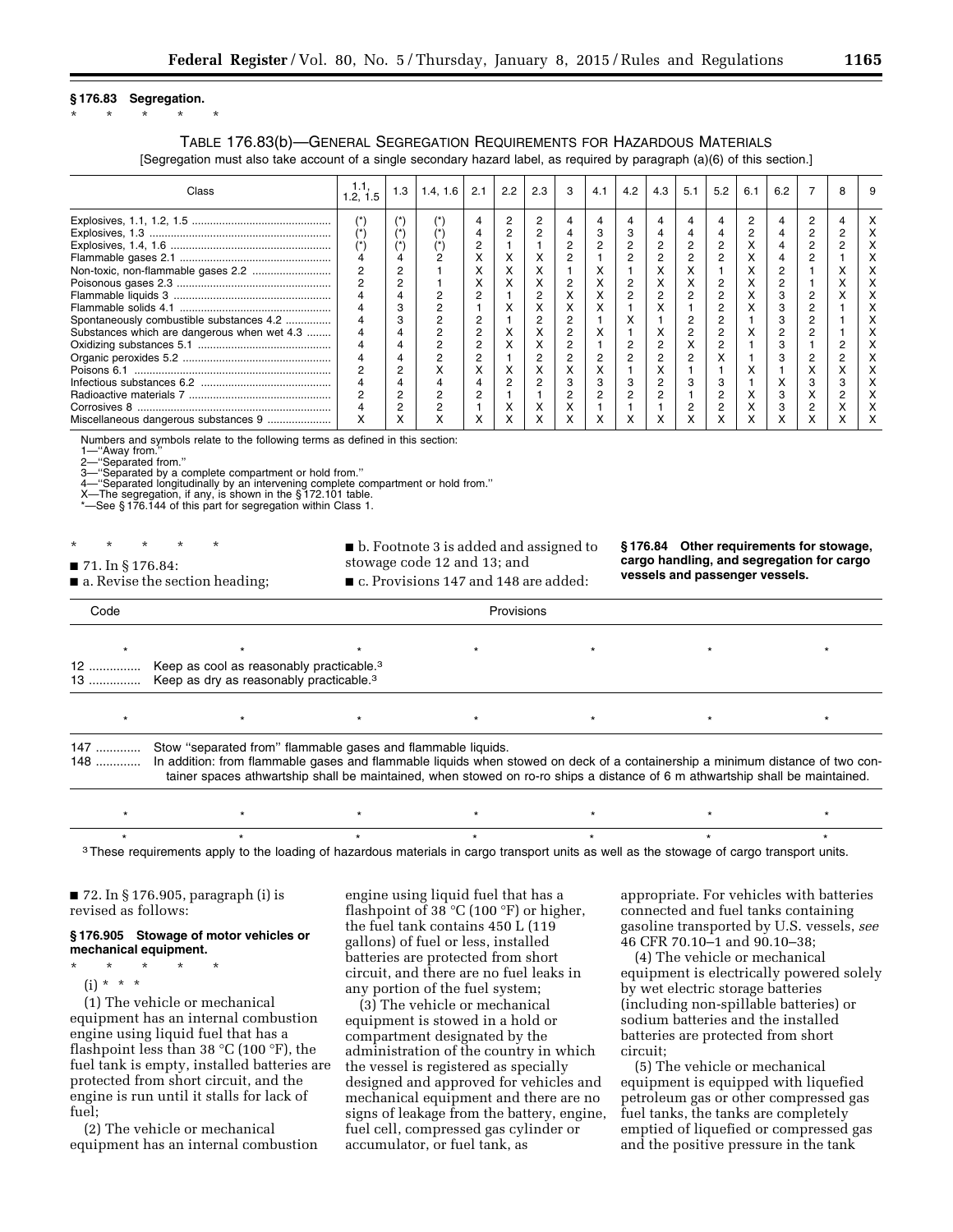**§ 176.83 Segregation.**

\* \* \* \* \*

TABLE 176.83(b)—GENERAL SEGREGATION REQUIREMENTS FOR HAZARDOUS MATERIALS

[Segregation must also take account of a single secondary hazard label, as required by paragraph (a)(6) of this section.]

| Class | 1.1, 1.2, 1.5 | 1.3 | 1.4, 1.6 | 2.1 | 2.2 | 2.3 | 3 | 4.1 | 4.2 | 4.3 | 5.1 | 5.2 | 6.1 | 6.2 | 7 | 8 | 9 |
|---|---|---|---|---|---|---|---|---|---|---|---|---|---|---|---|---|---|
| Explosives, 1.1, 1.2, 1.5 | (*) | (*) | (*) | 4 | 2 | 2 | 4 | 4 | 4 | 4 | 4 | 4 | 2 | 4 | 2 | 4 | X |
| Explosives, 1.3 | (*) | (*) | (*) | 4 | 2 | 2 | 4 | 3 | 3 | 4 | 4 | 4 | 2 | 4 | 2 | 2 | X |
| Explosives, 1.4, 1.6 | (*) | (*) | (*) | 2 | 1 | 1 | 2 | 2 | 2 | 2 | 2 | 2 | X | 4 | 2 | 2 | X |
| Flammable gases 2.1 | 4 | 4 | 2 | X | X | X | 2 | 1 | 2 | 2 | 2 | 2 | X | 4 | 2 | 1 | X |
| Non-toxic, non-flammable gases 2.2 | 2 | 2 | 1 | X | X | X | 1 | X | 1 | X | X | 1 | X | 2 | 1 | X | X |
| Poisonous gases 2.3 | 2 | 2 | 1 | X | X | X | 2 | X | 2 | X | X | 2 | X | 2 | 1 | X | X |
| Flammable liquids 3 | 4 | 4 | 2 | 2 | 1 | 2 | X | X | 2 | 2 | 2 | 2 | X | 3 | 2 | X | X |
| Flammable solids 4.1 | 4 | 3 | 2 | 1 | X | X | X | X | 1 | X | 1 | 2 | X | 3 | 2 | 1 | X |
| Spontaneously combustible substances 4.2 | 4 | 3 | 2 | 2 | 1 | 2 | 2 | 1 | X | 1 | 2 | 2 | 1 | 3 | 2 | 1 | X |
| Substances which are dangerous when wet 4.3 | 4 | 4 | 2 | 2 | X | X | 2 | X | 1 | X | 2 | 2 | X | 2 | 2 | 1 | X |
| Oxidizing substances 5.1 | 4 | 4 | 2 | 2 | X | X | 2 | 1 | 2 | 2 | X | 2 | 1 | 3 | 1 | 2 | X |
| Organic peroxides 5.2 | 4 | 4 | 2 | 2 | 1 | 2 | 2 | 2 | 2 | 2 | 2 | X | 1 | 3 | 2 | 2 | X |
| Poisons 6.1 | 2 | 2 | X | X | X | X | X | X | 1 | X | 1 | 1 | X | 1 | X | X | X |
| Infectious substances 6.2 | 4 | 4 | 4 | 4 | 2 | 2 | 3 | 3 | 3 | 2 | 3 | 3 | 1 | X | 3 | 3 | X |
| Radioactive materials 7 | 2 | 2 | 2 | 2 | 1 | 1 | 2 | 2 | 2 | 2 | 1 | 2 | X | 3 | X | 2 | X |
| Corrosives 8 | 4 | 2 | 2 | 1 | X | X | X | 1 | 1 | 1 | 2 | 2 | X | 3 | 2 | X | X |
| Miscellaneous dangerous substances 9 | X | X | X | X | X | X | X | X | X | X | X | X | X | X | X | X | X |

Numbers and symbols relate to the following terms as defined in this section:
1—"Away from."
2—"Separated from."
3—"Separated by a complete compartment or hold from."
4—"Separated longitudinally by an intervening complete compartment or hold from."
X—The segregation, if any, is shown in the § 172.101 table.
*—See § 176.144 of this part for segregation within Class 1.

\* \* \* \* \*

■ 71. In § 176.84:

■ a. Revise the section heading;

■ b. Footnote 3 is added and assigned to stowage code 12 and 13; and

■ c. Provisions 147 and 148 are added:

**§ 176.84 Other requirements for stowage, cargo handling, and segregation for cargo vessels and passenger vessels.**

| Code | Provisions |
|---|---|
| * | * * * * * * |
| 12 | Keep as cool as reasonably practicable.[3] |
| 13 | Keep as dry as reasonably practicable.[3] |
| * | * * * * * * |
| 147 | Stow "separated from" flammable gases and flammable liquids. |
| 148 | In addition: from flammable gases and flammable liquids when stowed on deck of a containership a minimum distance of two container spaces athwartship shall be maintained, when stowed on ro-ro ships a distance of 6 m athwartship shall be maintained. |
| * | * * * * * * |
| * | * * * * * * |

[3] These requirements apply to the loading of hazardous materials in cargo transport units as well as the stowage of cargo transport units.

■ 72. In § 176.905, paragraph (i) is revised as follows:

**§ 176.905 Stowage of motor vehicles or mechanical equipment.**

\* \* \* \* \*

(i) * * *

(1) The vehicle or mechanical equipment has an internal combustion engine using liquid fuel that has a flashpoint less than 38 °C (100 °F), the fuel tank is empty, installed batteries are protected from short circuit, and the engine is run until it stalls for lack of fuel;

(2) The vehicle or mechanical equipment has an internal combustion engine using liquid fuel that has a flashpoint of 38 °C (100 °F) or higher, the fuel tank contains 450 L (119 gallons) of fuel or less, installed batteries are protected from short circuit, and there are no fuel leaks in any portion of the fuel system;

(3) The vehicle or mechanical equipment is stowed in a hold or compartment designated by the administration of the country in which the vessel is registered as specially designed and approved for vehicles and mechanical equipment and there are no signs of leakage from the battery, engine, fuel cell, compressed gas cylinder or accumulator, or fuel tank, as appropriate. For vehicles with batteries connected and fuel tanks containing gasoline transported by U.S. vessels, *see* 46 CFR 70.10–1 and 90.10–38;

(4) The vehicle or mechanical equipment is electrically powered solely by wet electric storage batteries (including non-spillable batteries) or sodium batteries and the installed batteries are protected from short circuit;

(5) The vehicle or mechanical equipment is equipped with liquefied petroleum gas or other compressed gas fuel tanks, the tanks are completely emptied of liquefied or compressed gas and the positive pressure in the tank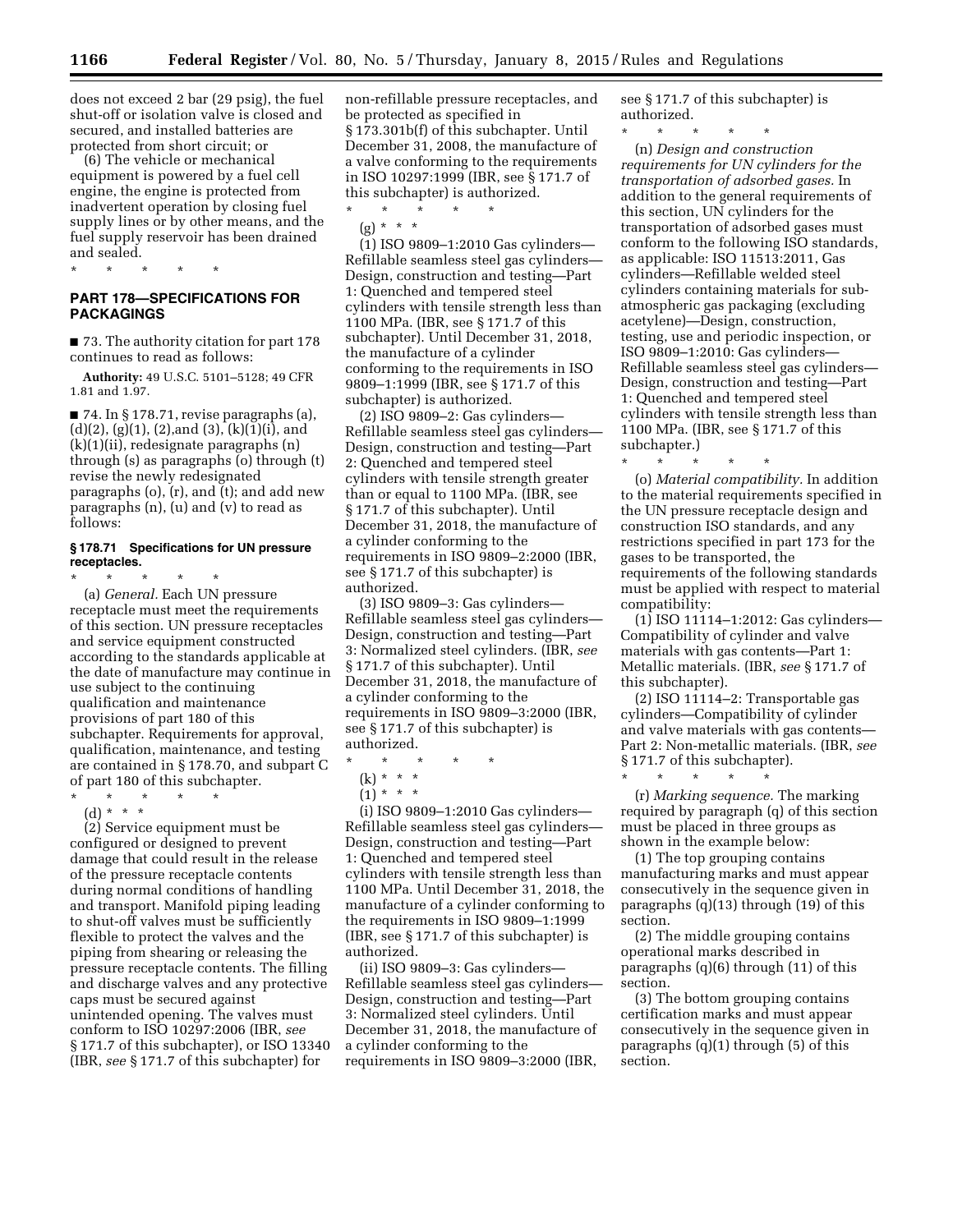does not exceed 2 bar (29 psig), the fuel shut-off or isolation valve is closed and secured, and installed batteries are protected from short circuit; or

(6) The vehicle or mechanical equipment is powered by a fuel cell engine, the engine is protected from inadvertent operation by closing fuel supply lines or by other means, and the fuel supply reservoir has been drained and sealed.

\* \* \* \* \*

## PART 178—SPECIFICATIONS FOR PACKAGINGS

■ 73. The authority citation for part 178 continues to read as follows:

**Authority:** 49 U.S.C. 5101–5128; 49 CFR 1.81 and 1.97.

■ 74. In § 178.71, revise paragraphs (a), (d)(2), (g)(1), (2),and (3), (k)(1)(i), and (k)(1)(ii), redesignate paragraphs (n) through (s) as paragraphs (o) through (t) revise the newly redesignated paragraphs (o), (r), and (t); and add new paragraphs (n), (u) and (v) to read as follows:

### § 178.71 Specifications for UN pressure receptacles.

\* \* \* \* \*

(a) *General.* Each UN pressure receptacle must meet the requirements of this section. UN pressure receptacles and service equipment constructed according to the standards applicable at the date of manufacture may continue in use subject to the continuing qualification and maintenance provisions of part 180 of this subchapter. Requirements for approval, qualification, maintenance, and testing are contained in § 178.70, and subpart C of part 180 of this subchapter.

\* \* \* \* \*

(d) \* \* \*

(2) Service equipment must be configured or designed to prevent damage that could result in the release of the pressure receptacle contents during normal conditions of handling and transport. Manifold piping leading to shut-off valves must be sufficiently flexible to protect the valves and the piping from shearing or releasing the pressure receptacle contents. The filling and discharge valves and any protective caps must be secured against unintended opening. The valves must conform to ISO 10297:2006 (IBR, *see* § 171.7 of this subchapter), or ISO 13340 (IBR, *see* § 171.7 of this subchapter) for non-refillable pressure receptacles, and be protected as specified in § 173.301b(f) of this subchapter. Until December 31, 2008, the manufacture of a valve conforming to the requirements in ISO 10297:1999 (IBR, see § 171.7 of this subchapter) is authorized.

\* \* \* \* \*

(g) \* \* \*

(1) ISO 9809–1:2010 Gas cylinders—Refillable seamless steel gas cylinders—Design, construction and testing—Part 1: Quenched and tempered steel cylinders with tensile strength less than 1100 MPa. (IBR, see § 171.7 of this subchapter). Until December 31, 2018, the manufacture of a cylinder conforming to the requirements in ISO 9809–1:1999 (IBR, see § 171.7 of this subchapter) is authorized.

(2) ISO 9809–2: Gas cylinders—Refillable seamless steel gas cylinders—Design, construction and testing—Part 2: Quenched and tempered steel cylinders with tensile strength greater than or equal to 1100 MPa. (IBR, see § 171.7 of this subchapter). Until December 31, 2018, the manufacture of a cylinder conforming to the requirements in ISO 9809–2:2000 (IBR, see § 171.7 of this subchapter) is authorized.

(3) ISO 9809–3: Gas cylinders—Refillable seamless steel gas cylinders—Design, construction and testing—Part 3: Normalized steel cylinders. (IBR, *see* § 171.7 of this subchapter). Until December 31, 2018, the manufacture of a cylinder conforming to the requirements in ISO 9809–3:2000 (IBR, see § 171.7 of this subchapter) is authorized.

\* \* \* \* \*

(k) \* \* \*

(1) \* \* \*

(i) ISO 9809–1:2010 Gas cylinders—Refillable seamless steel gas cylinders—Design, construction and testing—Part 1: Quenched and tempered steel cylinders with tensile strength less than 1100 MPa. Until December 31, 2018, the manufacture of a cylinder conforming to the requirements in ISO 9809–1:1999 (IBR, see § 171.7 of this subchapter) is authorized.

(ii) ISO 9809–3: Gas cylinders—Refillable seamless steel gas cylinders—Design, construction and testing—Part 3: Normalized steel cylinders. Until December 31, 2018, the manufacture of a cylinder conforming to the requirements in ISO 9809–3:2000 (IBR, see § 171.7 of this subchapter) is authorized.

\* \* \* \* \*

(n) *Design and construction requirements for UN cylinders for the transportation of adsorbed gases.* In addition to the general requirements of this section, UN cylinders for the transportation of adsorbed gases must conform to the following ISO standards, as applicable: ISO 11513:2011, Gas cylinders—Refillable welded steel cylinders containing materials for sub-atmospheric gas packaging (excluding acetylene)—Design, construction, testing, use and periodic inspection, or ISO 9809–1:2010: Gas cylinders—Refillable seamless steel gas cylinders—Design, construction and testing—Part 1: Quenched and tempered steel cylinders with tensile strength less than 1100 MPa. (IBR, see § 171.7 of this subchapter.)

\* \* \* \* \*

(o) *Material compatibility.* In addition to the material requirements specified in the UN pressure receptacle design and construction ISO standards, and any restrictions specified in part 173 for the gases to be transported, the requirements of the following standards must be applied with respect to material compatibility:

(1) ISO 11114–1:2012: Gas cylinders—Compatibility of cylinder and valve materials with gas contents—Part 1: Metallic materials. (IBR, *see* § 171.7 of this subchapter).

(2) ISO 11114–2: Transportable gas cylinders—Compatibility of cylinder and valve materials with gas contents—Part 2: Non-metallic materials. (IBR, *see* § 171.7 of this subchapter).

\* \* \* \* \*

(r) *Marking sequence.* The marking required by paragraph (q) of this section must be placed in three groups as shown in the example below:

(1) The top grouping contains manufacturing marks and must appear consecutively in the sequence given in paragraphs (q)(13) through (19) of this section.

(2) The middle grouping contains operational marks described in paragraphs (q)(6) through (11) of this section.

(3) The bottom grouping contains certification marks and must appear consecutively in the sequence given in paragraphs (q)(1) through (5) of this section.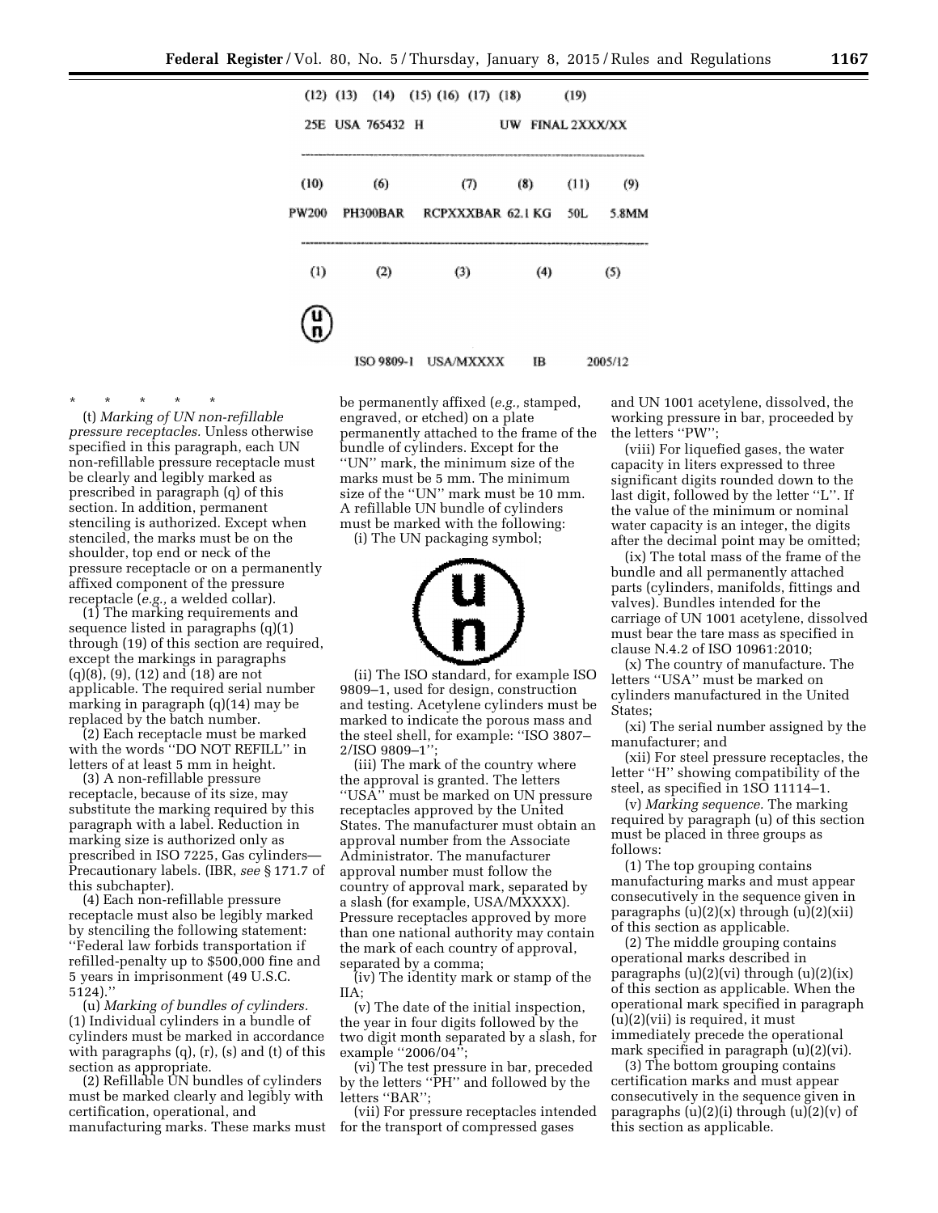| (12) | (13) | (14) | (15) | (16) | (17) | (18) | (19) |
|---|---|---|---|---|---|---|---|
| 25E | USA | 765432 | H | | | UW | FINAL 2XXX/XX |

| (10) | (6) | (7) | (8) | (11) | (9) |
|---|---|---|---|---|---|
| PW200 | PH300BAR | RCPXXXBAR | 62.1 KG | 50L | 5.8MM |

| (1) | (2) | (3) | (4) | (5) |
|---|---|---|---|---|
| UN symbol | ISO 9809-1 | USA/MXXXX | IB | 2005/12 |

\* \* \* \* \*

(t) *Marking of UN non-refillable pressure receptacles.* Unless otherwise specified in this paragraph, each UN non-refillable pressure receptacle must be clearly and legibly marked as prescribed in paragraph (q) of this section. In addition, permanent stenciling is authorized. Except when stenciled, the marks must be on the shoulder, top end or neck of the pressure receptacle or on a permanently affixed component of the pressure receptacle (*e.g.,* a welded collar).

(1) The marking requirements and sequence listed in paragraphs (q)(1) through (19) of this section are required, except the markings in paragraphs (q)(8), (9), (12) and (18) are not applicable. The required serial number marking in paragraph (q)(14) may be replaced by the batch number.

(2) Each receptacle must be marked with the words ''DO NOT REFILL'' in letters of at least 5 mm in height.

(3) A non-refillable pressure receptacle, because of its size, may substitute the marking required by this paragraph with a label. Reduction in marking size is authorized only as prescribed in ISO 7225, Gas cylinders—Precautionary labels. (IBR, *see* § 171.7 of this subchapter).

(4) Each non-refillable pressure receptacle must also be legibly marked by stenciling the following statement: ''Federal law forbids transportation if refilled-penalty up to $500,000 fine and 5 years in imprisonment (49 U.S.C. 5124).''

(u) *Marking of bundles of cylinders.* (1) Individual cylinders in a bundle of cylinders must be marked in accordance with paragraphs (q), (r), (s) and (t) of this section as appropriate.

(2) Refillable UN bundles of cylinders must be marked clearly and legibly with certification, operational, and manufacturing marks. These marks must be permanently affixed (*e.g.,* stamped, engraved, or etched) on a plate permanently attached to the frame of the bundle of cylinders. Except for the ''UN'' mark, the minimum size of the marks must be 5 mm. The minimum size of the ''UN'' mark must be 10 mm. A refillable UN bundle of cylinders must be marked with the following:

(i) The UN packaging symbol;

(ii) The ISO standard, for example ISO 9809–1, used for design, construction and testing. Acetylene cylinders must be marked to indicate the porous mass and the steel shell, for example: ''ISO 3807–2/ISO 9809–1'';

(iii) The mark of the country where the approval is granted. The letters ''USA'' must be marked on UN pressure receptacles approved by the United States. The manufacturer must obtain an approval number from the Associate Administrator. The manufacturer approval number must follow the country of approval mark, separated by a slash (for example, USA/MXXXX). Pressure receptacles approved by more than one national authority may contain the mark of each country of approval, separated by a comma;

(iv) The identity mark or stamp of the IIA;

(v) The date of the initial inspection, the year in four digits followed by the two digit month separated by a slash, for example ''2006/04'';

(vi) The test pressure in bar, preceded by the letters ''PH'' and followed by the letters ''BAR'';

(vii) For pressure receptacles intended for the transport of compressed gases and UN 1001 acetylene, dissolved, the working pressure in bar, proceeded by the letters ''PW'';

(viii) For liquefied gases, the water capacity in liters expressed to three significant digits rounded down to the last digit, followed by the letter ''L''. If the value of the minimum or nominal water capacity is an integer, the digits after the decimal point may be omitted;

(ix) The total mass of the frame of the bundle and all permanently attached parts (cylinders, manifolds, fittings and valves). Bundles intended for the carriage of UN 1001 acetylene, dissolved must bear the tare mass as specified in clause N.4.2 of ISO 10961:2010;

(x) The country of manufacture. The letters ''USA'' must be marked on cylinders manufactured in the United States;

(xi) The serial number assigned by the manufacturer; and

(xii) For steel pressure receptacles, the letter ''H'' showing compatibility of the steel, as specified in 1SO 11114–1.

(v) *Marking sequence.* The marking required by paragraph (u) of this section must be placed in three groups as follows:

(1) The top grouping contains manufacturing marks and must appear consecutively in the sequence given in paragraphs (u)(2)(x) through (u)(2)(xii) of this section as applicable.

(2) The middle grouping contains operational marks described in paragraphs (u)(2)(vi) through (u)(2)(ix) of this section as applicable. When the operational mark specified in paragraph (u)(2)(vii) is required, it must immediately precede the operational mark specified in paragraph (u)(2)(vi).

(3) The bottom grouping contains certification marks and must appear consecutively in the sequence given in paragraphs (u)(2)(i) through (u)(2)(v) of this section as applicable.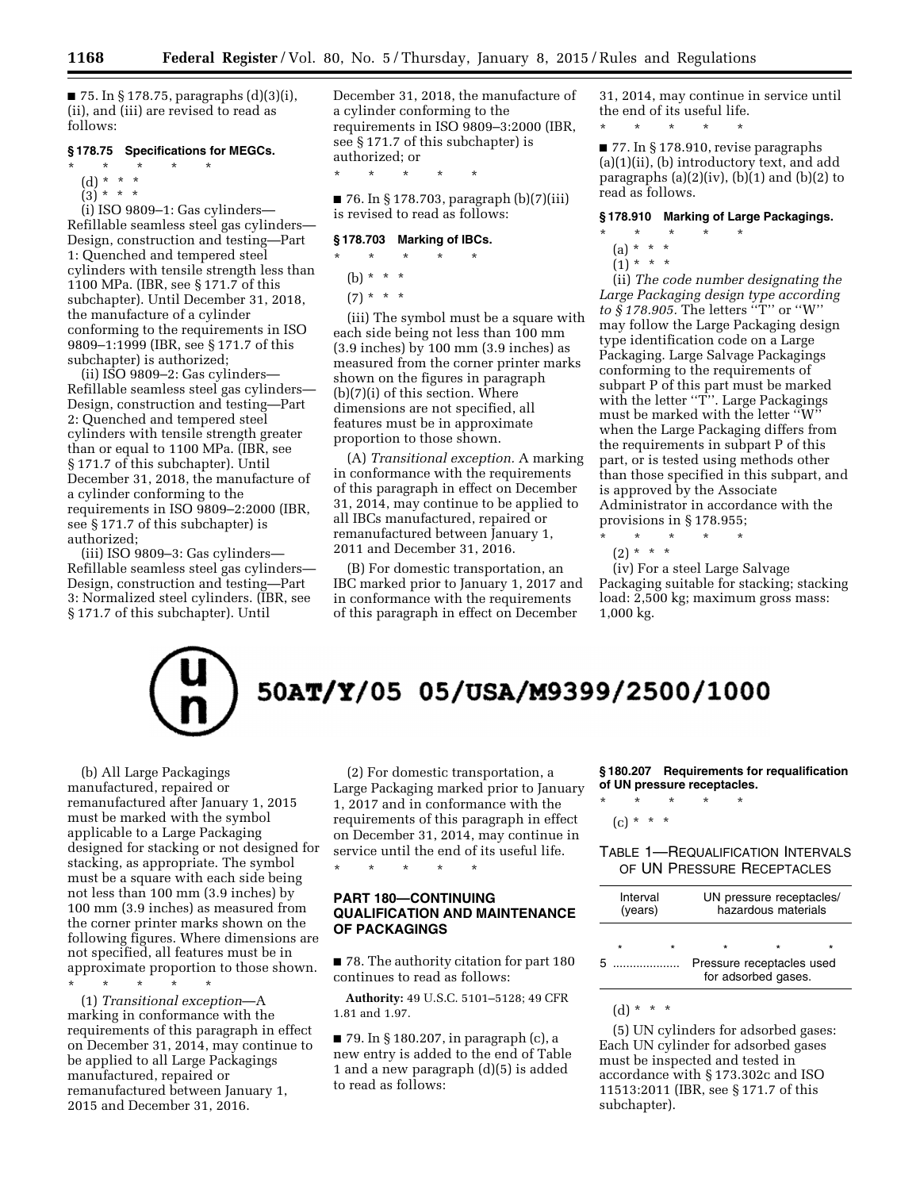■ 75. In § 178.75, paragraphs (d)(3)(i), (ii), and (iii) are revised to read as follows:

**§ 178.75 Specifications for MEGCs.**

\* \* \* \* \*

(d) \* \* \*

(3) \* \* \*

(i) ISO 9809–1: Gas cylinders—Refillable seamless steel gas cylinders—Design, construction and testing—Part 1: Quenched and tempered steel cylinders with tensile strength less than 1100 MPa. (IBR, see § 171.7 of this subchapter). Until December 31, 2018, the manufacture of a cylinder conforming to the requirements in ISO 9809–1:1999 (IBR, see § 171.7 of this subchapter) is authorized;

(ii) ISO 9809–2: Gas cylinders—Refillable seamless steel gas cylinders—Design, construction and testing—Part 2: Quenched and tempered steel cylinders with tensile strength greater than or equal to 1100 MPa. (IBR, see § 171.7 of this subchapter). Until December 31, 2018, the manufacture of a cylinder conforming to the requirements in ISO 9809–2:2000 (IBR, see § 171.7 of this subchapter) is authorized;

(iii) ISO 9809–3: Gas cylinders—Refillable seamless steel gas cylinders—Design, construction and testing—Part 3: Normalized steel cylinders. (IBR, see § 171.7 of this subchapter). Until December 31, 2018, the manufacture of a cylinder conforming to the requirements in ISO 9809–3:2000 (IBR, see § 171.7 of this subchapter) is authorized; or

\* \* \* \* \*

■ 76. In § 178.703, paragraph (b)(7)(iii) is revised to read as follows:

**§ 178.703 Marking of IBCs.**

\* \* \* \* \*

(b) \* \* \*

(7) \* \* \*

(iii) The symbol must be a square with each side being not less than 100 mm (3.9 inches) by 100 mm (3.9 inches) as measured from the corner printer marks shown on the figures in paragraph (b)(7)(i) of this section. Where dimensions are not specified, all features must be in approximate proportion to those shown.

(A) *Transitional exception.* A marking in conformance with the requirements of this paragraph in effect on December 31, 2014, may continue to be applied to all IBCs manufactured, repaired or remanufactured between January 1, 2011 and December 31, 2016.

(B) For domestic transportation, an IBC marked prior to January 1, 2017 and in conformance with the requirements of this paragraph in effect on December 31, 2014, may continue in service until the end of its useful life.

\* \* \* \* \*

■ 77. In § 178.910, revise paragraphs (a)(1)(ii), (b) introductory text, and add paragraphs (a)(2)(iv), (b)(1) and (b)(2) to read as follows.

**§ 178.910 Marking of Large Packagings.**

\* \* \* \* \*

(a) \* \* \*

(1) \* \* \*

(ii) *The code number designating the Large Packaging design type according to § 178.905.* The letters "T" or "W" may follow the Large Packaging design type identification code on a Large Packaging. Large Salvage Packagings conforming to the requirements of subpart P of this part must be marked with the letter "T". Large Packagings must be marked with the letter "W" when the Large Packaging differs from the requirements in subpart P of this part, or is tested using methods other than those specified in this subpart, and is approved by the Associate Administrator in accordance with the provisions in § 178.955;

\* \* \* \* \*

(2) \* \* \*

(iv) For a steel Large Salvage Packaging suitable for stacking; stacking load: 2,500 kg; maximum gross mass: 1,000 kg.

u n 50AT/Y/05 05/USA/M9399/2500/1000

(b) All Large Packagings manufactured, repaired or remanufactured after January 1, 2015 must be marked with the symbol applicable to a Large Packaging designed for stacking or not designed for stacking, as appropriate. The symbol must be a square with each side being not less than 100 mm (3.9 inches) by 100 mm (3.9 inches) as measured from the corner printer marks shown on the following figures. Where dimensions are not specified, all features must be in approximate proportion to those shown.

\* \* \* \* \*

(1) *Transitional exception*—A marking in conformance with the requirements of this paragraph in effect on December 31, 2014, may continue to be applied to all Large Packagings manufactured, repaired or remanufactured between January 1, 2015 and December 31, 2016.

(2) For domestic transportation, a Large Packaging marked prior to January 1, 2017 and in conformance with the requirements of this paragraph in effect on December 31, 2014, may continue in service until the end of its useful life.

\* \* \* \* \*

## PART 180—CONTINUING QUALIFICATION AND MAINTENANCE OF PACKAGINGS

■ 78. The authority citation for part 180 continues to read as follows:

**Authority:** 49 U.S.C. 5101–5128; 49 CFR 1.81 and 1.97.

■ 79. In § 180.207, in paragraph (c), a new entry is added to the end of Table 1 and a new paragraph (d)(5) is added to read as follows:

**§ 180.207 Requirements for requalification of UN pressure receptacles.**

\* \* \* \* \*

(c) \* \* \*

TABLE 1—REQUALIFICATION INTERVALS OF UN PRESSURE RECEPTACLES

| Interval (years) | UN pressure receptacles/hazardous materials |
|---|---|
| \* \* | \* \* \* |
| 5 | Pressure receptacles used for adsorbed gases. |

(d) \* \* \*

(5) UN cylinders for adsorbed gases: Each UN cylinder for adsorbed gases must be inspected and tested in accordance with § 173.302c and ISO 11513:2011 (IBR, see § 171.7 of this subchapter).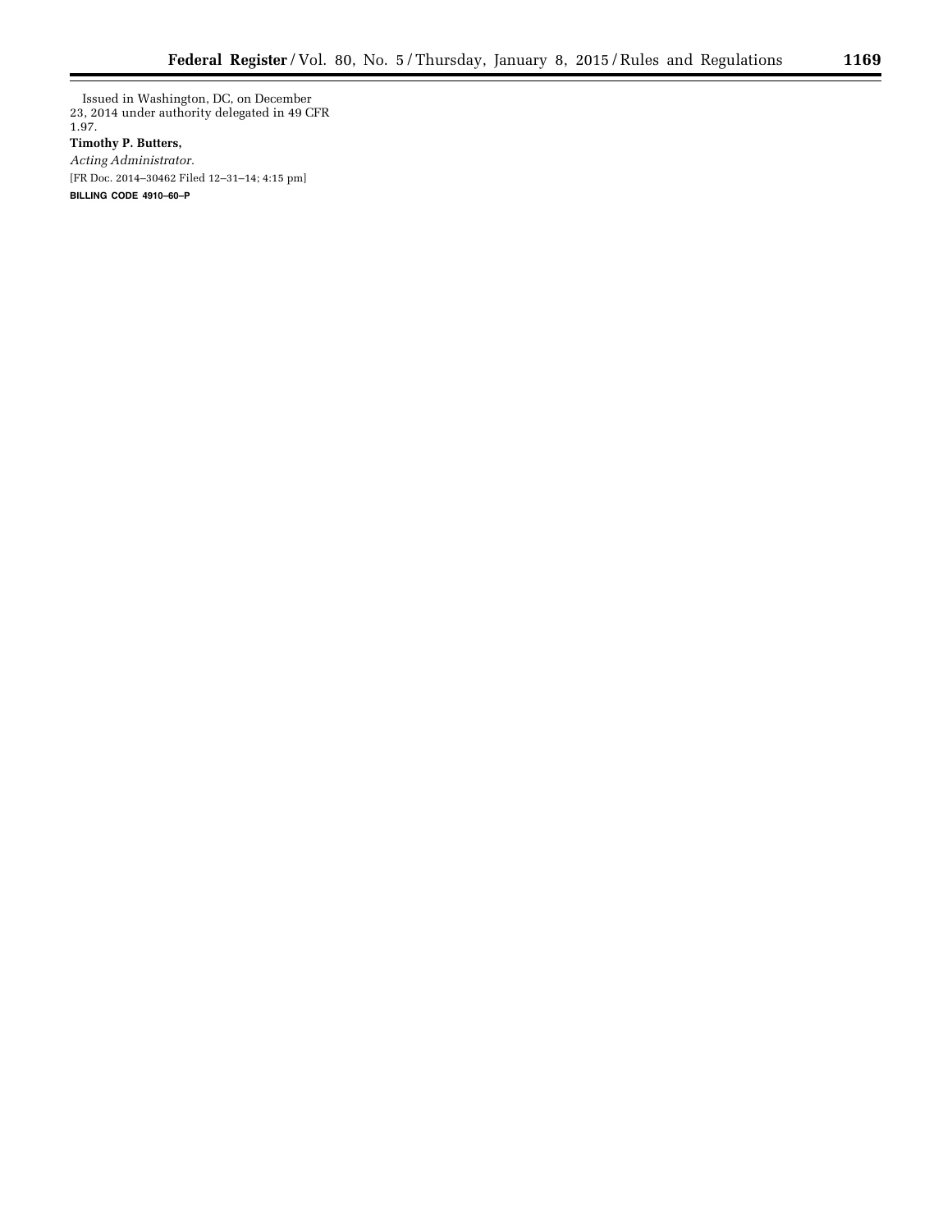Issued in Washington, DC, on December 23, 2014 under authority delegated in 49 CFR 1.97.

**Timothy P. Butters,**

*Acting Administrator.*

[FR Doc. 2014–30462 Filed 12–31–14; 4:15 pm]

**BILLING CODE 4910–60–P**